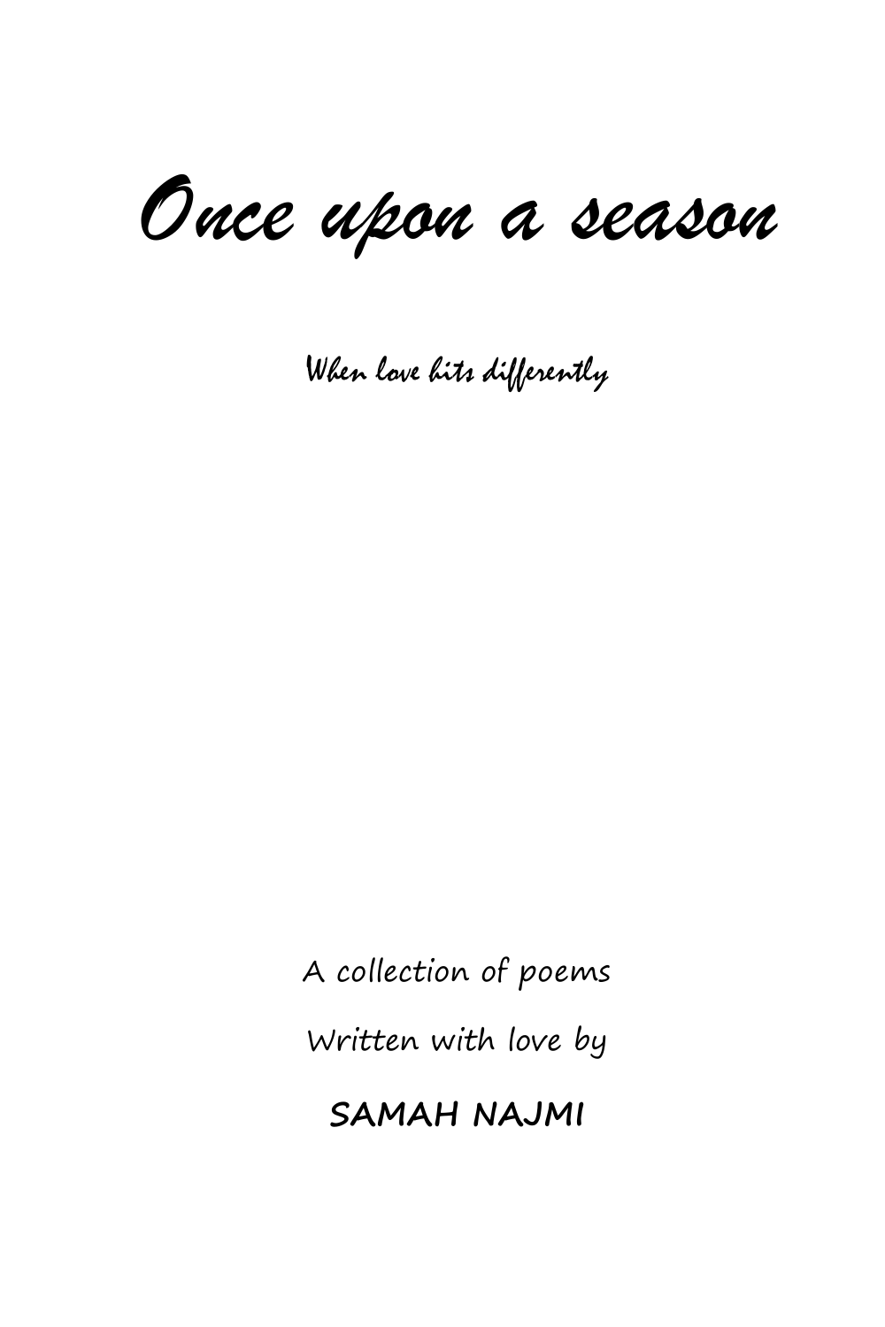# *Once upon a season*

*When love hits differently*

A collection of poems

Written with love by

**SAMAH NAJMI**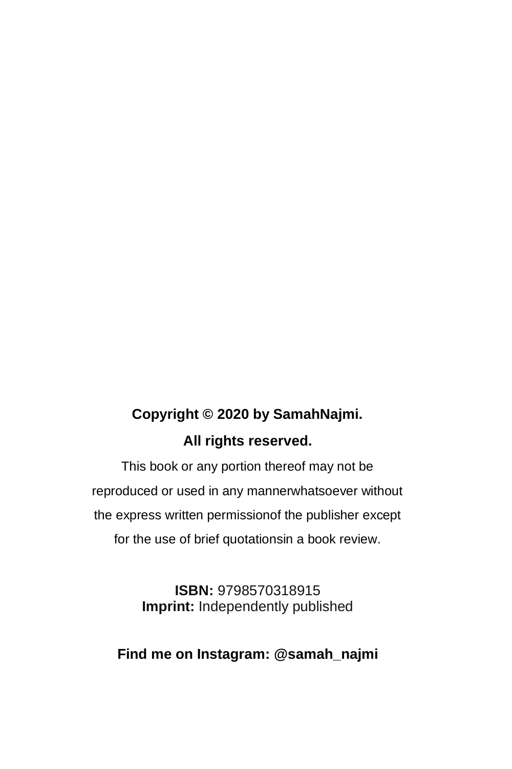**Copyright © 2020 by SamahNajmi.**

**All rights reserved.**

This book or any portion thereof may not be reproduced or used in any mannerwhatsoever without the express written permissionof the publisher except for the use of brief quotationsin a book review.

**ISBN:** 9798570318915
**Imprint:** Independently published

**Find me on Instagram: @samah_najmi**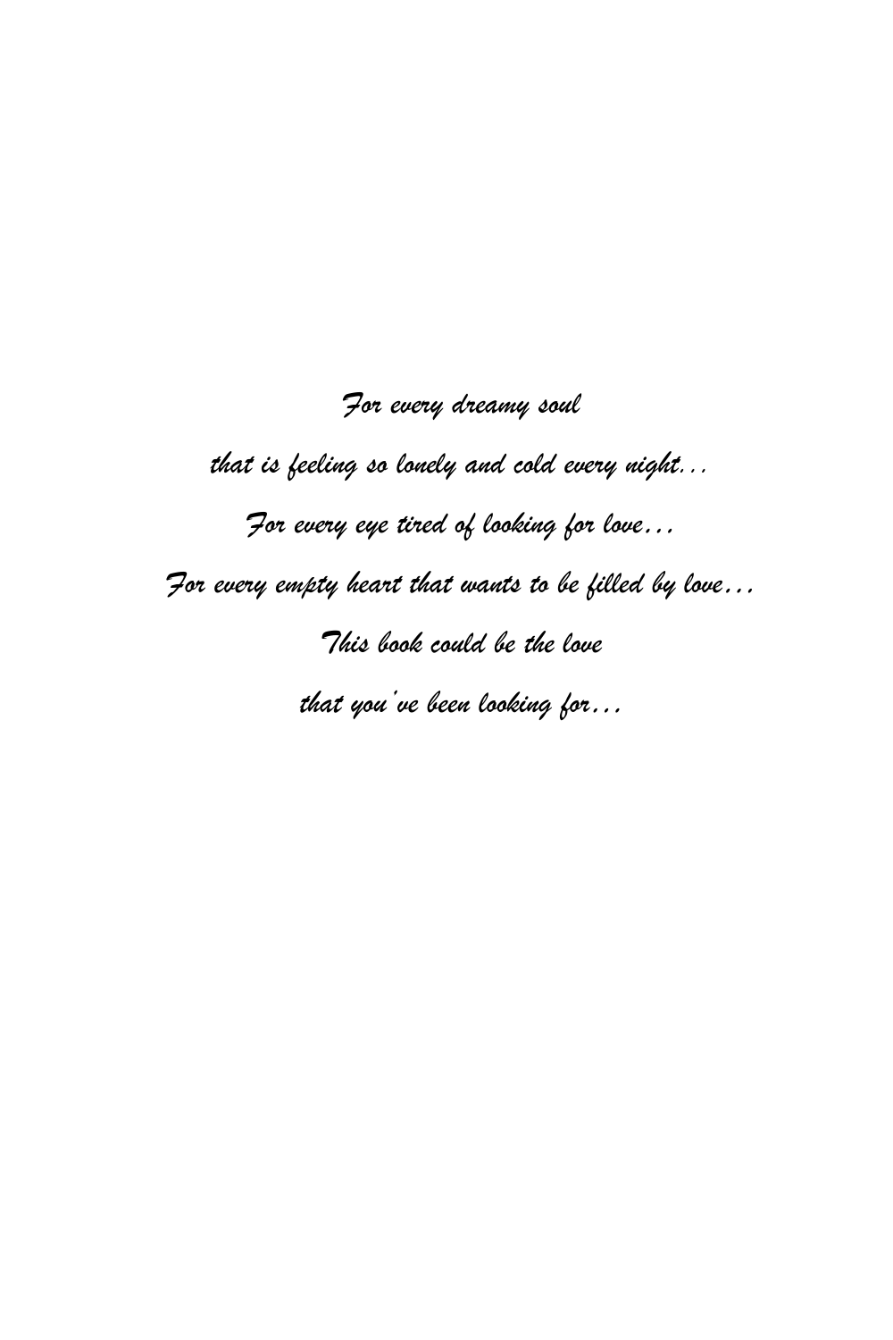*For every dreamy soul*

*that is feeling so lonely and cold every night…*

*For every eye tired of looking for love…*

*For every empty heart that wants to be filled by love…*

*This book could be the love*

*that you've been looking for…*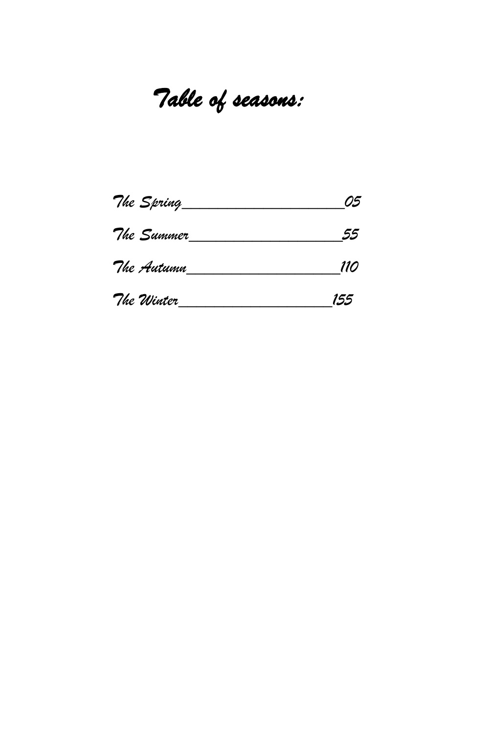# *Table of seasons:*

*The Spring____________________05*

*The Summer___________________55*

*The Autumn___________________110*

*The Winter____________________155*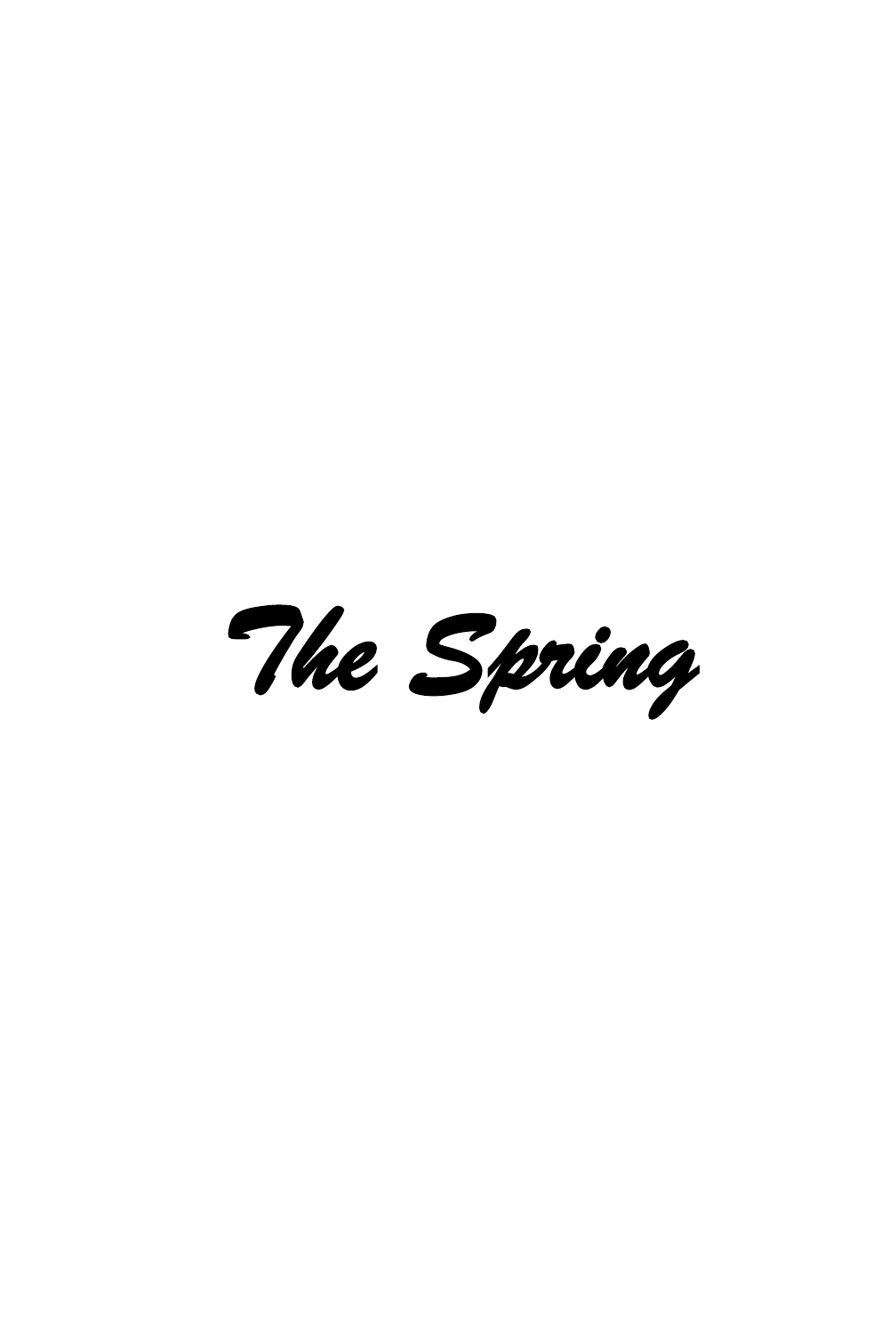# *The Spring*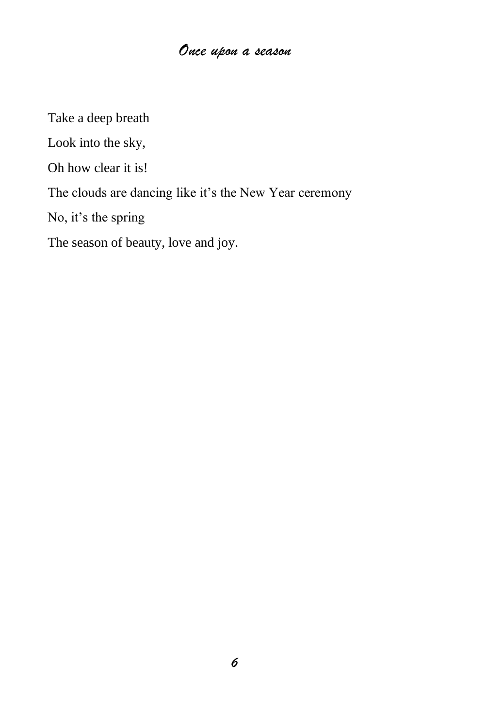Take a deep breath

Look into the sky,

Oh how clear it is!

The clouds are dancing like it's the New Year ceremony

No, it's the spring

The season of beauty, love and joy.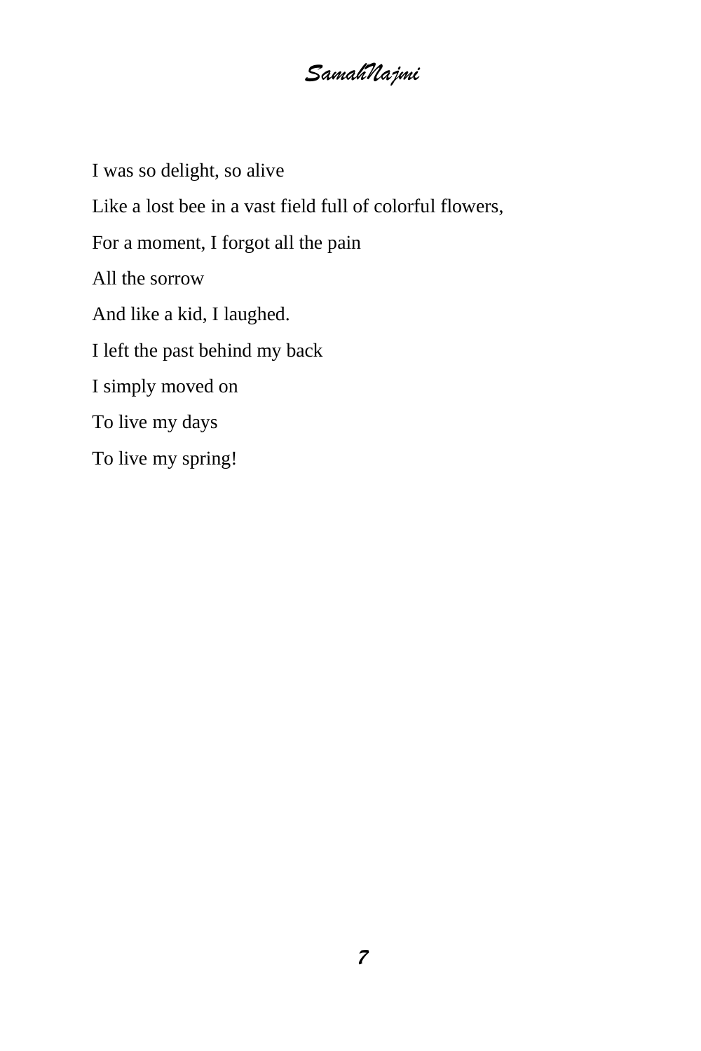I was so delight, so alive

Like a lost bee in a vast field full of colorful flowers,

For a moment, I forgot all the pain

All the sorrow

And like a kid, I laughed.

I left the past behind my back

I simply moved on

To live my days

To live my spring!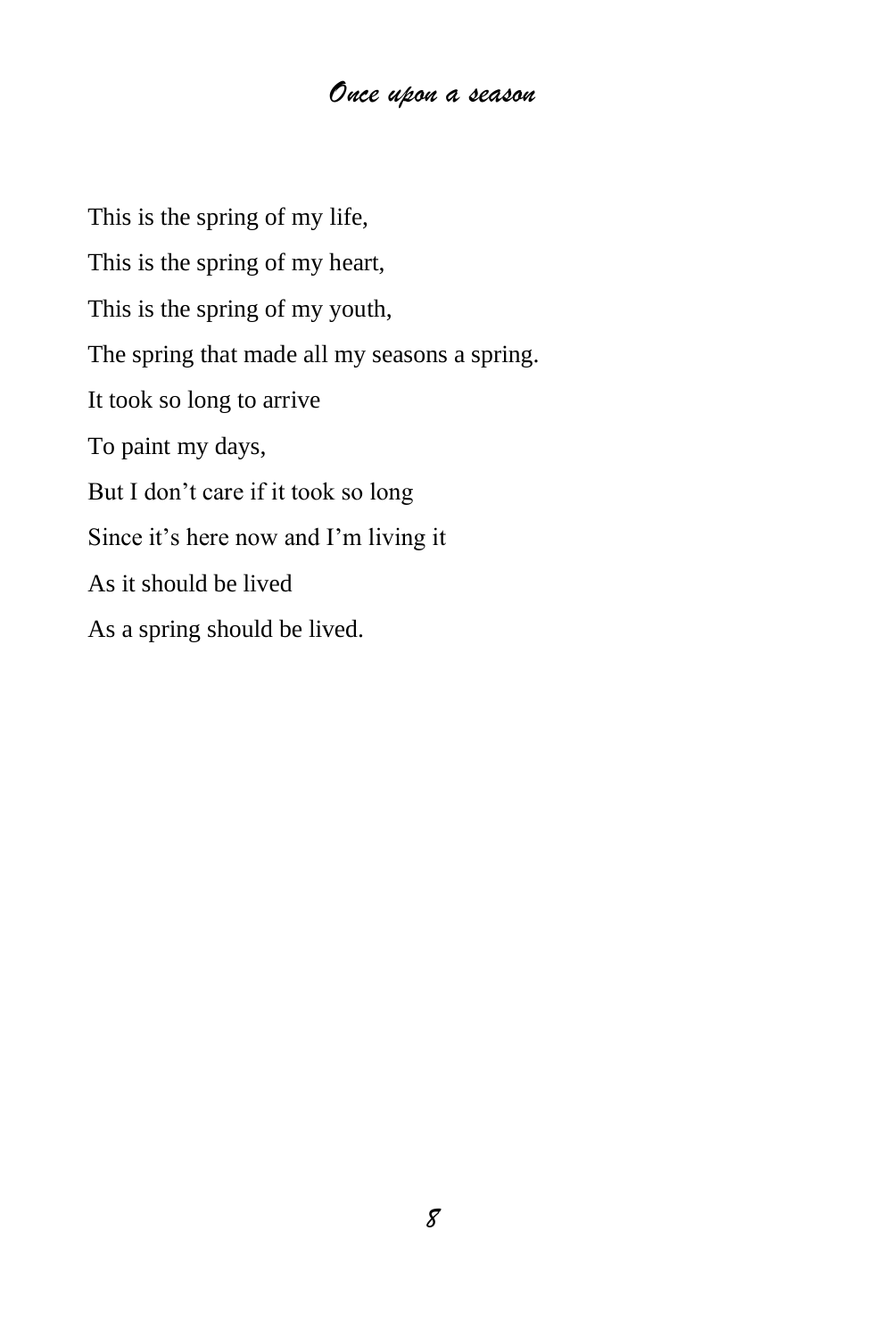This is the spring of my life,  
This is the spring of my heart,  
This is the spring of my youth,  
The spring that made all my seasons a spring.  
It took so long to arrive  
To paint my days,  
But I don’t care if it took so long  
Since it’s here now and I’m living it  
As it should be lived  
As a spring should be lived.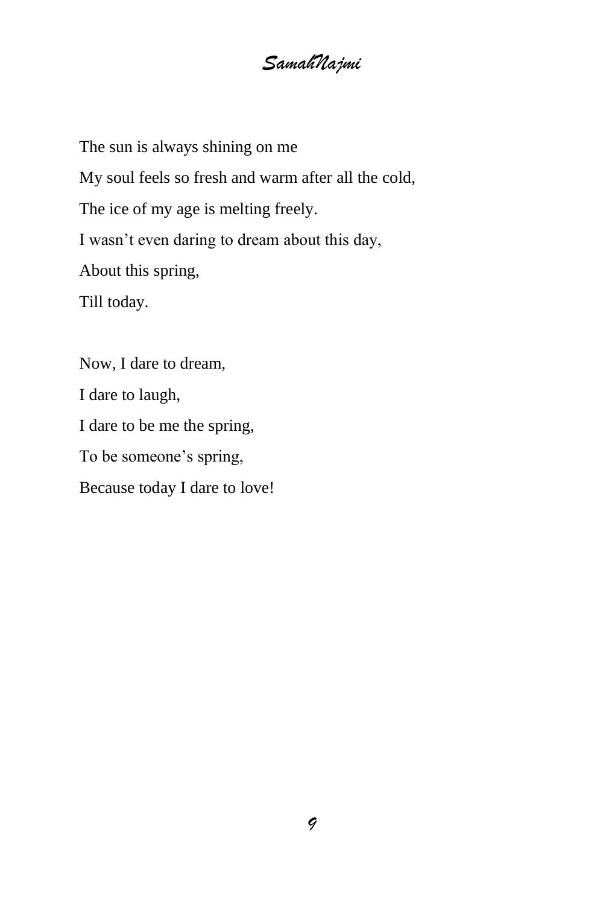The sun is always shining on me

My soul feels so fresh and warm after all the cold,

The ice of my age is melting freely.

I wasn't even daring to dream about this day,

About this spring,

Till today.

Now, I dare to dream,

I dare to laugh,

I dare to be me the spring,

To be someone's spring,

Because today I dare to love!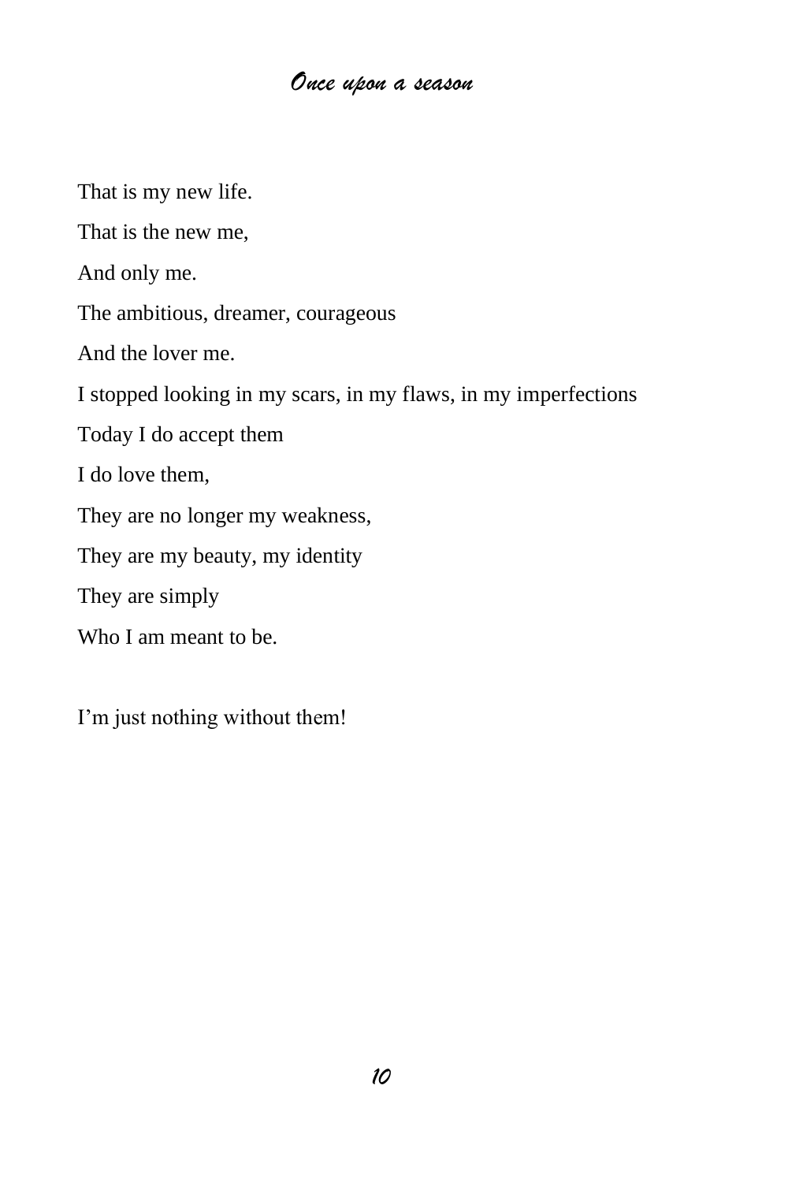That is my new life.

That is the new me,

And only me.

The ambitious, dreamer, courageous

And the lover me.

I stopped looking in my scars, in my flaws, in my imperfections

Today I do accept them

I do love them,

They are no longer my weakness,

They are my beauty, my identity

They are simply

Who I am meant to be.

I'm just nothing without them!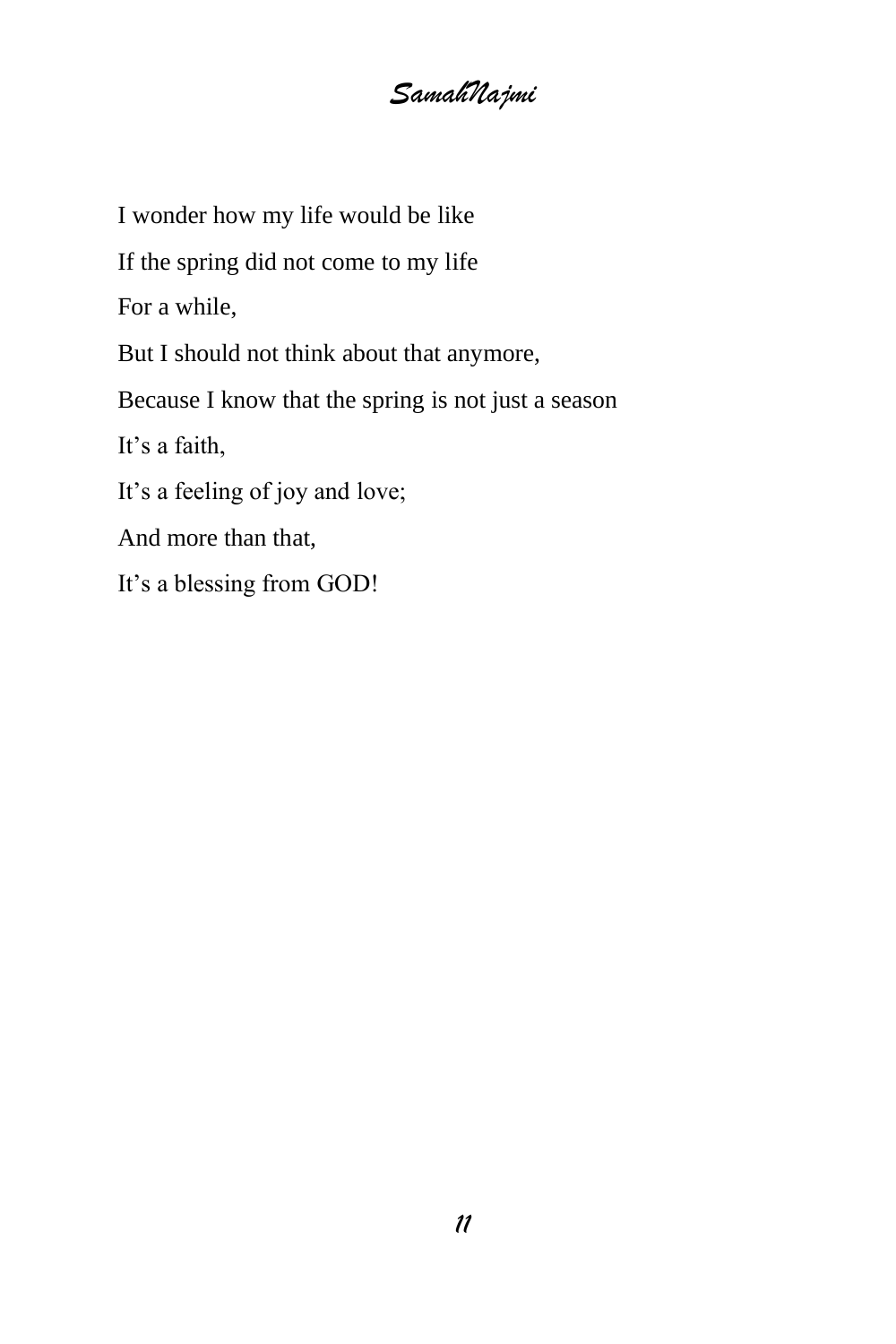I wonder how my life would be like

If the spring did not come to my life

For a while,

But I should not think about that anymore,

Because I know that the spring is not just a season

It's a faith,

It's a feeling of joy and love;

And more than that,

It's a blessing from GOD!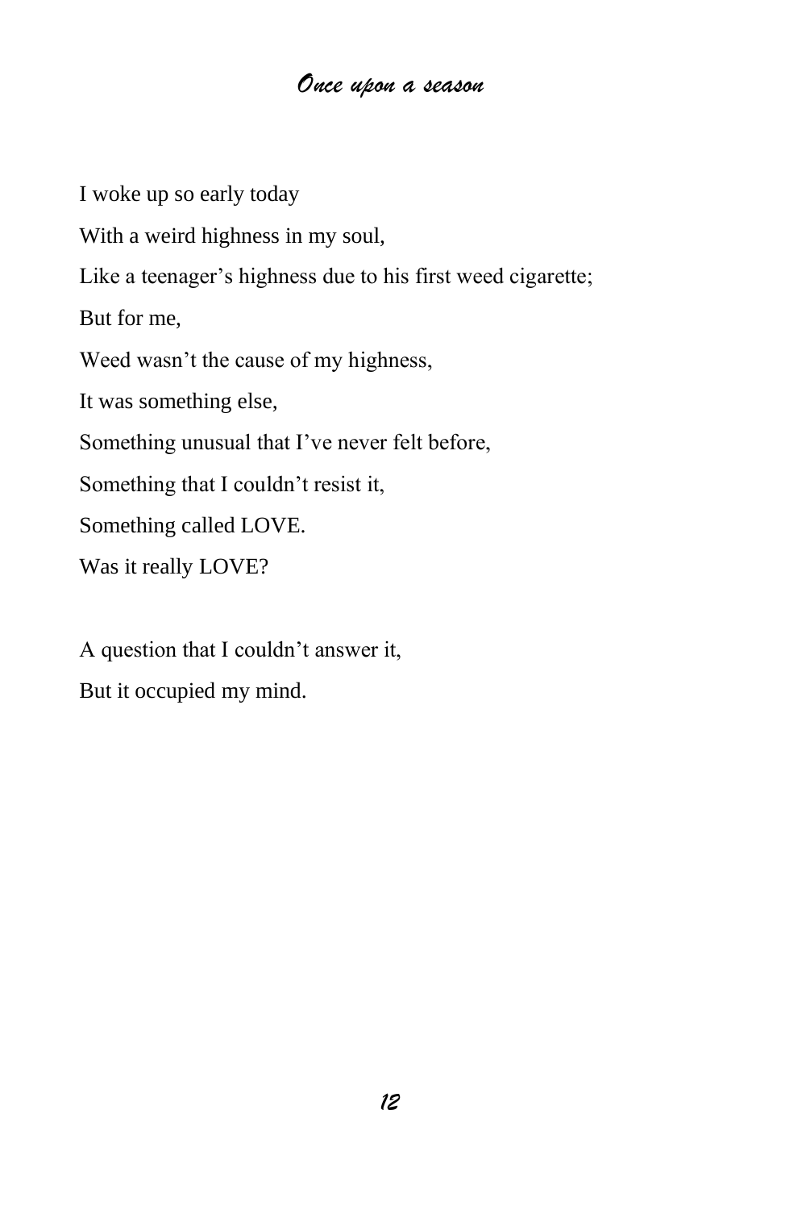I woke up so early today
With a weird highness in my soul,
Like a teenager's highness due to his first weed cigarette;
But for me,
Weed wasn't the cause of my highness,
It was something else,
Something unusual that I've never felt before,
Something that I couldn't resist it,
Something called LOVE.
Was it really LOVE?

A question that I couldn't answer it,
But it occupied my mind.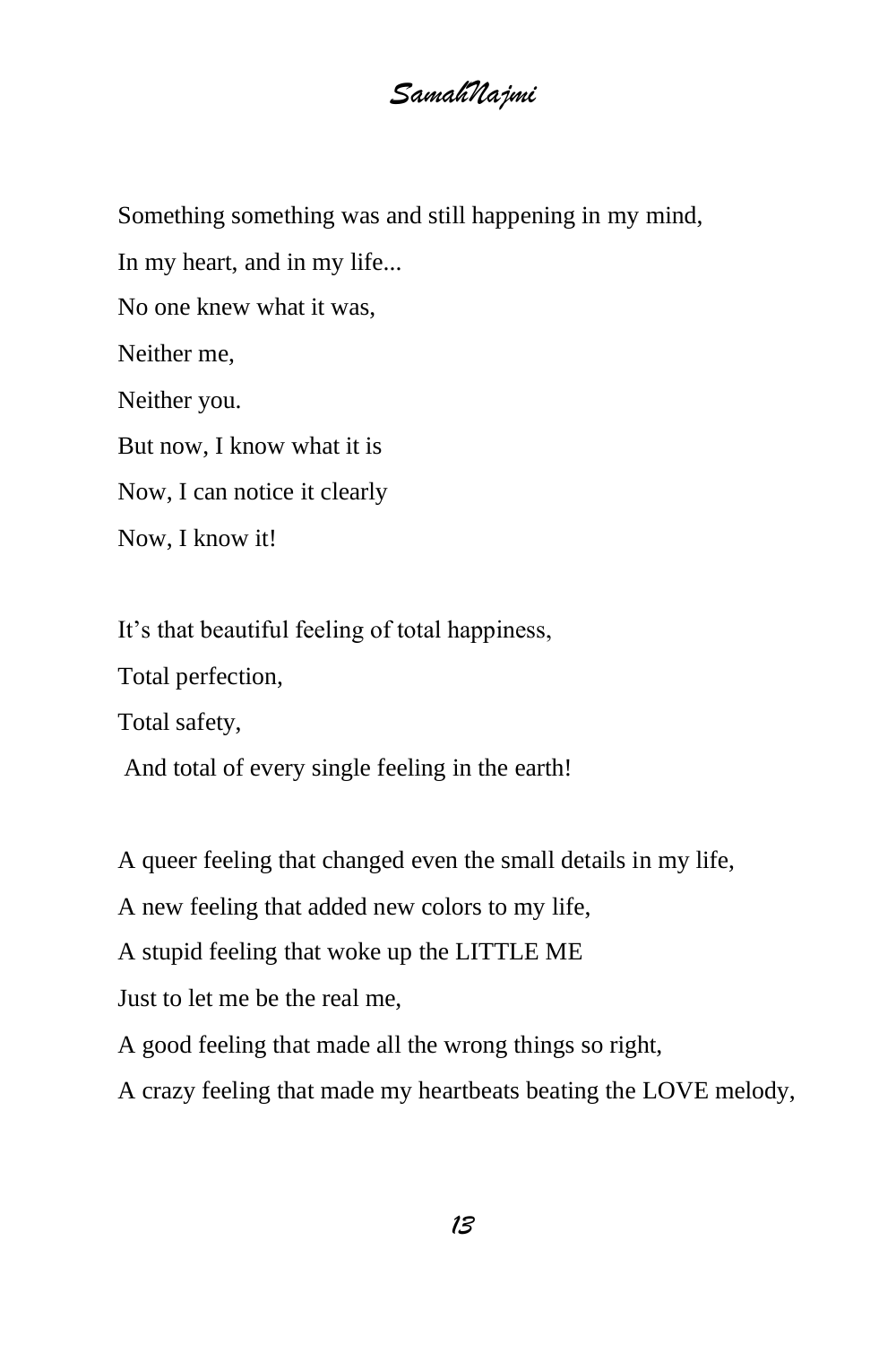Something something was and still happening in my mind,
In my heart, and in my life...
No one knew what it was,
Neither me,
Neither you.
But now, I know what it is
Now, I can notice it clearly
Now, I know it!

It's that beautiful feeling of total happiness,
Total perfection,
Total safety,
And total of every single feeling in the earth!

A queer feeling that changed even the small details in my life,
A new feeling that added new colors to my life,
A stupid feeling that woke up the LITTLE ME
Just to let me be the real me,
A good feeling that made all the wrong things so right,
A crazy feeling that made my heartbeats beating the LOVE melody,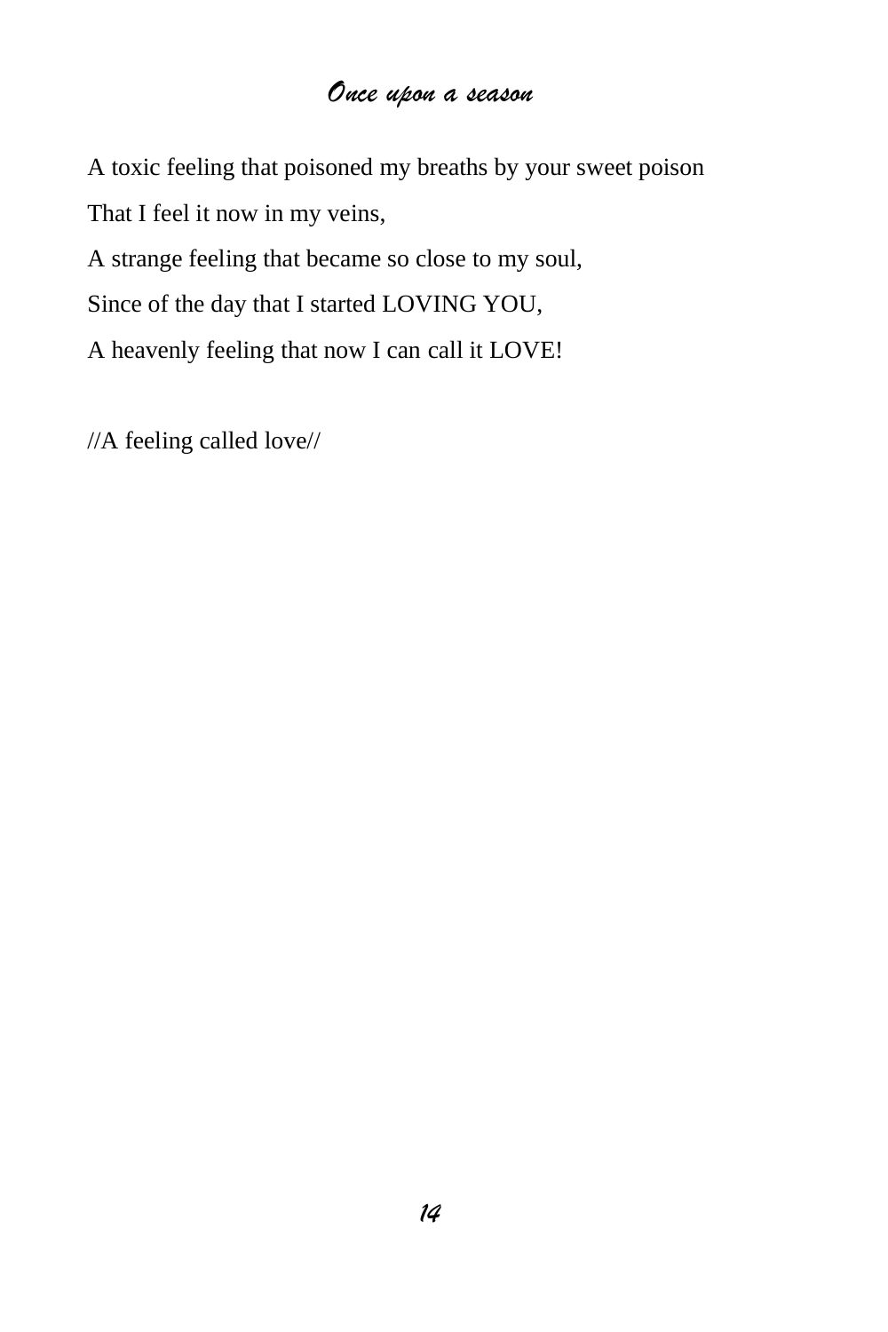A toxic feeling that poisoned my breaths by your sweet poison

That I feel it now in my veins,

A strange feeling that became so close to my soul,

Since of the day that I started LOVING YOU,

A heavenly feeling that now I can call it LOVE!

//A feeling called love//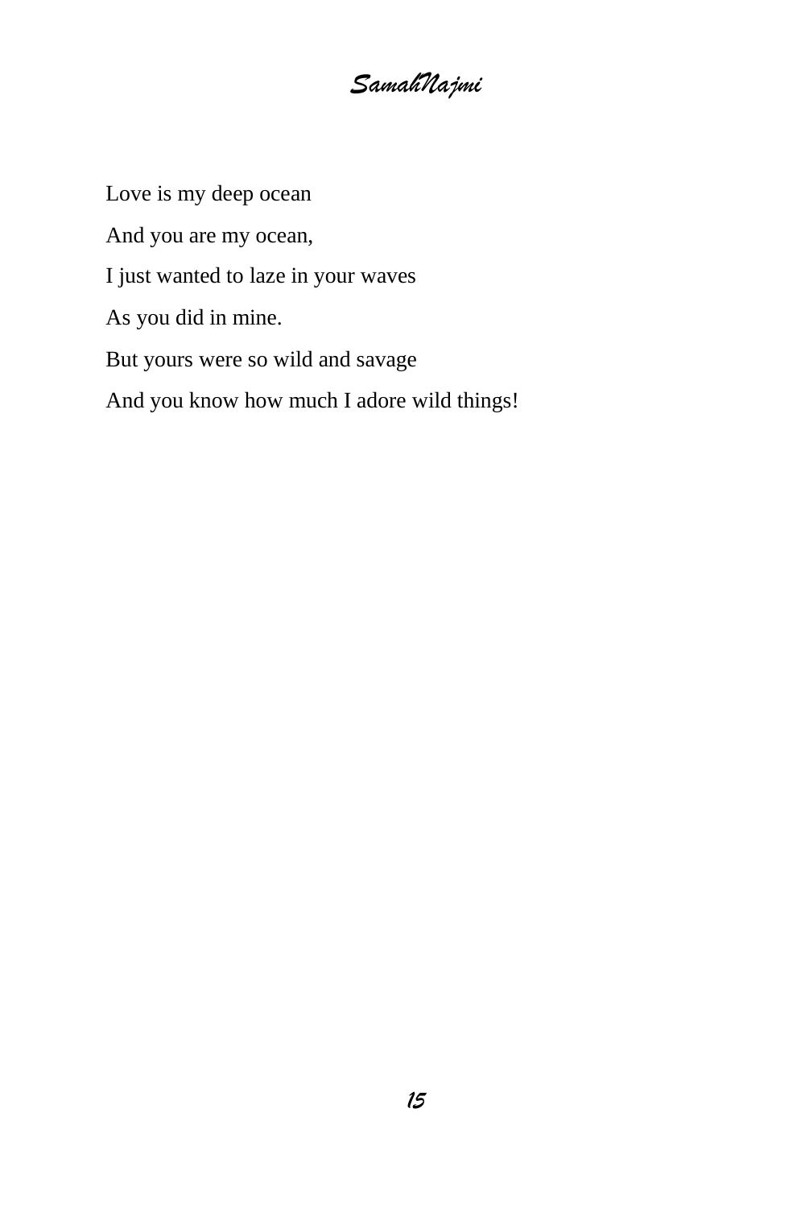Love is my deep ocean

And you are my ocean,

I just wanted to laze in your waves

As you did in mine.

But yours were so wild and savage

And you know how much I adore wild things!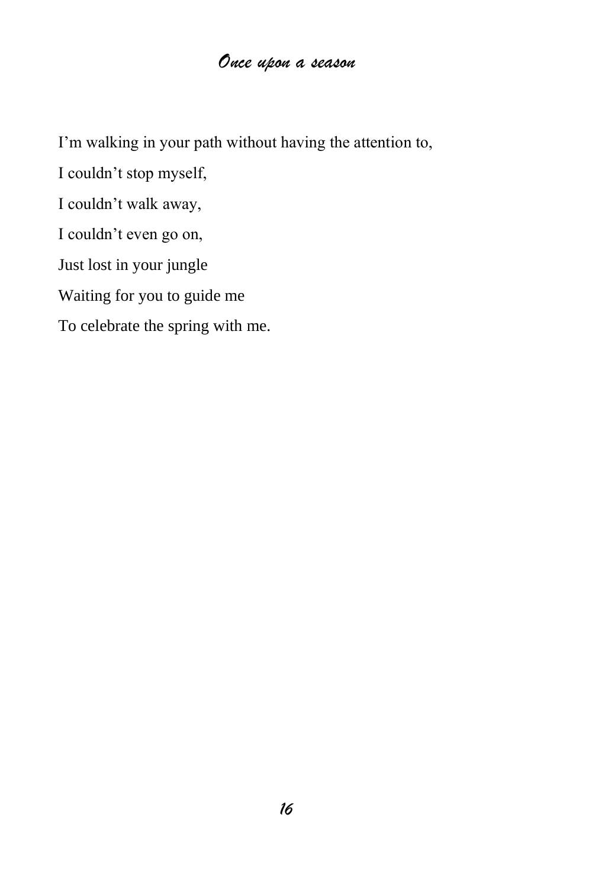I'm walking in your path without having the attention to,

I couldn't stop myself,

I couldn't walk away,

I couldn't even go on,

Just lost in your jungle

Waiting for you to guide me

To celebrate the spring with me.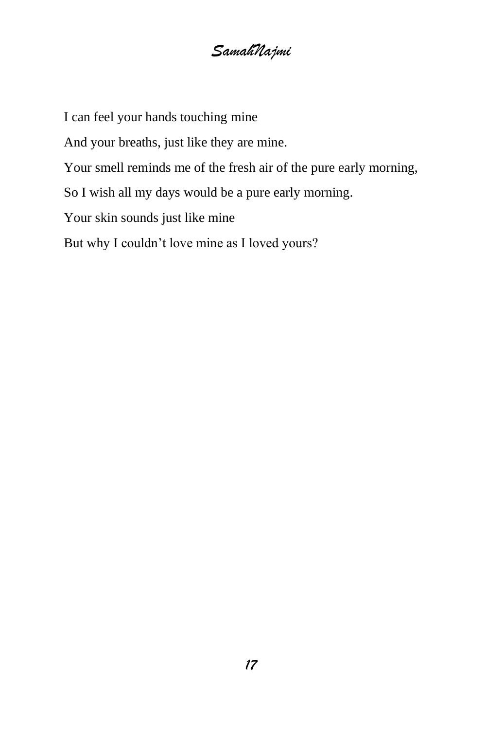I can feel your hands touching mine

And your breaths, just like they are mine.

Your smell reminds me of the fresh air of the pure early morning,

So I wish all my days would be a pure early morning.

Your skin sounds just like mine

But why I couldn’t love mine as I loved yours?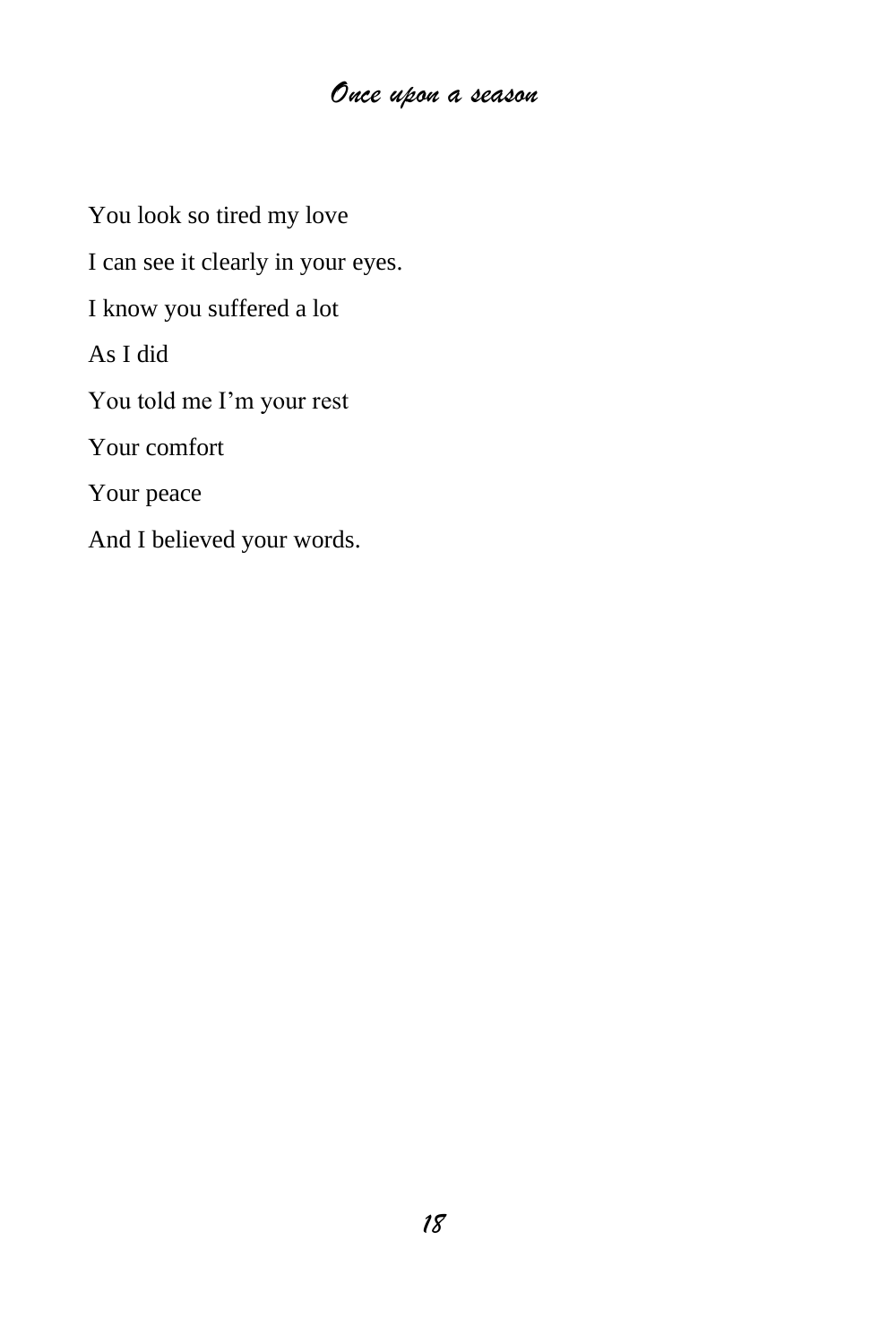You look so tired my love

I can see it clearly in your eyes.

I know you suffered a lot

As I did

You told me I'm your rest

Your comfort

Your peace

And I believed your words.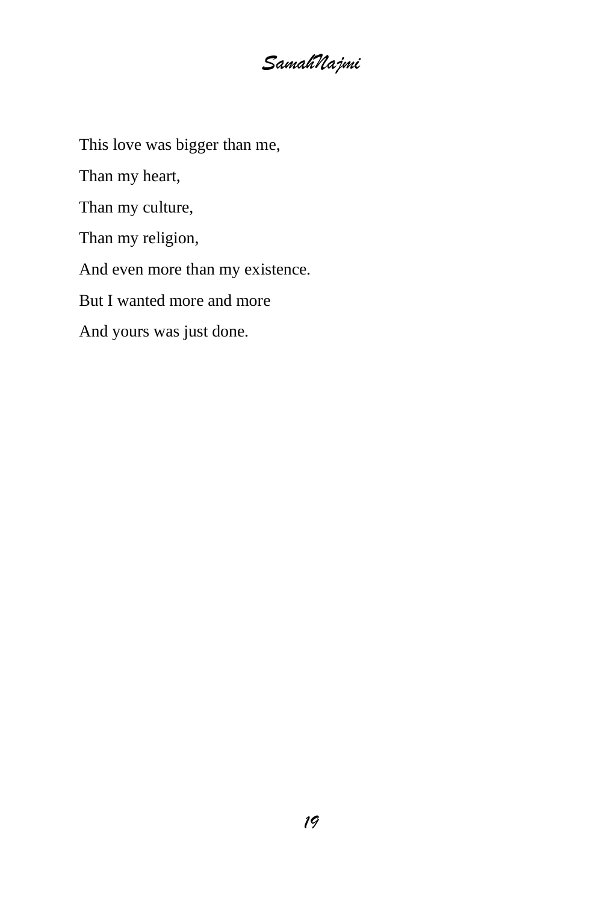This love was bigger than me,

Than my heart,

Than my culture,

Than my religion,

And even more than my existence.

But I wanted more and more

And yours was just done.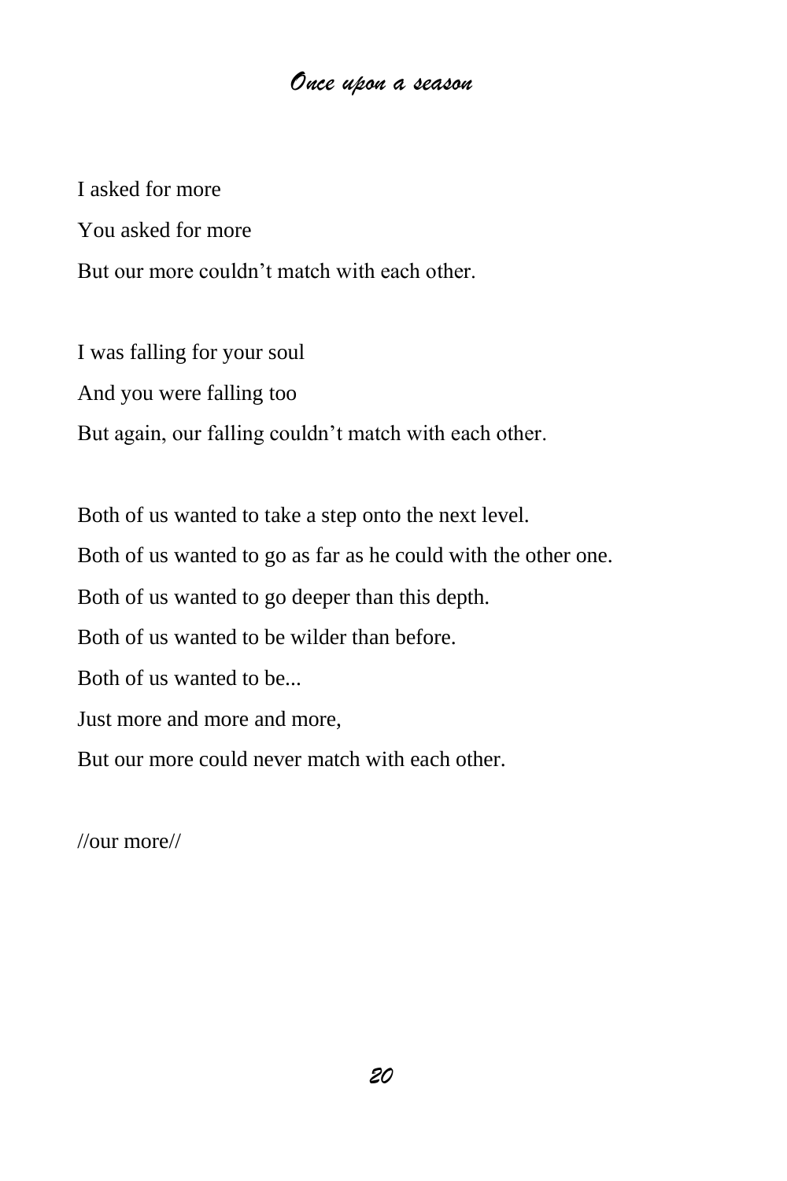I asked for more

You asked for more

But our more couldn’t match with each other.

I was falling for your soul

And you were falling too

But again, our falling couldn’t match with each other.

Both of us wanted to take a step onto the next level.

Both of us wanted to go as far as he could with the other one.

Both of us wanted to go deeper than this depth.

Both of us wanted to be wilder than before.

Both of us wanted to be...

Just more and more and more,

But our more could never match with each other.

//our more//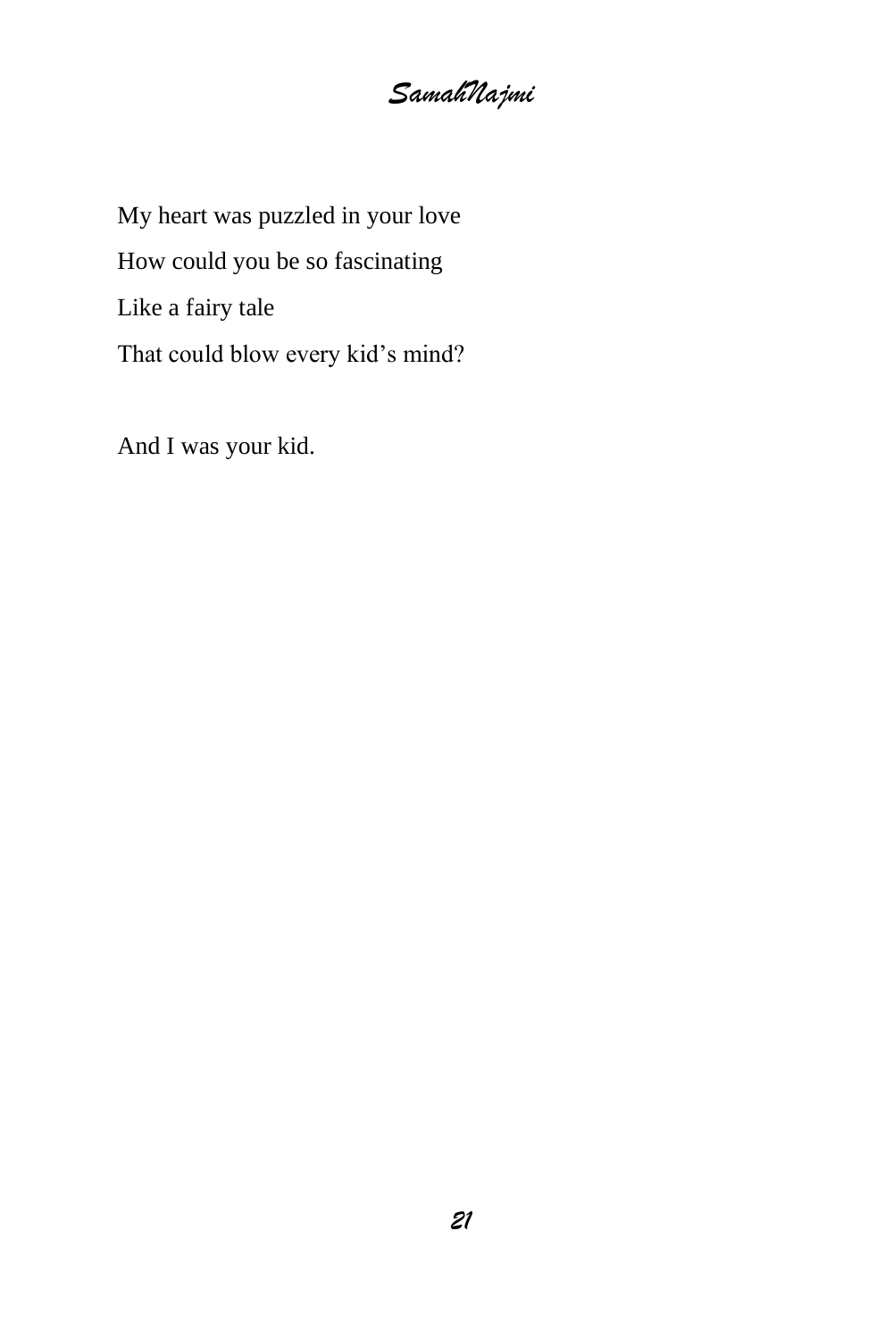My heart was puzzled in your love

How could you be so fascinating

Like a fairy tale

That could blow every kid’s mind?

And I was your kid.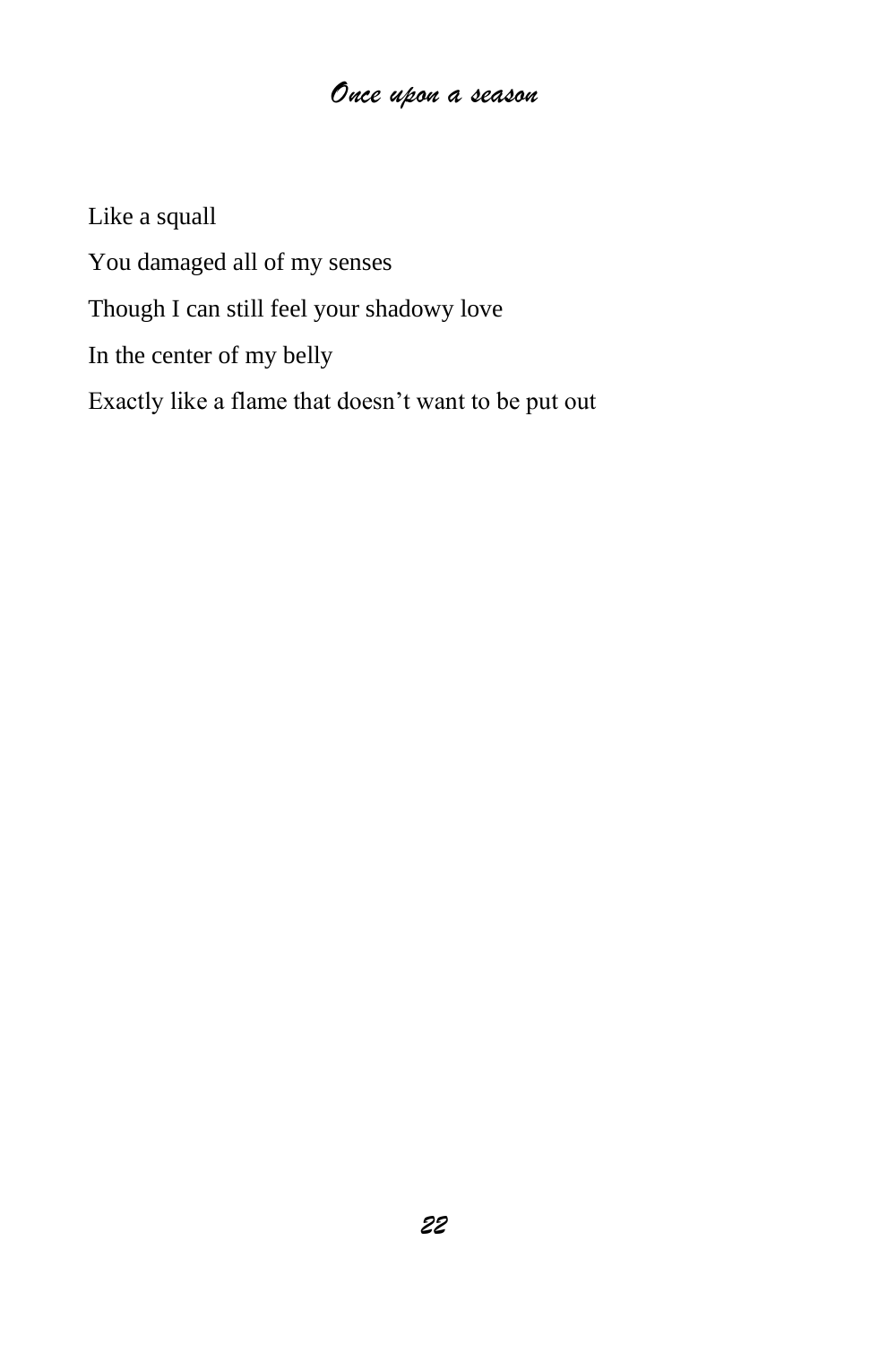Like a squall

You damaged all of my senses

Though I can still feel your shadowy love

In the center of my belly

Exactly like a flame that doesn't want to be put out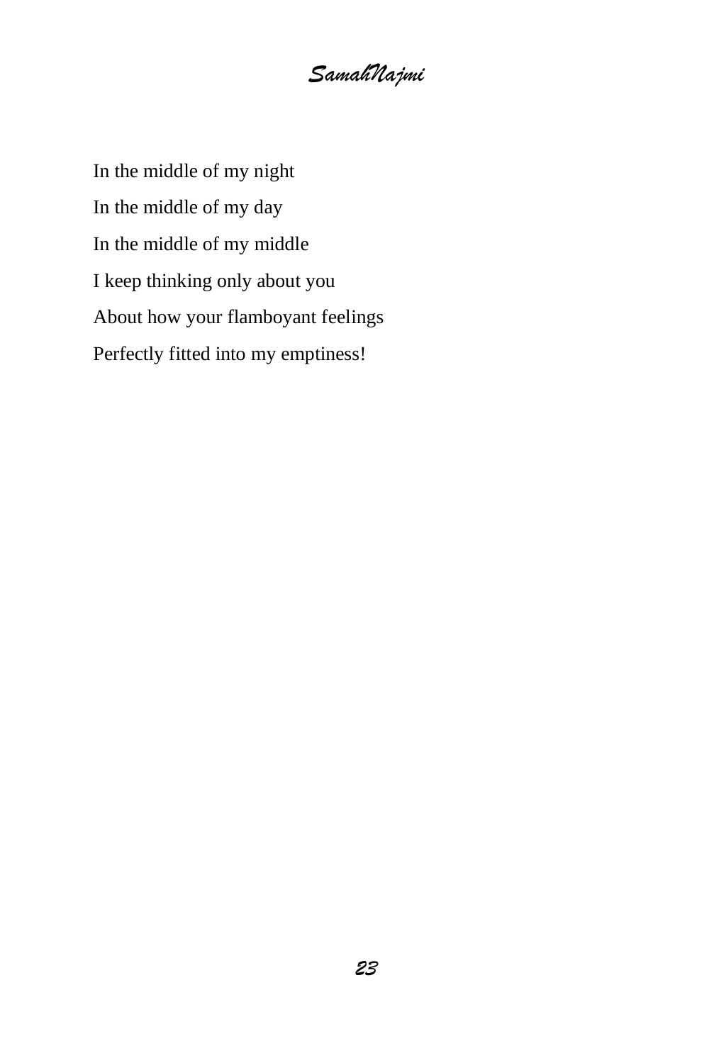In the middle of my night

In the middle of my day

In the middle of my middle

I keep thinking only about you

About how your flamboyant feelings

Perfectly fitted into my emptiness!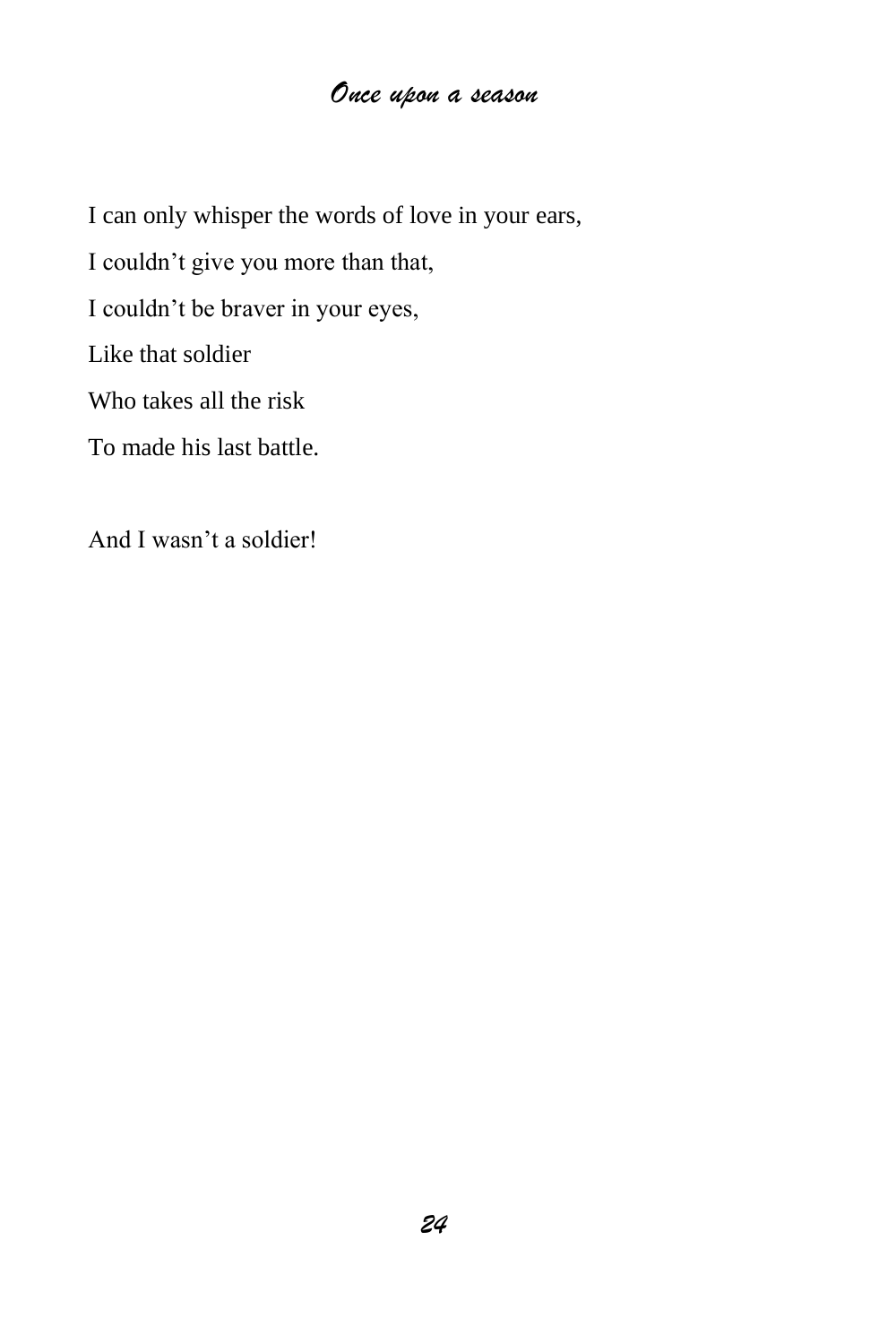I can only whisper the words of love in your ears,

I couldn't give you more than that,

I couldn't be braver in your eyes,

Like that soldier

Who takes all the risk

To made his last battle.

And I wasn't a soldier!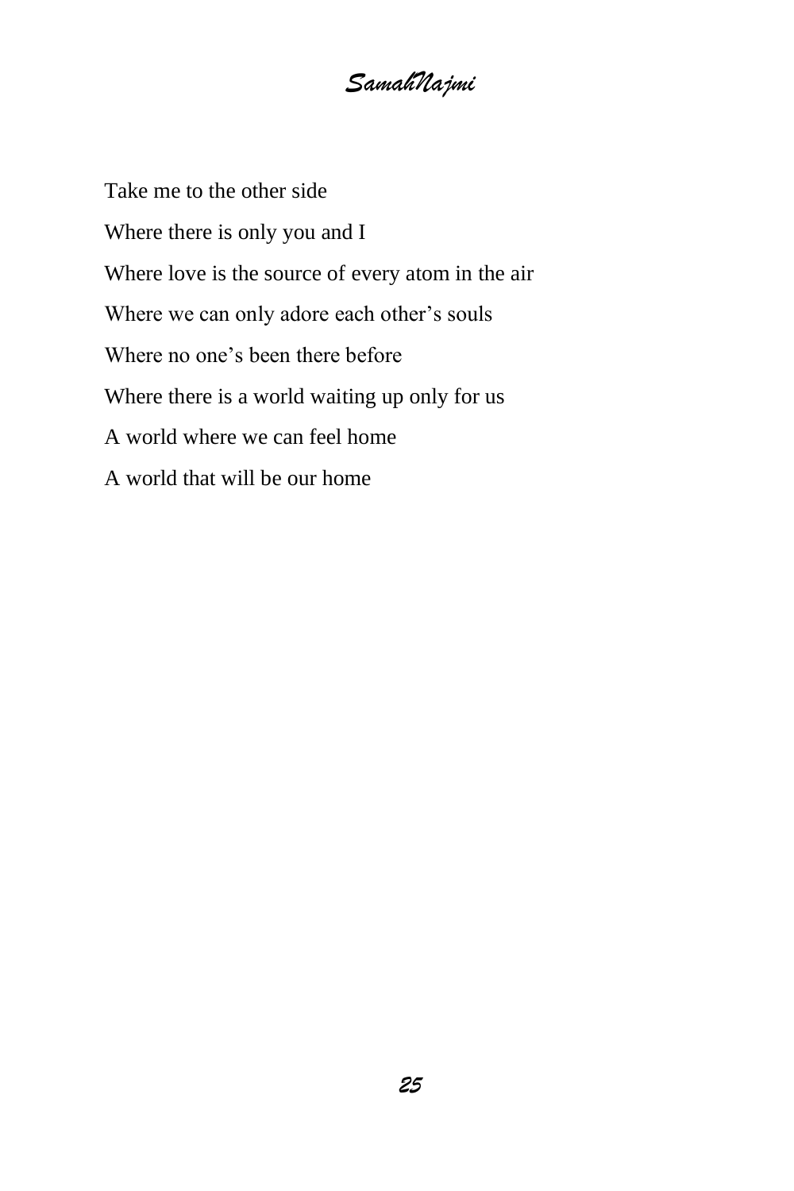Take me to the other side

Where there is only you and I

Where love is the source of every atom in the air

Where we can only adore each other's souls

Where no one's been there before

Where there is a world waiting up only for us

A world where we can feel home

A world that will be our home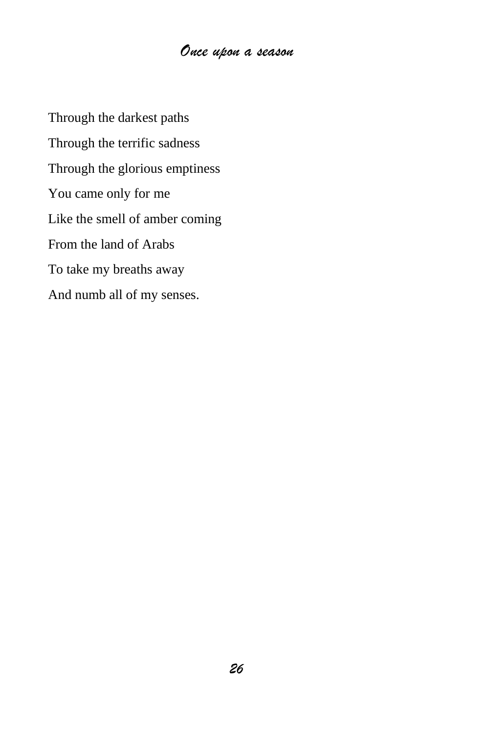Through the darkest paths

Through the terrific sadness

Through the glorious emptiness

You came only for me

Like the smell of amber coming

From the land of Arabs

To take my breaths away

And numb all of my senses.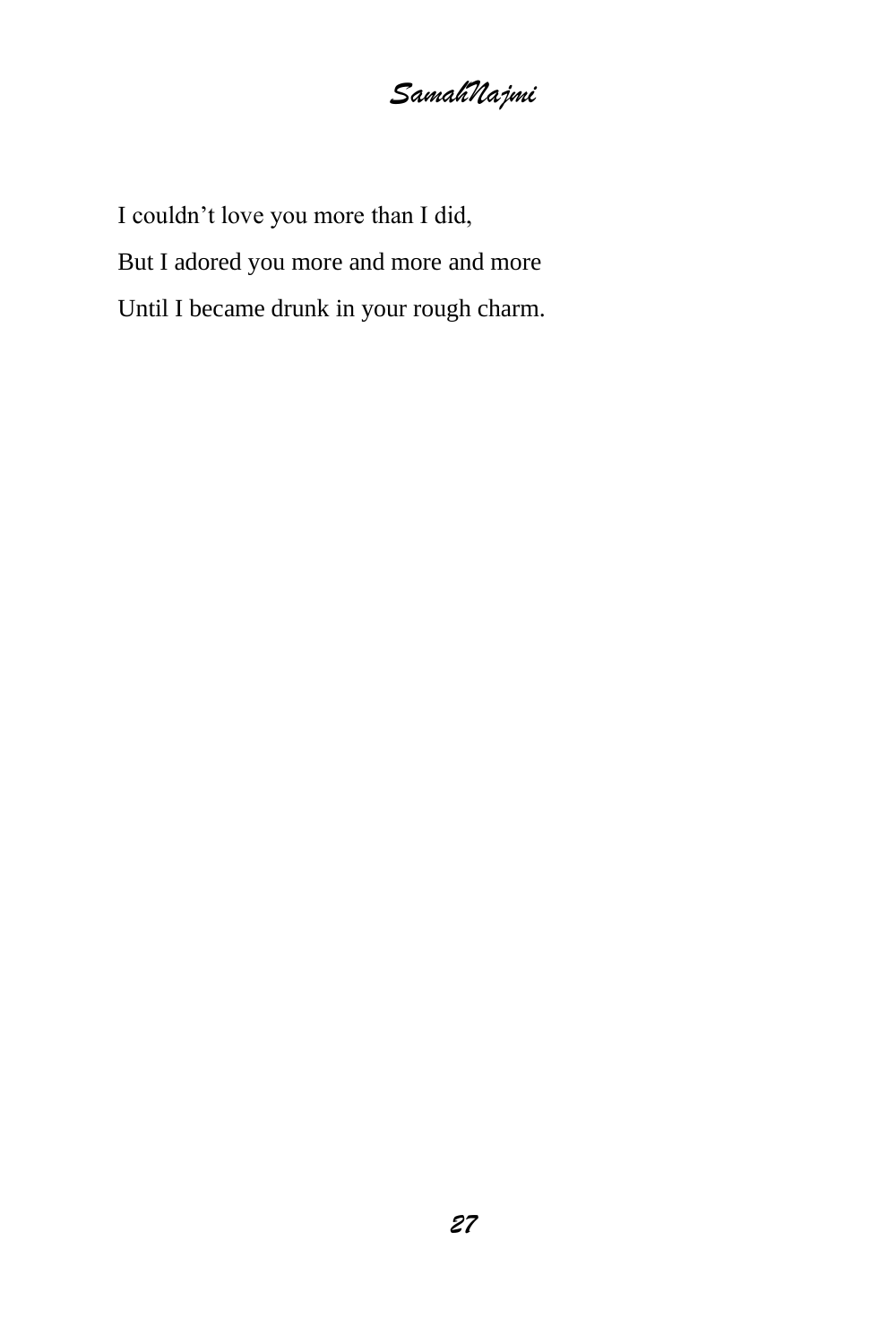I couldn’t love you more than I did,

But I adored you more and more and more

Until I became drunk in your rough charm.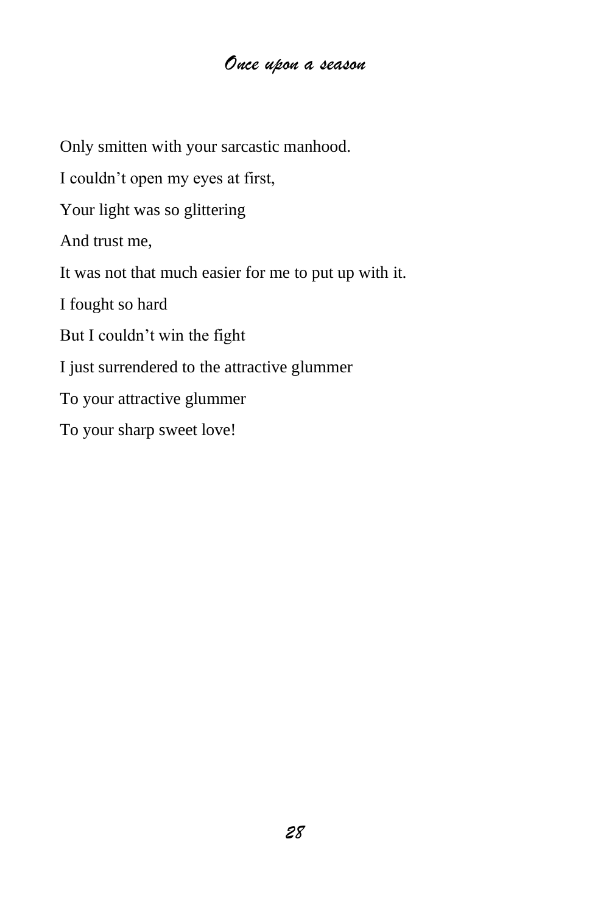Only smitten with your sarcastic manhood.

I couldn't open my eyes at first,

Your light was so glittering

And trust me,

It was not that much easier for me to put up with it.

I fought so hard

But I couldn't win the fight

I just surrendered to the attractive glummer

To your attractive glummer

To your sharp sweet love!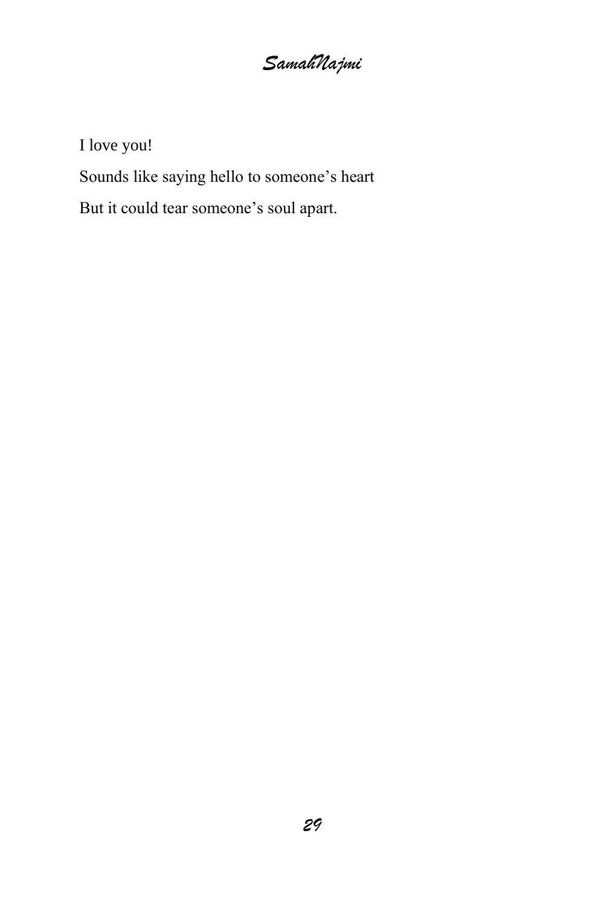I love you!

Sounds like saying hello to someone’s heart

But it could tear someone’s soul apart.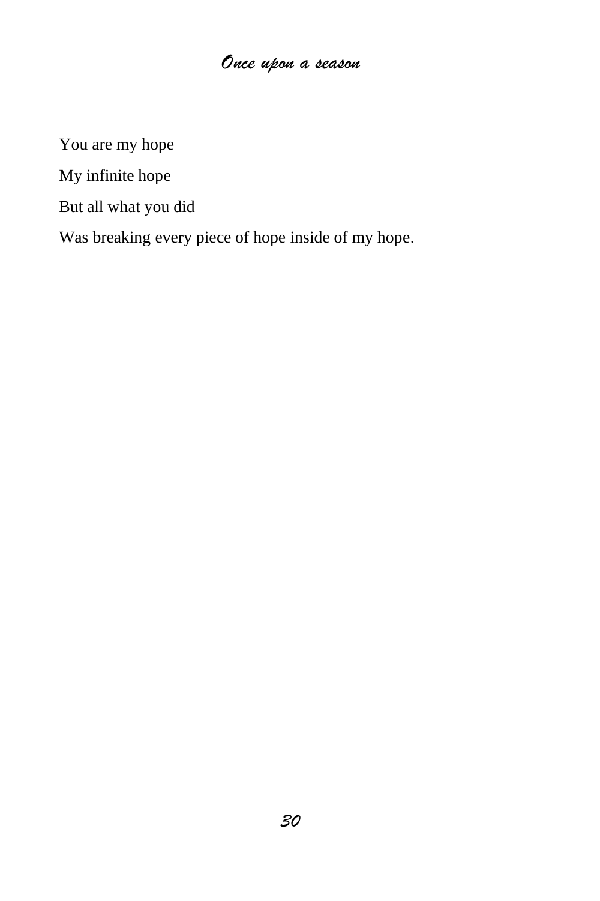You are my hope

My infinite hope

But all what you did

Was breaking every piece of hope inside of my hope.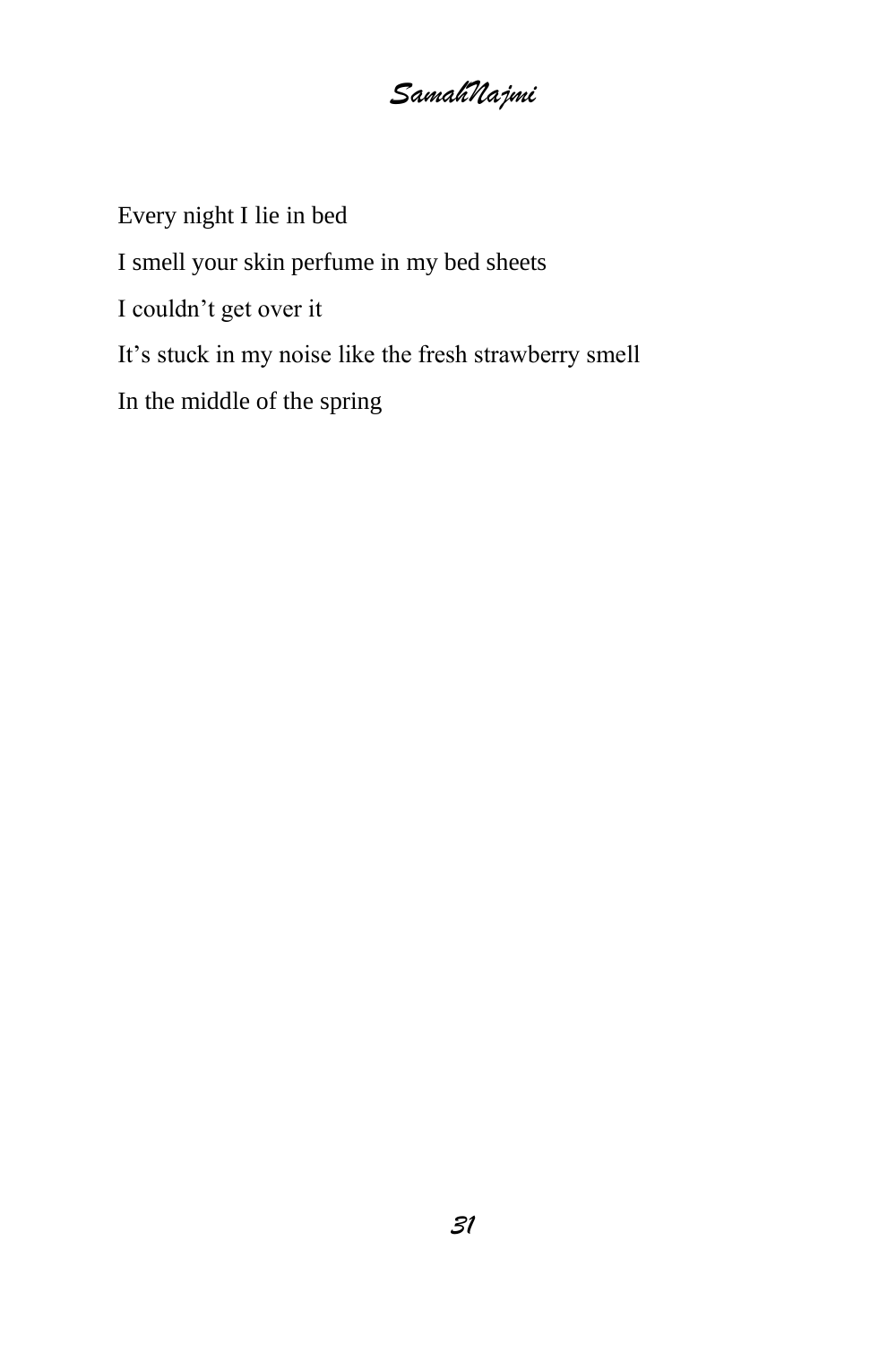Every night I lie in bed

I smell your skin perfume in my bed sheets

I couldn’t get over it

It’s stuck in my noise like the fresh strawberry smell

In the middle of the spring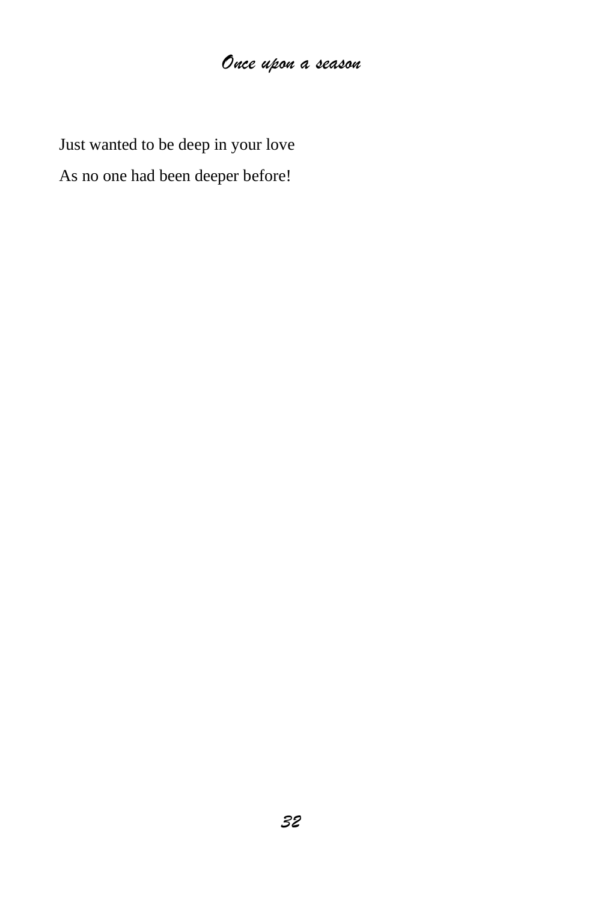Just wanted to be deep in your love

As no one had been deeper before!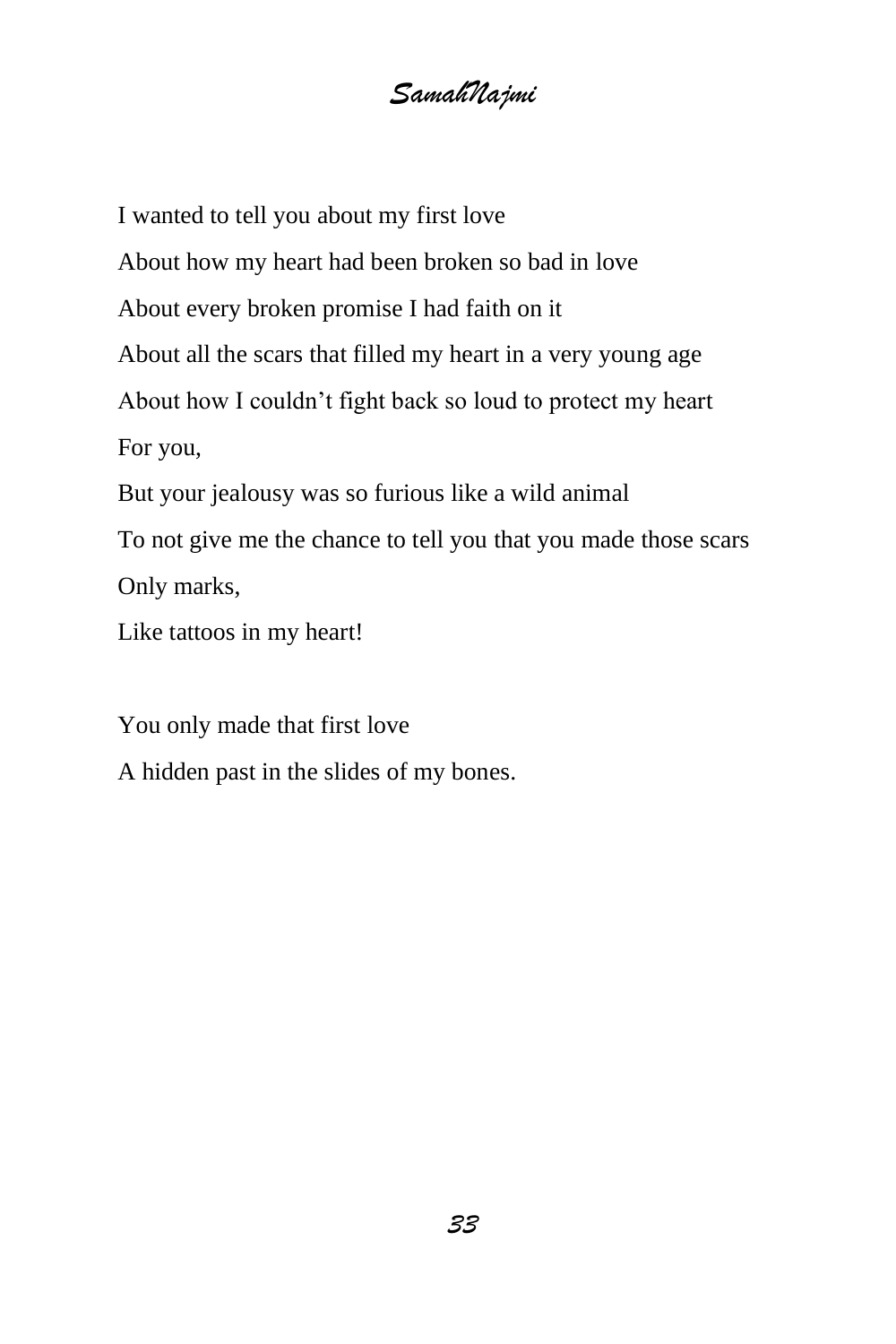I wanted to tell you about my first love  
About how my heart had been broken so bad in love  
About every broken promise I had faith on it  
About all the scars that filled my heart in a very young age  
About how I couldn't fight back so loud to protect my heart  
For you,  
But your jealousy was so furious like a wild animal  
To not give me the chance to tell you that you made those scars  
Only marks,  
Like tattoos in my heart!

You only made that first love  
A hidden past in the slides of my bones.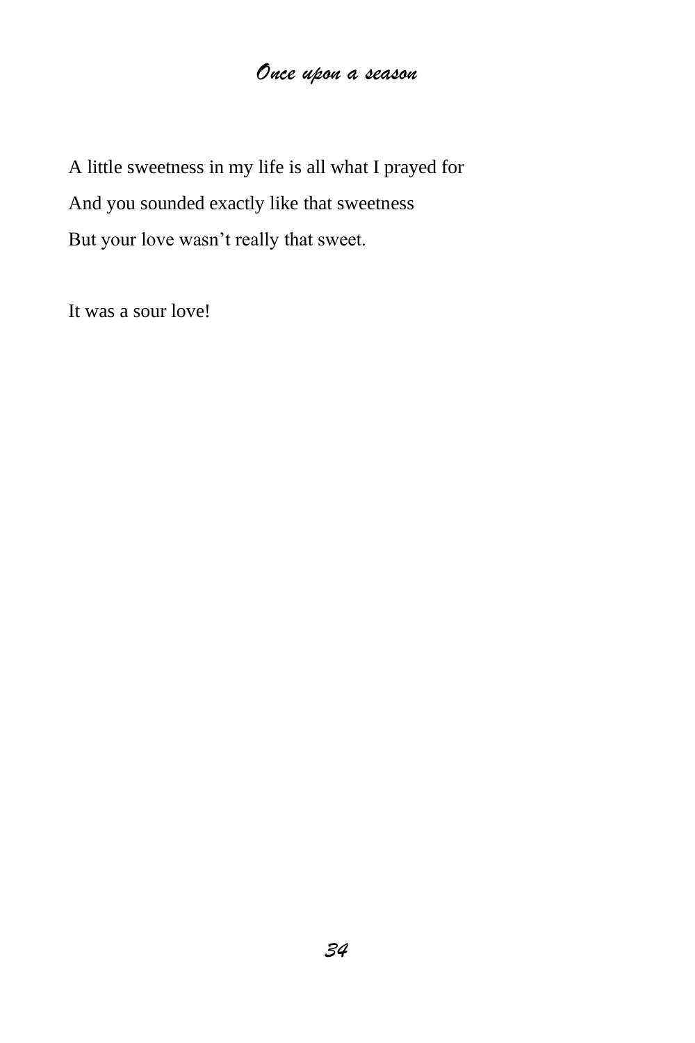A little sweetness in my life is all what I prayed for

And you sounded exactly like that sweetness

But your love wasn't really that sweet.

It was a sour love!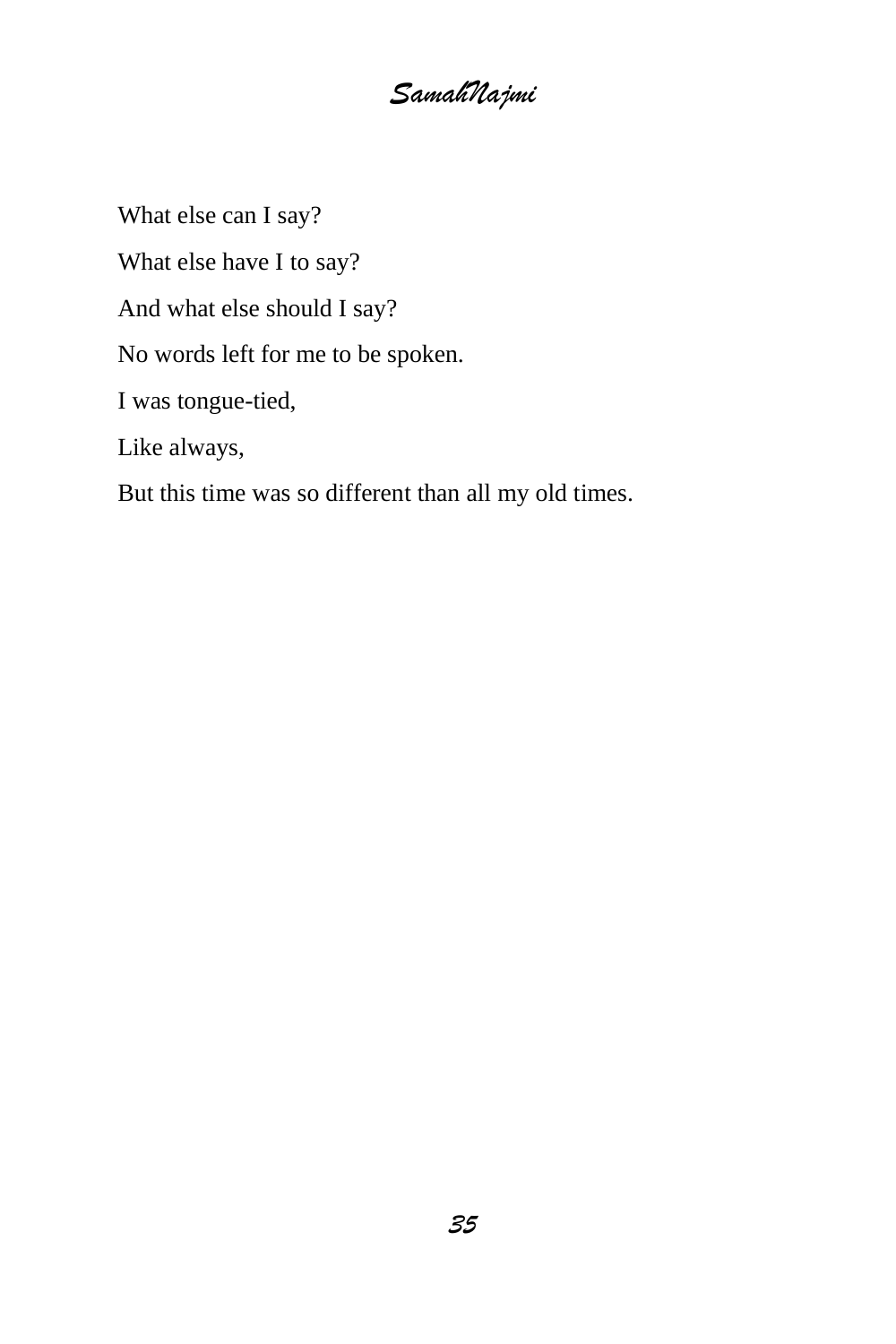What else can I say?

What else have I to say?

And what else should I say?

No words left for me to be spoken.

I was tongue-tied,

Like always,

But this time was so different than all my old times.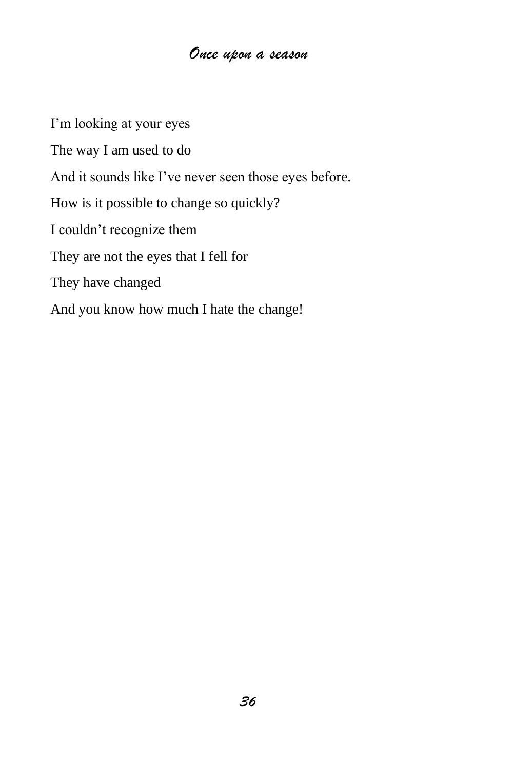I'm looking at your eyes

The way I am used to do

And it sounds like I've never seen those eyes before.

How is it possible to change so quickly?

I couldn't recognize them

They are not the eyes that I fell for

They have changed

And you know how much I hate the change!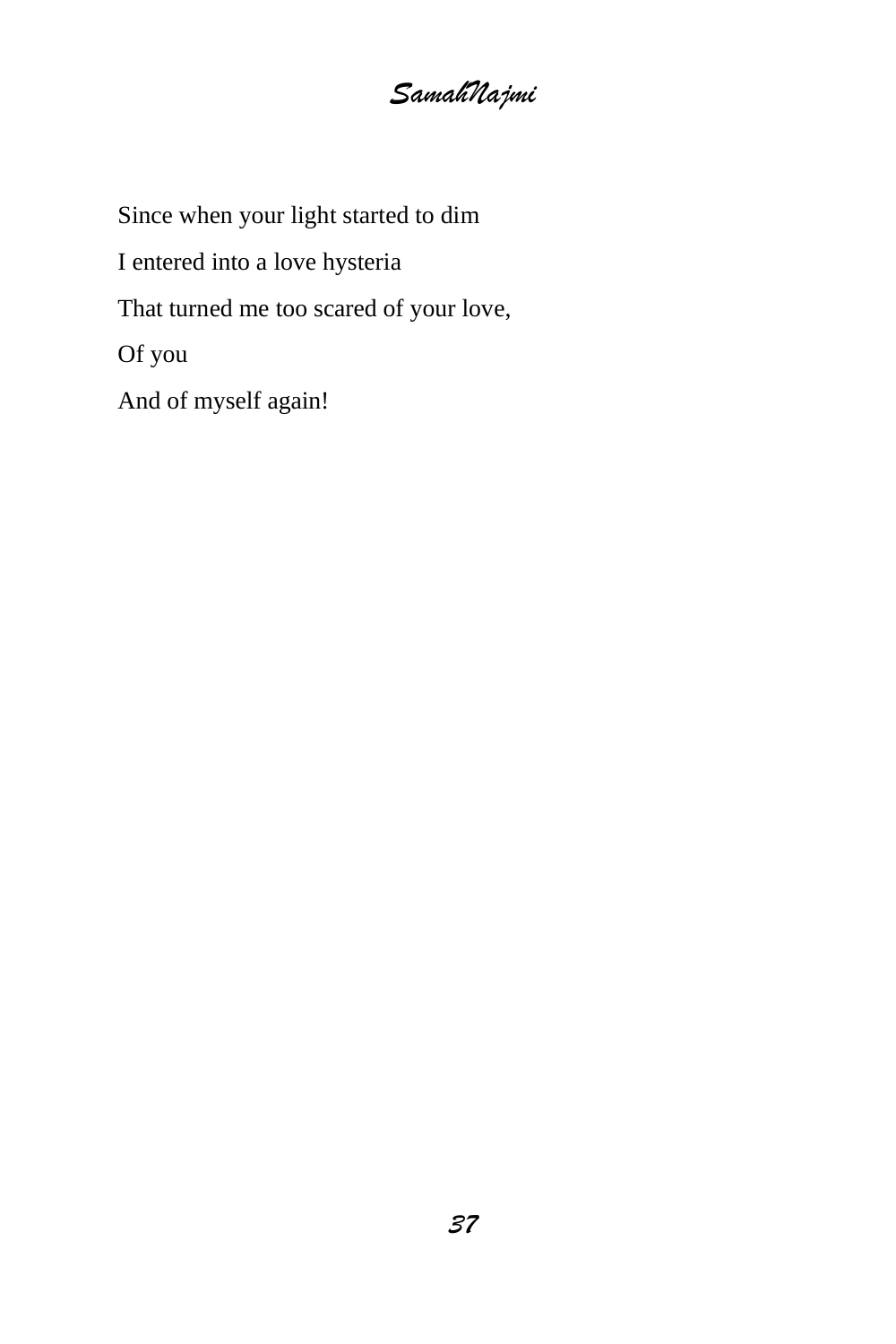Since when your light started to dim

I entered into a love hysteria

That turned me too scared of your love,

Of you

And of myself again!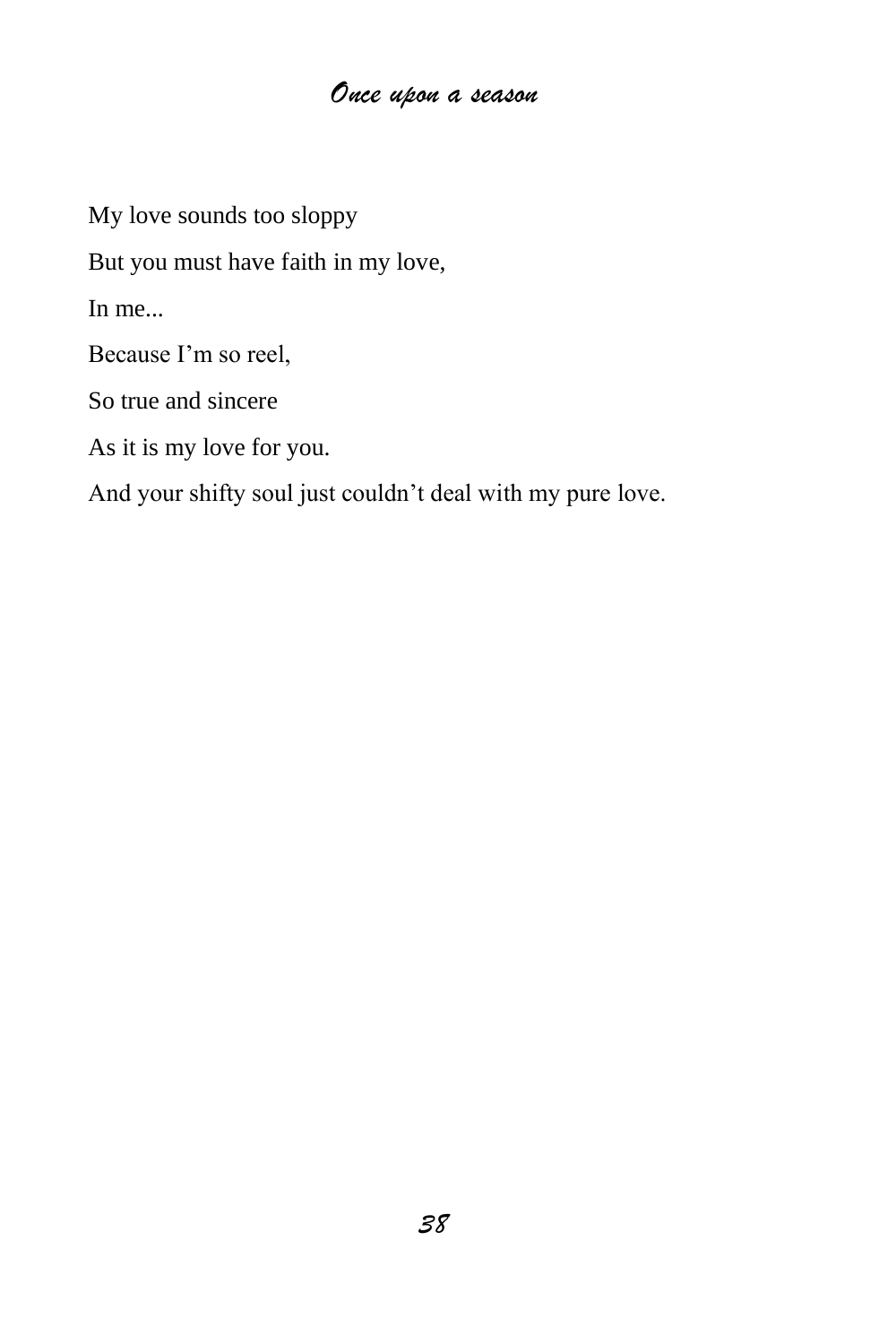My love sounds too sloppy

But you must have faith in my love,

In me...

Because I'm so reel,

So true and sincere

As it is my love for you.

And your shifty soul just couldn't deal with my pure love.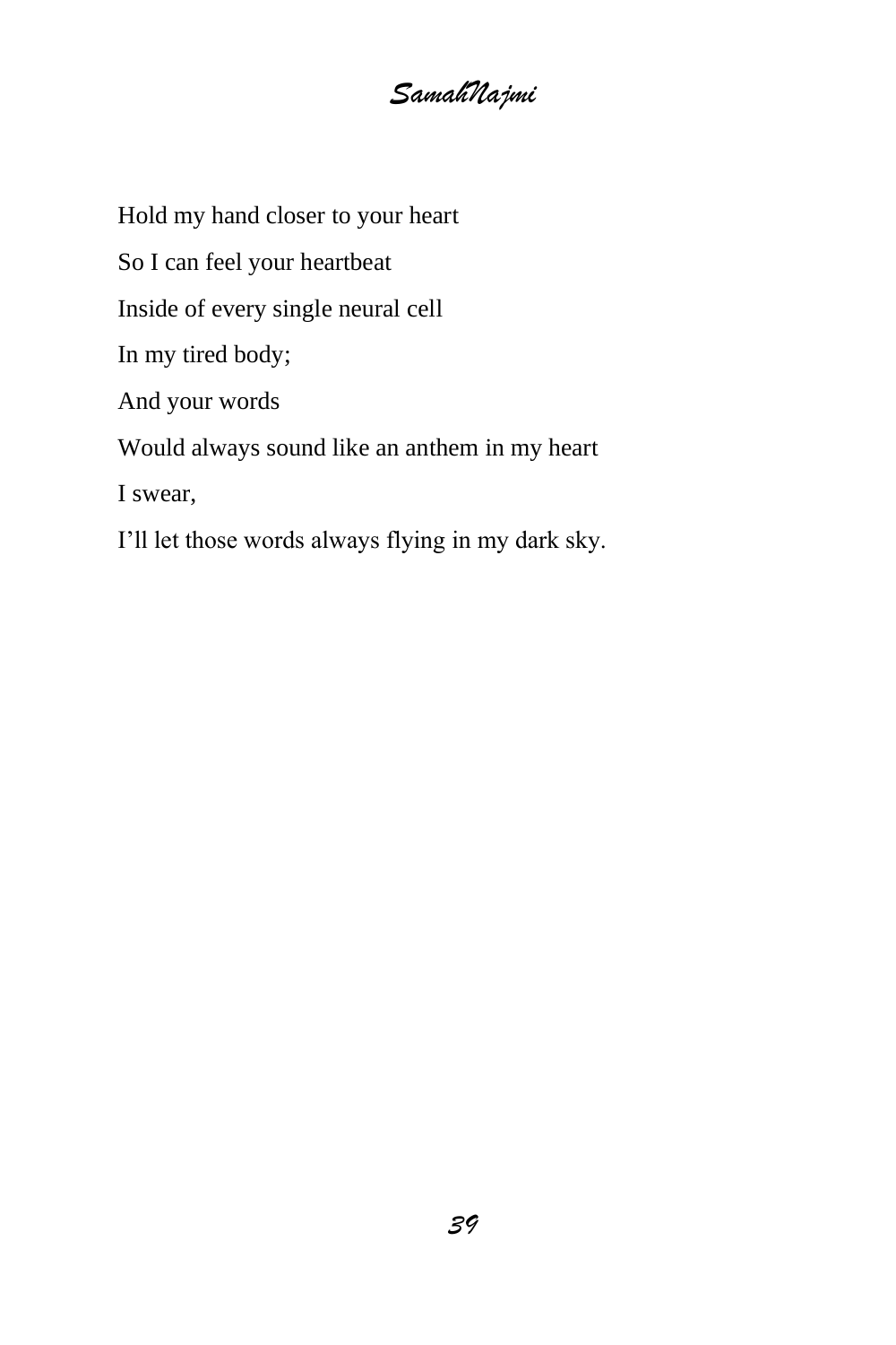Hold my hand closer to your heart

So I can feel your heartbeat

Inside of every single neural cell

In my tired body;

And your words

Would always sound like an anthem in my heart

I swear,

I'll let those words always flying in my dark sky.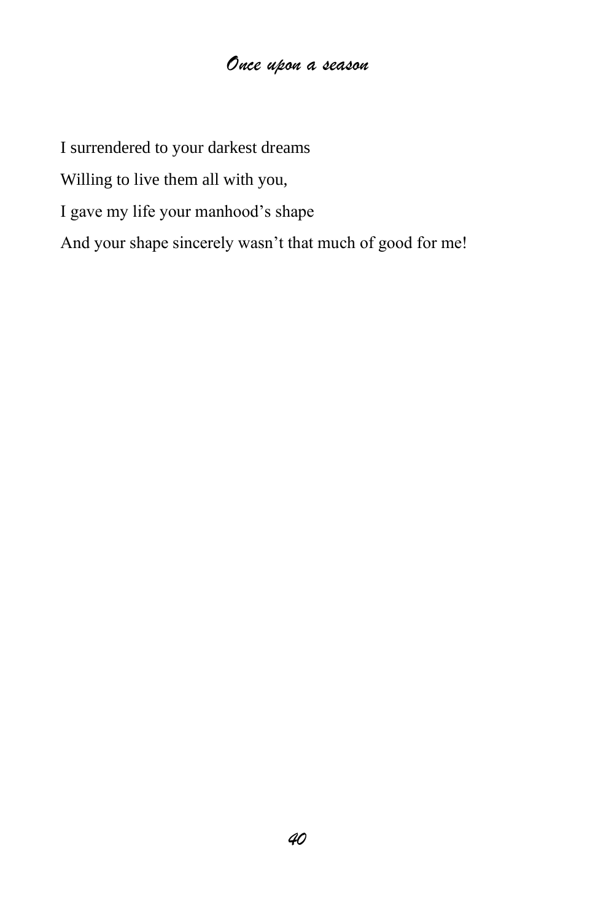I surrendered to your darkest dreams

Willing to live them all with you,

I gave my life your manhood's shape

And your shape sincerely wasn't that much of good for me!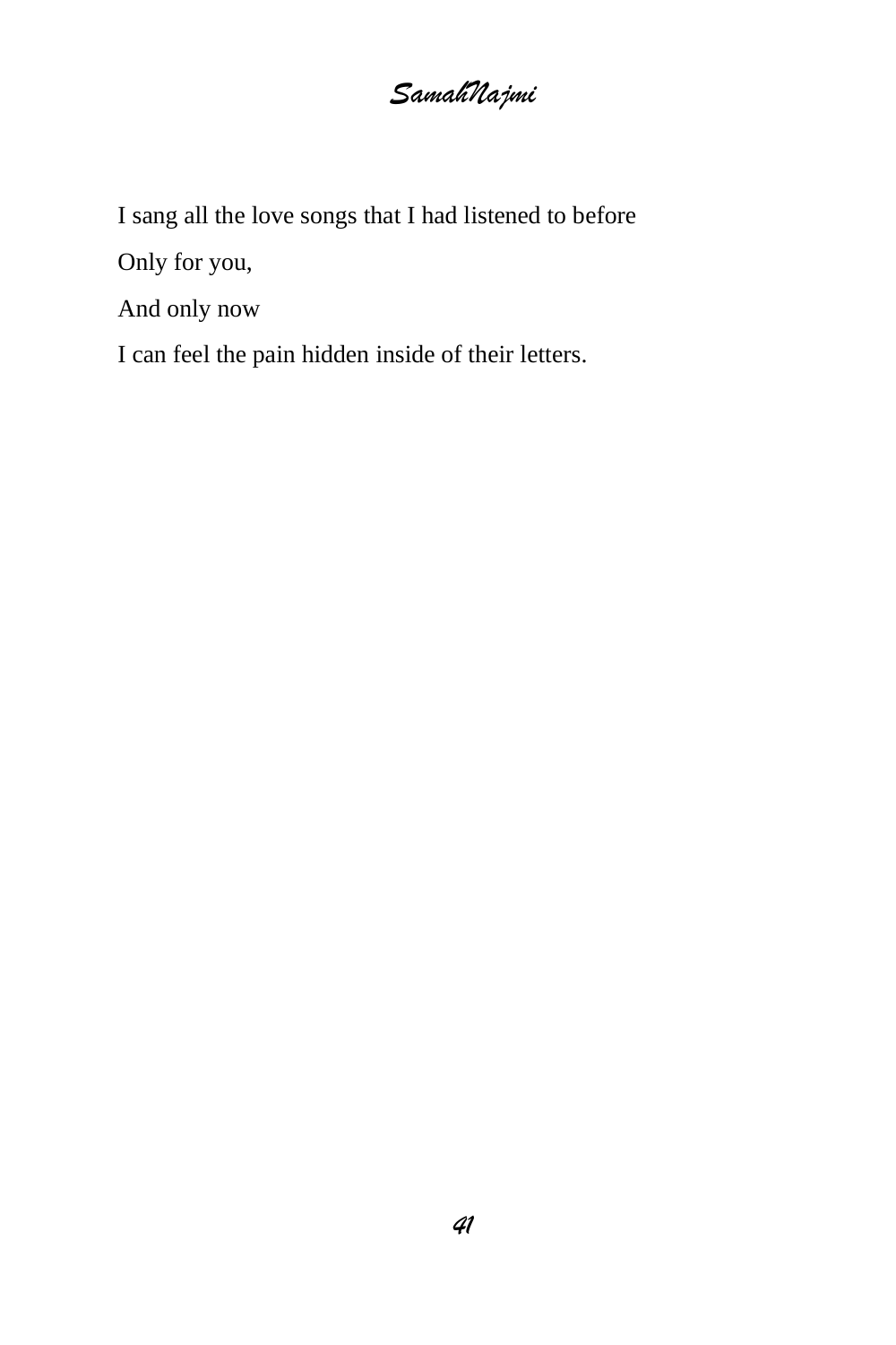I sang all the love songs that I had listened to before

Only for you,

And only now

I can feel the pain hidden inside of their letters.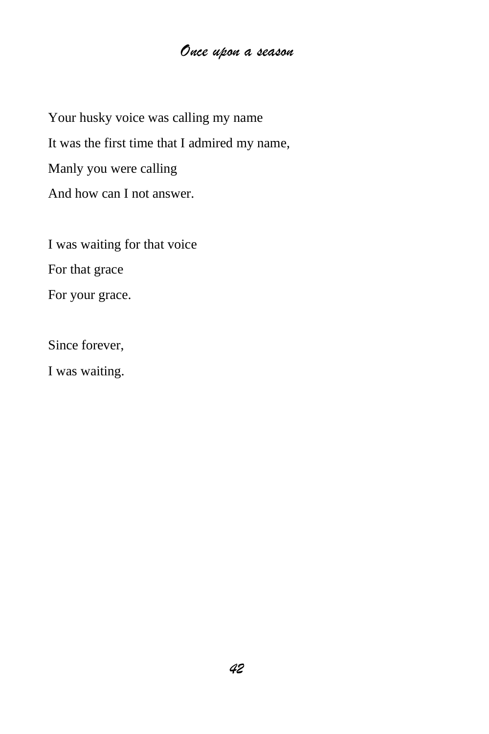Your husky voice was calling my name

It was the first time that I admired my name,

Manly you were calling

And how can I not answer.

I was waiting for that voice

For that grace

For your grace.

Since forever,

I was waiting.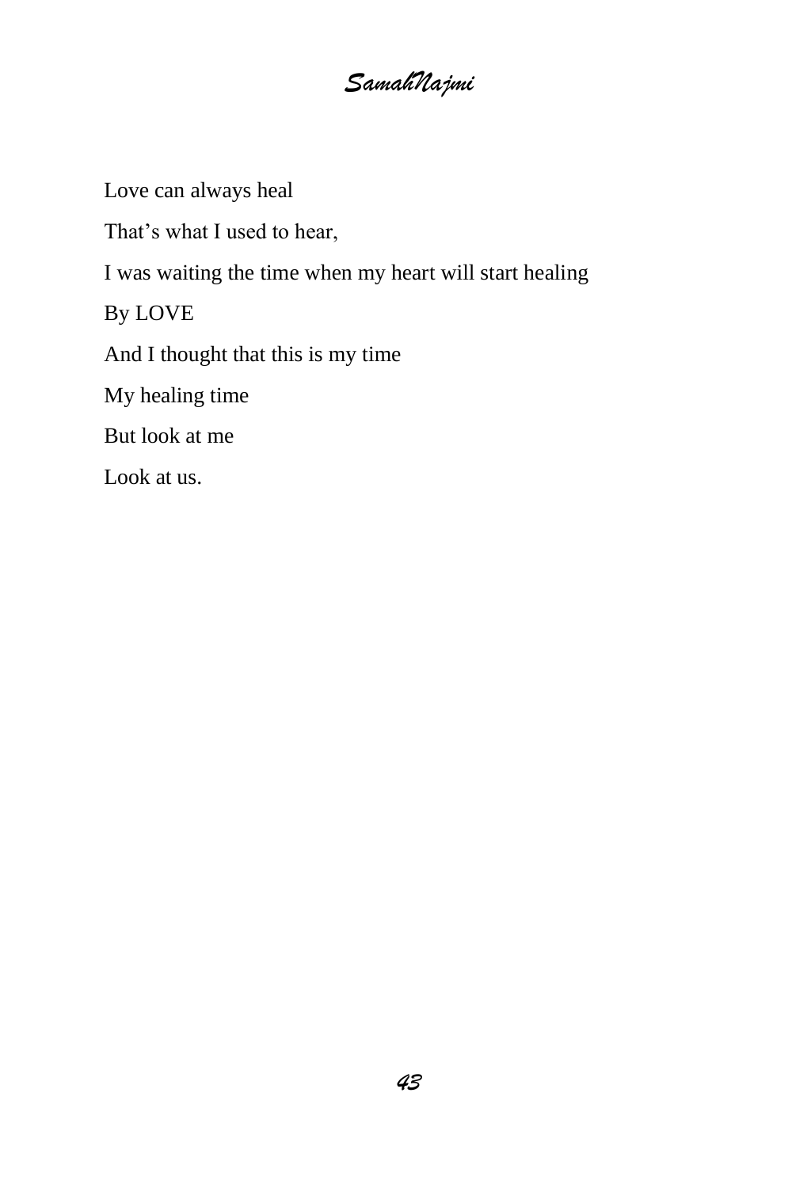Love can always heal

That's what I used to hear,

I was waiting the time when my heart will start healing

By LOVE

And I thought that this is my time

My healing time

But look at me

Look at us.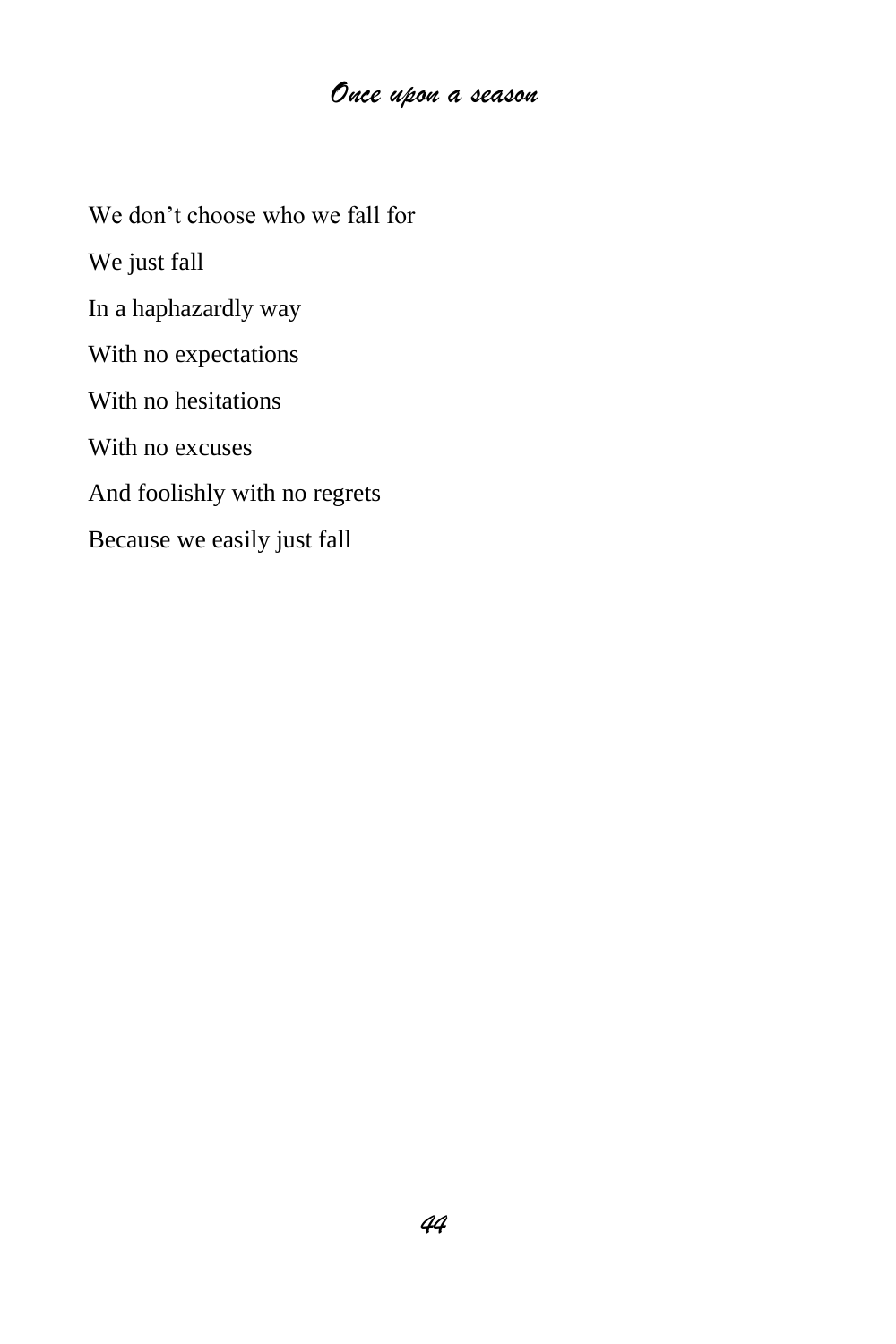We don't choose who we fall for

We just fall

In a haphazardly way

With no expectations

With no hesitations

With no excuses

And foolishly with no regrets

Because we easily just fall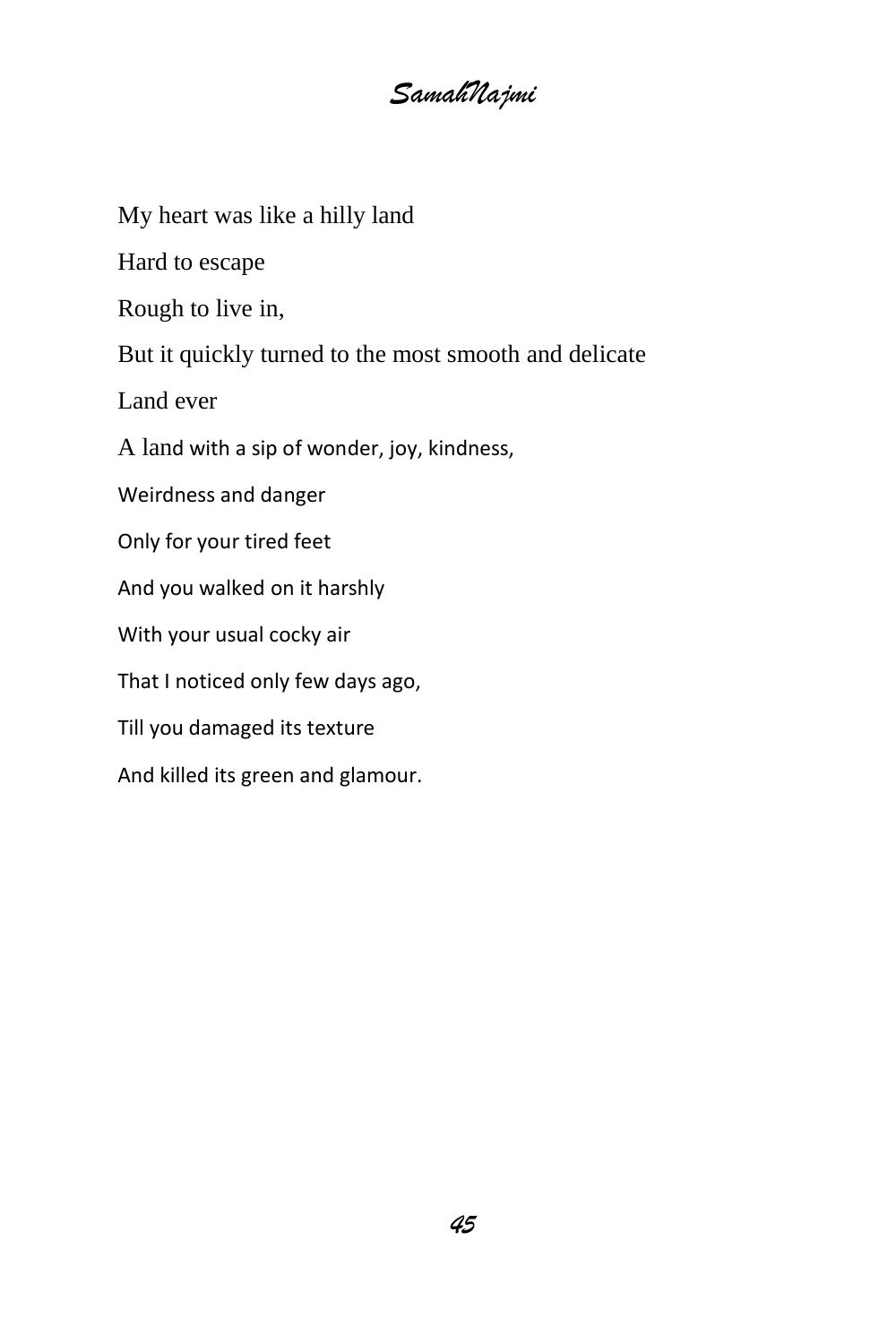My heart was like a hilly land

Hard to escape

Rough to live in,

But it quickly turned to the most smooth and delicate

Land ever

A land with a sip of wonder, joy, kindness,

Weirdness and danger

Only for your tired feet

And you walked on it harshly

With your usual cocky air

That I noticed only few days ago,

Till you damaged its texture

And killed its green and glamour.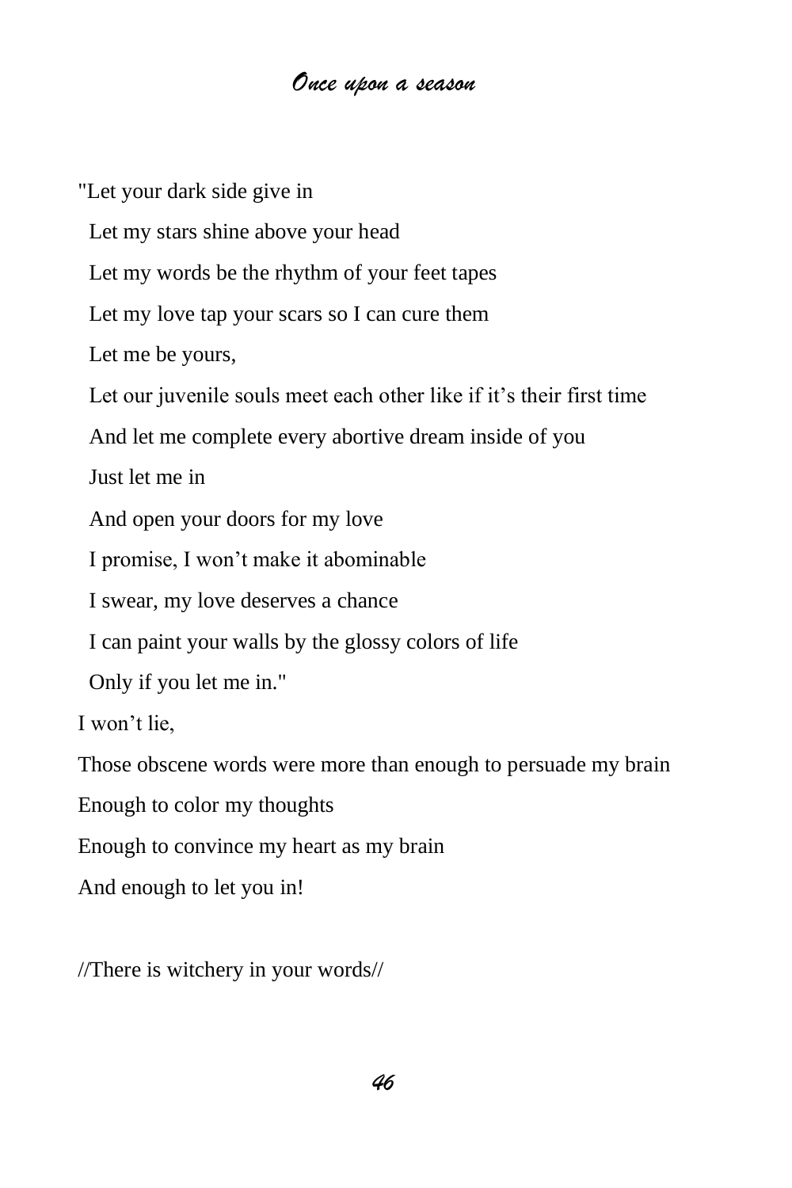"Let your dark side give in

Let my stars shine above your head

Let my words be the rhythm of your feet tapes

Let my love tap your scars so I can cure them

Let me be yours,

Let our juvenile souls meet each other like if it's their first time

And let me complete every abortive dream inside of you

Just let me in

And open your doors for my love

I promise, I won't make it abominable

I swear, my love deserves a chance

I can paint your walls by the glossy colors of life

Only if you let me in."

I won't lie,

Those obscene words were more than enough to persuade my brain

Enough to color my thoughts

Enough to convince my heart as my brain

And enough to let you in!

//There is witchery in your words//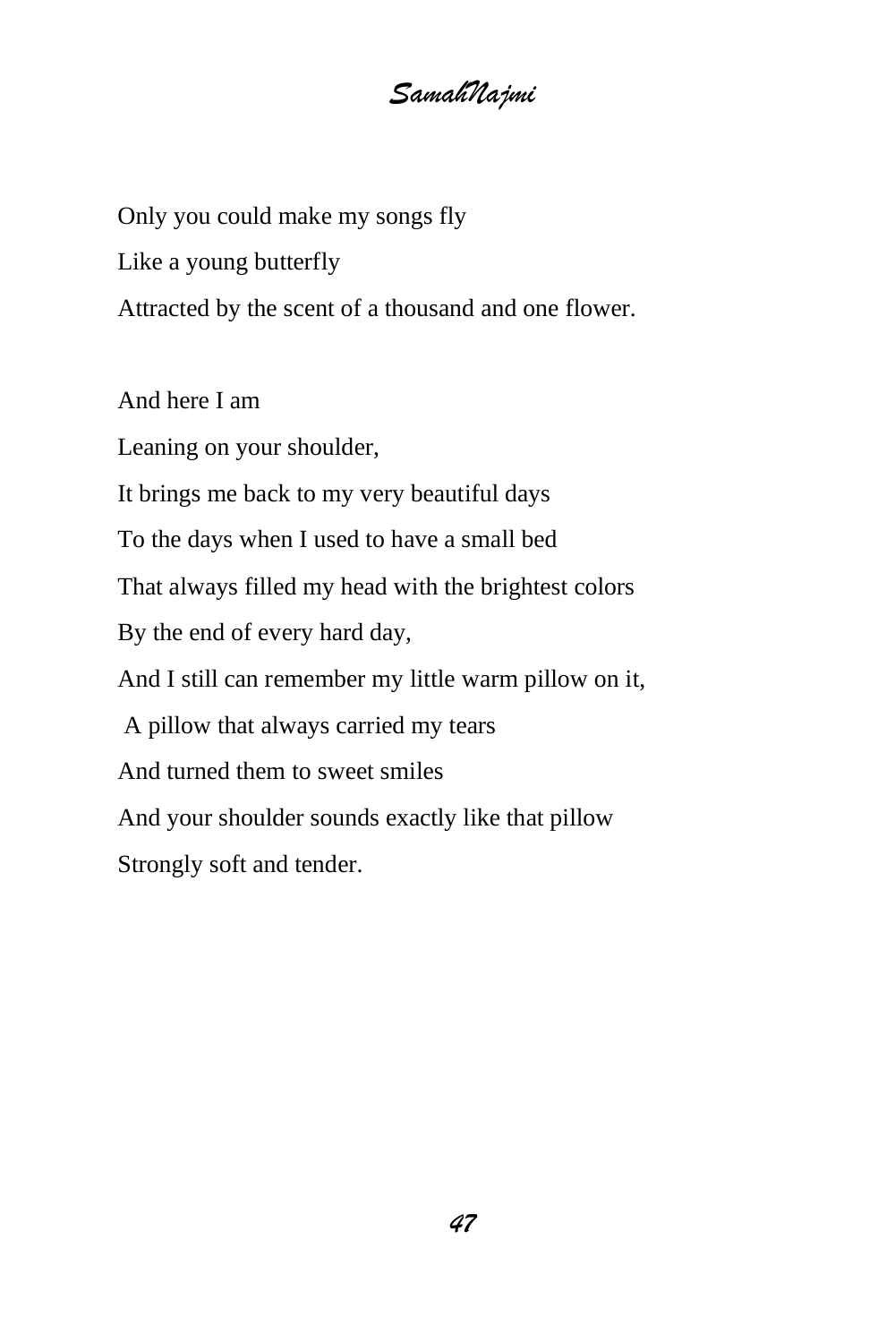Only you could make my songs fly
Like a young butterfly
Attracted by the scent of a thousand and one flower.

And here I am
Leaning on your shoulder,
It brings me back to my very beautiful days
To the days when I used to have a small bed
That always filled my head with the brightest colors
By the end of every hard day,
And I still can remember my little warm pillow on it,
A pillow that always carried my tears
And turned them to sweet smiles
And your shoulder sounds exactly like that pillow
Strongly soft and tender.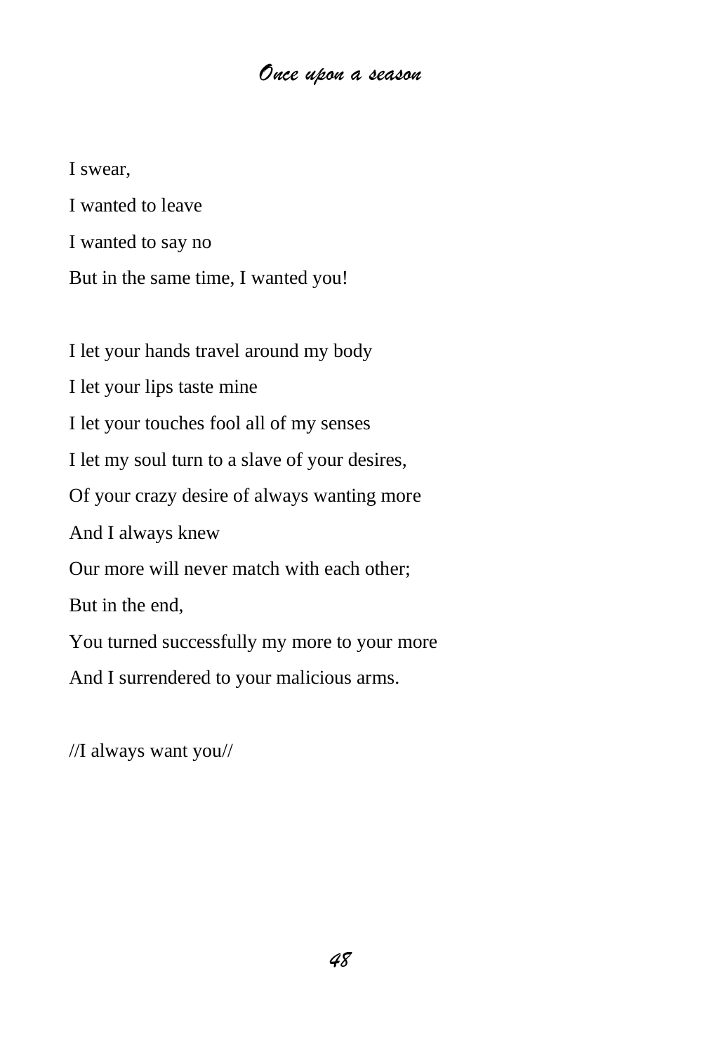I swear,

I wanted to leave

I wanted to say no

But in the same time, I wanted you!

I let your hands travel around my body

I let your lips taste mine

I let your touches fool all of my senses

I let my soul turn to a slave of your desires,

Of your crazy desire of always wanting more

And I always knew

Our more will never match with each other;

But in the end,

You turned successfully my more to your more

And I surrendered to your malicious arms.

//I always want you//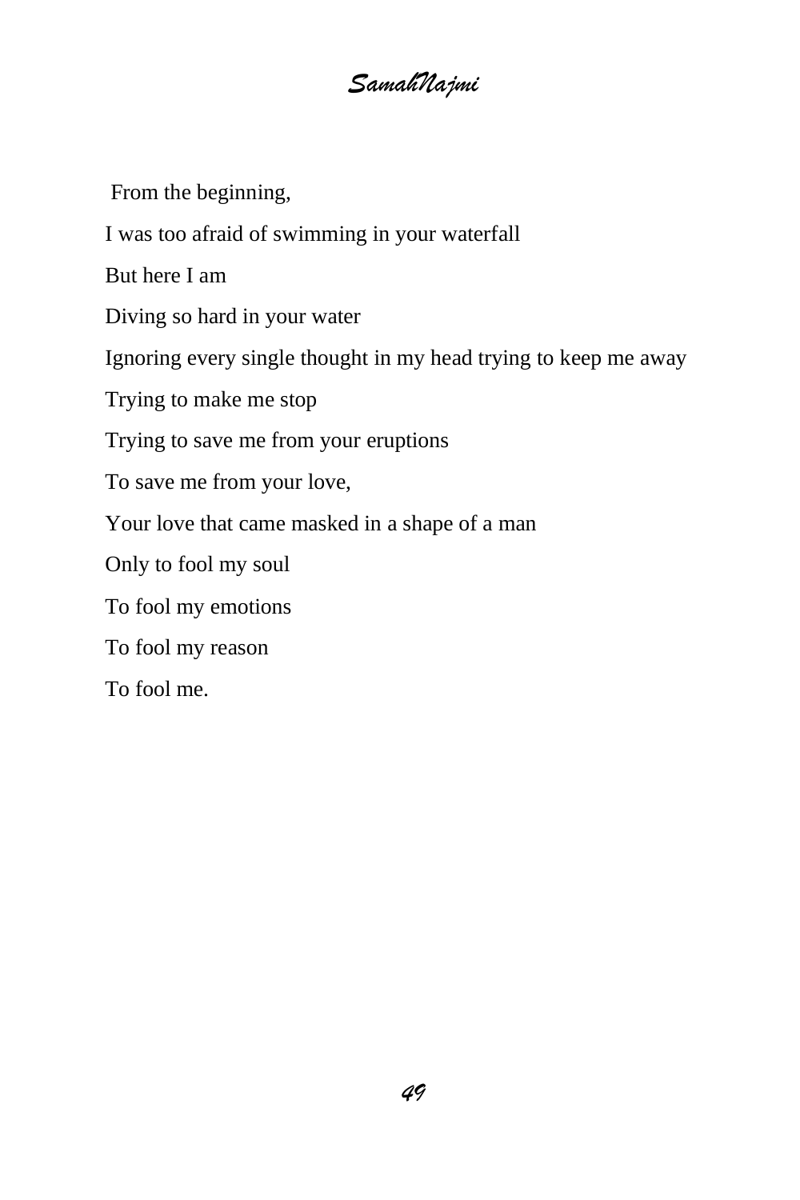From the beginning,

I was too afraid of swimming in your waterfall

But here I am

Diving so hard in your water

Ignoring every single thought in my head trying to keep me away

Trying to make me stop

Trying to save me from your eruptions

To save me from your love,

Your love that came masked in a shape of a man

Only to fool my soul

To fool my emotions

To fool my reason

To fool me.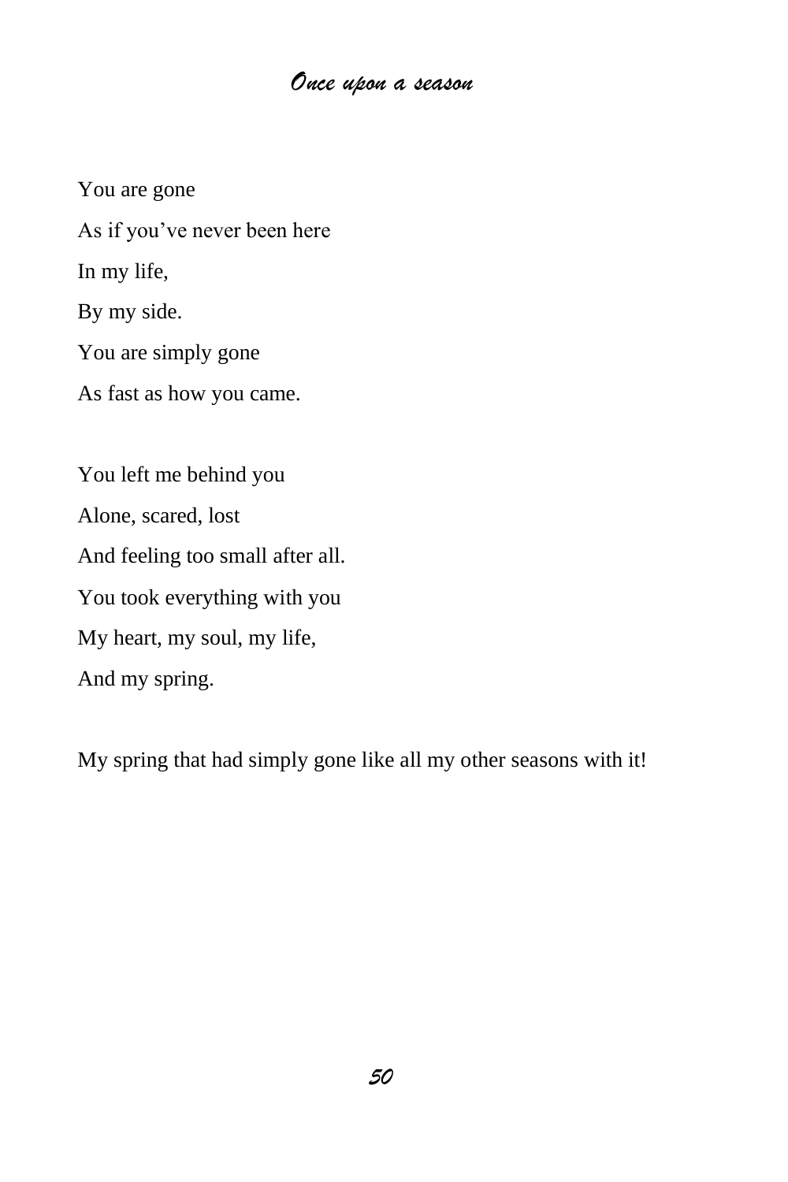You are gone
As if you've never been here
In my life,
By my side.
You are simply gone
As fast as how you came.

You left me behind you
Alone, scared, lost
And feeling too small after all.
You took everything with you
My heart, my soul, my life,
And my spring.

My spring that had simply gone like all my other seasons with it!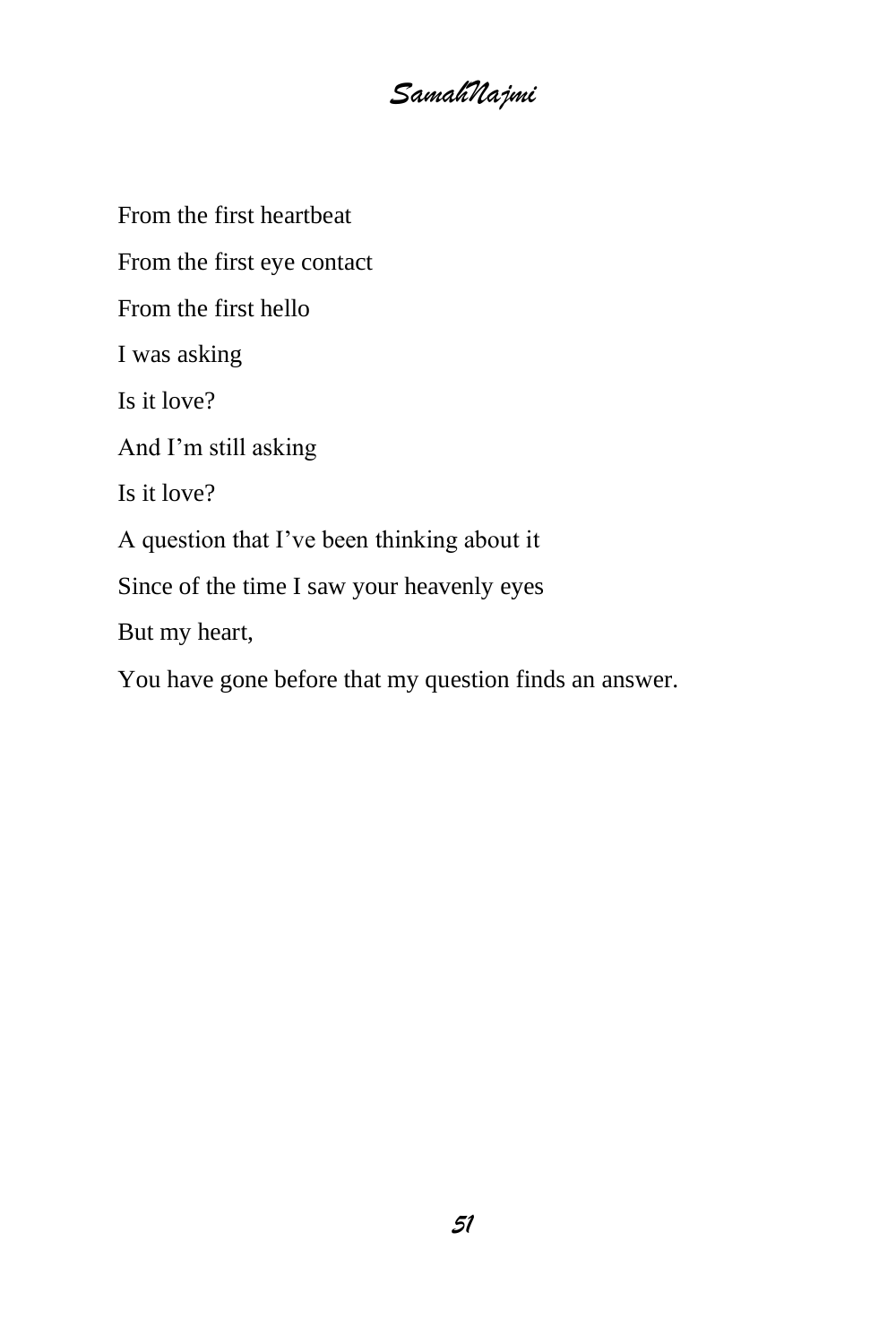From the first heartbeat

From the first eye contact

From the first hello

I was asking

Is it love?

And I'm still asking

Is it love?

A question that I've been thinking about it

Since of the time I saw your heavenly eyes

But my heart,

You have gone before that my question finds an answer.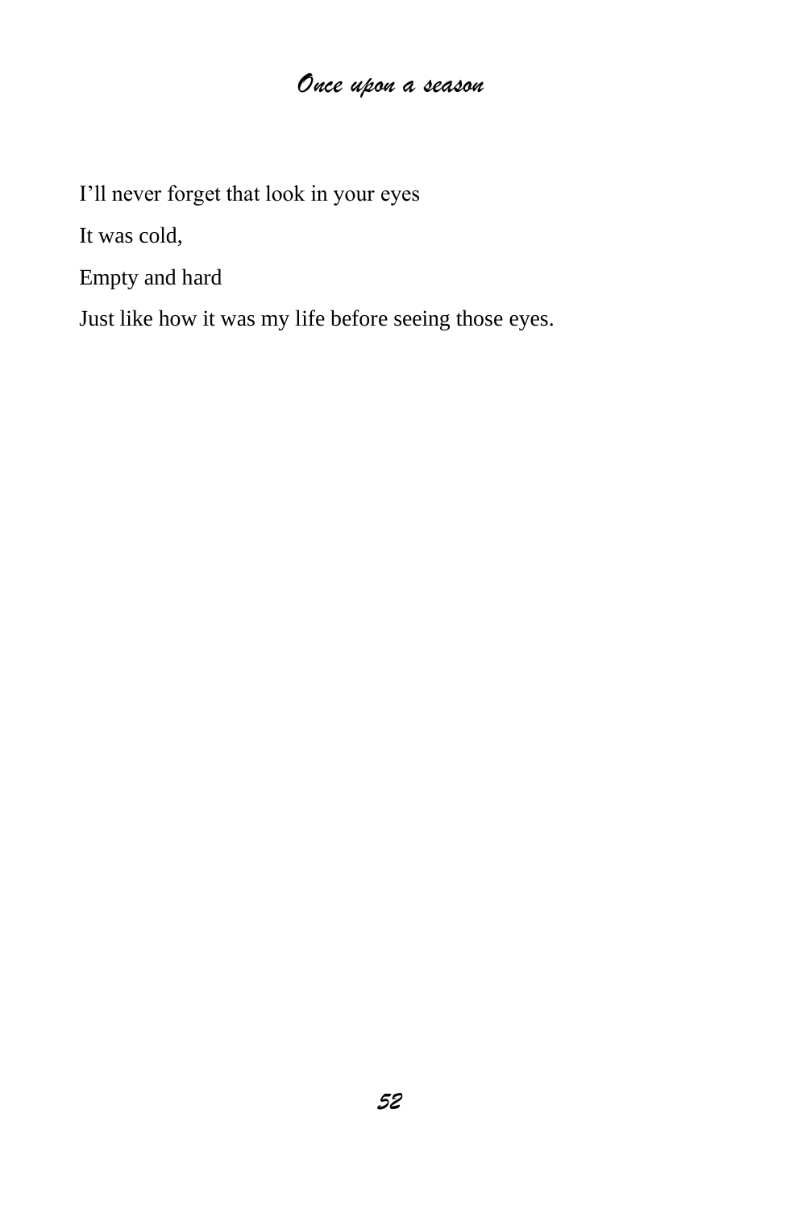I'll never forget that look in your eyes

It was cold,

Empty and hard

Just like how it was my life before seeing those eyes.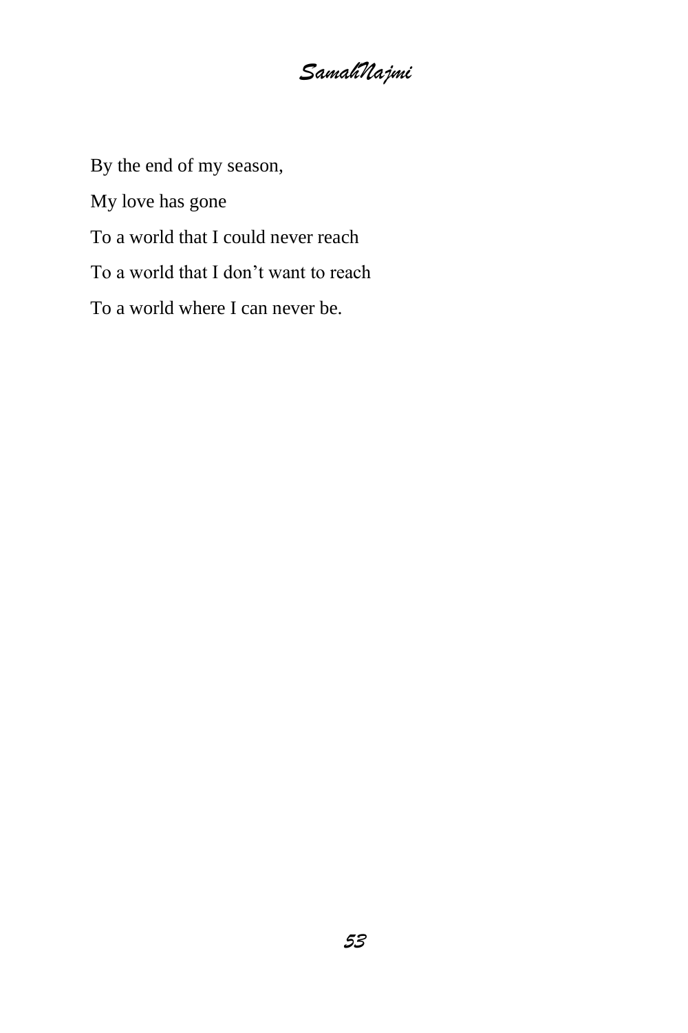By the end of my season,

My love has gone

To a world that I could never reach

To a world that I don't want to reach

To a world where I can never be.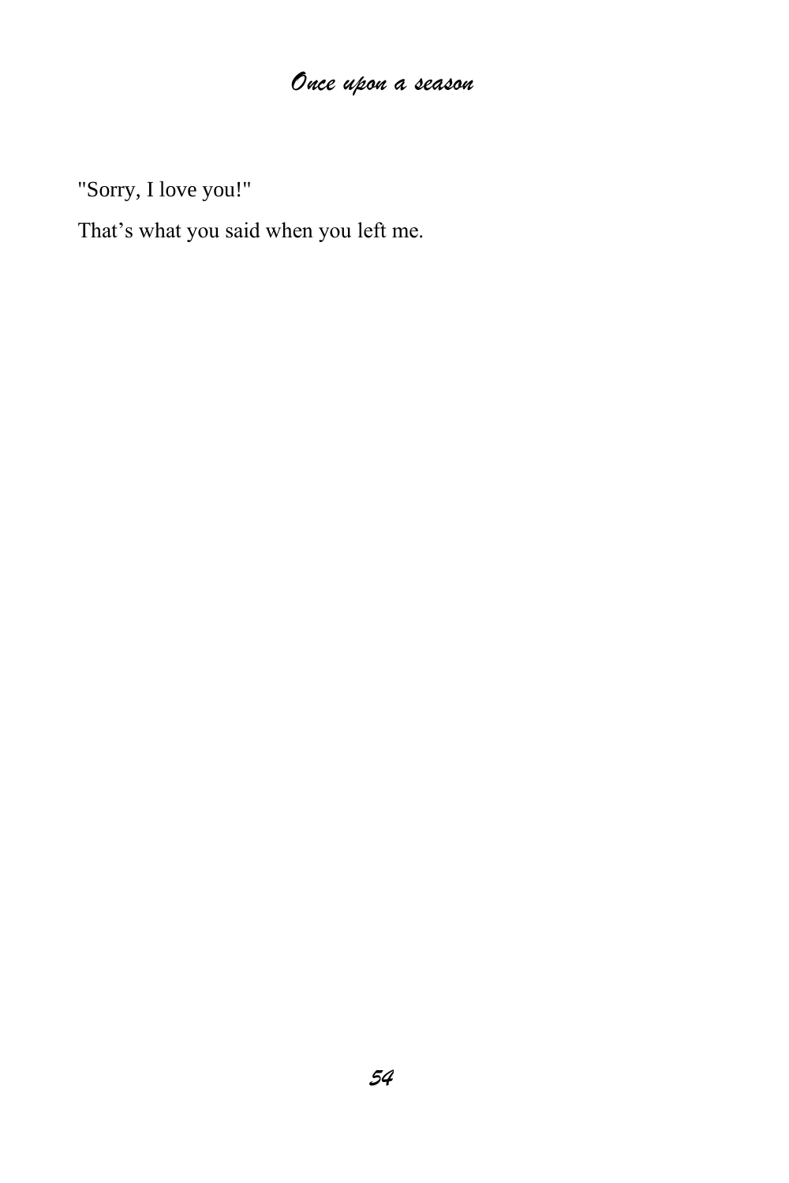"Sorry, I love you!"

That’s what you said when you left me.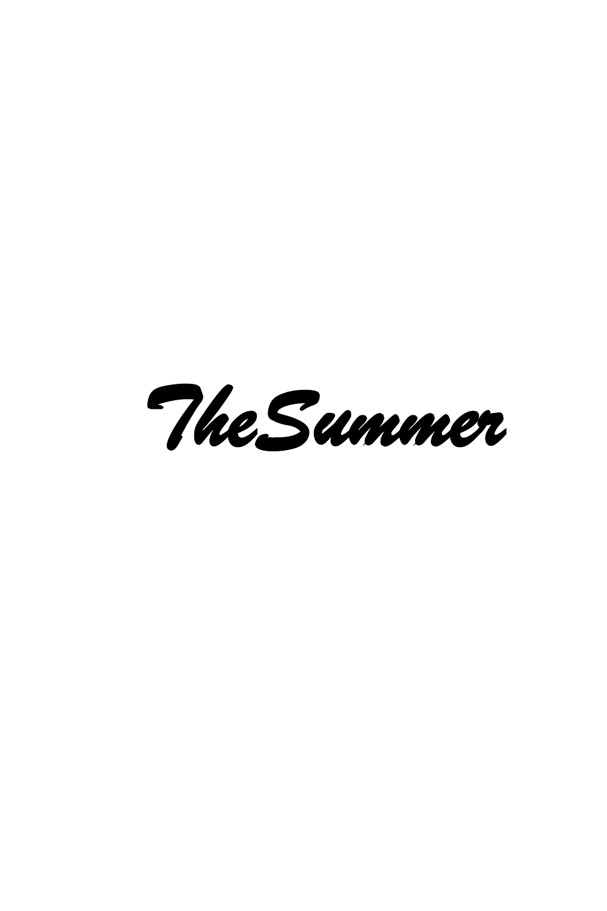# TheSummer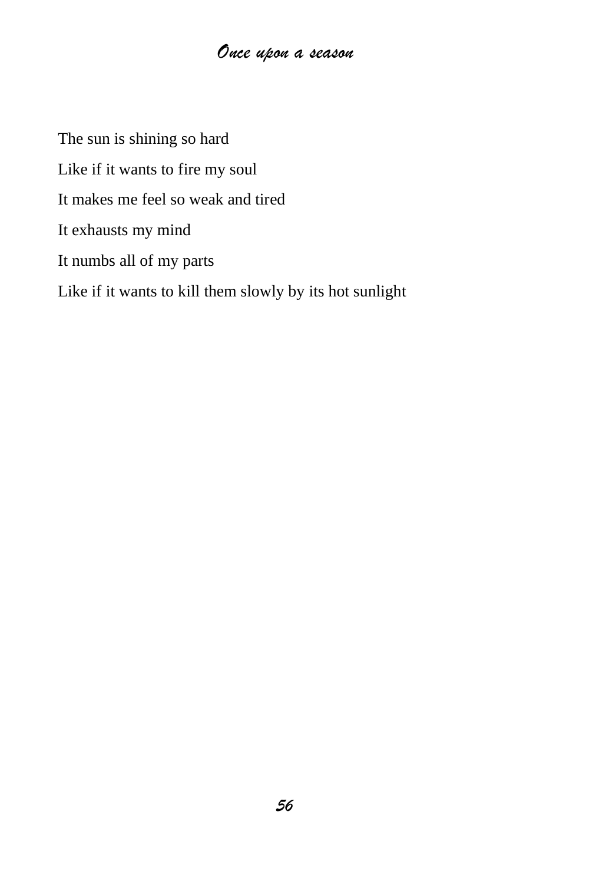The sun is shining so hard

Like if it wants to fire my soul

It makes me feel so weak and tired

It exhausts my mind

It numbs all of my parts

Like if it wants to kill them slowly by its hot sunlight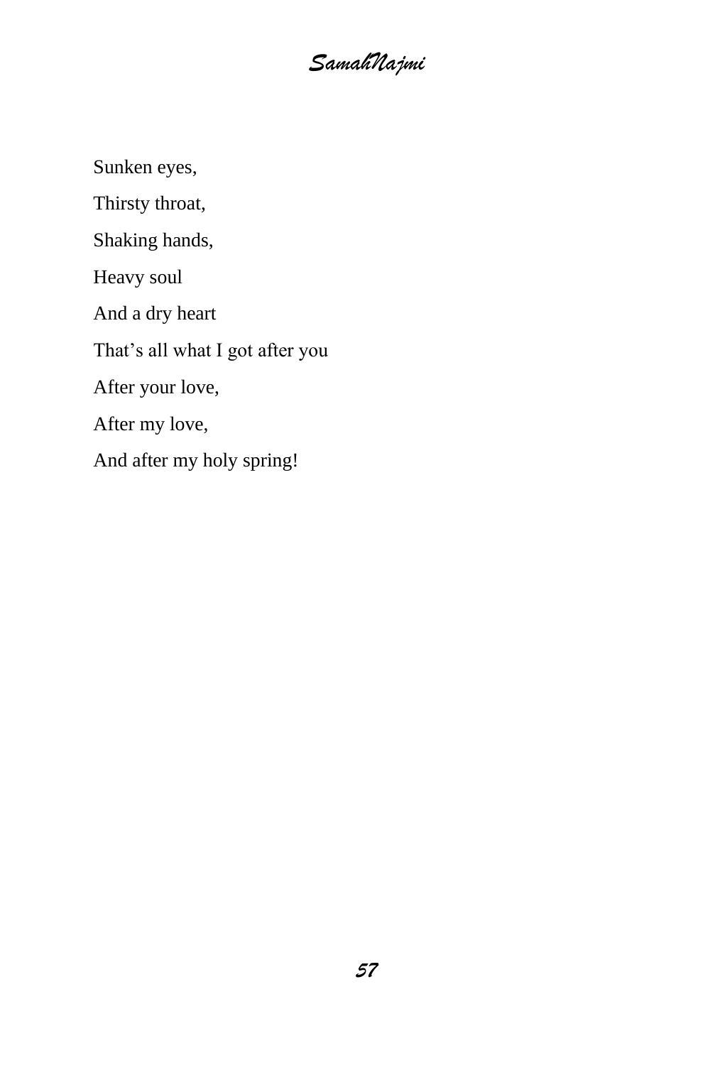Sunken eyes,

Thirsty throat,

Shaking hands,

Heavy soul

And a dry heart

That's all what I got after you

After your love,

After my love,

And after my holy spring!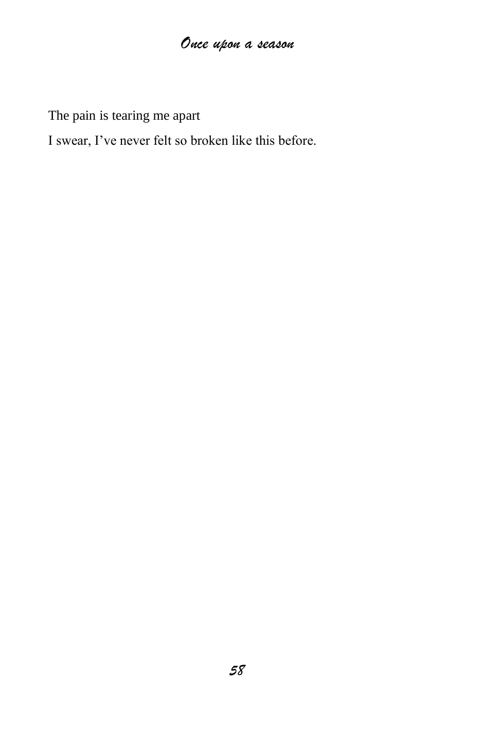The pain is tearing me apart

I swear, I've never felt so broken like this before.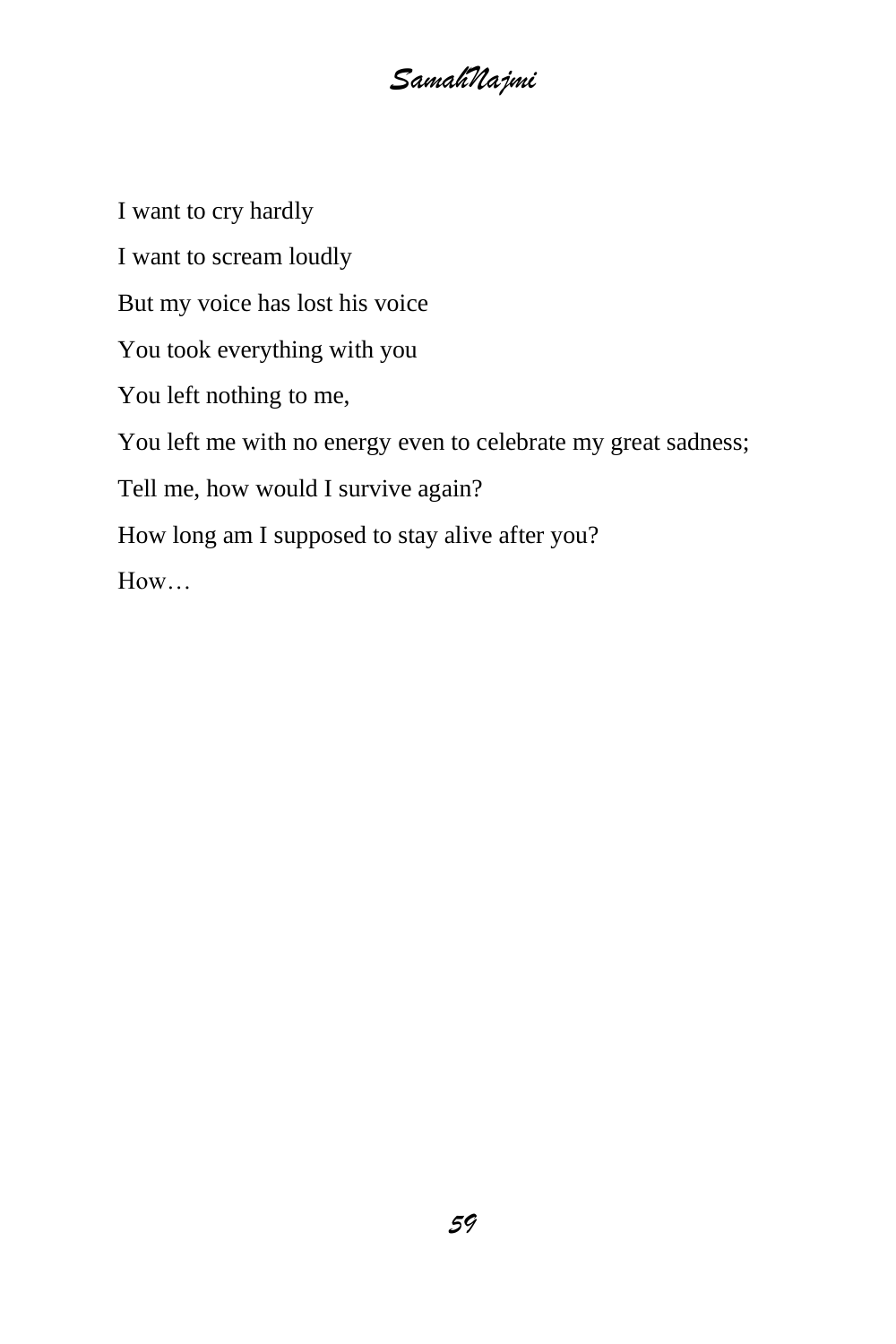I want to cry hardly

I want to scream loudly

But my voice has lost his voice

You took everything with you

You left nothing to me,

You left me with no energy even to celebrate my great sadness;

Tell me, how would I survive again?

How long am I supposed to stay alive after you?

How…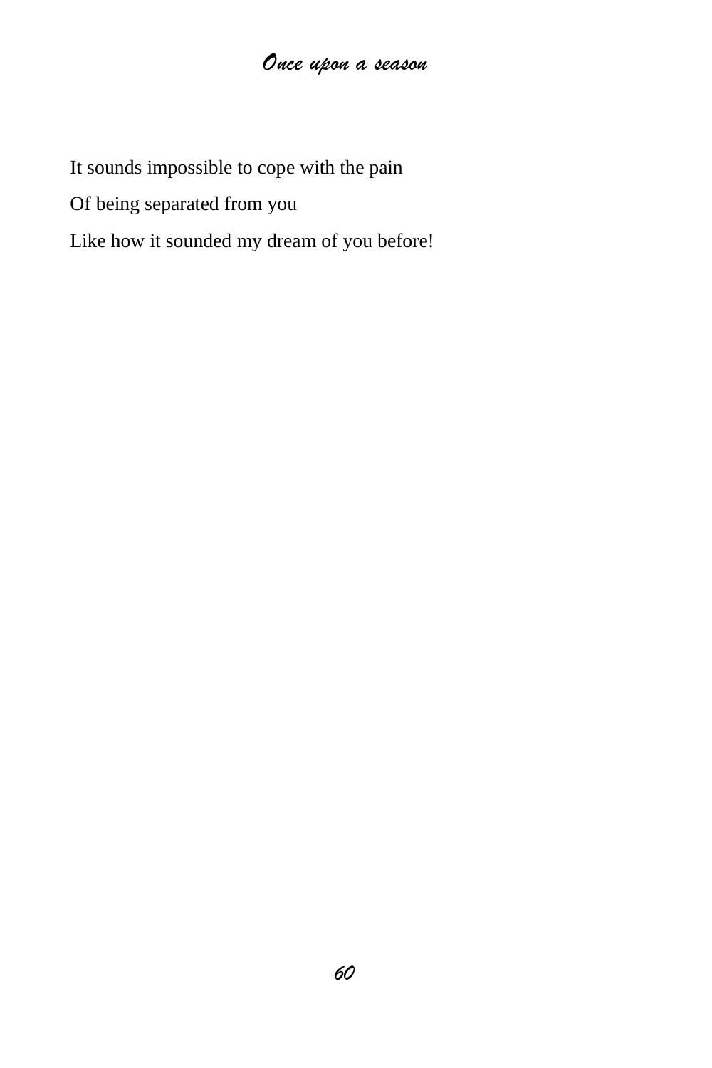It sounds impossible to cope with the pain

Of being separated from you

Like how it sounded my dream of you before!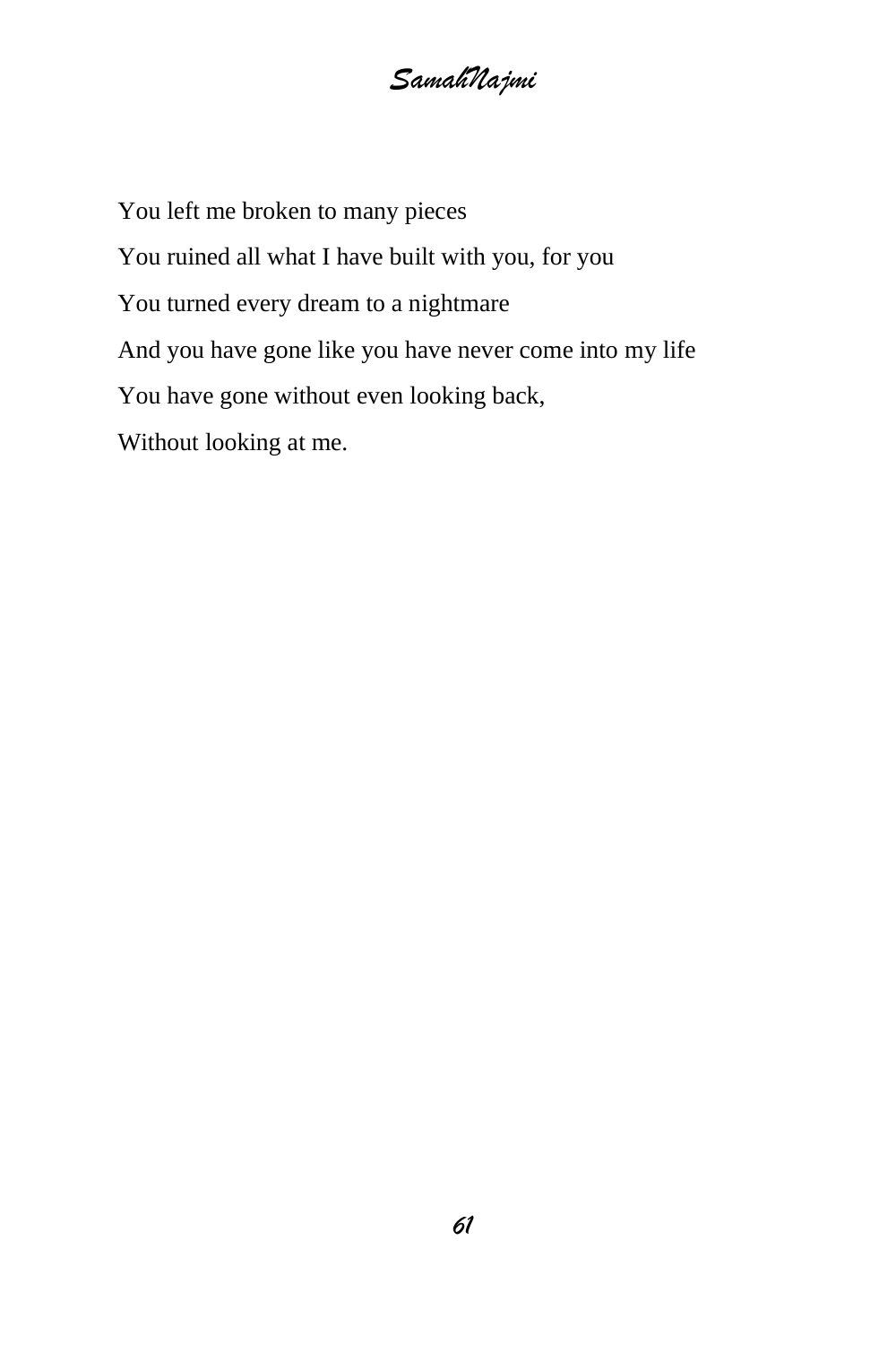You left me broken to many pieces

You ruined all what I have built with you, for you

You turned every dream to a nightmare

And you have gone like you have never come into my life

You have gone without even looking back,

Without looking at me.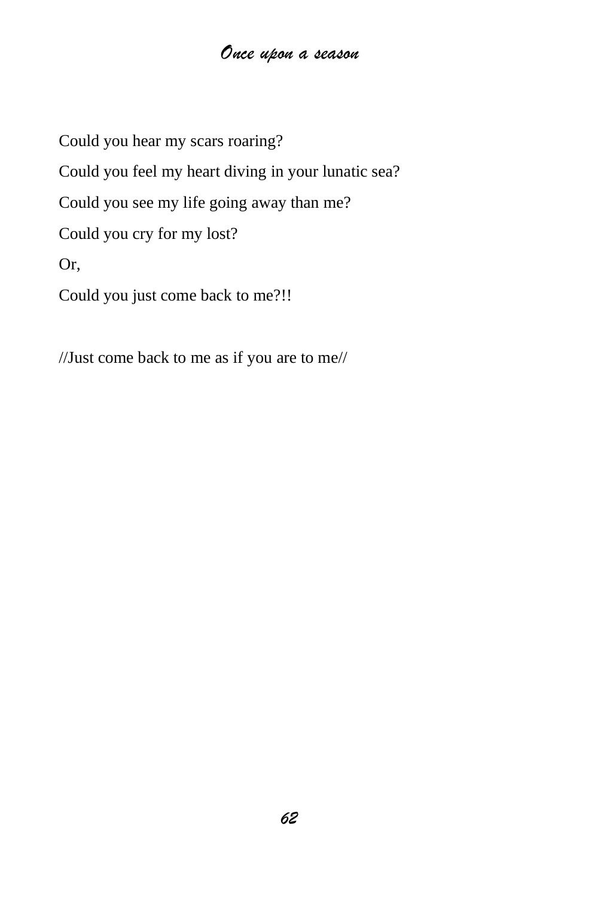Could you hear my scars roaring?

Could you feel my heart diving in your lunatic sea?

Could you see my life going away than me?

Could you cry for my lost?

Or,

Could you just come back to me?!!

//Just come back to me as if you are to me//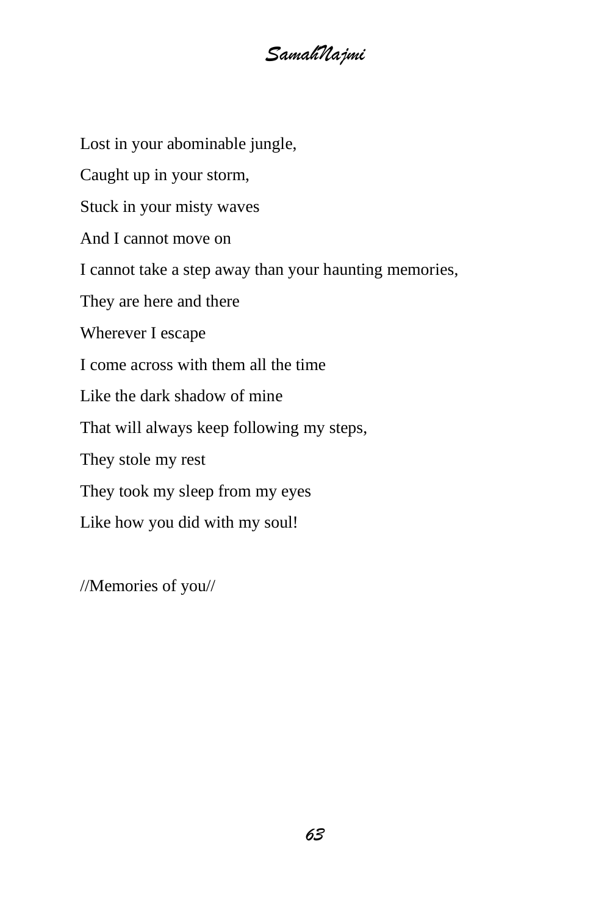Lost in your abominable jungle,

Caught up in your storm,

Stuck in your misty waves

And I cannot move on

I cannot take a step away than your haunting memories,

They are here and there

Wherever I escape

I come across with them all the time

Like the dark shadow of mine

That will always keep following my steps,

They stole my rest

They took my sleep from my eyes

Like how you did with my soul!

//Memories of you//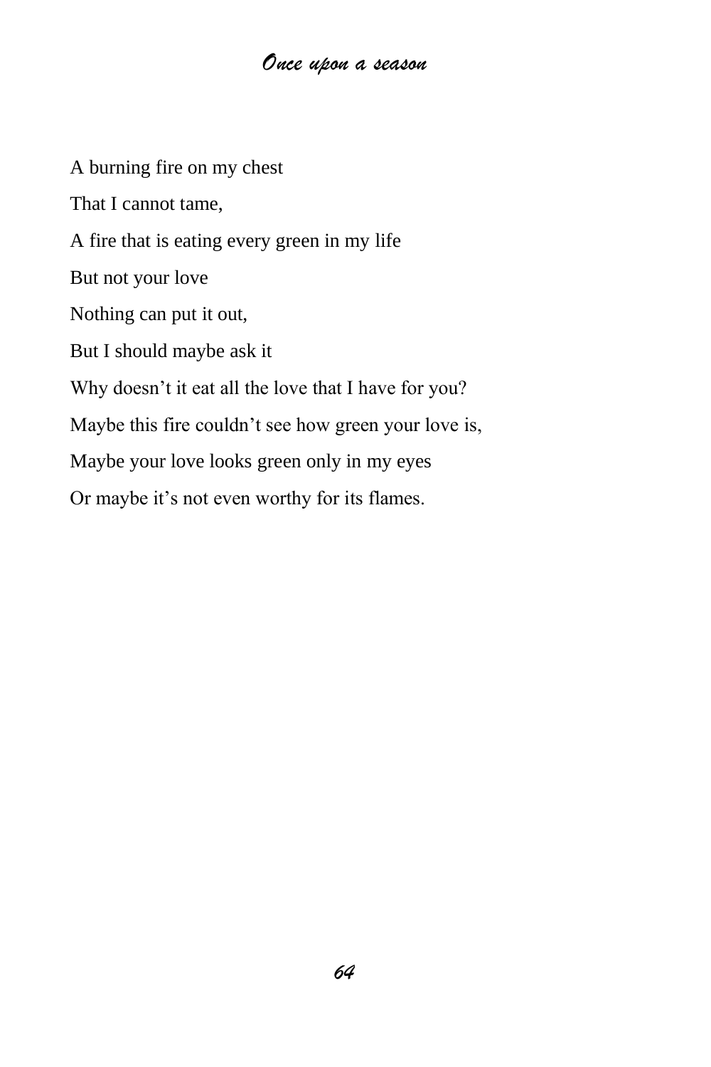A burning fire on my chest

That I cannot tame,

A fire that is eating every green in my life

But not your love

Nothing can put it out,

But I should maybe ask it

Why doesn't it eat all the love that I have for you?

Maybe this fire couldn't see how green your love is,

Maybe your love looks green only in my eyes

Or maybe it's not even worthy for its flames.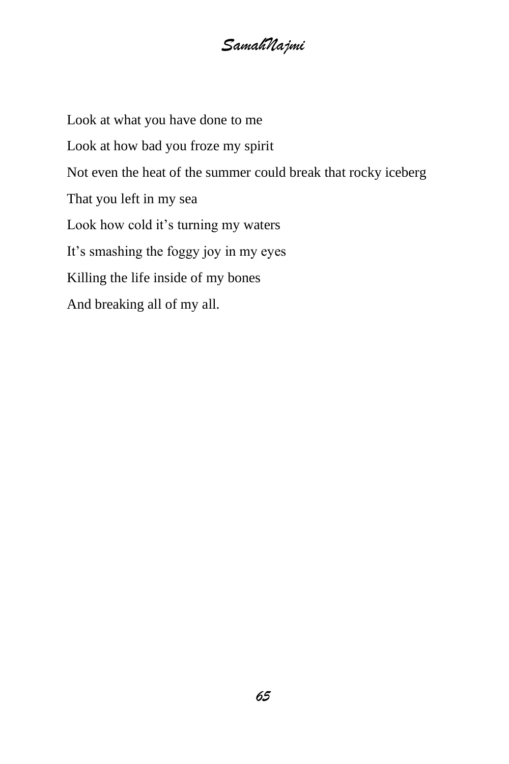Look at what you have done to me

Look at how bad you froze my spirit

Not even the heat of the summer could break that rocky iceberg

That you left in my sea

Look how cold it's turning my waters

It's smashing the foggy joy in my eyes

Killing the life inside of my bones

And breaking all of my all.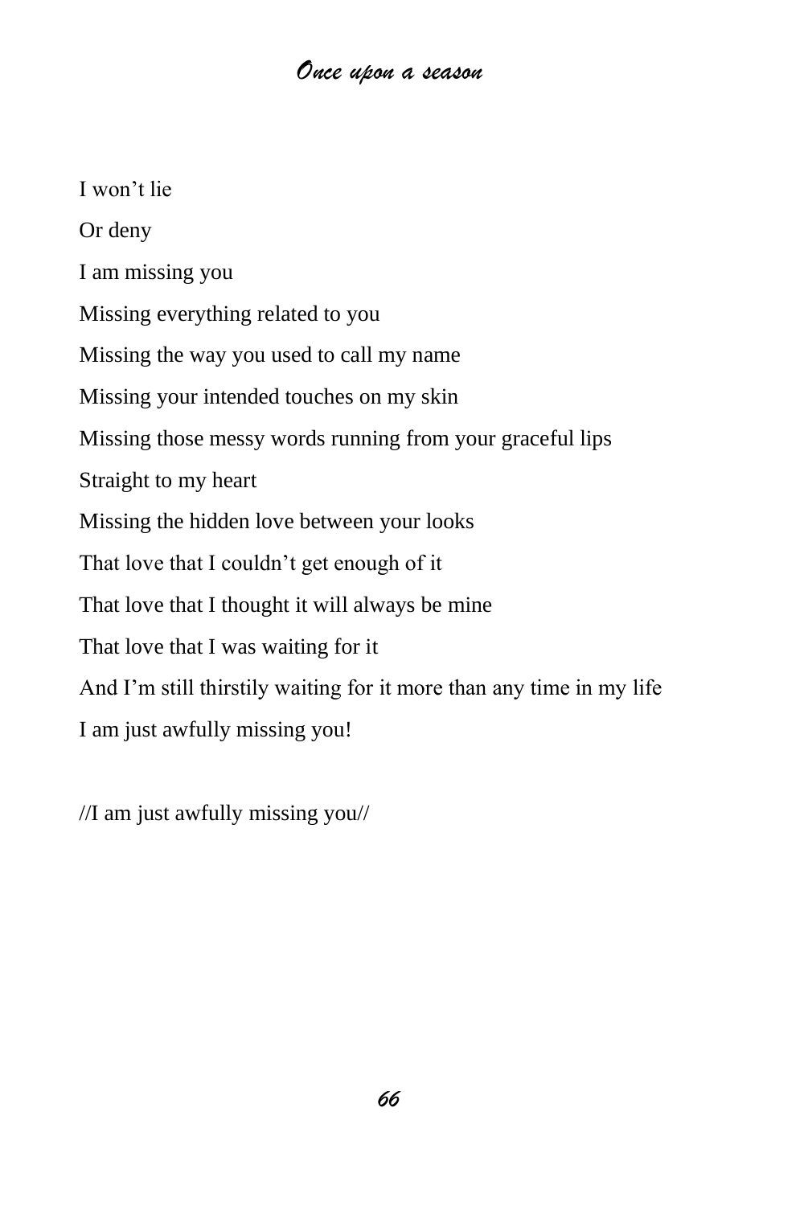I won't lie

Or deny

I am missing you

Missing everything related to you

Missing the way you used to call my name

Missing your intended touches on my skin

Missing those messy words running from your graceful lips

Straight to my heart

Missing the hidden love between your looks

That love that I couldn't get enough of it

That love that I thought it will always be mine

That love that I was waiting for it

And I'm still thirstily waiting for it more than any time in my life

I am just awfully missing you!

//I am just awfully missing you//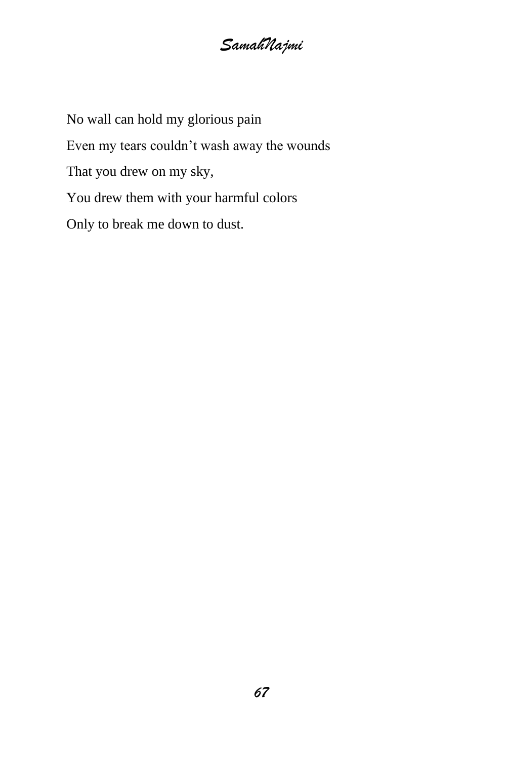No wall can hold my glorious pain

Even my tears couldn’t wash away the wounds

That you drew on my sky,

You drew them with your harmful colors

Only to break me down to dust.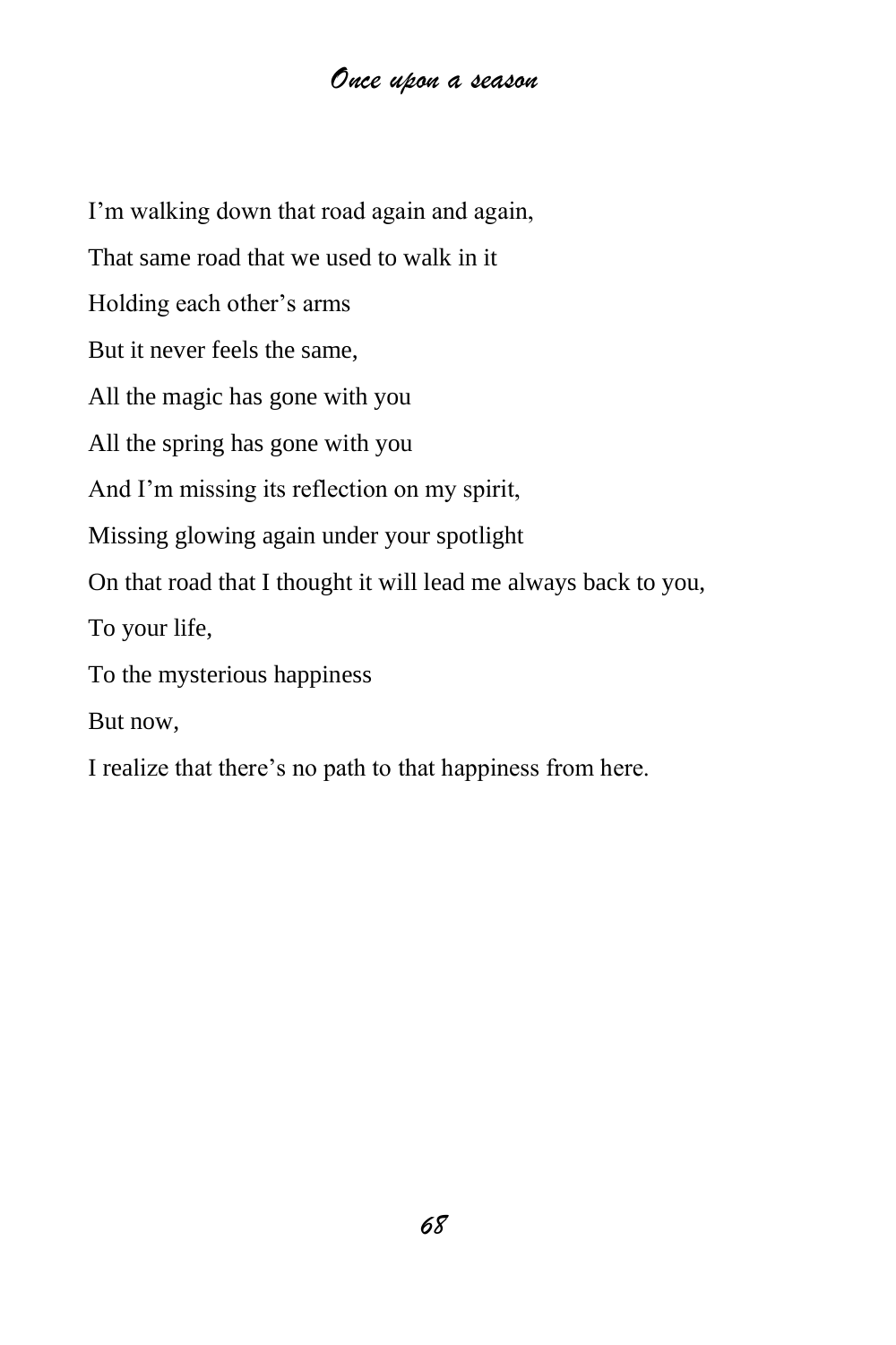I'm walking down that road again and again,

That same road that we used to walk in it

Holding each other's arms

But it never feels the same,

All the magic has gone with you

All the spring has gone with you

And I'm missing its reflection on my spirit,

Missing glowing again under your spotlight

On that road that I thought it will lead me always back to you,

To your life,

To the mysterious happiness

But now,

I realize that there's no path to that happiness from here.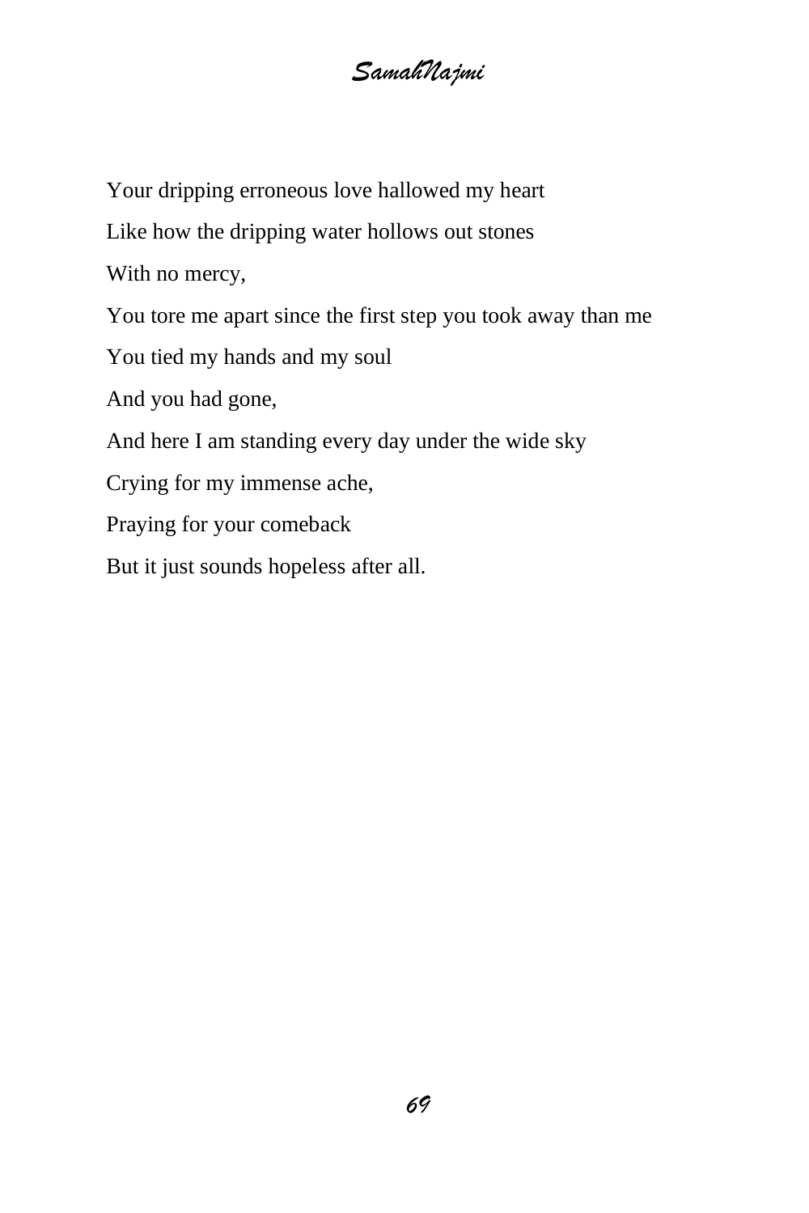Your dripping erroneous love hallowed my heart

Like how the dripping water hollows out stones

With no mercy,

You tore me apart since the first step you took away than me

You tied my hands and my soul

And you had gone,

And here I am standing every day under the wide sky

Crying for my immense ache,

Praying for your comeback

But it just sounds hopeless after all.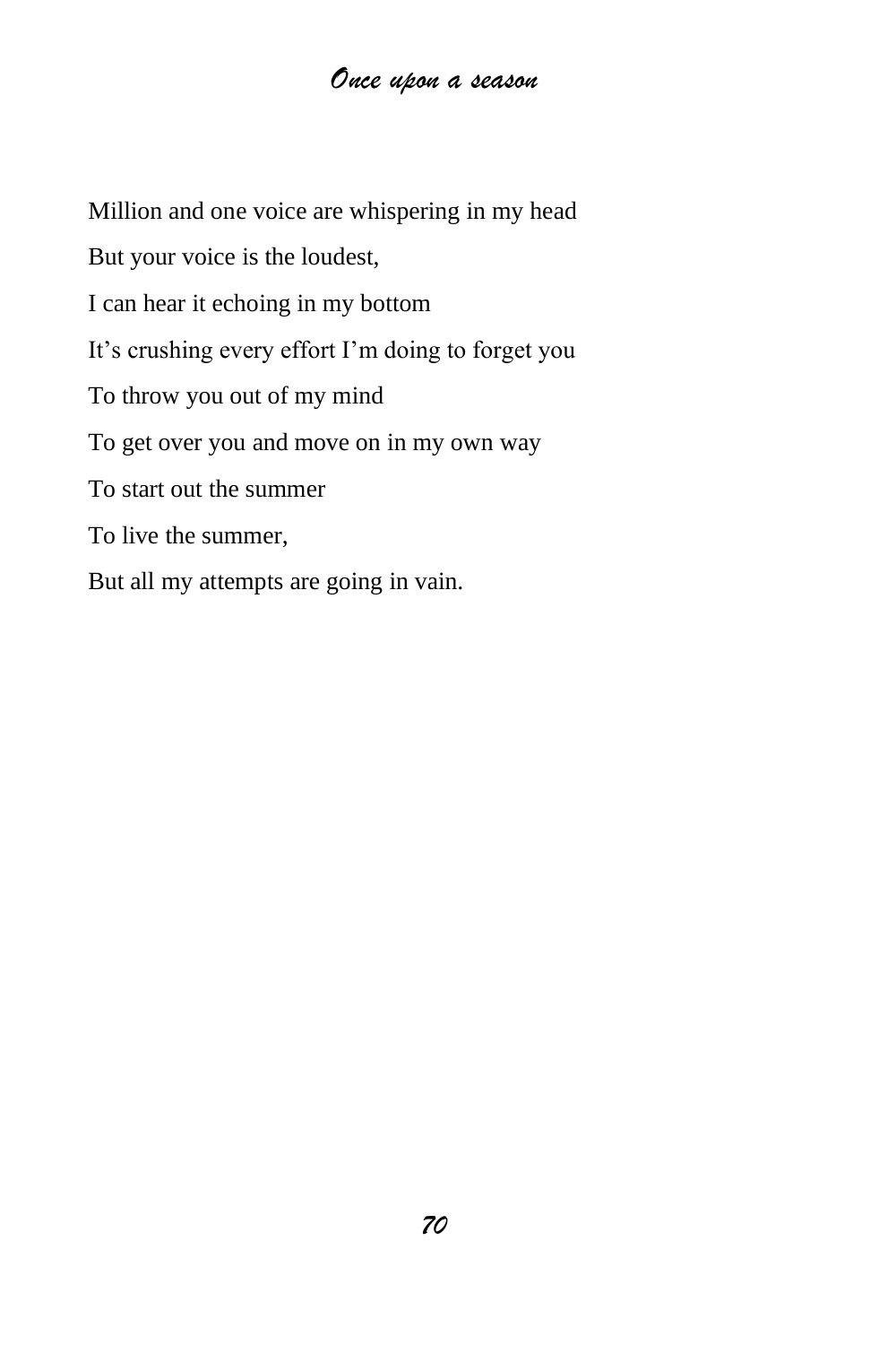Million and one voice are whispering in my head

But your voice is the loudest,

I can hear it echoing in my bottom

It's crushing every effort I'm doing to forget you

To throw you out of my mind

To get over you and move on in my own way

To start out the summer

To live the summer,

But all my attempts are going in vain.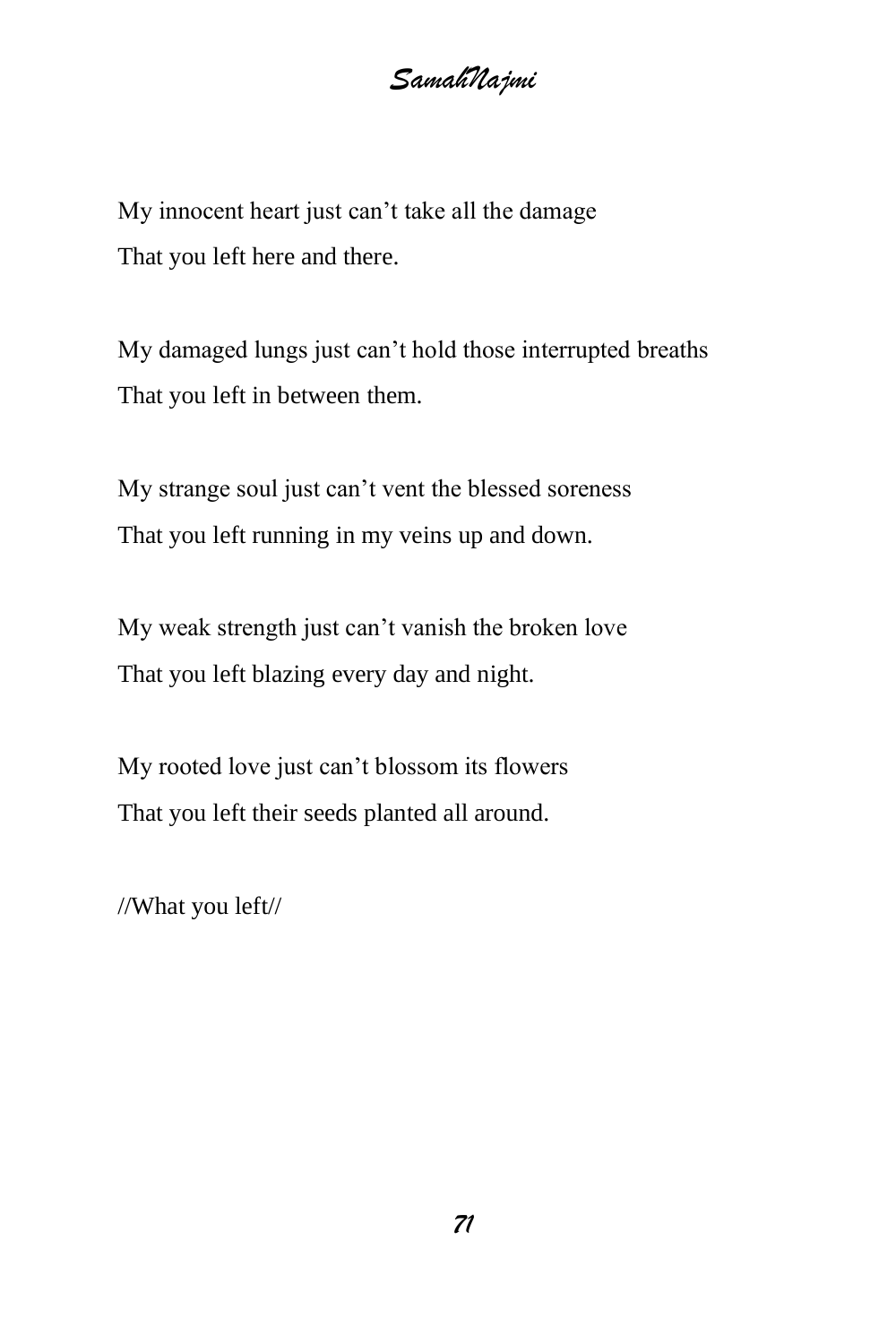My innocent heart just can’t take all the damage
That you left here and there.

My damaged lungs just can’t hold those interrupted breaths
That you left in between them.

My strange soul just can’t vent the blessed soreness
That you left running in my veins up and down.

My weak strength just can’t vanish the broken love
That you left blazing every day and night.

My rooted love just can’t blossom its flowers
That you left their seeds planted all around.

//What you left//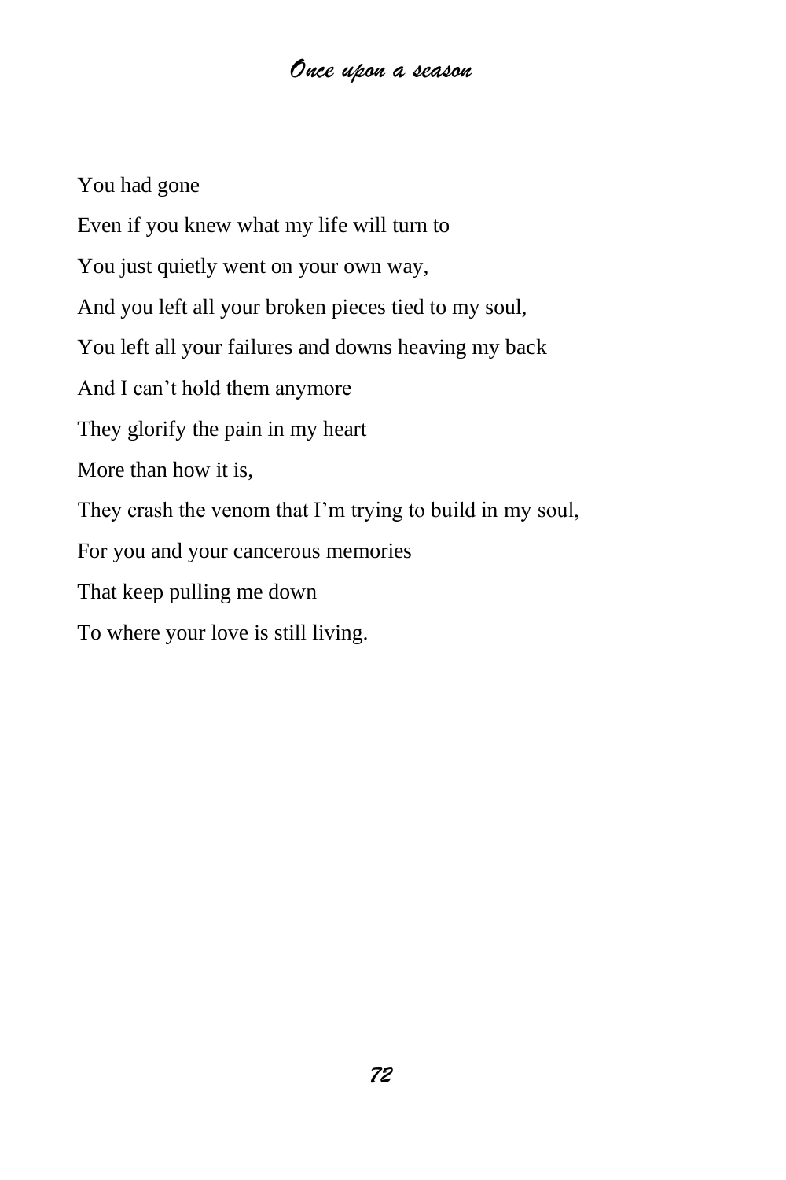You had gone

Even if you knew what my life will turn to

You just quietly went on your own way,

And you left all your broken pieces tied to my soul,

You left all your failures and downs heaving my back

And I can't hold them anymore

They glorify the pain in my heart

More than how it is,

They crash the venom that I'm trying to build in my soul,

For you and your cancerous memories

That keep pulling me down

To where your love is still living.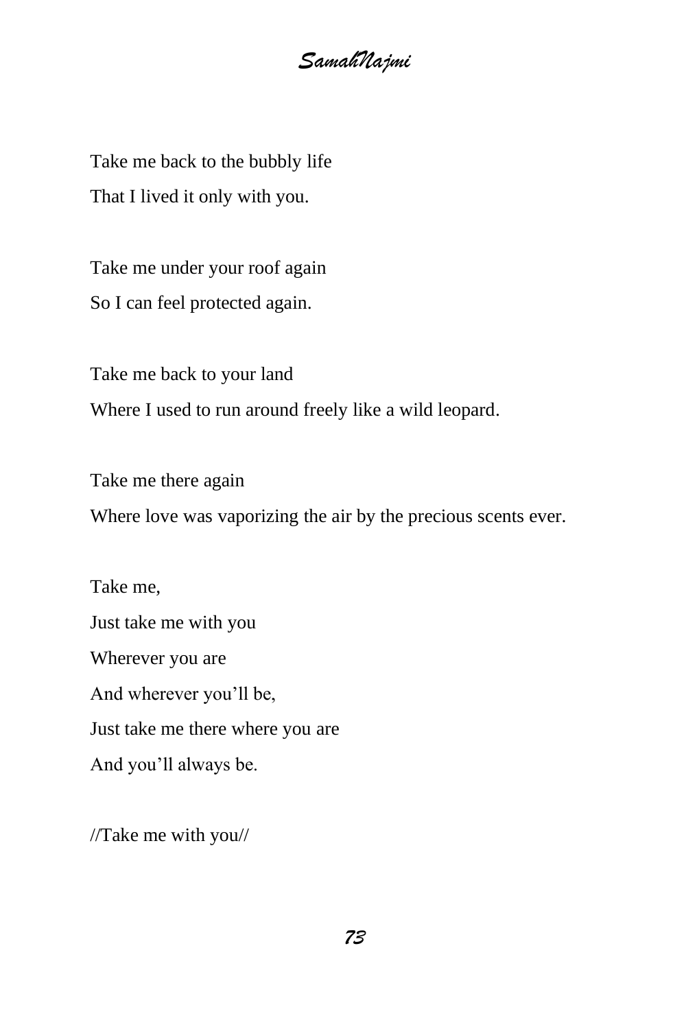Take me back to the bubbly life
That I lived it only with you.

Take me under your roof again
So I can feel protected again.

Take me back to your land
Where I used to run around freely like a wild leopard.

Take me there again
Where love was vaporizing the air by the precious scents ever.

Take me,
Just take me with you
Wherever you are
And wherever you'll be,
Just take me there where you are
And you'll always be.

//Take me with you//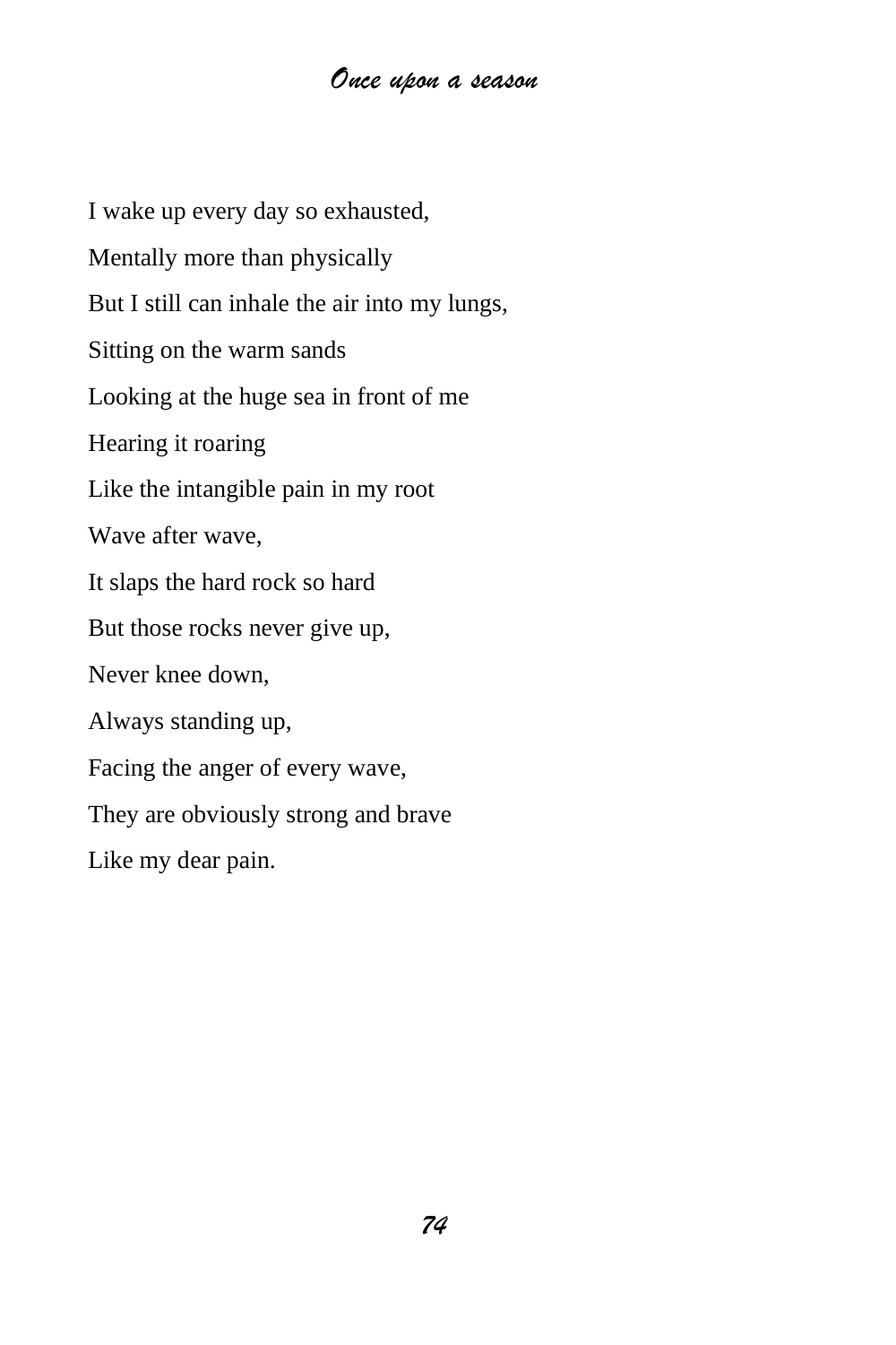I wake up every day so exhausted,  
Mentally more than physically  
But I still can inhale the air into my lungs,  
Sitting on the warm sands  
Looking at the huge sea in front of me  
Hearing it roaring  
Like the intangible pain in my root  
Wave after wave,  
It slaps the hard rock so hard  
But those rocks never give up,  
Never knee down,  
Always standing up,  
Facing the anger of every wave,  
They are obviously strong and brave  
Like my dear pain.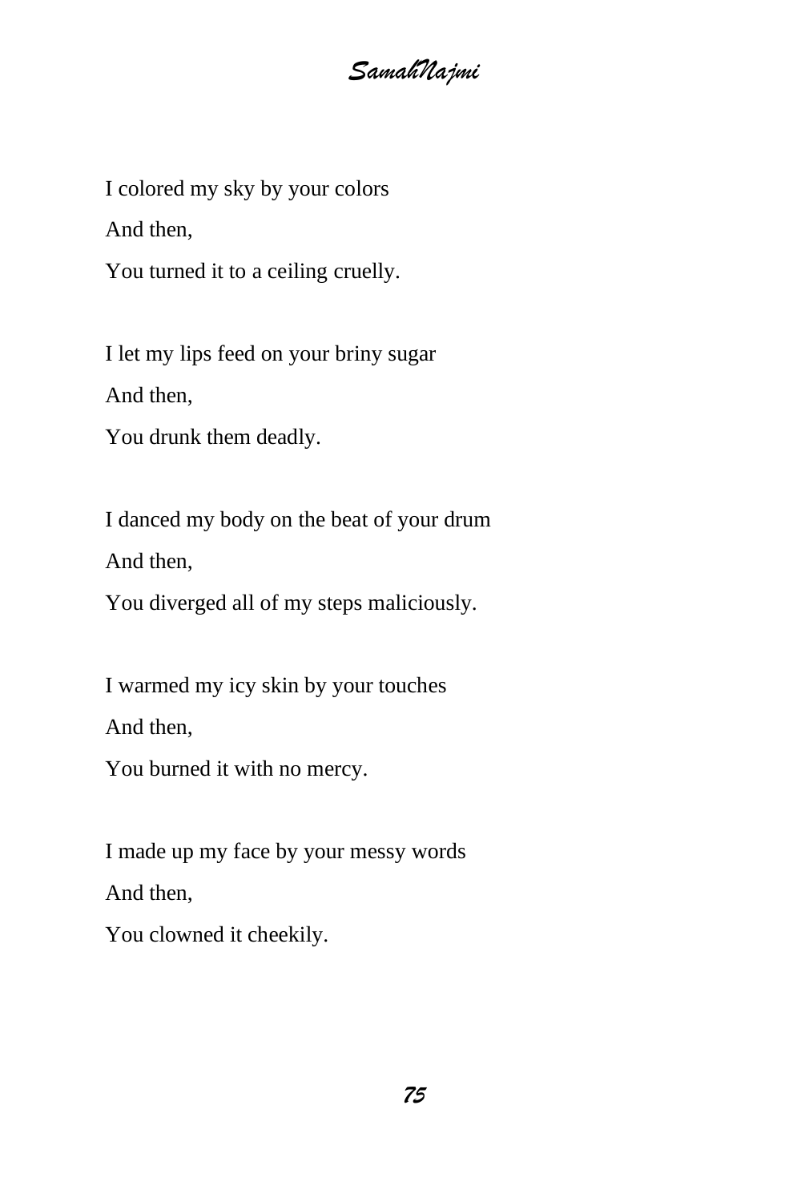I colored my sky by your colors
And then,
You turned it to a ceiling cruelly.

I let my lips feed on your briny sugar
And then,
You drunk them deadly.

I danced my body on the beat of your drum
And then,
You diverged all of my steps maliciously.

I warmed my icy skin by your touches
And then,
You burned it with no mercy.

I made up my face by your messy words
And then,
You clowned it cheekily.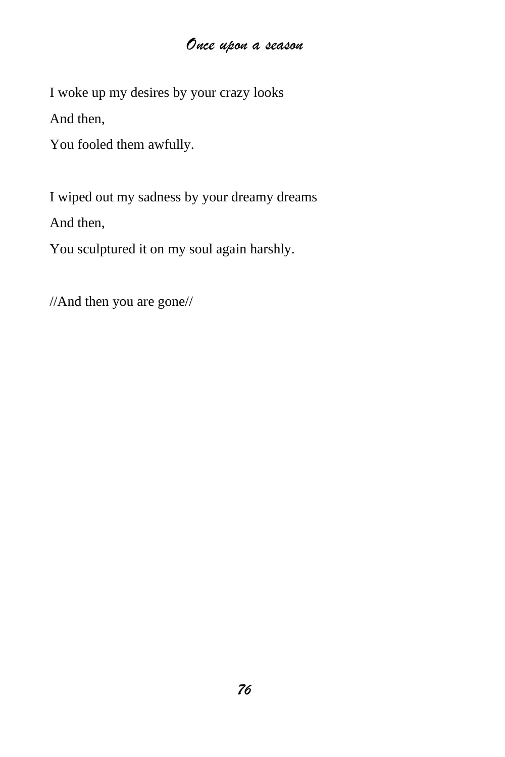I woke up my desires by your crazy looks

And then,

You fooled them awfully.

I wiped out my sadness by your dreamy dreams

And then,

You sculptured it on my soul again harshly.

//And then you are gone//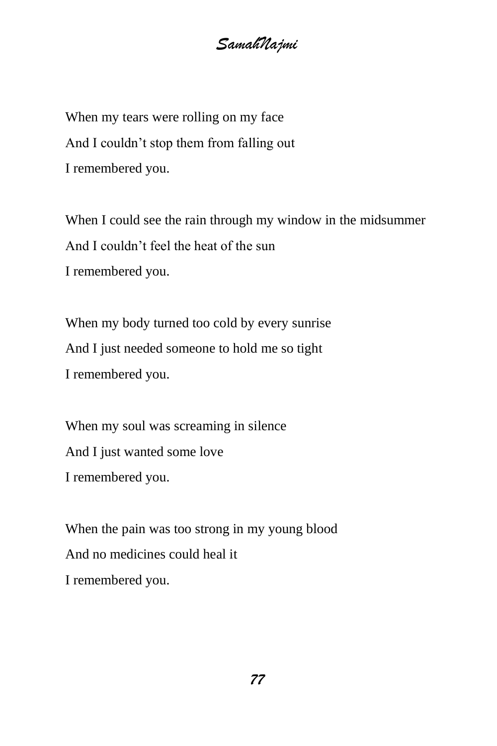When my tears were rolling on my face
And I couldn’t stop them from falling out
I remembered you.

When I could see the rain through my window in the midsummer
And I couldn’t feel the heat of the sun
I remembered you.

When my body turned too cold by every sunrise
And I just needed someone to hold me so tight
I remembered you.

When my soul was screaming in silence
And I just wanted some love
I remembered you.

When the pain was too strong in my young blood
And no medicines could heal it
I remembered you.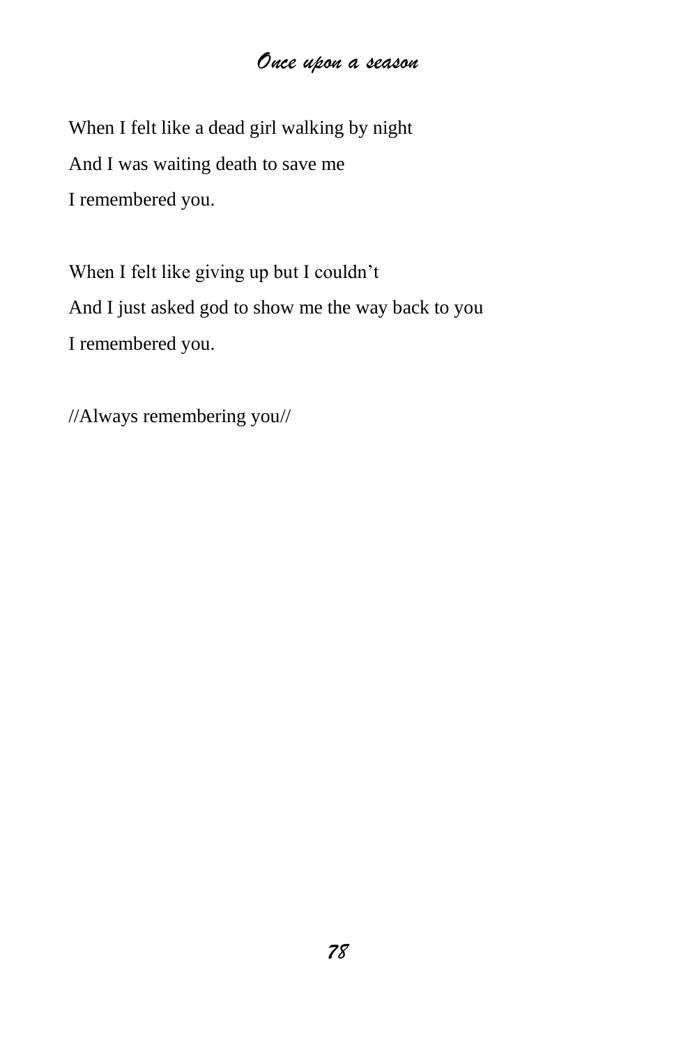When I felt like a dead girl walking by night

And I was waiting death to save me

I remembered you.

When I felt like giving up but I couldn't

And I just asked god to show me the way back to you

I remembered you.

//Always remembering you//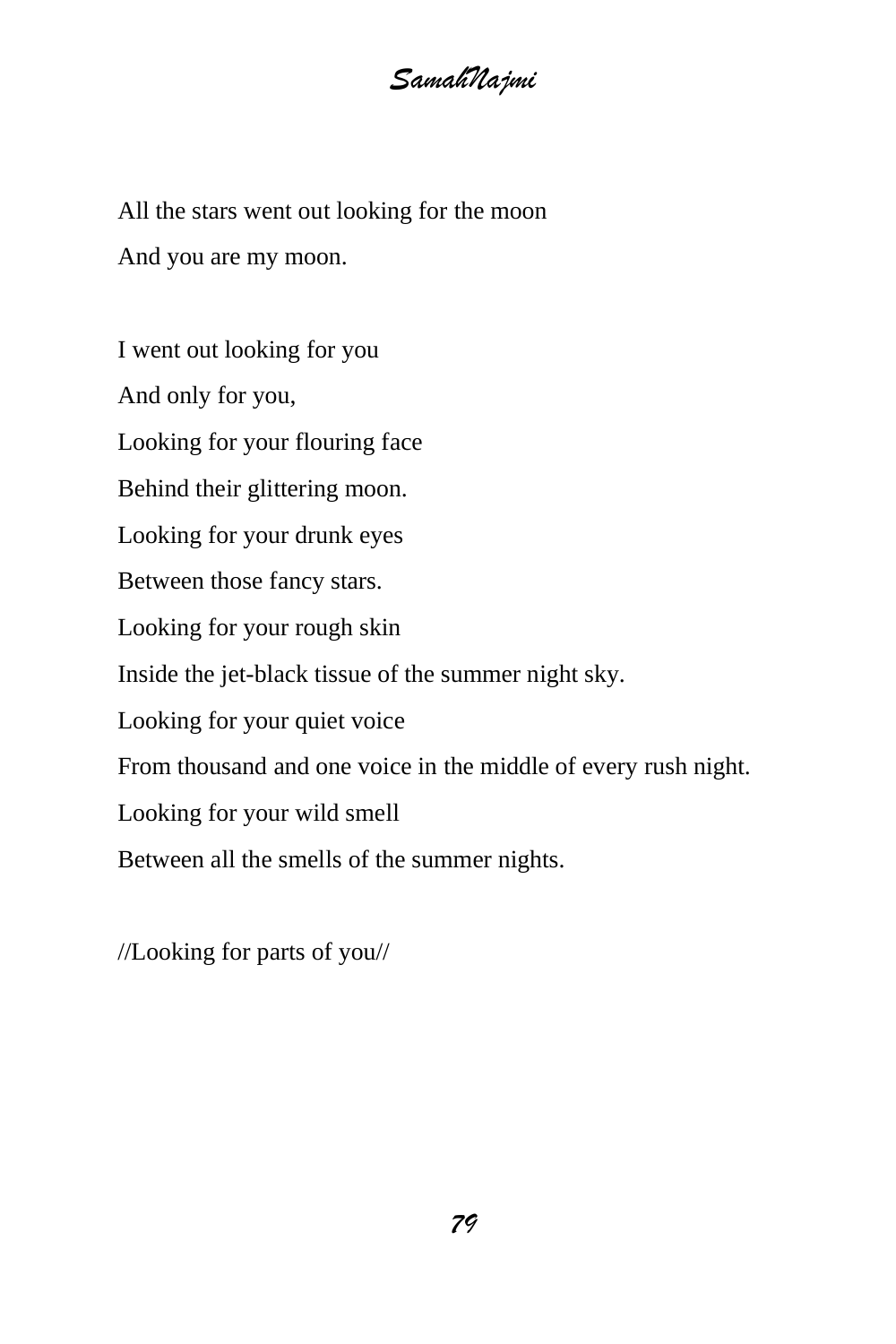All the stars went out looking for the moon

And you are my moon.

I went out looking for you

And only for you,

Looking for your flouring face

Behind their glittering moon.

Looking for your drunk eyes

Between those fancy stars.

Looking for your rough skin

Inside the jet-black tissue of the summer night sky.

Looking for your quiet voice

From thousand and one voice in the middle of every rush night.

Looking for your wild smell

Between all the smells of the summer nights.

//Looking for parts of you//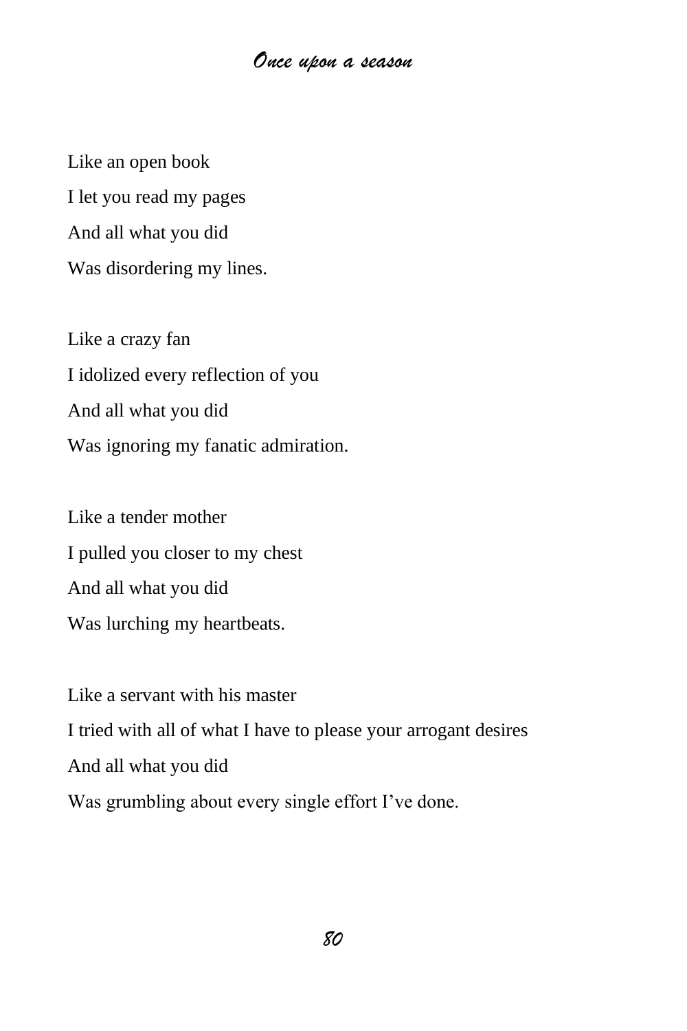Like an open book
I let you read my pages
And all what you did
Was disordering my lines.

Like a crazy fan
I idolized every reflection of you
And all what you did
Was ignoring my fanatic admiration.

Like a tender mother
I pulled you closer to my chest
And all what you did
Was lurching my heartbeats.

Like a servant with his master
I tried with all of what I have to please your arrogant desires
And all what you did
Was grumbling about every single effort I've done.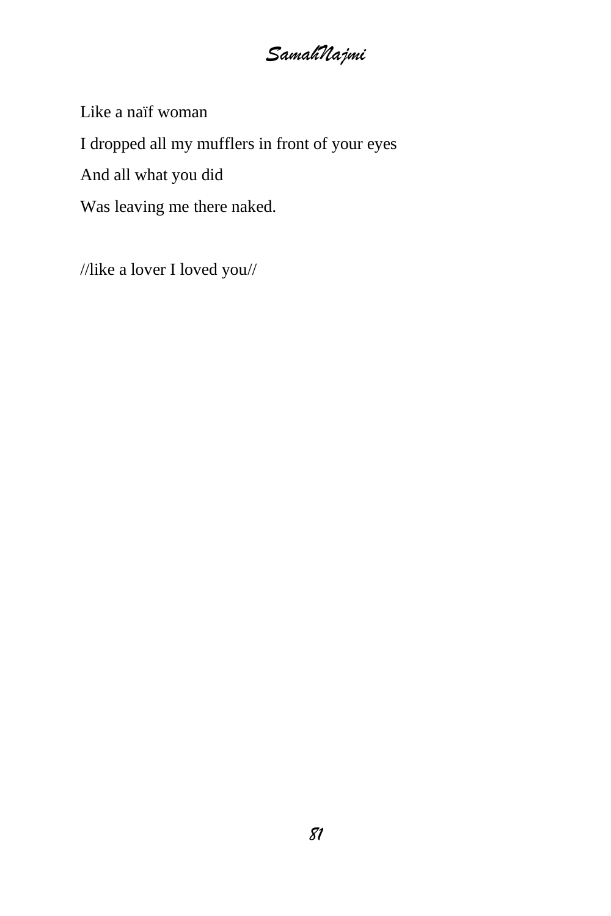Like a naïf woman

I dropped all my mufflers in front of your eyes

And all what you did

Was leaving me there naked.

//like a lover I loved you//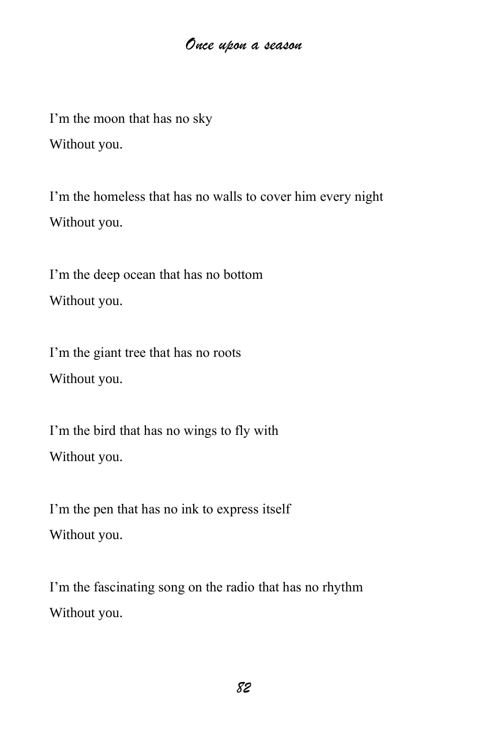I’m the moon that has no sky
Without you.

I’m the homeless that has no walls to cover him every night
Without you.

I’m the deep ocean that has no bottom
Without you.

I’m the giant tree that has no roots
Without you.

I’m the bird that has no wings to fly with
Without you.

I’m the pen that has no ink to express itself
Without you.

I’m the fascinating song on the radio that has no rhythm
Without you.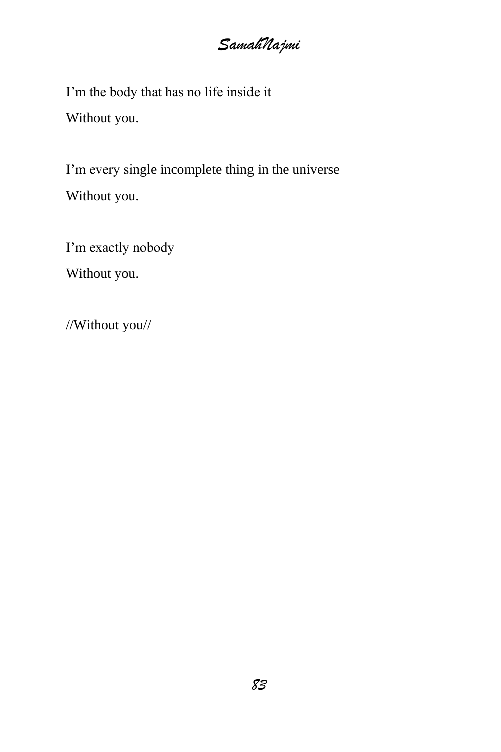I'm the body that has no life inside it

Without you.

I'm every single incomplete thing in the universe

Without you.

I'm exactly nobody

Without you.

//Without you//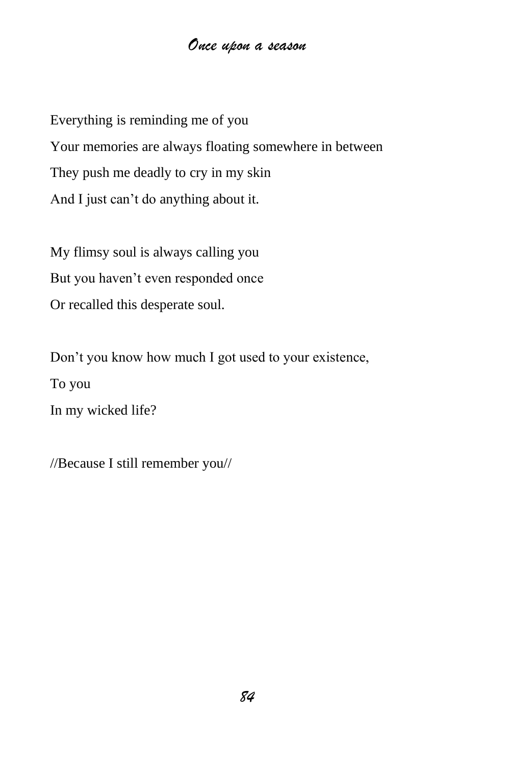Everything is reminding me of you

Your memories are always floating somewhere in between

They push me deadly to cry in my skin

And I just can't do anything about it.

My flimsy soul is always calling you

But you haven't even responded once

Or recalled this desperate soul.

Don't you know how much I got used to your existence,

To you

In my wicked life?

//Because I still remember you//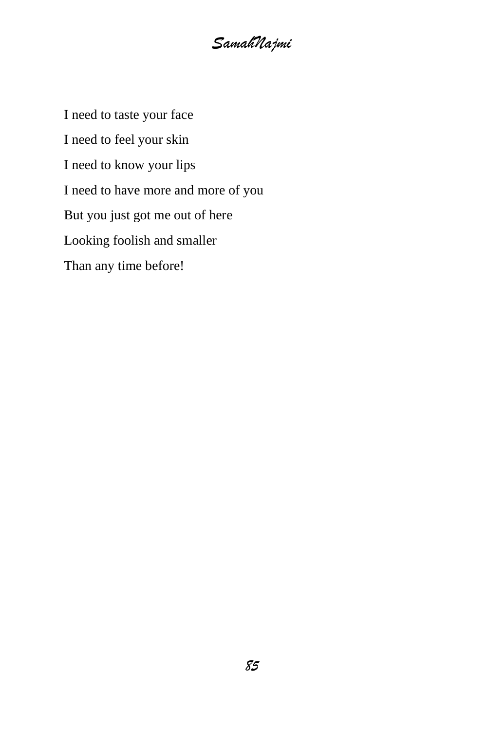I need to taste your face

I need to feel your skin

I need to know your lips

I need to have more and more of you

But you just got me out of here

Looking foolish and smaller

Than any time before!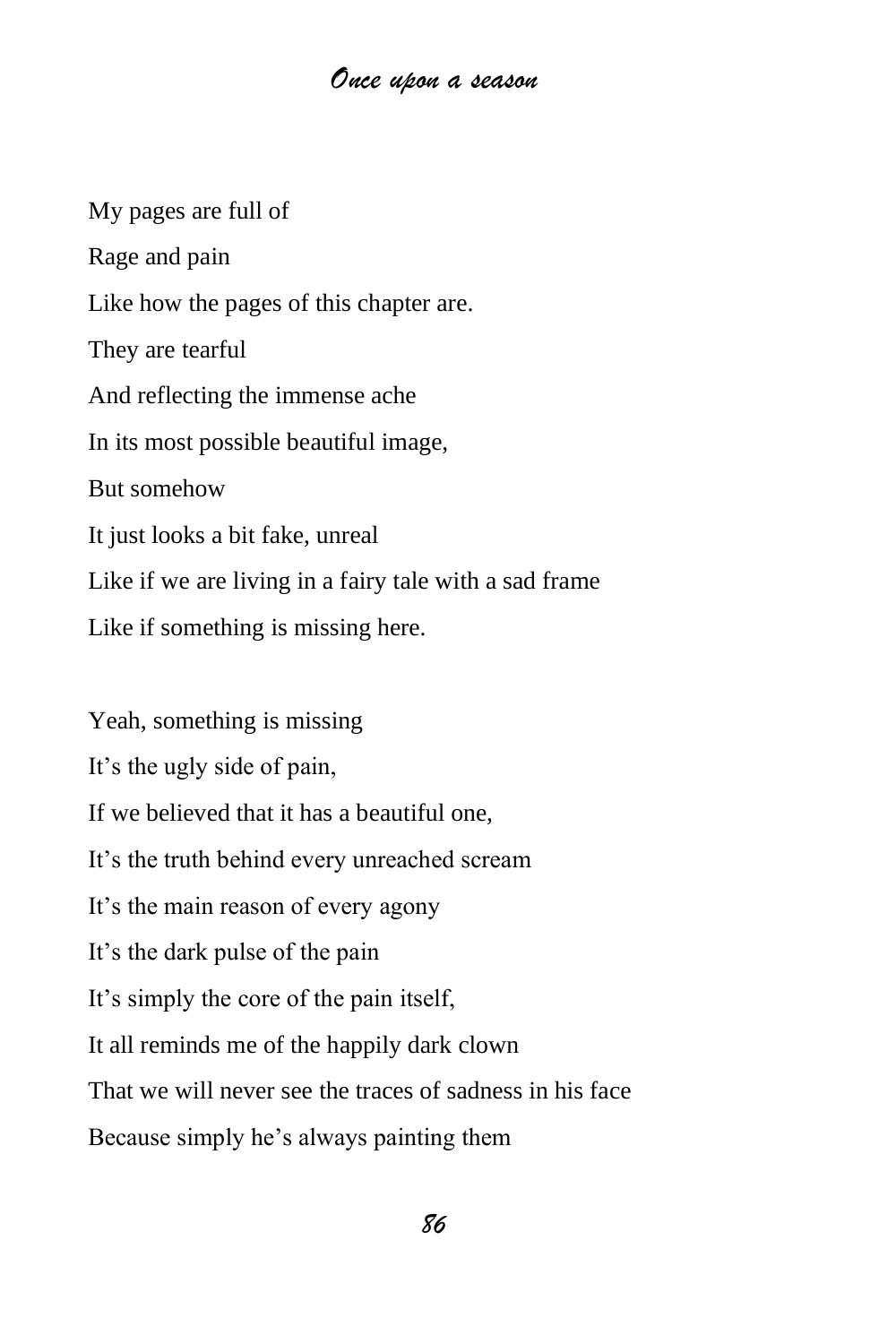My pages are full of

Rage and pain

Like how the pages of this chapter are.

They are tearful

And reflecting the immense ache

In its most possible beautiful image,

But somehow

It just looks a bit fake, unreal

Like if we are living in a fairy tale with a sad frame

Like if something is missing here.

Yeah, something is missing

It's the ugly side of pain,

If we believed that it has a beautiful one,

It's the truth behind every unreached scream

It's the main reason of every agony

It's the dark pulse of the pain

It's simply the core of the pain itself,

It all reminds me of the happily dark clown

That we will never see the traces of sadness in his face

Because simply he's always painting them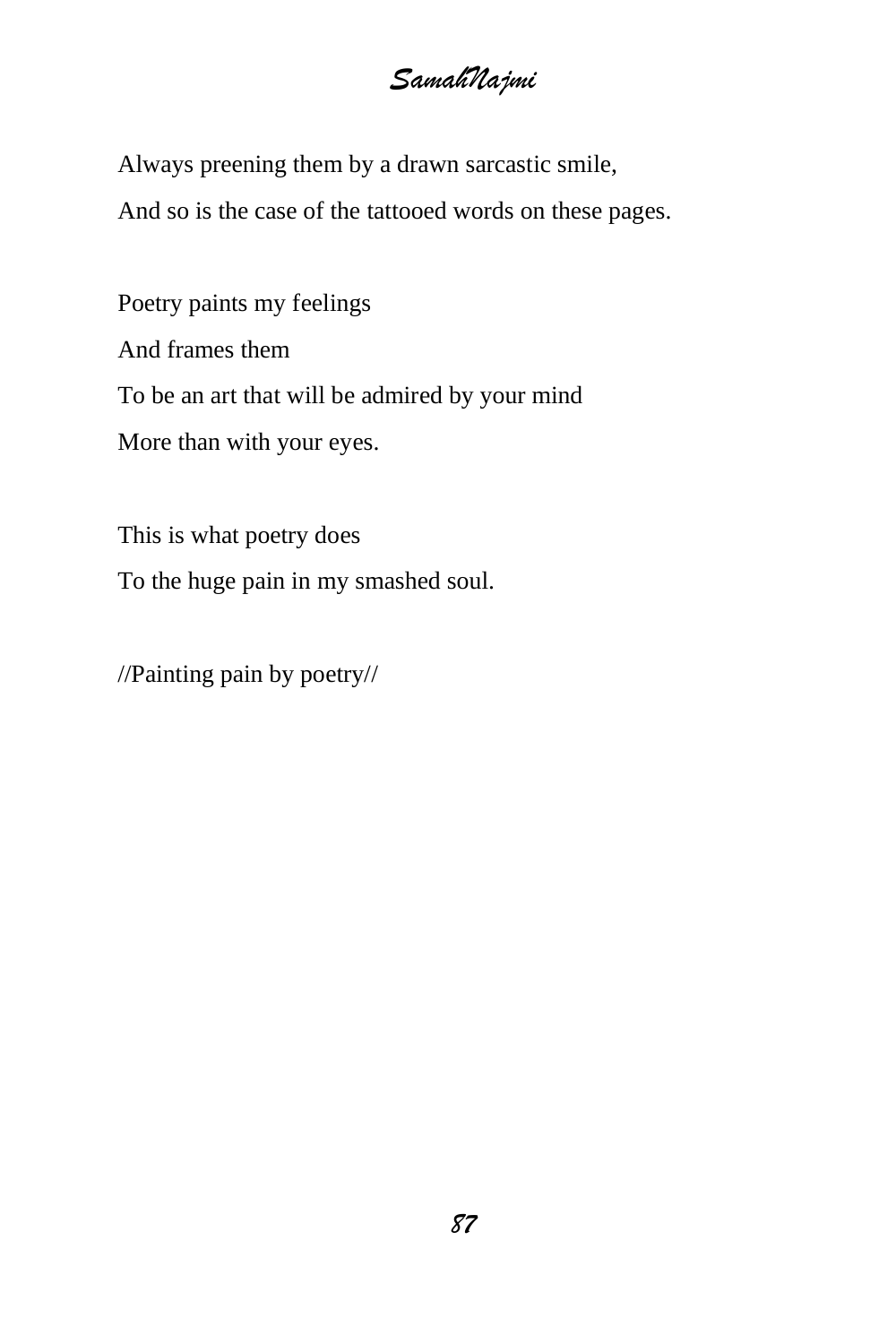Always preening them by a drawn sarcastic smile,

And so is the case of the tattooed words on these pages.

Poetry paints my feelings

And frames them

To be an art that will be admired by your mind

More than with your eyes.

This is what poetry does

To the huge pain in my smashed soul.

//Painting pain by poetry//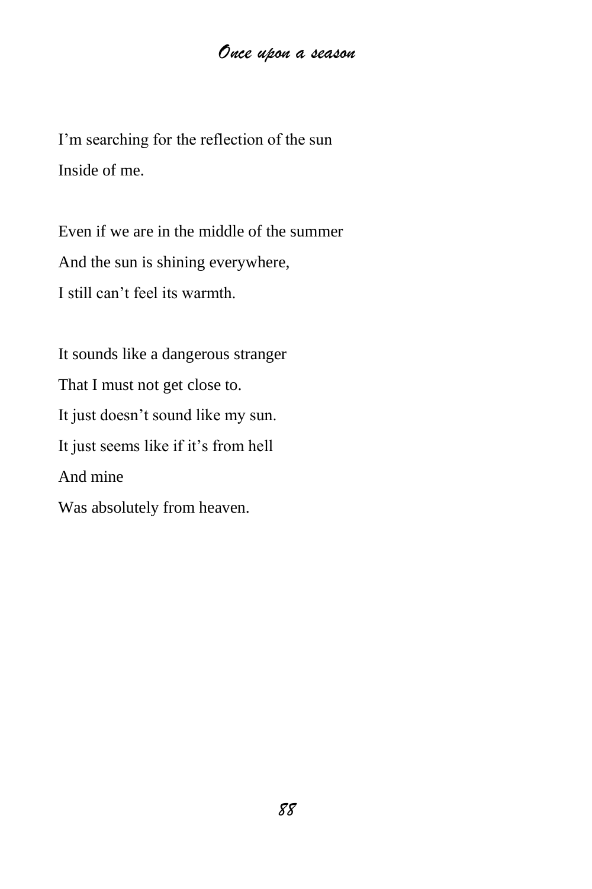I'm searching for the reflection of the sun
Inside of me.

Even if we are in the middle of the summer
And the sun is shining everywhere,
I still can't feel its warmth.

It sounds like a dangerous stranger
That I must not get close to.
It just doesn't sound like my sun.
It just seems like if it's from hell
And mine
Was absolutely from heaven.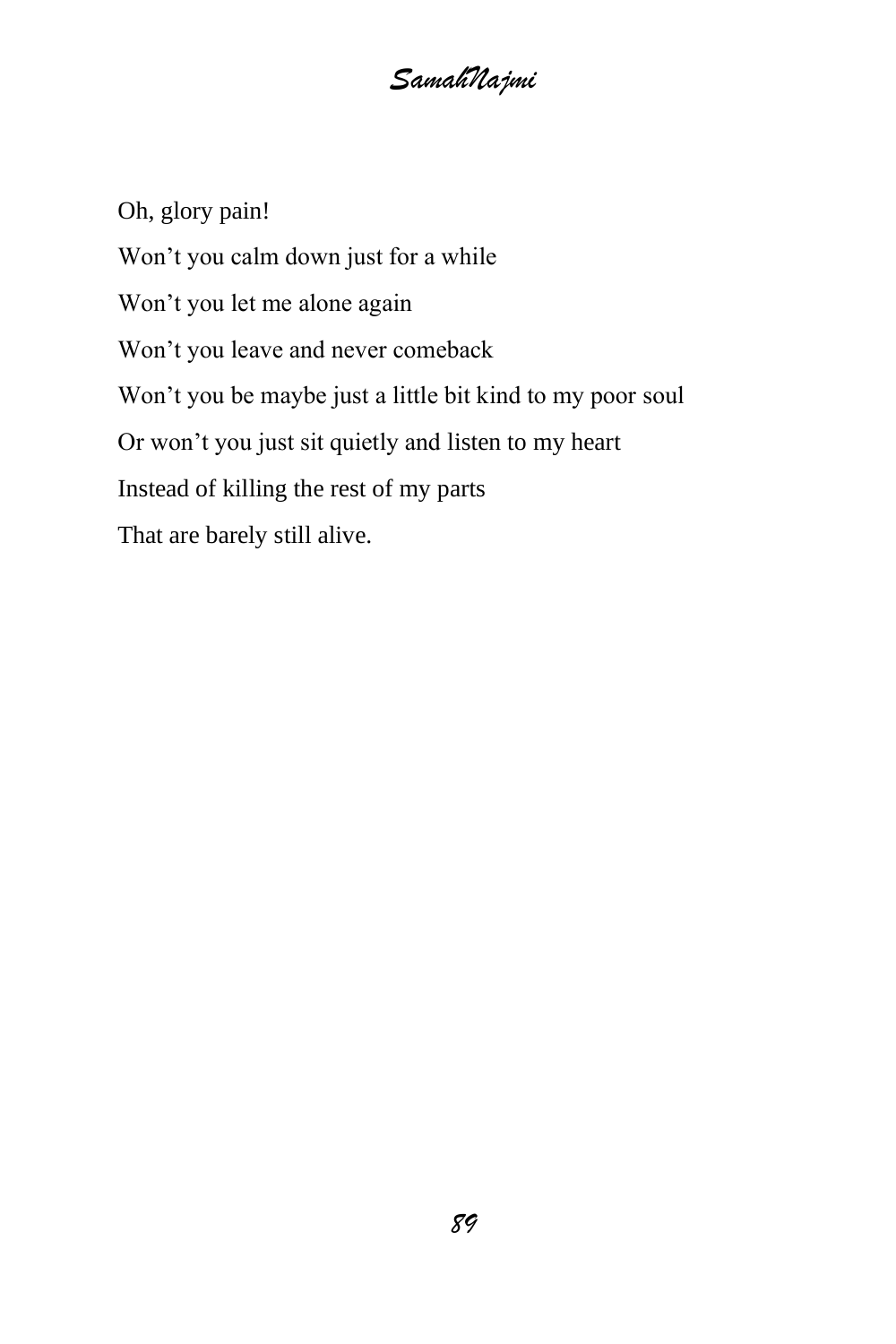Oh, glory pain!

Won't you calm down just for a while

Won't you let me alone again

Won't you leave and never comeback

Won't you be maybe just a little bit kind to my poor soul

Or won't you just sit quietly and listen to my heart

Instead of killing the rest of my parts

That are barely still alive.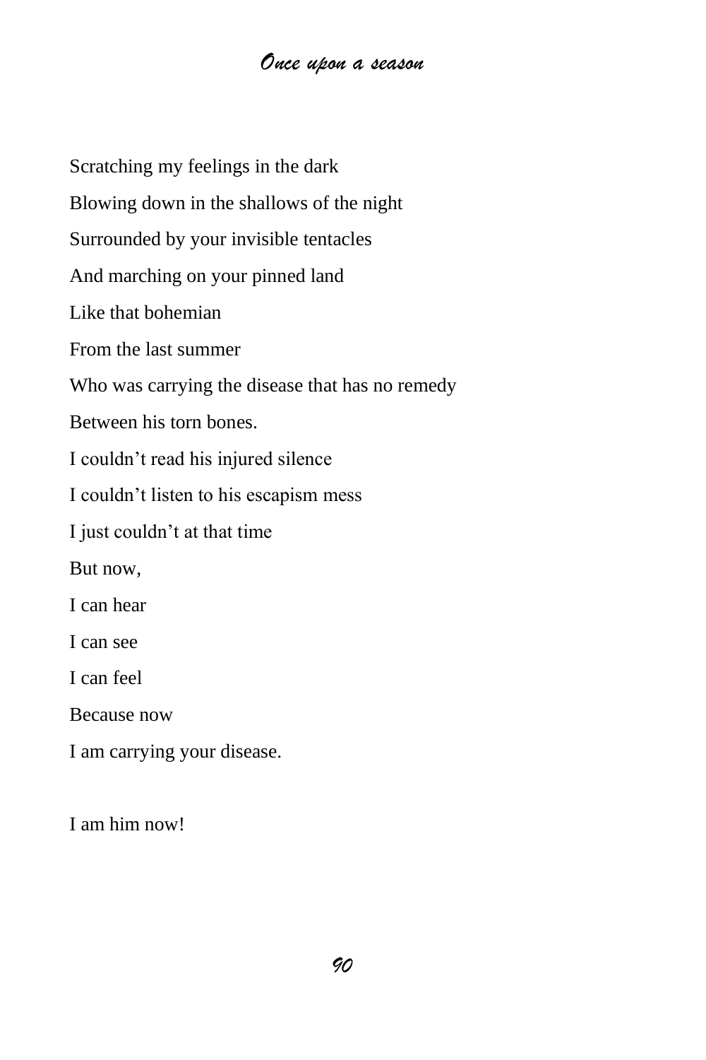Scratching my feelings in the dark

Blowing down in the shallows of the night

Surrounded by your invisible tentacles

And marching on your pinned land

Like that bohemian

From the last summer

Who was carrying the disease that has no remedy

Between his torn bones.

I couldn't read his injured silence

I couldn't listen to his escapism mess

I just couldn't at that time

But now,

I can hear

I can see

I can feel

Because now

I am carrying your disease.

I am him now!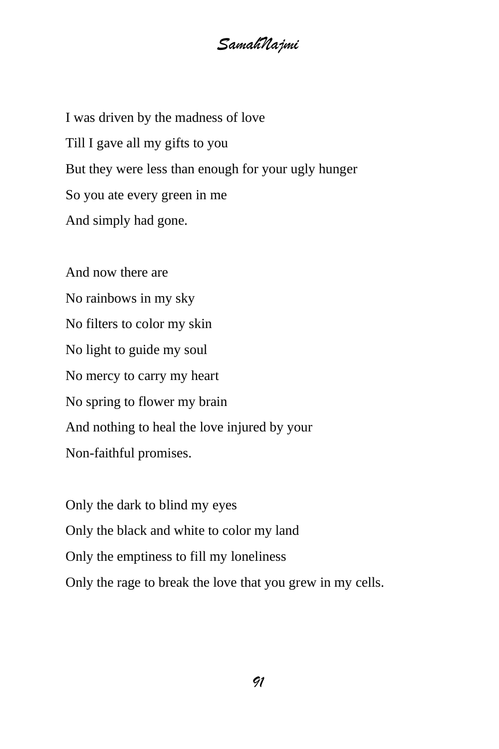I was driven by the madness of love  
Till I gave all my gifts to you  
But they were less than enough for your ugly hunger  
So you ate every green in me  
And simply had gone.

And now there are  
No rainbows in my sky  
No filters to color my skin  
No light to guide my soul  
No mercy to carry my heart  
No spring to flower my brain  
And nothing to heal the love injured by your  
Non-faithful promises.

Only the dark to blind my eyes  
Only the black and white to color my land  
Only the emptiness to fill my loneliness  
Only the rage to break the love that you grew in my cells.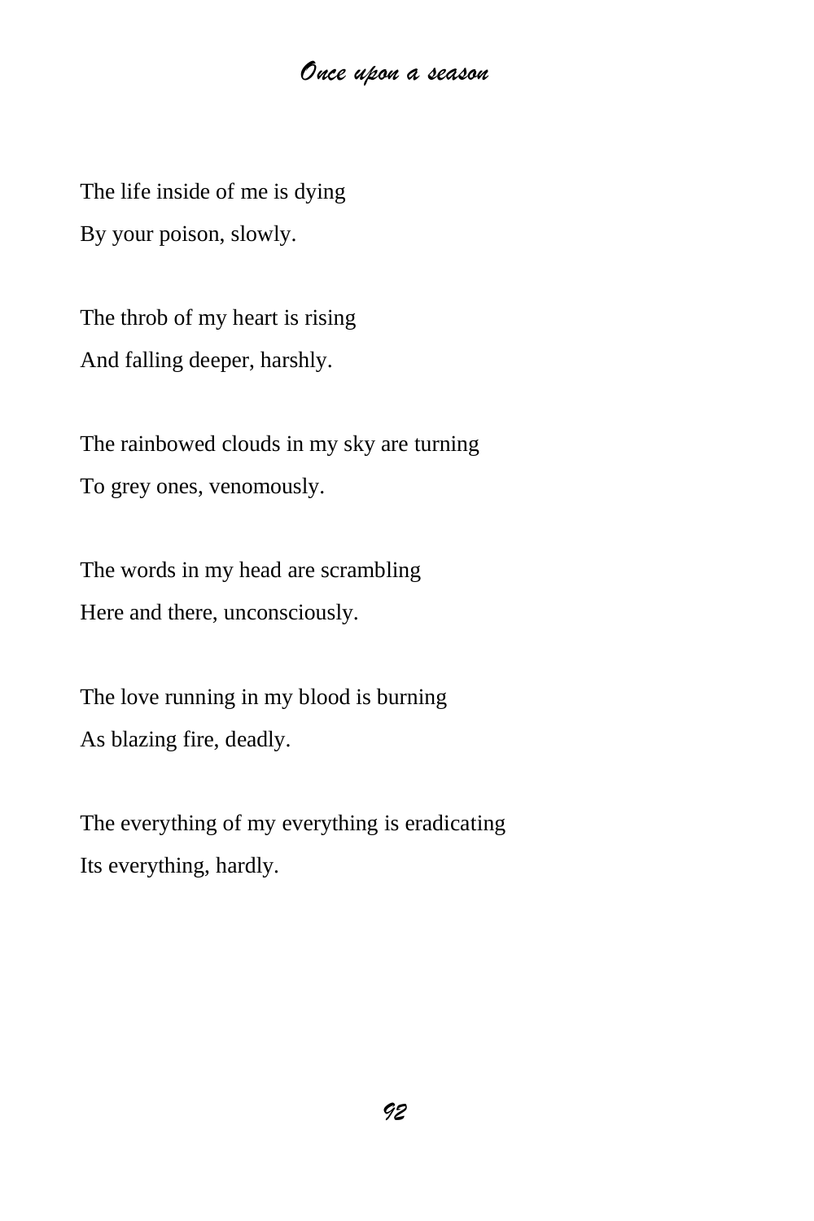The life inside of me is dying
By your poison, slowly.

The throb of my heart is rising
And falling deeper, harshly.

The rainbowed clouds in my sky are turning
To grey ones, venomously.

The words in my head are scrambling
Here and there, unconsciously.

The love running in my blood is burning
As blazing fire, deadly.

The everything of my everything is eradicating
Its everything, hardly.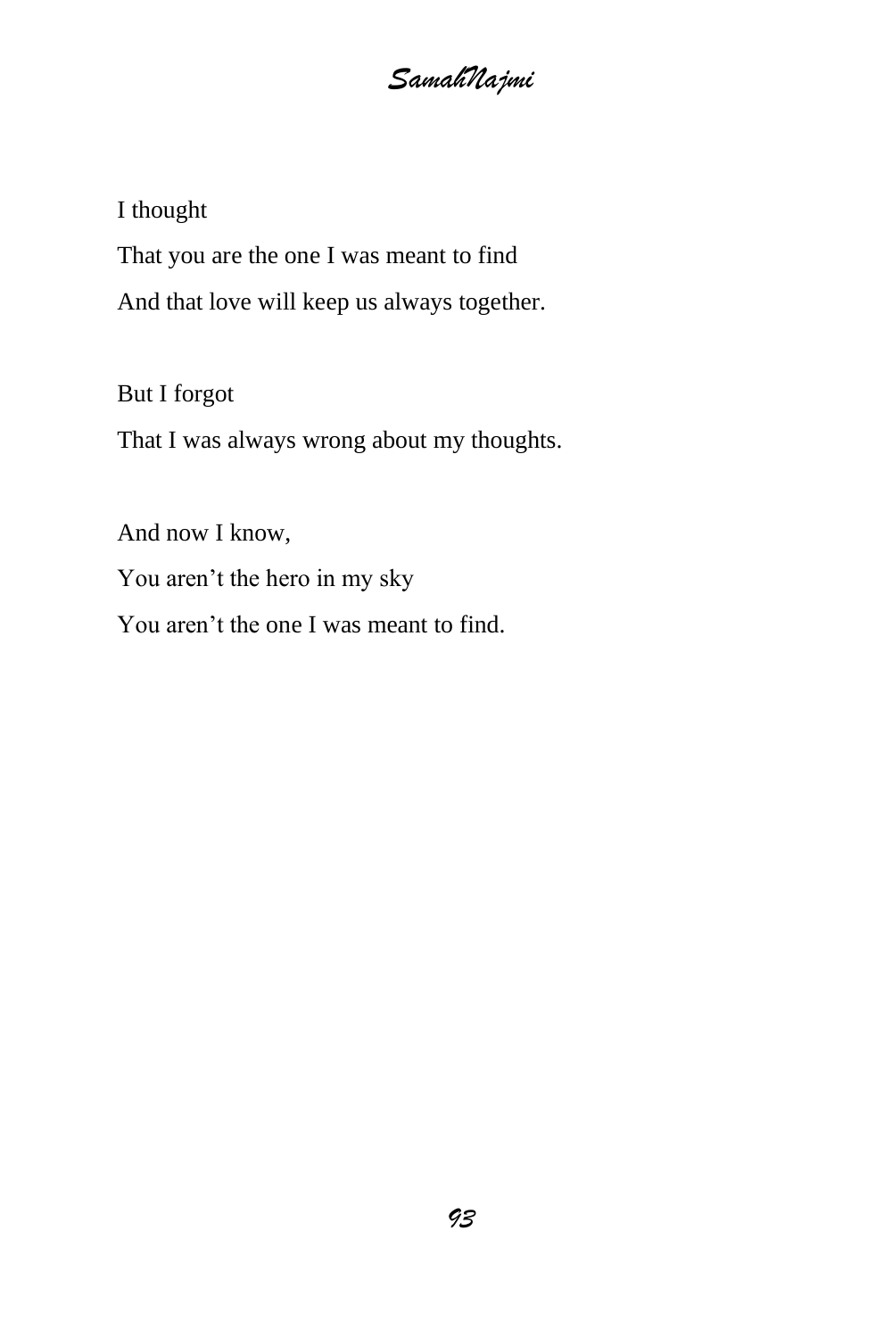I thought

That you are the one I was meant to find

And that love will keep us always together.

But I forgot

That I was always wrong about my thoughts.

And now I know,

You aren't the hero in my sky

You aren't the one I was meant to find.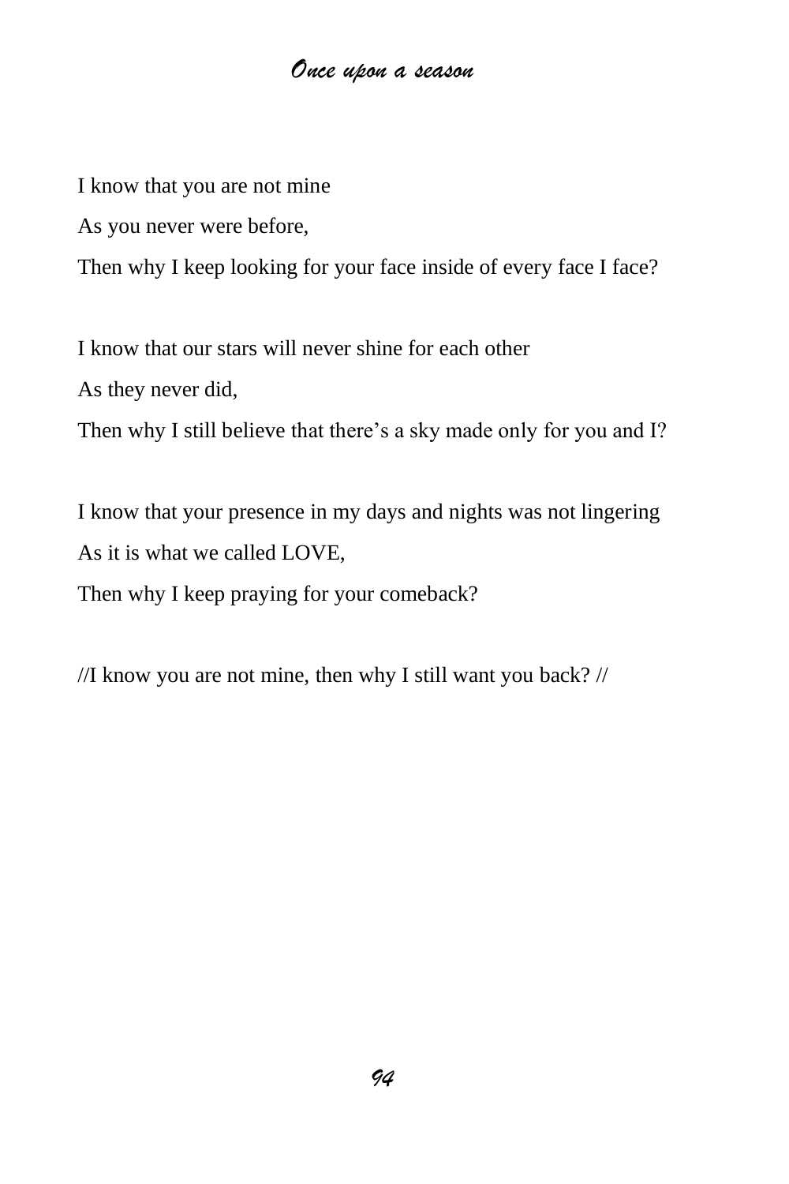I know that you are not mine

As you never were before,

Then why I keep looking for your face inside of every face I face?

I know that our stars will never shine for each other

As they never did,

Then why I still believe that there's a sky made only for you and I?

I know that your presence in my days and nights was not lingering

As it is what we called LOVE,

Then why I keep praying for your comeback?

//I know you are not mine, then why I still want you back? //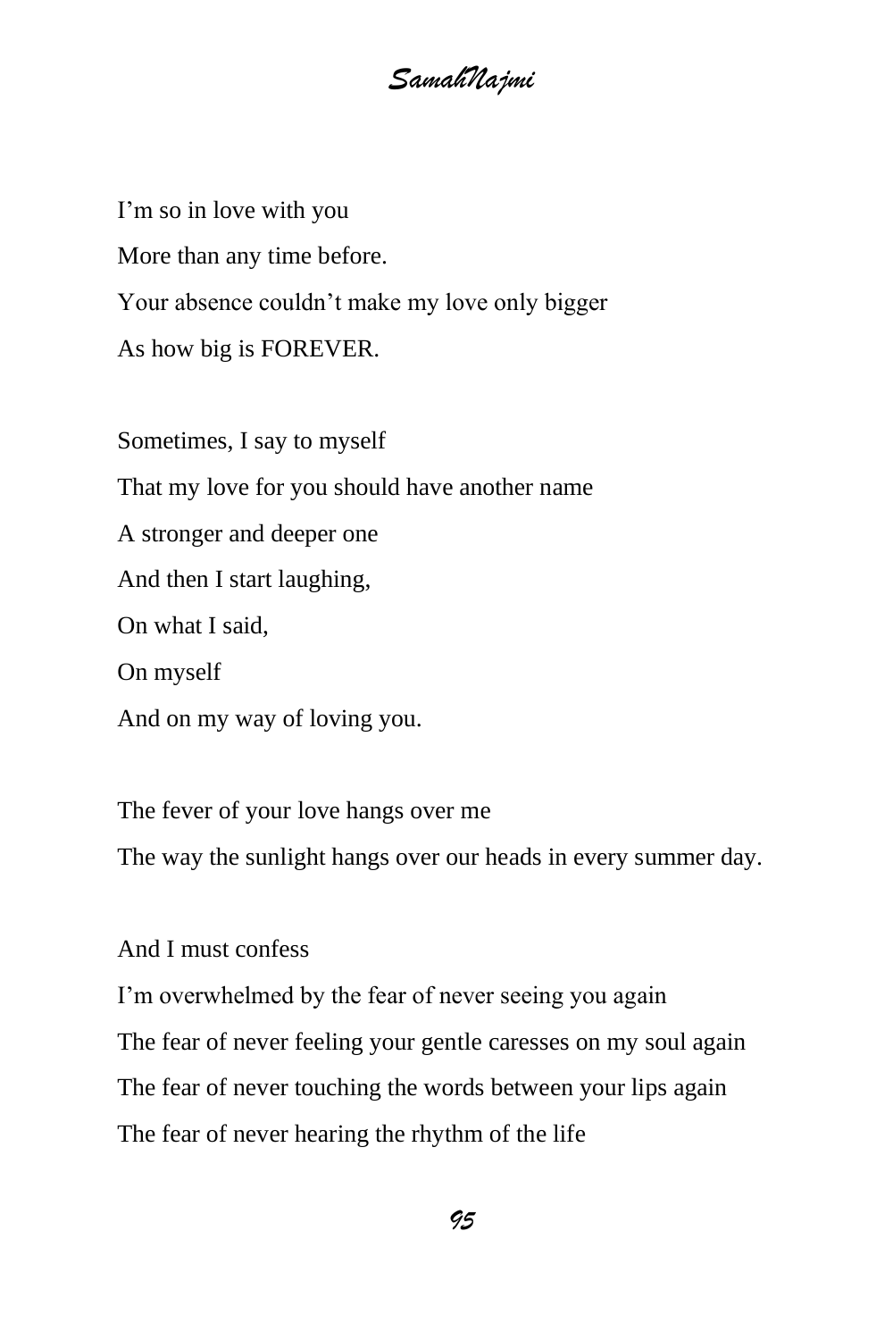I’m so in love with you  
More than any time before.  
Your absence couldn’t make my love only bigger  
As how big is FOREVER.

Sometimes, I say to myself  
That my love for you should have another name  
A stronger and deeper one  
And then I start laughing,  
On what I said,  
On myself  
And on my way of loving you.

The fever of your love hangs over me  
The way the sunlight hangs over our heads in every summer day.

And I must confess  
I’m overwhelmed by the fear of never seeing you again  
The fear of never feeling your gentle caresses on my soul again  
The fear of never touching the words between your lips again  
The fear of never hearing the rhythm of the life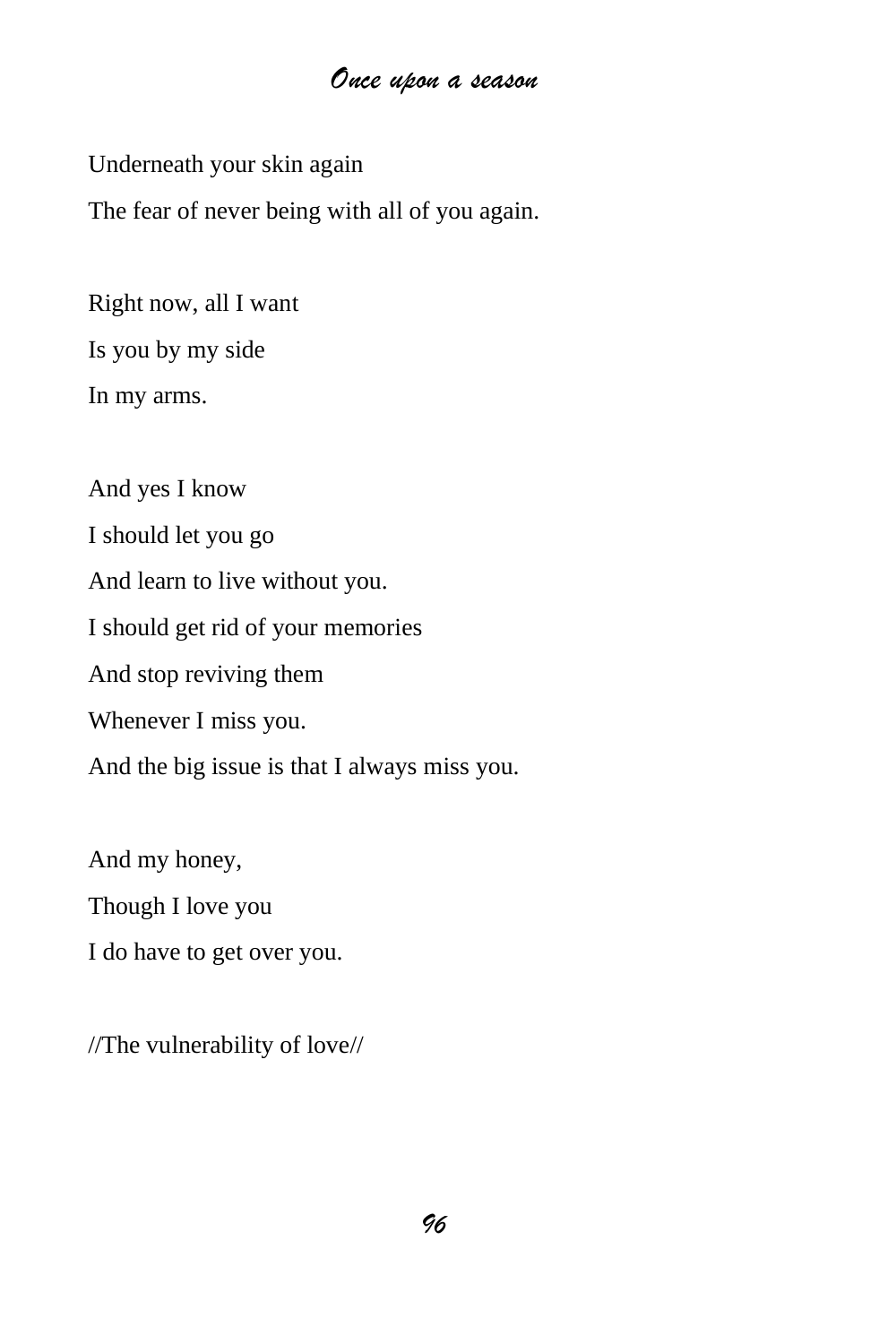Underneath your skin again

The fear of never being with all of you again.

Right now, all I want

Is you by my side

In my arms.

And yes I know

I should let you go

And learn to live without you.

I should get rid of your memories

And stop reviving them

Whenever I miss you.

And the big issue is that I always miss you.

And my honey,

Though I love you

I do have to get over you.

//The vulnerability of love//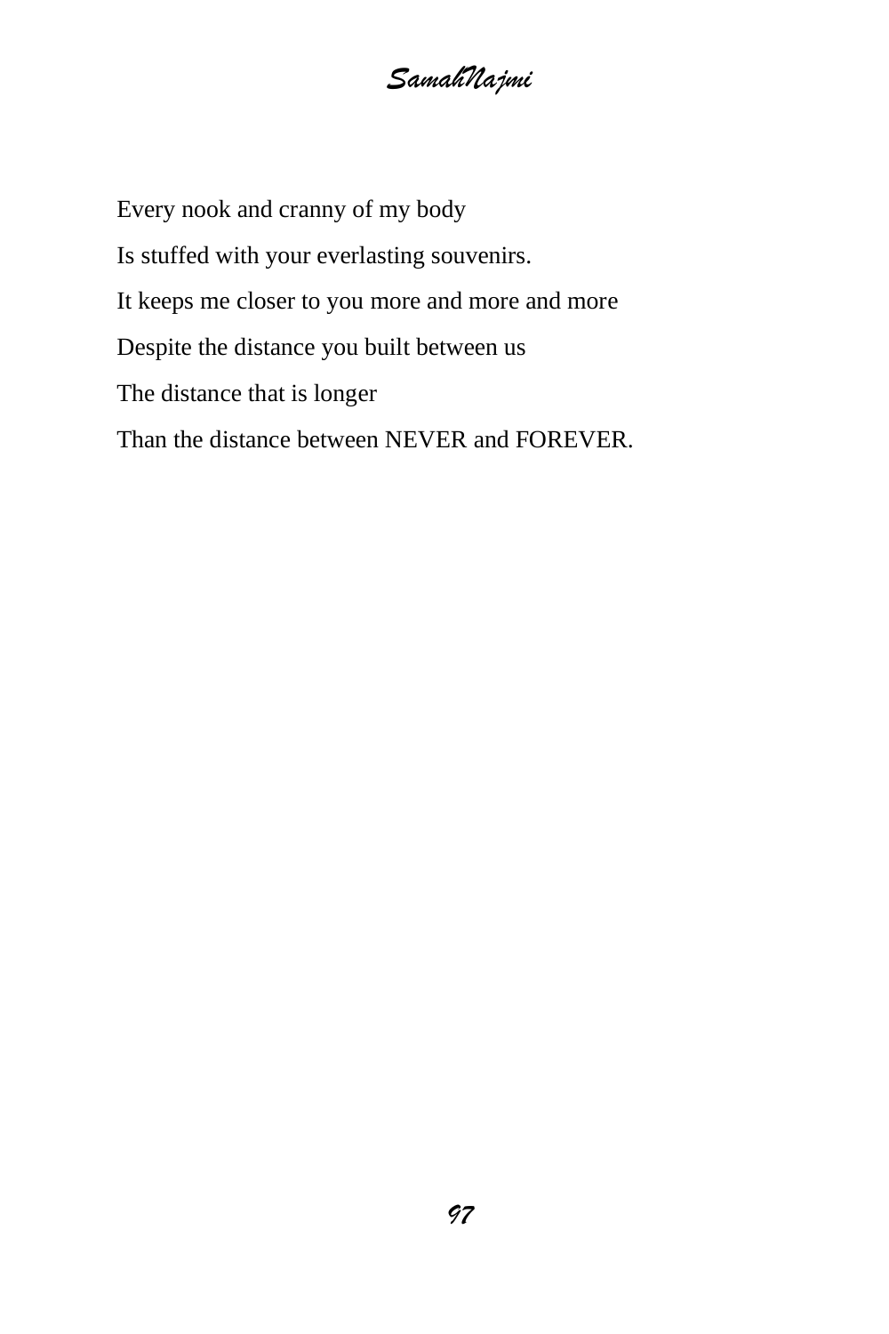Every nook and cranny of my body

Is stuffed with your everlasting souvenirs.

It keeps me closer to you more and more and more

Despite the distance you built between us

The distance that is longer

Than the distance between NEVER and FOREVER.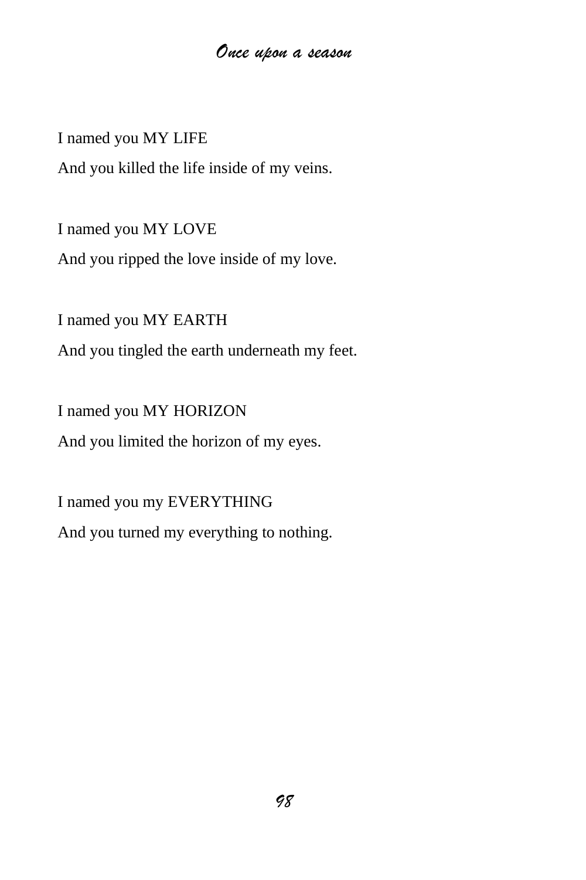I named you MY LIFE  
And you killed the life inside of my veins.

I named you MY LOVE  
And you ripped the love inside of my love.

I named you MY EARTH  
And you tingled the earth underneath my feet.

I named you MY HORIZON  
And you limited the horizon of my eyes.

I named you my EVERYTHING  
And you turned my everything to nothing.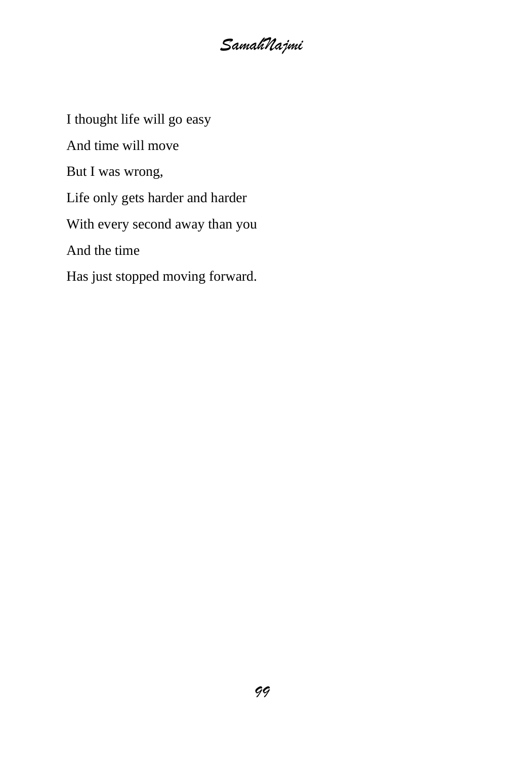I thought life will go easy

And time will move

But I was wrong,

Life only gets harder and harder

With every second away than you

And the time

Has just stopped moving forward.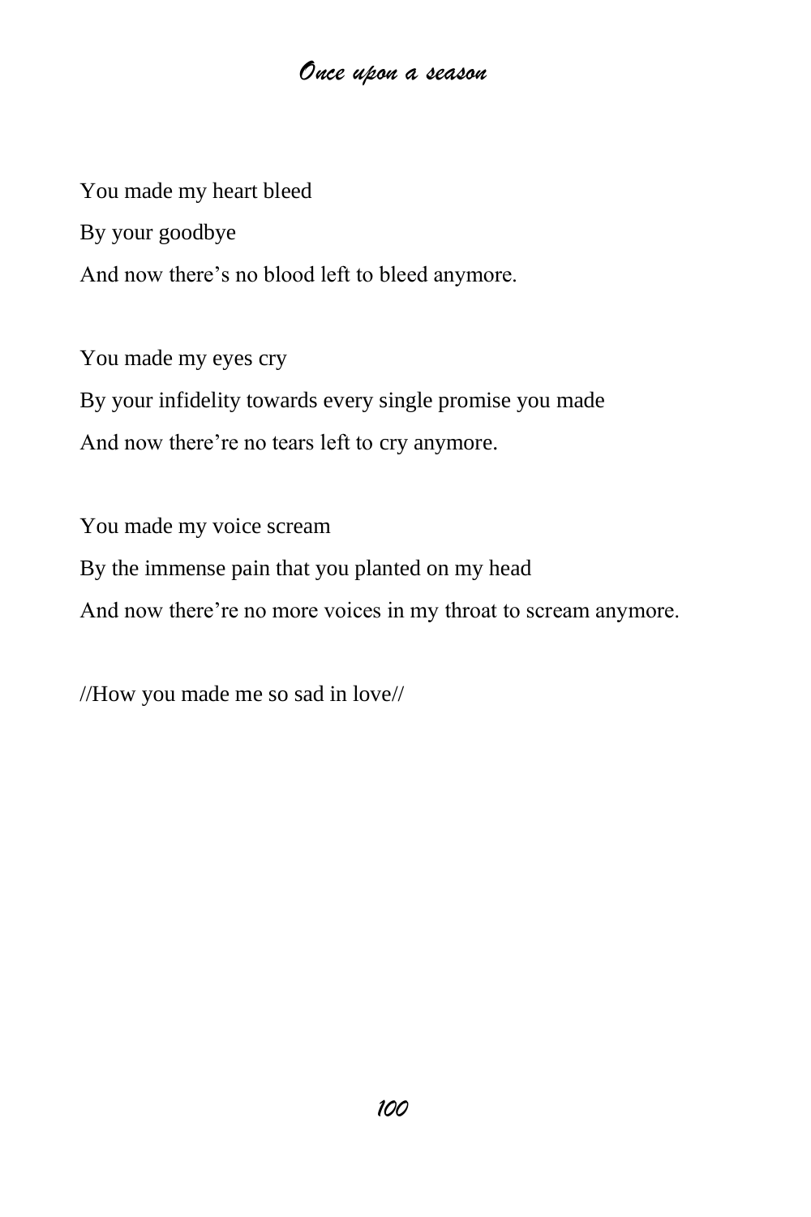You made my heart bleed

By your goodbye

And now there’s no blood left to bleed anymore.

You made my eyes cry

By your infidelity towards every single promise you made

And now there’re no tears left to cry anymore.

You made my voice scream

By the immense pain that you planted on my head

And now there’re no more voices in my throat to scream anymore.

//How you made me so sad in love//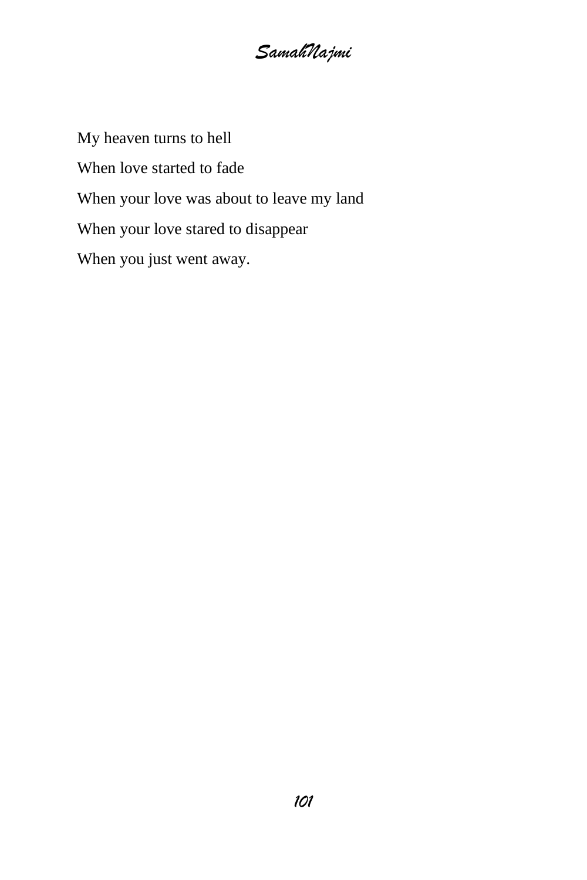My heaven turns to hell

When love started to fade

When your love was about to leave my land

When your love stared to disappear

When you just went away.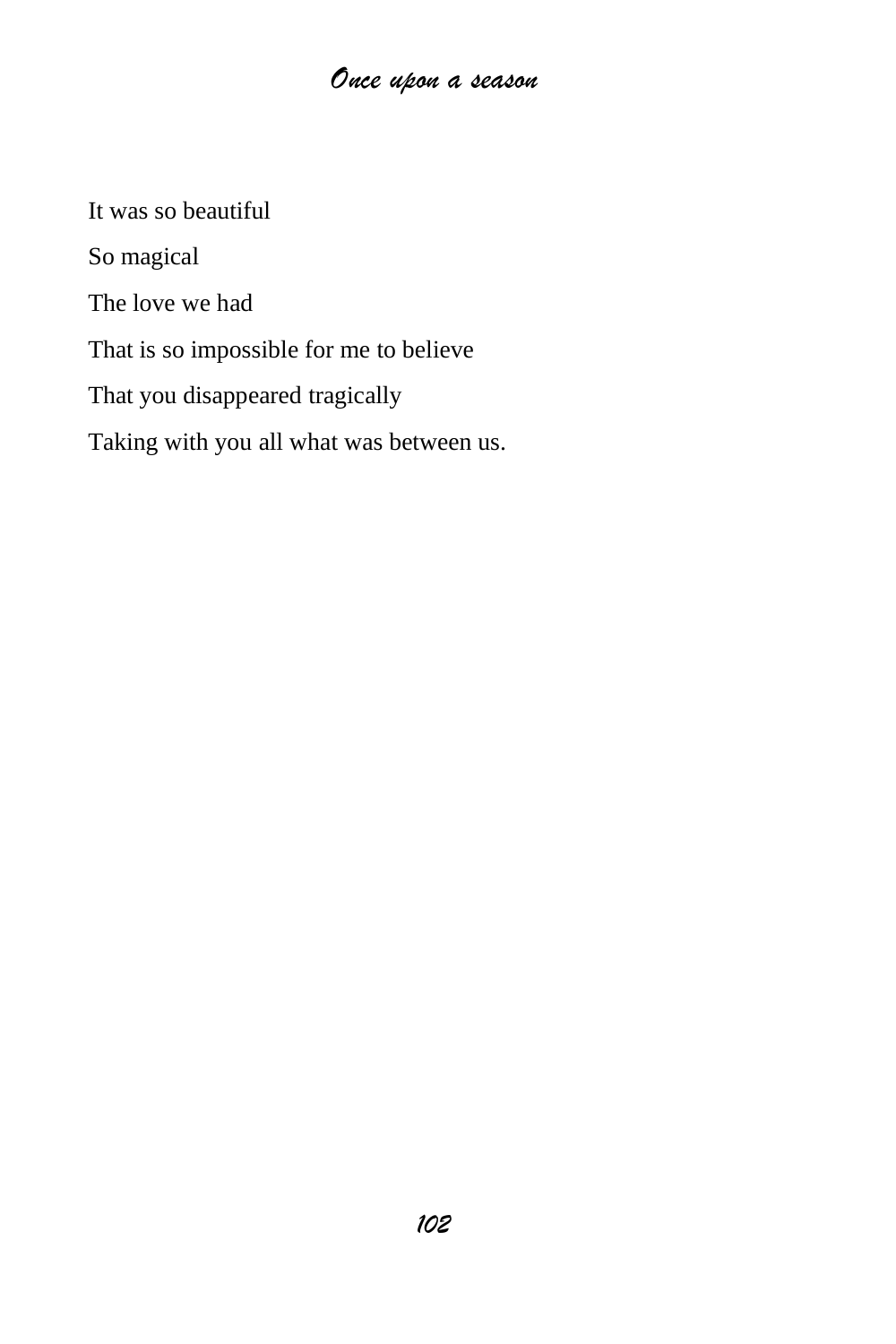It was so beautiful

So magical

The love we had

That is so impossible for me to believe

That you disappeared tragically

Taking with you all what was between us.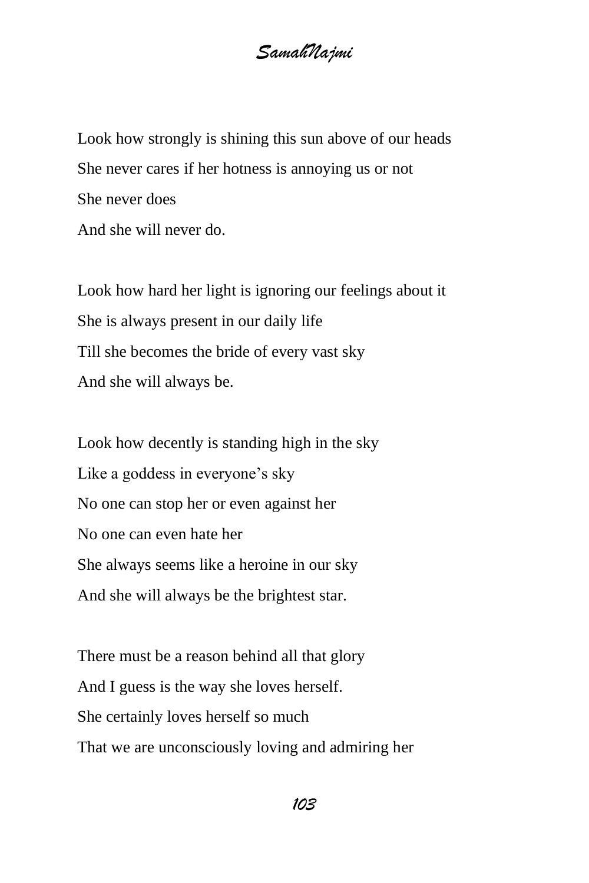Look how strongly is shining this sun above of our heads
She never cares if her hotness is annoying us or not
She never does
And she will never do.

Look how hard her light is ignoring our feelings about it
She is always present in our daily life
Till she becomes the bride of every vast sky
And she will always be.

Look how decently is standing high in the sky
Like a goddess in everyone's sky
No one can stop her or even against her
No one can even hate her
She always seems like a heroine in our sky
And she will always be the brightest star.

There must be a reason behind all that glory
And I guess is the way she loves herself.
She certainly loves herself so much
That we are unconsciously loving and admiring her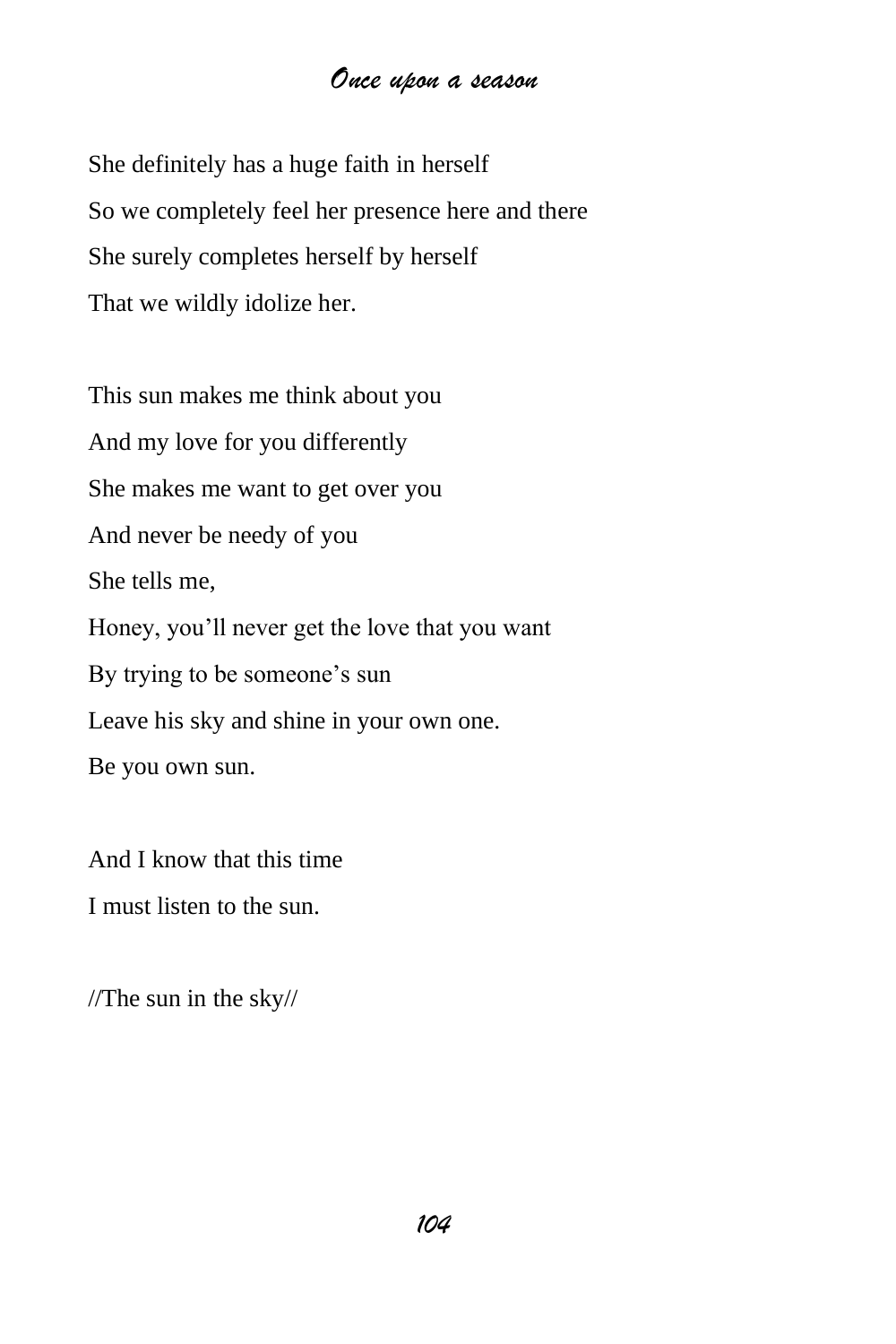She definitely has a huge faith in herself
So we completely feel her presence here and there
She surely completes herself by herself
That we wildly idolize her.

This sun makes me think about you
And my love for you differently
She makes me want to get over you
And never be needy of you
She tells me,
Honey, you'll never get the love that you want
By trying to be someone's sun
Leave his sky and shine in your own one.
Be you own sun.

And I know that this time
I must listen to the sun.

//The sun in the sky//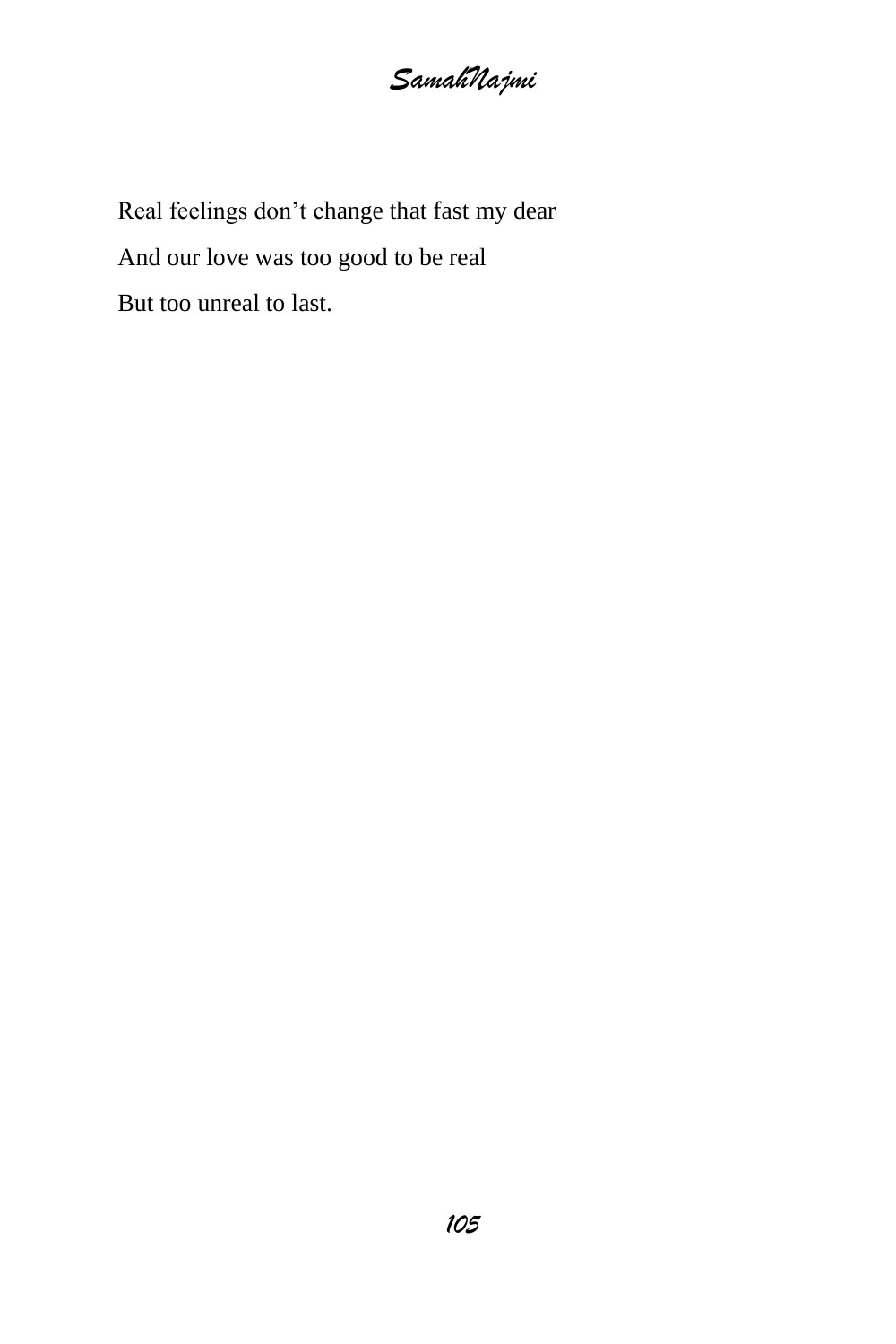Real feelings don't change that fast my dear

And our love was too good to be real

But too unreal to last.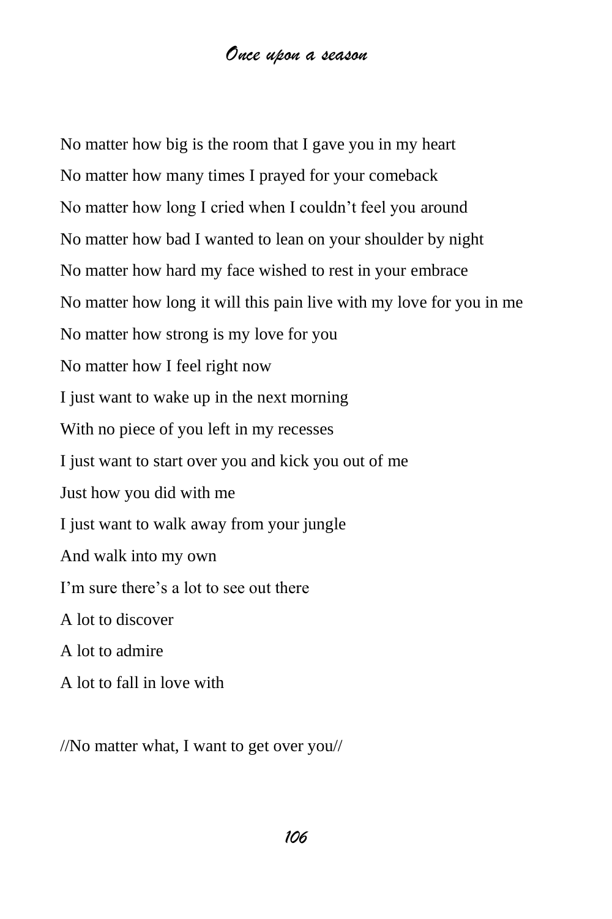No matter how big is the room that I gave you in my heart

No matter how many times I prayed for your comeback

No matter how long I cried when I couldn't feel you around

No matter how bad I wanted to lean on your shoulder by night

No matter how hard my face wished to rest in your embrace

No matter how long it will this pain live with my love for you in me

No matter how strong is my love for you

No matter how I feel right now

I just want to wake up in the next morning

With no piece of you left in my recesses

I just want to start over you and kick you out of me

Just how you did with me

I just want to walk away from your jungle

And walk into my own

I'm sure there's a lot to see out there

A lot to discover

A lot to admire

A lot to fall in love with

//No matter what, I want to get over you//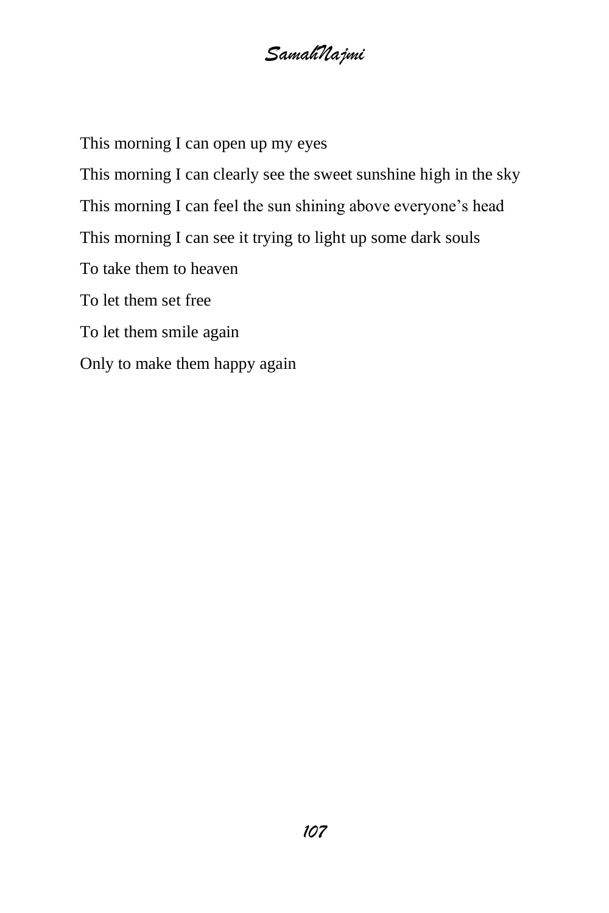This morning I can open up my eyes

This morning I can clearly see the sweet sunshine high in the sky

This morning I can feel the sun shining above everyone's head

This morning I can see it trying to light up some dark souls

To take them to heaven

To let them set free

To let them smile again

Only to make them happy again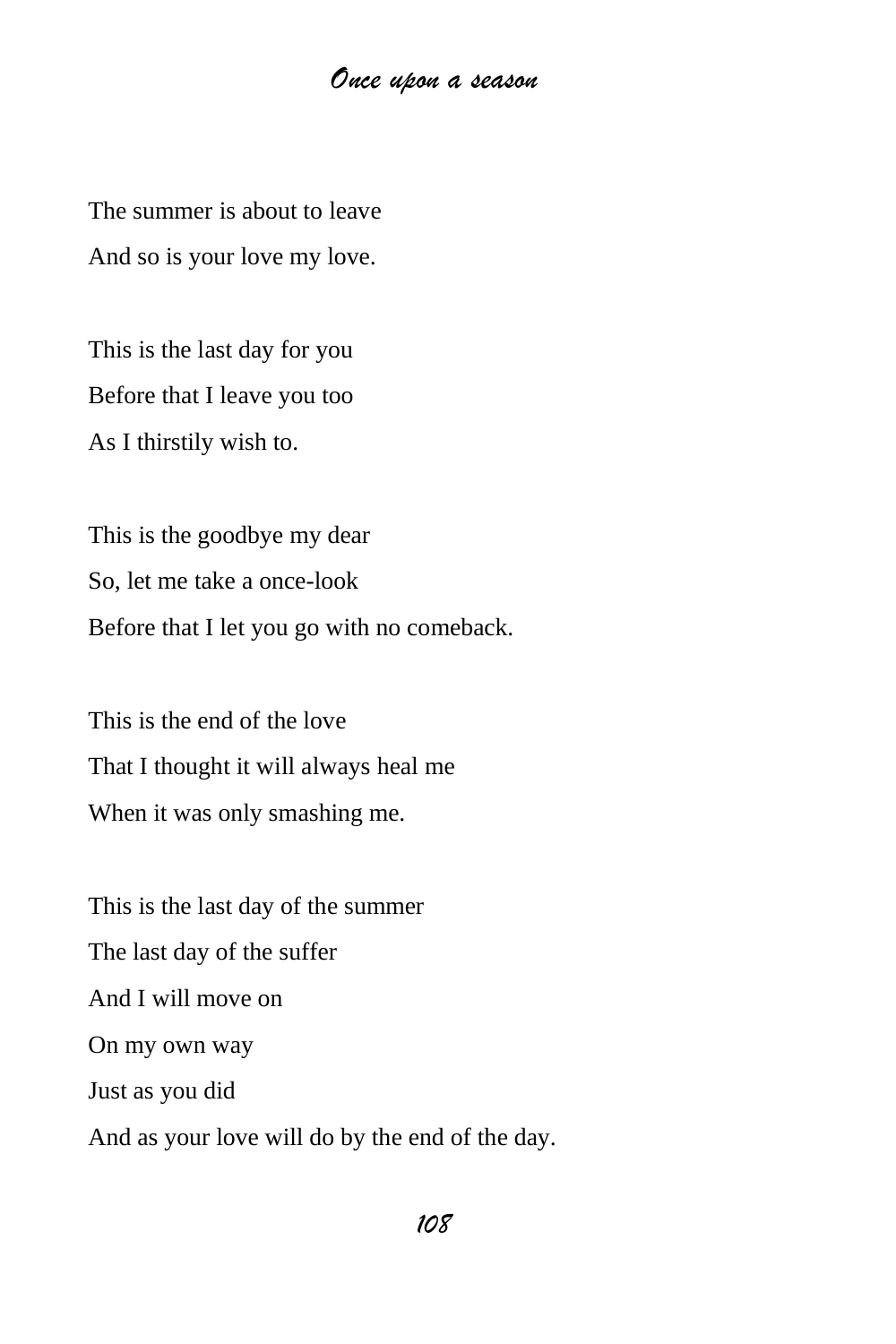The summer is about to leave
And so is your love my love.

This is the last day for you
Before that I leave you too
As I thirstily wish to.

This is the goodbye my dear
So, let me take a once-look
Before that I let you go with no comeback.

This is the end of the love
That I thought it will always heal me
When it was only smashing me.

This is the last day of the summer
The last day of the suffer
And I will move on
On my own way
Just as you did
And as your love will do by the end of the day.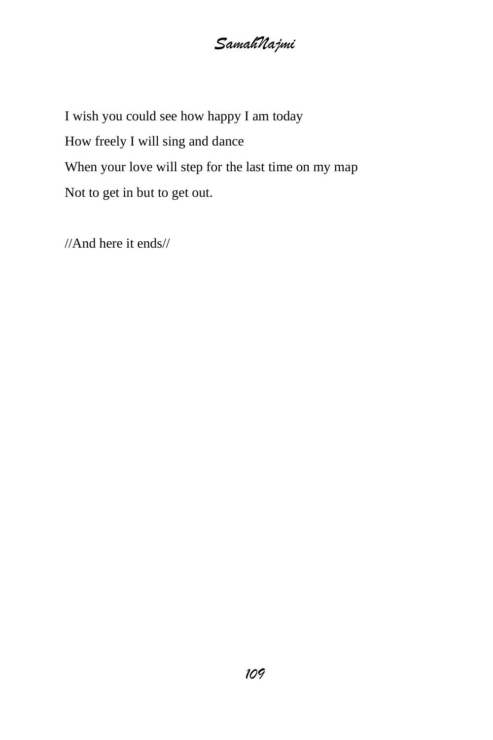I wish you could see how happy I am today

How freely I will sing and dance

When your love will step for the last time on my map

Not to get in but to get out.

//And here it ends//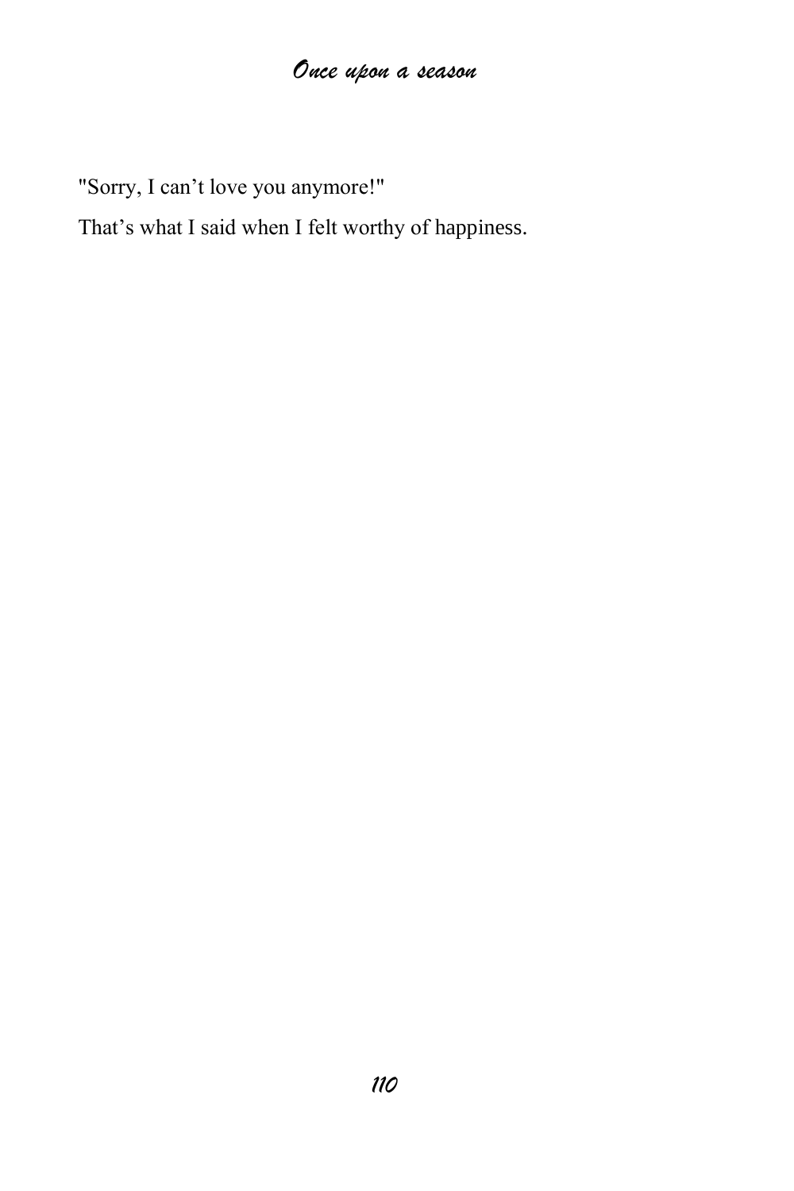"Sorry, I can’t love you anymore!"

That’s what I said when I felt worthy of happiness.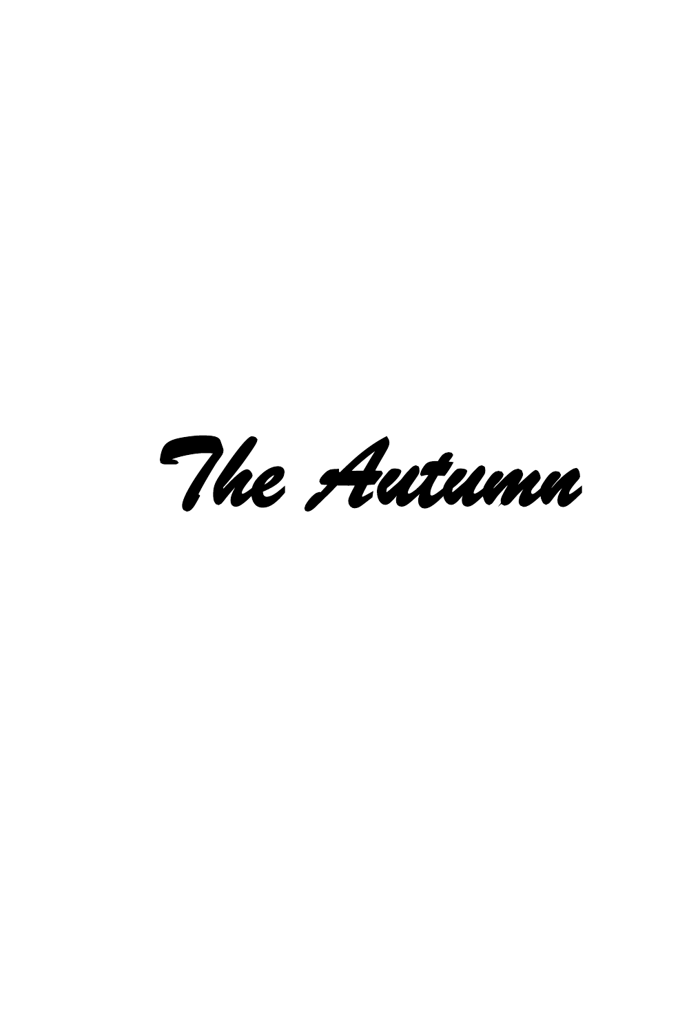# *The Autumn*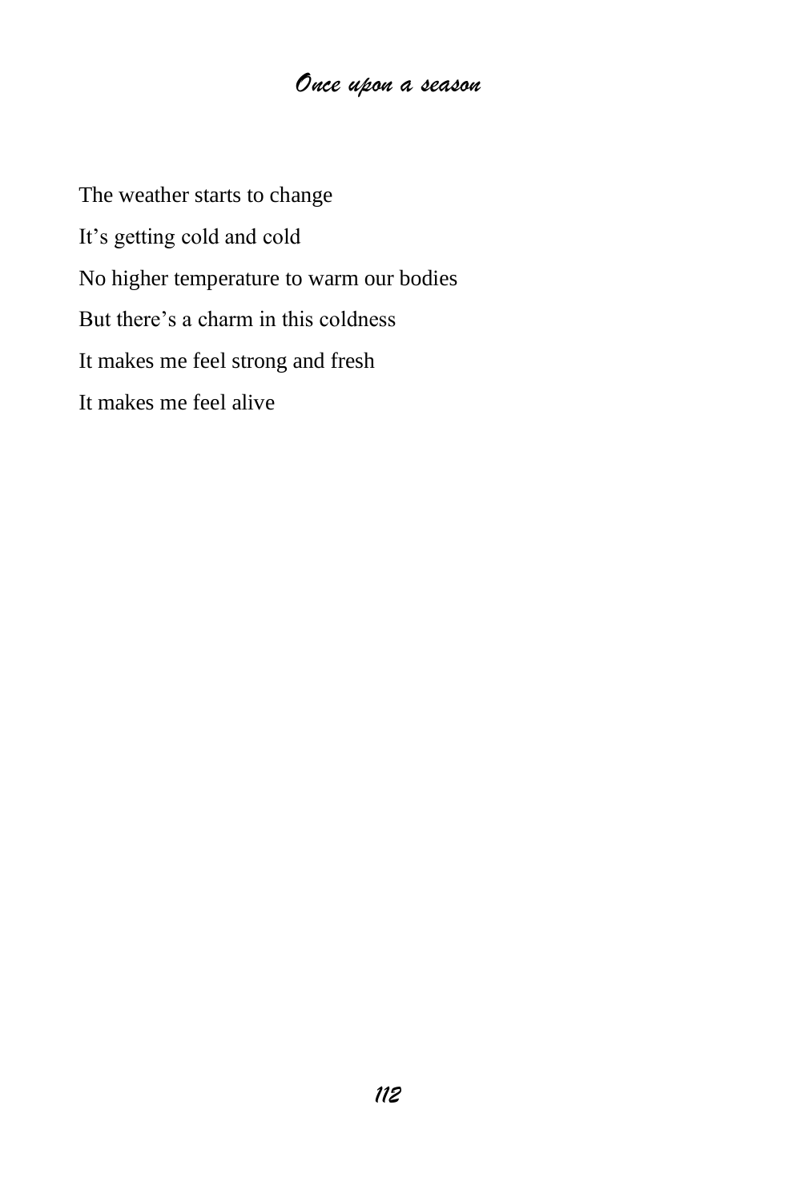The weather starts to change

It's getting cold and cold

No higher temperature to warm our bodies

But there's a charm in this coldness

It makes me feel strong and fresh

It makes me feel alive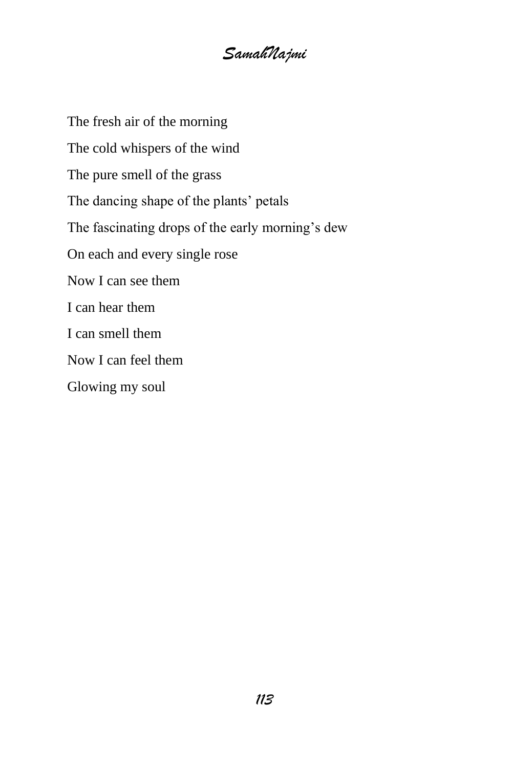The fresh air of the morning

The cold whispers of the wind

The pure smell of the grass

The dancing shape of the plants' petals

The fascinating drops of the early morning's dew

On each and every single rose

Now I can see them

I can hear them

I can smell them

Now I can feel them

Glowing my soul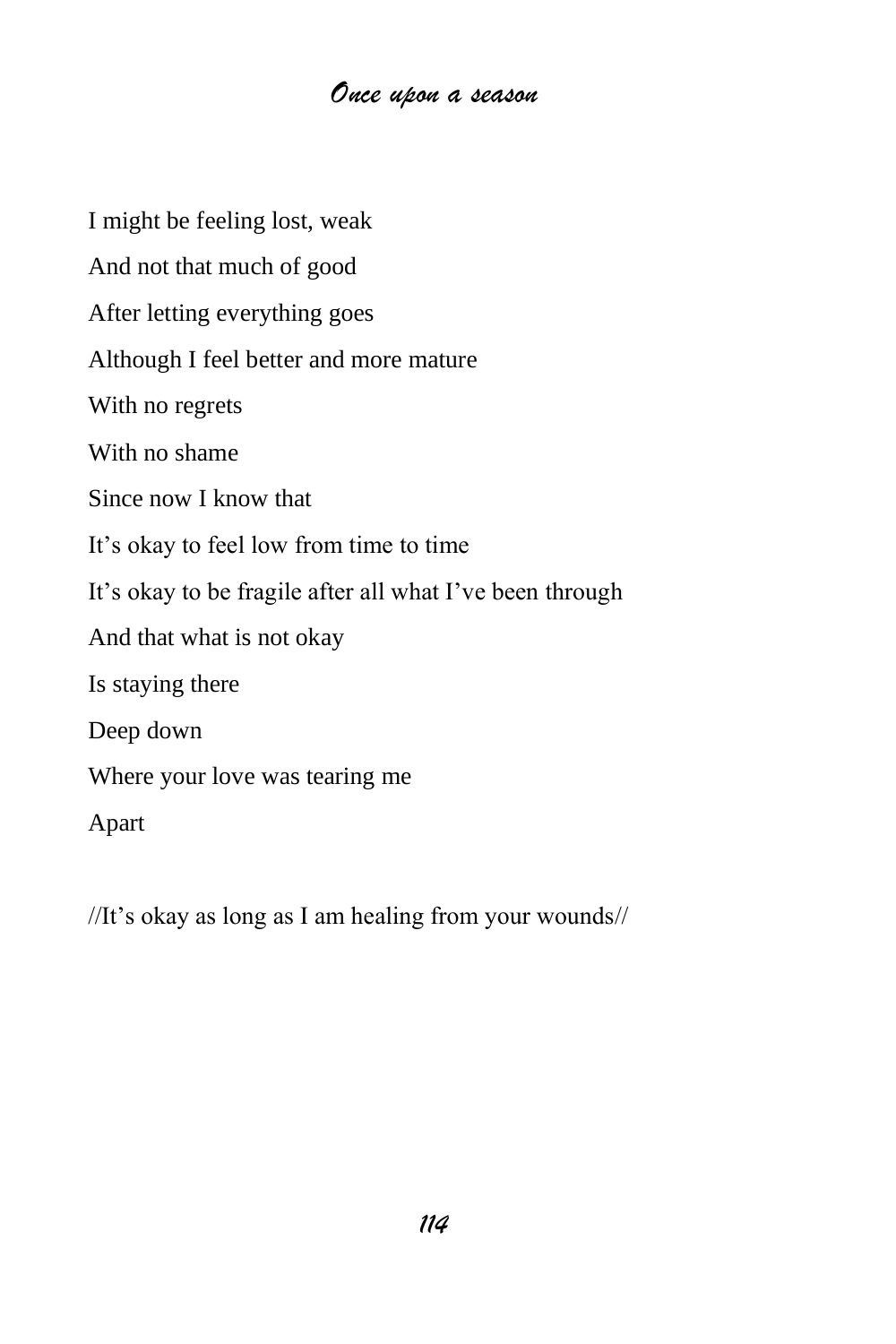I might be feeling lost, weak

And not that much of good

After letting everything goes

Although I feel better and more mature

With no regrets

With no shame

Since now I know that

It's okay to feel low from time to time

It's okay to be fragile after all what I've been through

And that what is not okay

Is staying there

Deep down

Where your love was tearing me

Apart

//It's okay as long as I am healing from your wounds//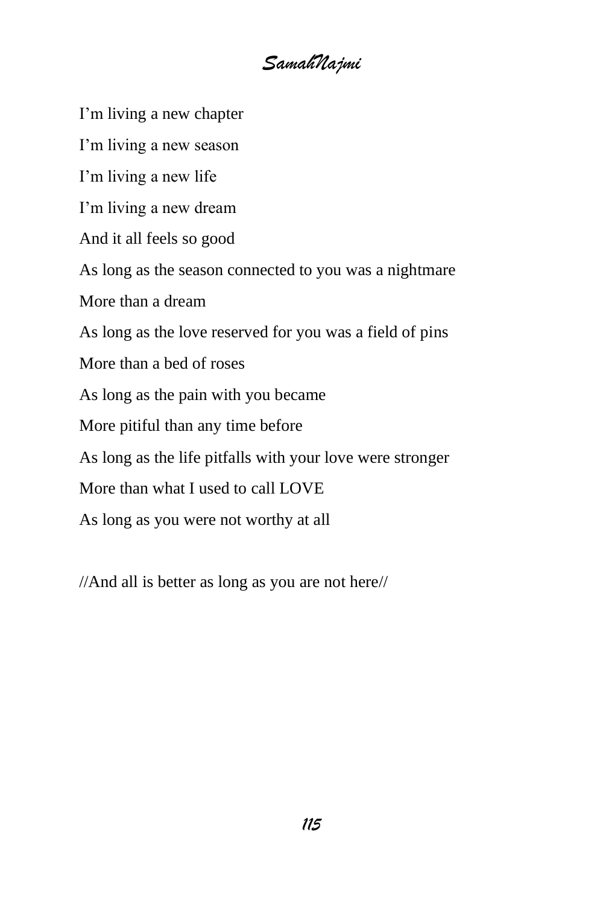I'm living a new chapter

I'm living a new season

I'm living a new life

I'm living a new dream

And it all feels so good

As long as the season connected to you was a nightmare

More than a dream

As long as the love reserved for you was a field of pins

More than a bed of roses

As long as the pain with you became

More pitiful than any time before

As long as the life pitfalls with your love were stronger

More than what I used to call LOVE

As long as you were not worthy at all

//And all is better as long as you are not here//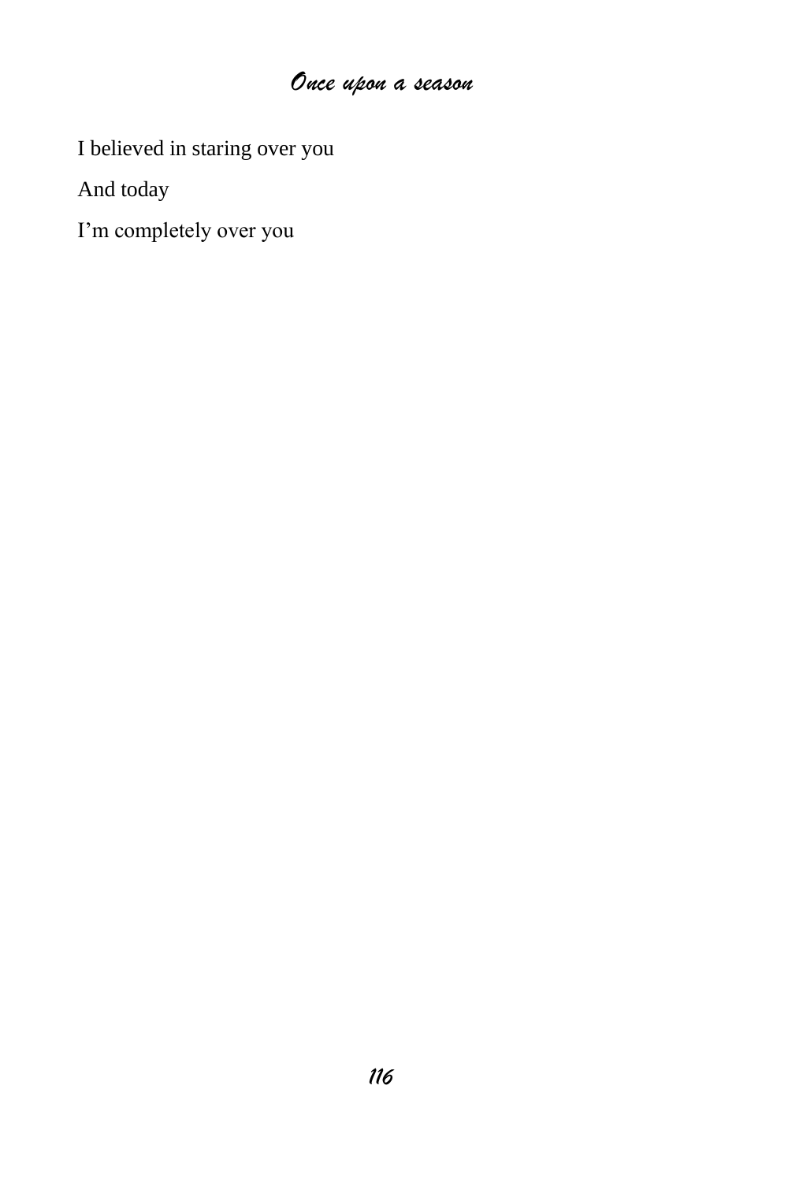I believed in staring over you

And today

I'm completely over you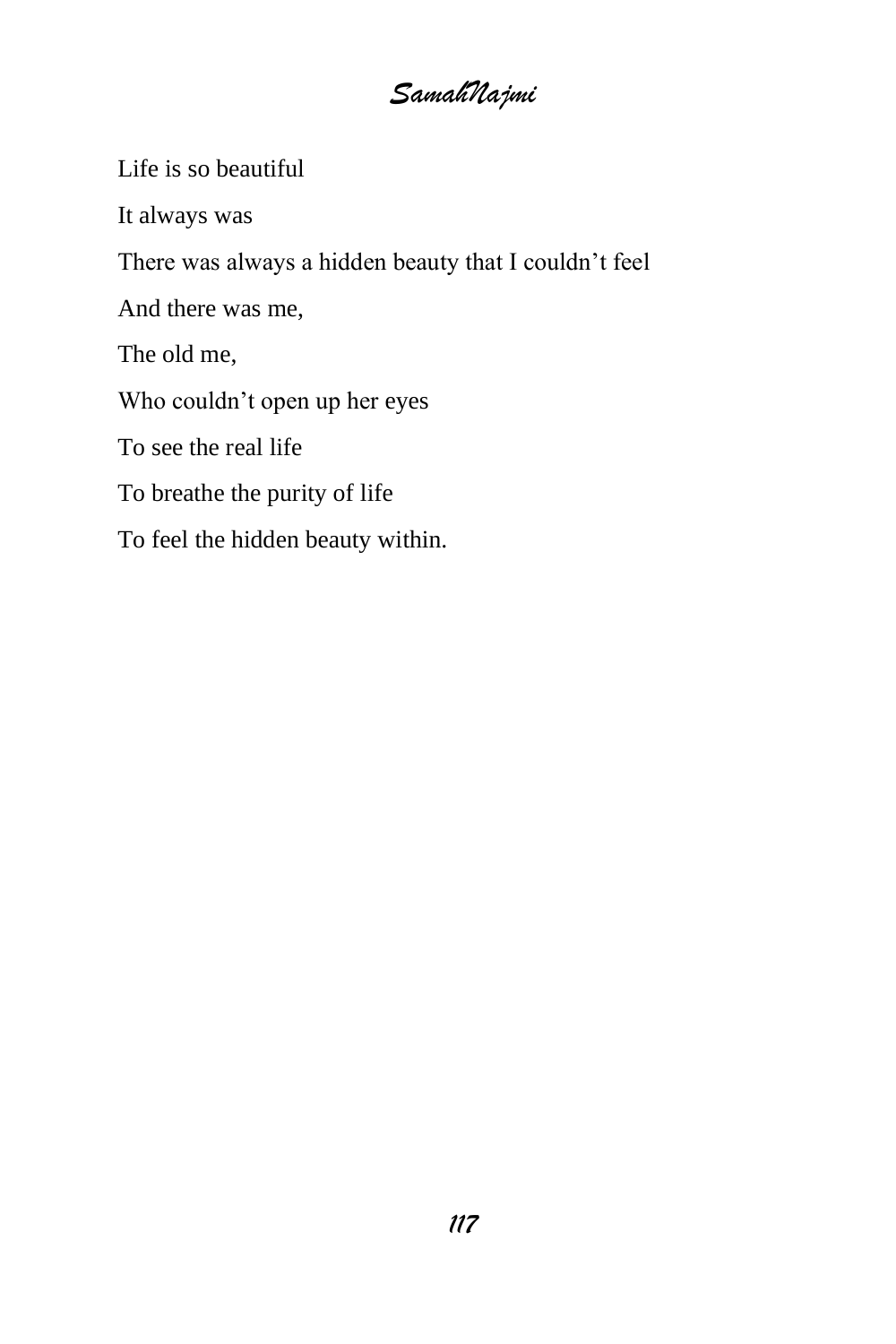Life is so beautiful

It always was

There was always a hidden beauty that I couldn't feel

And there was me,

The old me,

Who couldn't open up her eyes

To see the real life

To breathe the purity of life

To feel the hidden beauty within.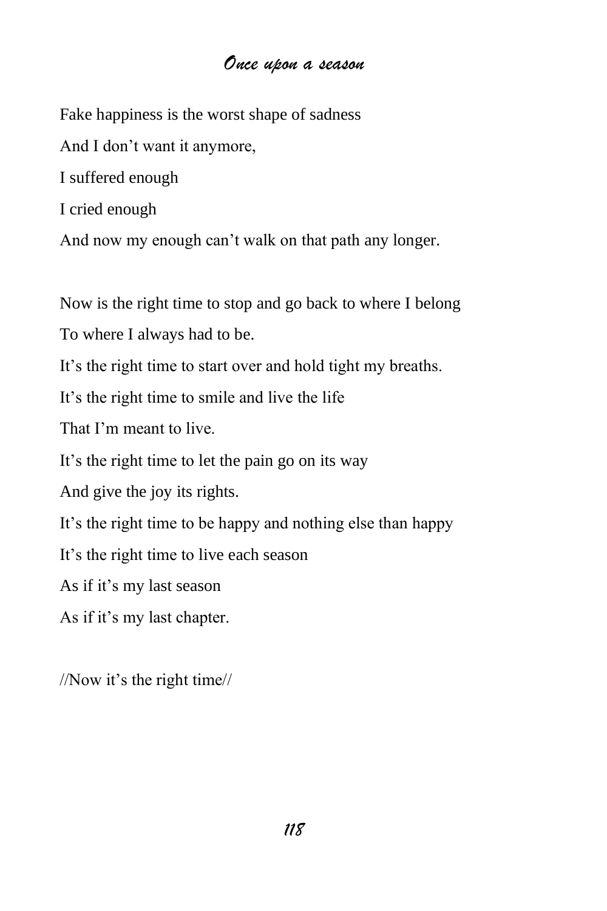Fake happiness is the worst shape of sadness

And I don't want it anymore,

I suffered enough

I cried enough

And now my enough can't walk on that path any longer.

Now is the right time to stop and go back to where I belong

To where I always had to be.

It's the right time to start over and hold tight my breaths.

It's the right time to smile and live the life

That I'm meant to live.

It's the right time to let the pain go on its way

And give the joy its rights.

It's the right time to be happy and nothing else than happy

It's the right time to live each season

As if it's my last season

As if it's my last chapter.

//Now it's the right time//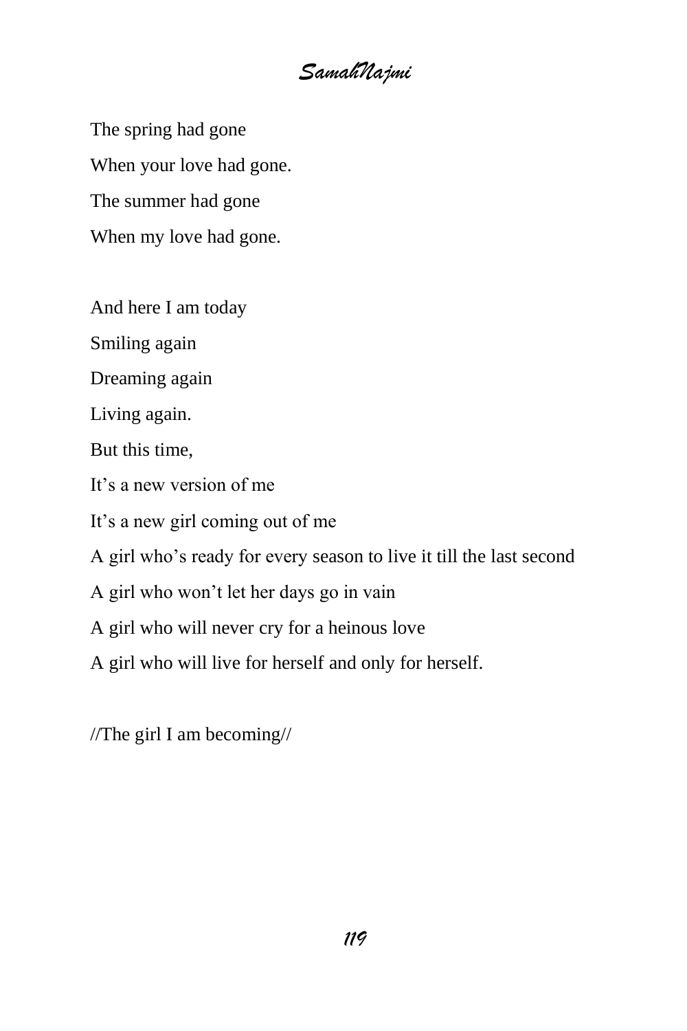The spring had gone

When your love had gone.

The summer had gone

When my love had gone.

And here I am today

Smiling again

Dreaming again

Living again.

But this time,

It’s a new version of me

It’s a new girl coming out of me

A girl who’s ready for every season to live it till the last second

A girl who won’t let her days go in vain

A girl who will never cry for a heinous love

A girl who will live for herself and only for herself.

//The girl I am becoming//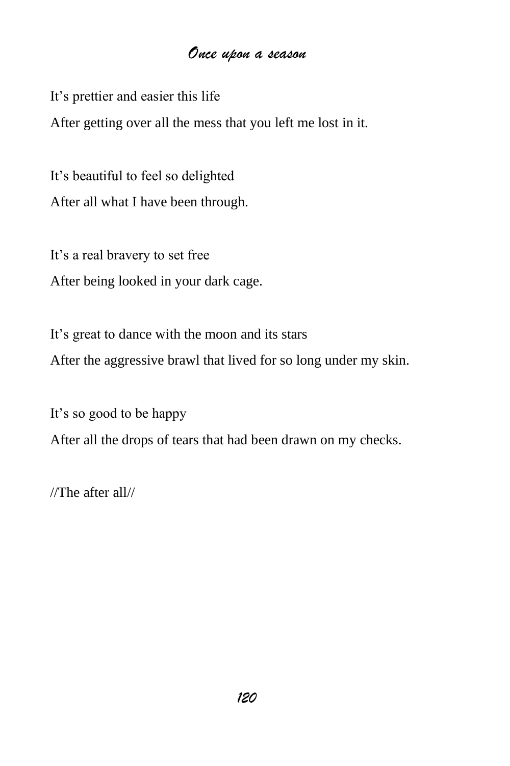It’s prettier and easier this life  
After getting over all the mess that you left me lost in it.

It’s beautiful to feel so delighted  
After all what I have been through.

It’s a real bravery to set free  
After being looked in your dark cage.

It’s great to dance with the moon and its stars  
After the aggressive brawl that lived for so long under my skin.

It’s so good to be happy  
After all the drops of tears that had been drawn on my checks.

//The after all//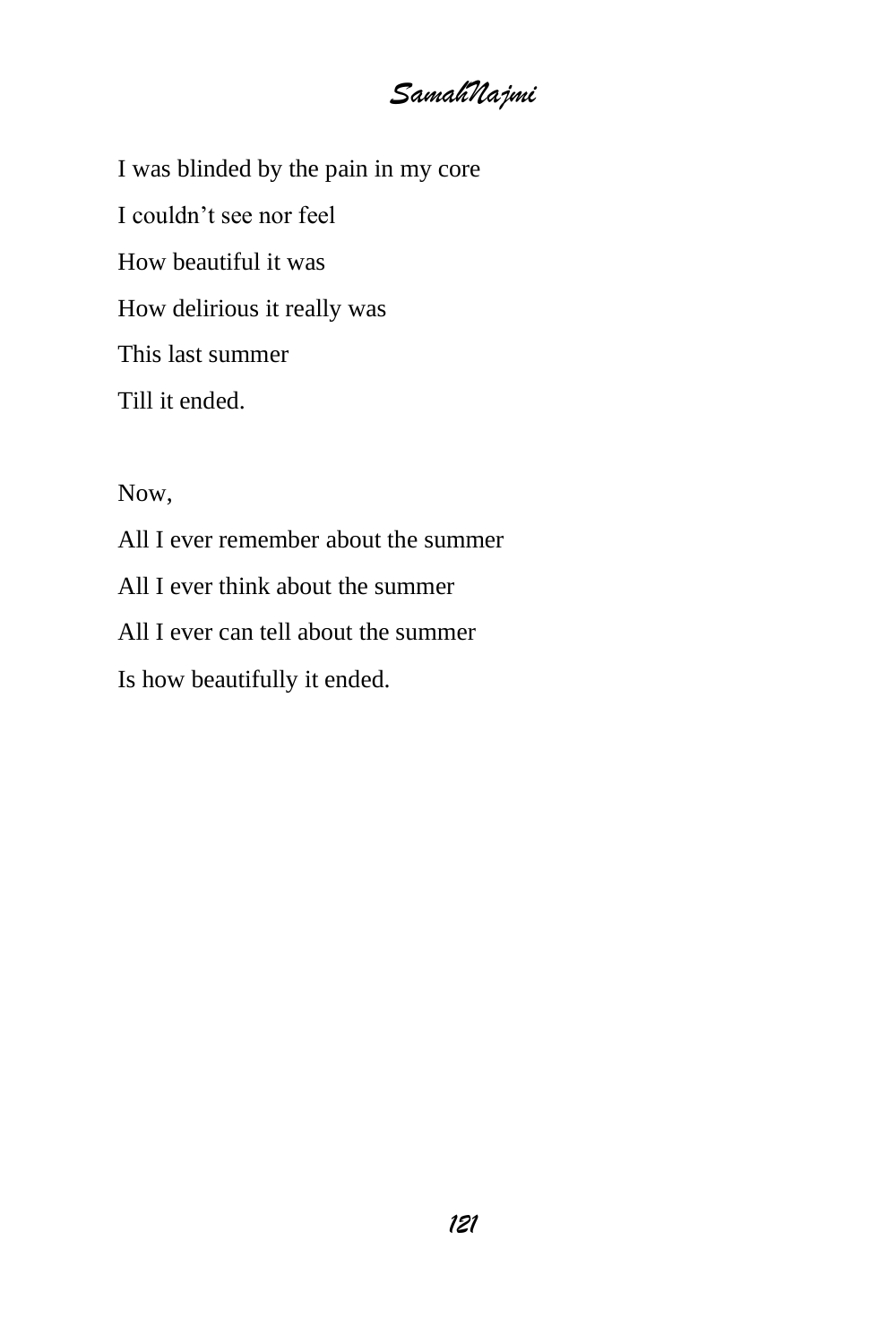I was blinded by the pain in my core  
I couldn't see nor feel  
How beautiful it was  
How delirious it really was  
This last summer  
Till it ended.

Now,  
All I ever remember about the summer  
All I ever think about the summer  
All I ever can tell about the summer  
Is how beautifully it ended.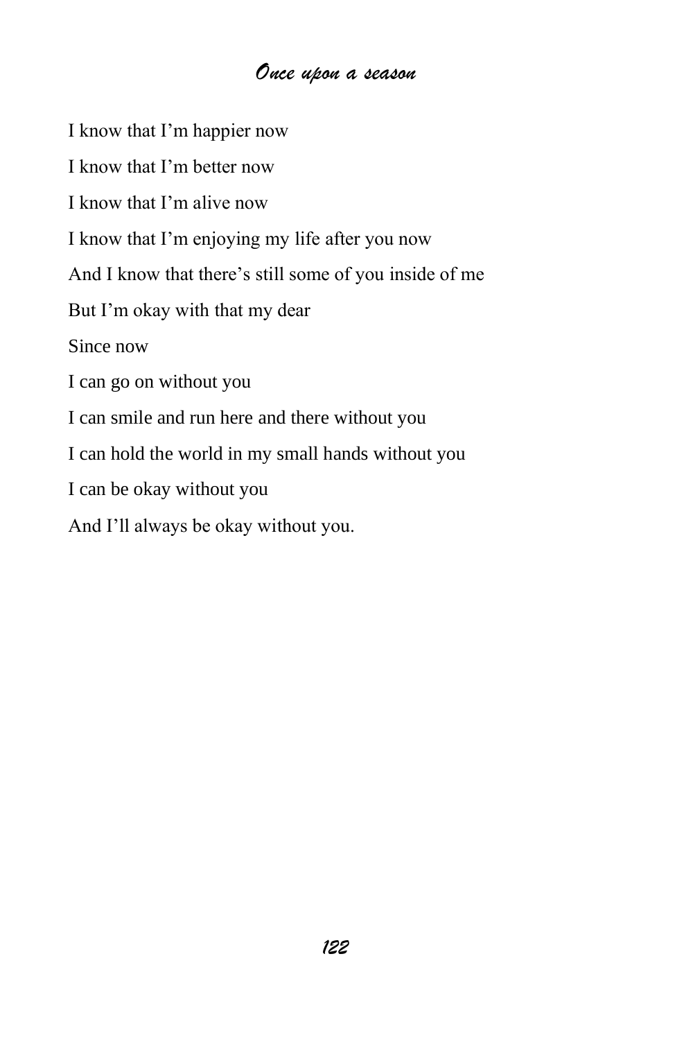I know that I'm happier now

I know that I'm better now

I know that I'm alive now

I know that I'm enjoying my life after you now

And I know that there's still some of you inside of me

But I'm okay with that my dear

Since now

I can go on without you

I can smile and run here and there without you

I can hold the world in my small hands without you

I can be okay without you

And I'll always be okay without you.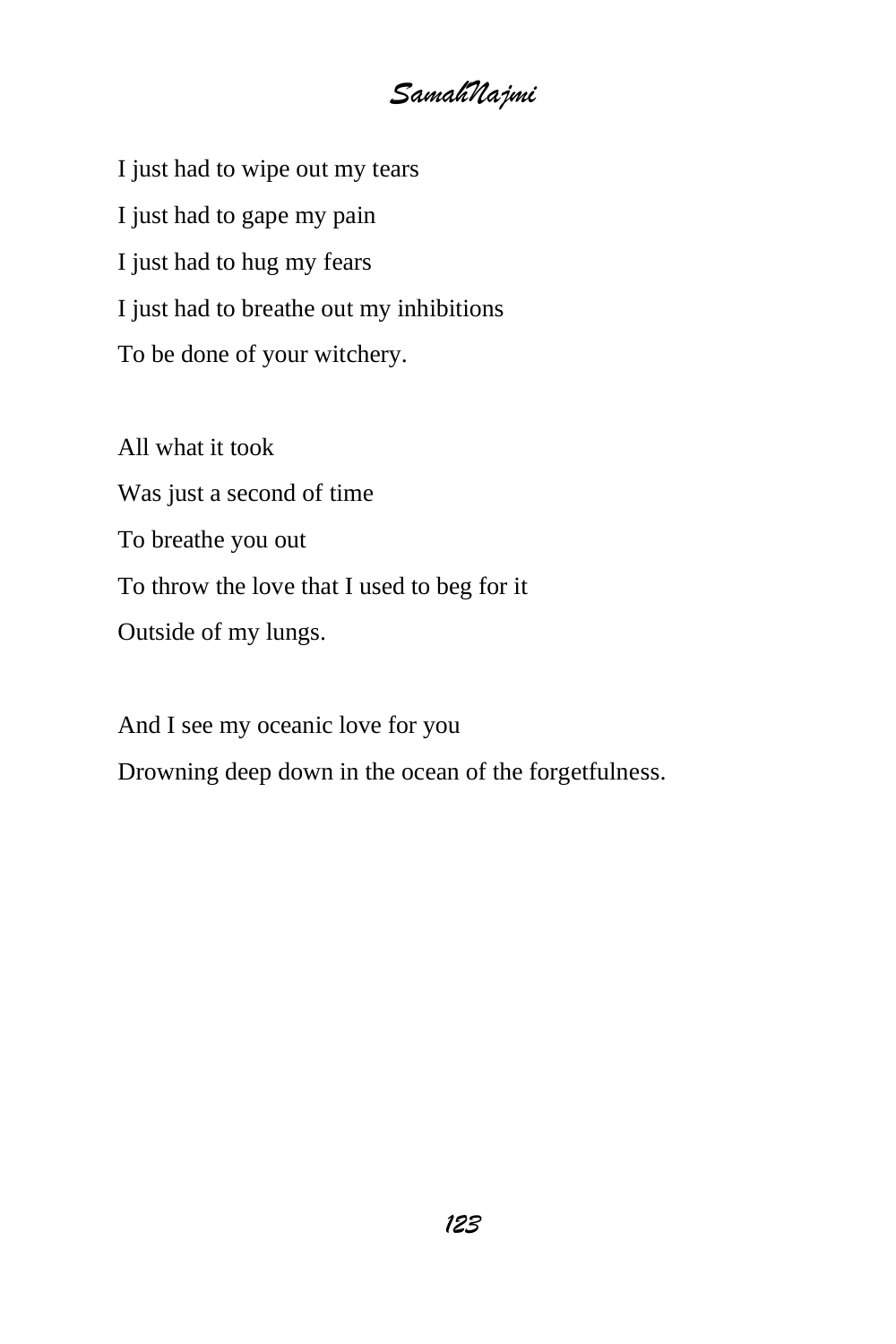I just had to wipe out my tears

I just had to gape my pain

I just had to hug my fears

I just had to breathe out my inhibitions

To be done of your witchery.

All what it took

Was just a second of time

To breathe you out

To throw the love that I used to beg for it

Outside of my lungs.

And I see my oceanic love for you

Drowning deep down in the ocean of the forgetfulness.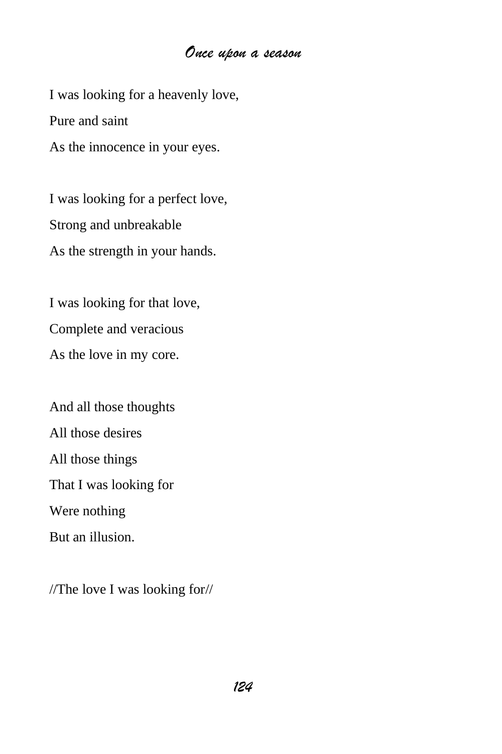I was looking for a heavenly love,  
Pure and saint  
As the innocence in your eyes.

I was looking for a perfect love,  
Strong and unbreakable  
As the strength in your hands.

I was looking for that love,  
Complete and veracious  
As the love in my core.

And all those thoughts  
All those desires  
All those things  
That I was looking for  
Were nothing  
But an illusion.

//The love I was looking for//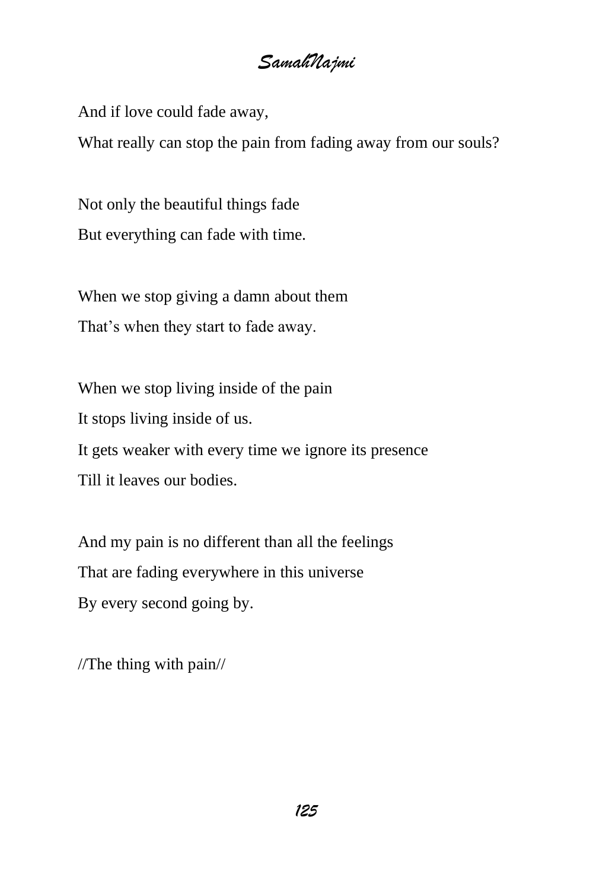And if love could fade away,

What really can stop the pain from fading away from our souls?

Not only the beautiful things fade

But everything can fade with time.

When we stop giving a damn about them

That's when they start to fade away.

When we stop living inside of the pain

It stops living inside of us.

It gets weaker with every time we ignore its presence

Till it leaves our bodies.

And my pain is no different than all the feelings

That are fading everywhere in this universe

By every second going by.

//The thing with pain//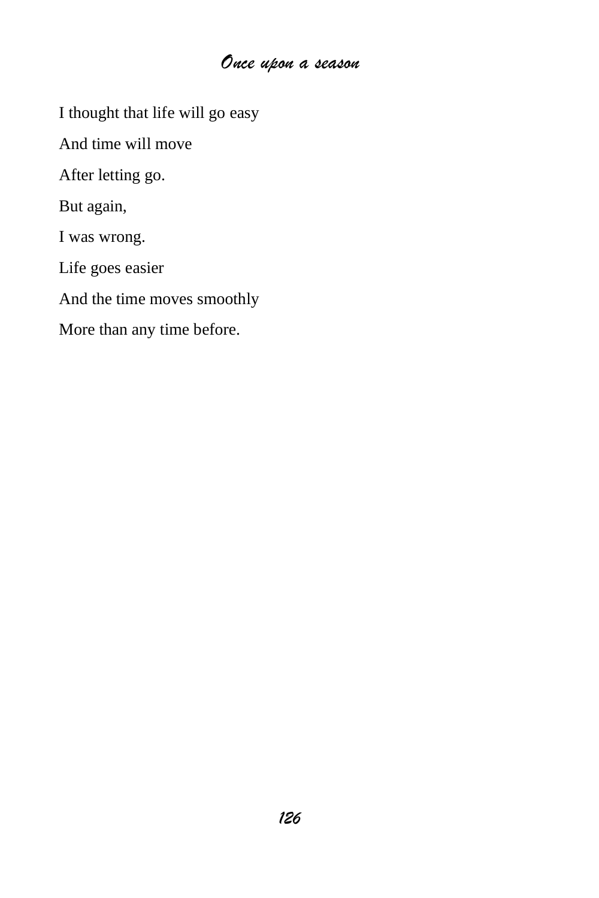I thought that life will go easy

And time will move

After letting go.

But again,

I was wrong.

Life goes easier

And the time moves smoothly

More than any time before.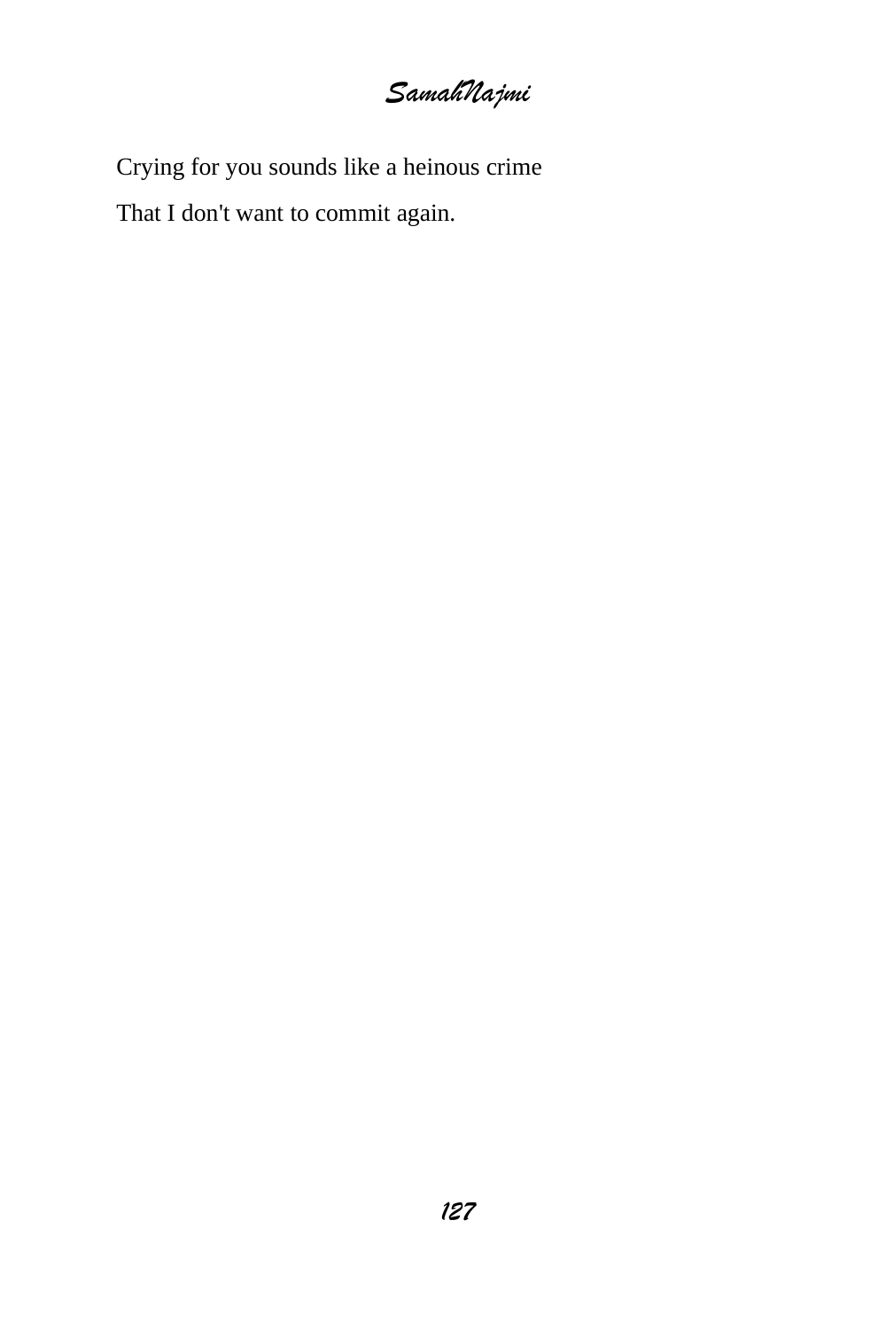Crying for you sounds like a heinous crime

That I don't want to commit again.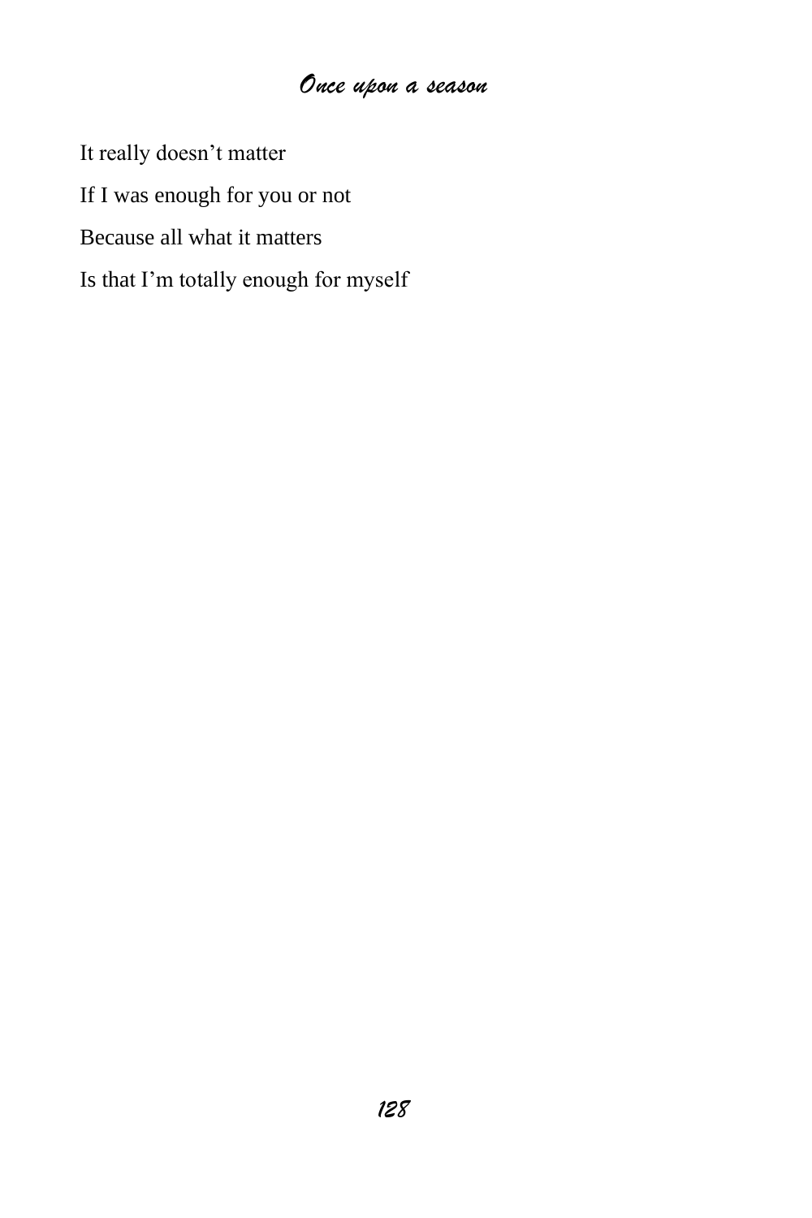It really doesn't matter

If I was enough for you or not

Because all what it matters

Is that I'm totally enough for myself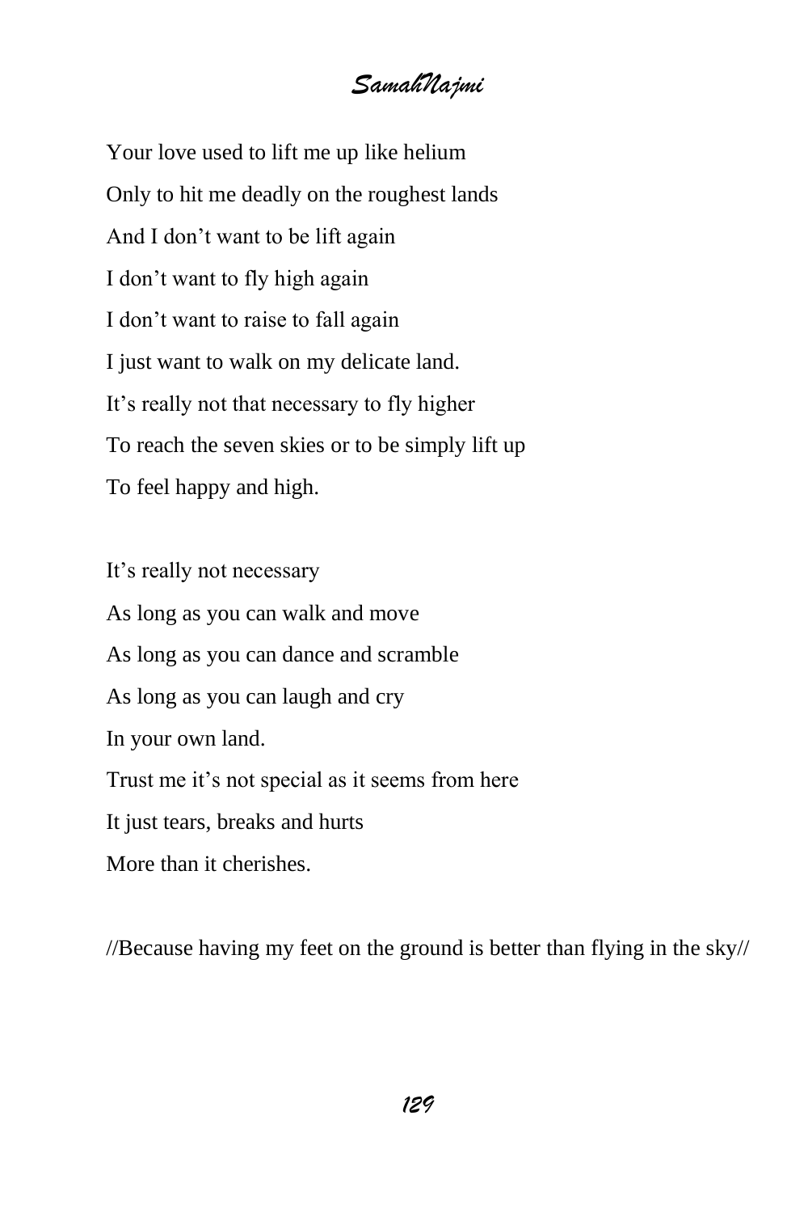Your love used to lift me up like helium
Only to hit me deadly on the roughest lands
And I don't want to be lift again
I don't want to fly high again
I don't want to raise to fall again
I just want to walk on my delicate land.
It's really not that necessary to fly higher
To reach the seven skies or to be simply lift up
To feel happy and high.

It's really not necessary
As long as you can walk and move
As long as you can dance and scramble
As long as you can laugh and cry
In your own land.
Trust me it's not special as it seems from here
It just tears, breaks and hurts
More than it cherishes.

//Because having my feet on the ground is better than flying in the sky//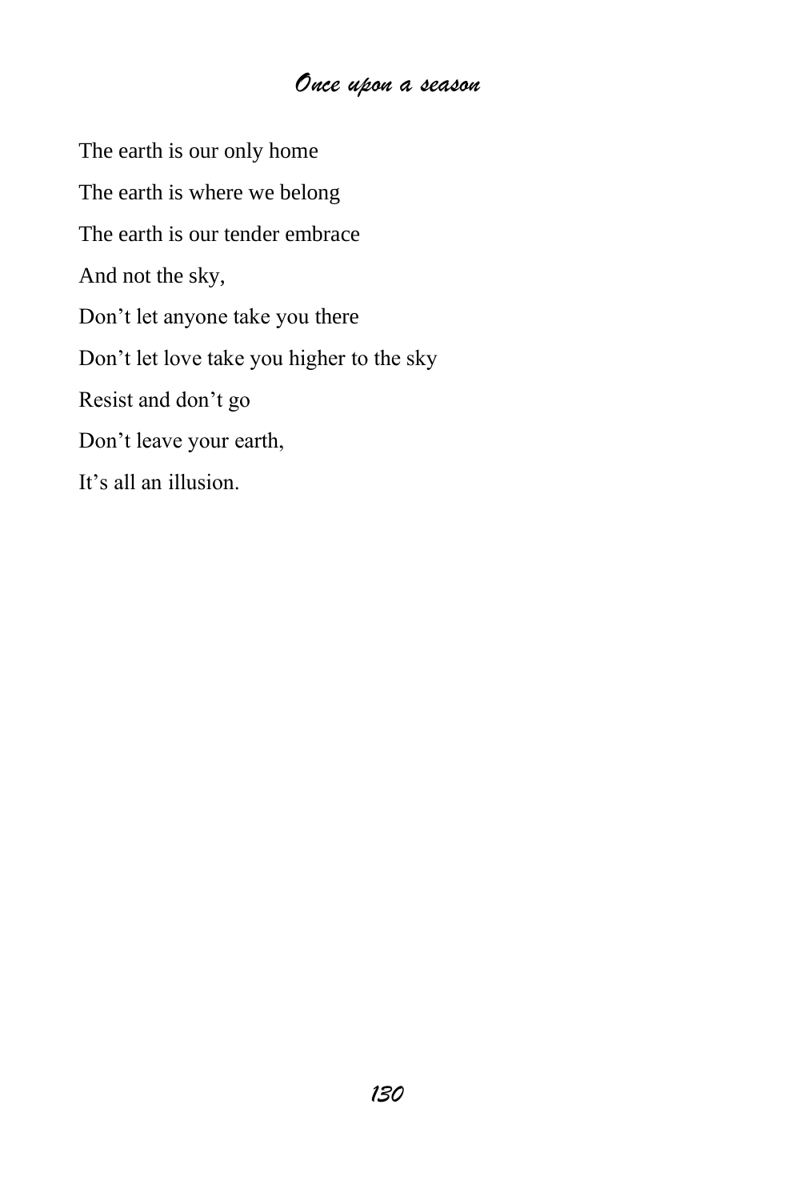The earth is our only home

The earth is where we belong

The earth is our tender embrace

And not the sky,

Don’t let anyone take you there

Don’t let love take you higher to the sky

Resist and don’t go

Don’t leave your earth,

It’s all an illusion.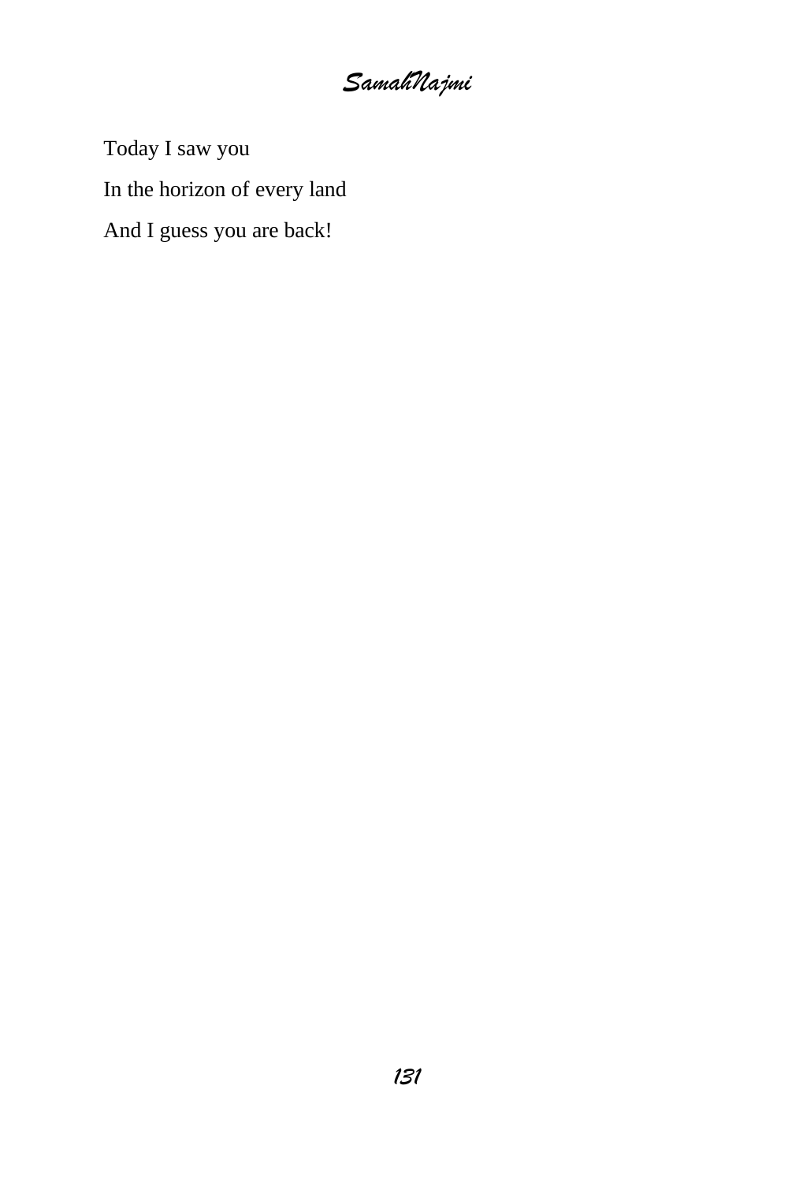Today I saw you

In the horizon of every land

And I guess you are back!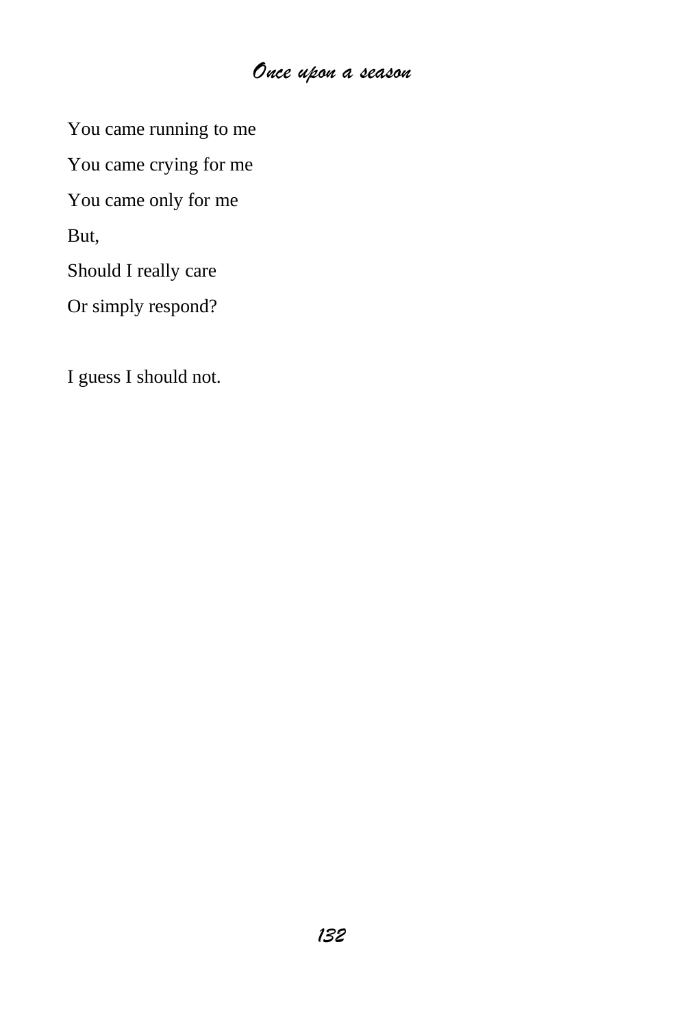You came running to me

You came crying for me

You came only for me

But,

Should I really care

Or simply respond?

I guess I should not.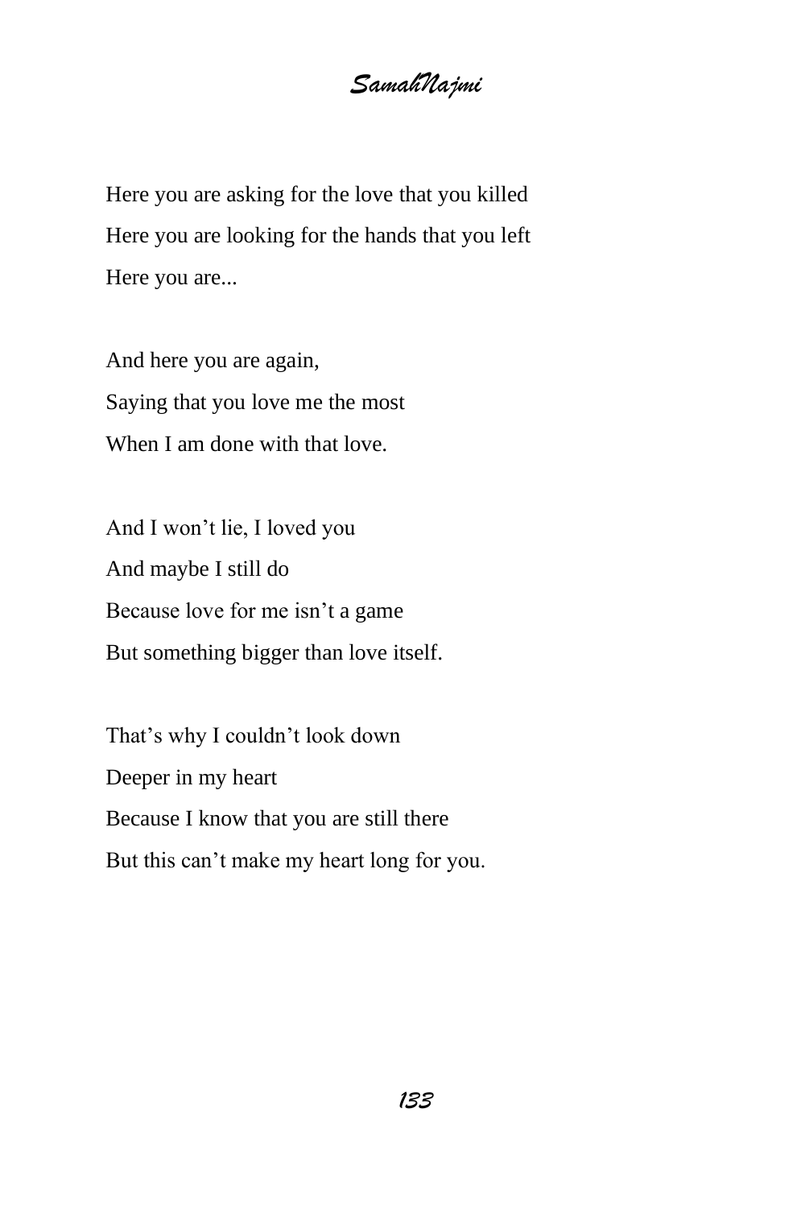Here you are asking for the love that you killed
Here you are looking for the hands that you left
Here you are...

And here you are again,
Saying that you love me the most
When I am done with that love.

And I won’t lie, I loved you
And maybe I still do
Because love for me isn’t a game
But something bigger than love itself.

That’s why I couldn’t look down
Deeper in my heart
Because I know that you are still there
But this can’t make my heart long for you.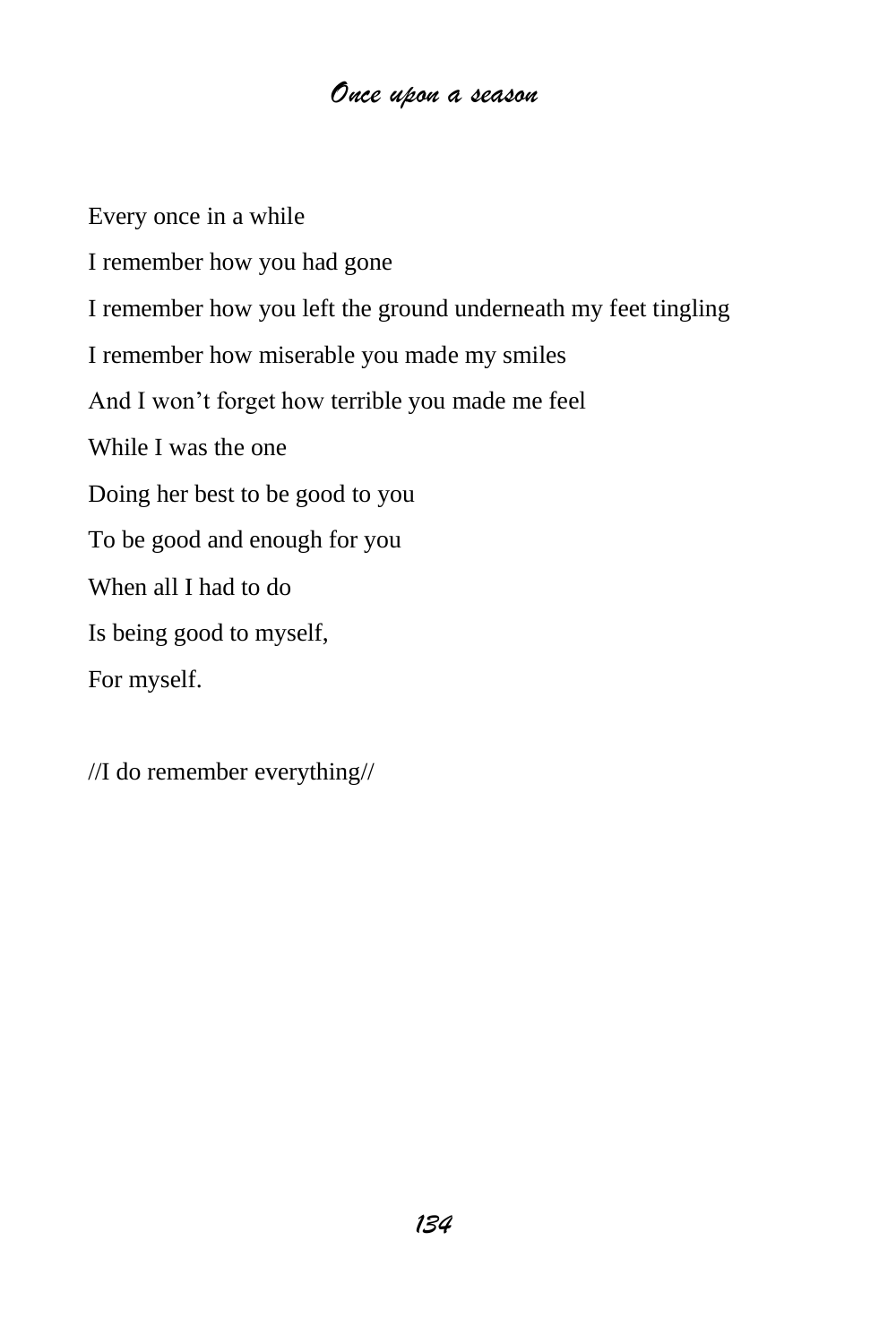Every once in a while

I remember how you had gone

I remember how you left the ground underneath my feet tingling

I remember how miserable you made my smiles

And I won't forget how terrible you made me feel

While I was the one

Doing her best to be good to you

To be good and enough for you

When all I had to do

Is being good to myself,

For myself.

//I do remember everything//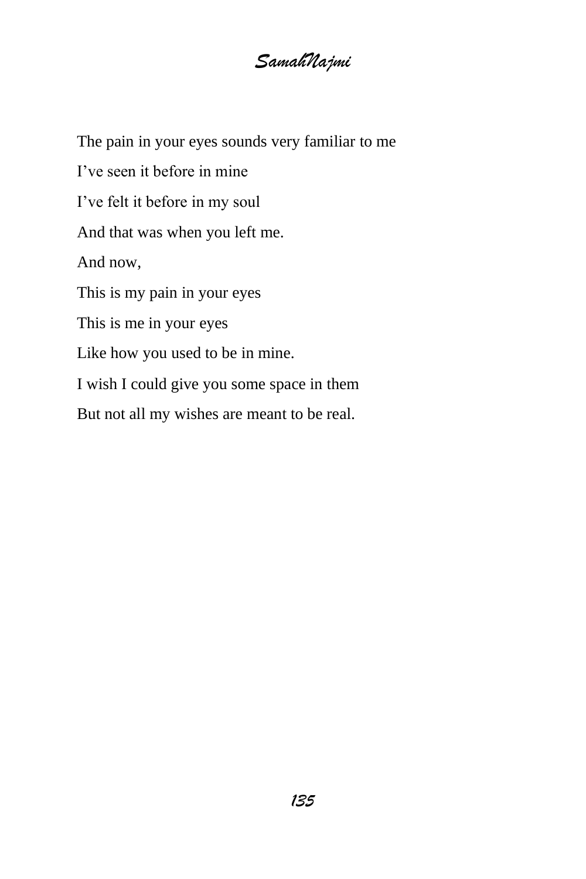The pain in your eyes sounds very familiar to me

I've seen it before in mine

I've felt it before in my soul

And that was when you left me.

And now,

This is my pain in your eyes

This is me in your eyes

Like how you used to be in mine.

I wish I could give you some space in them

But not all my wishes are meant to be real.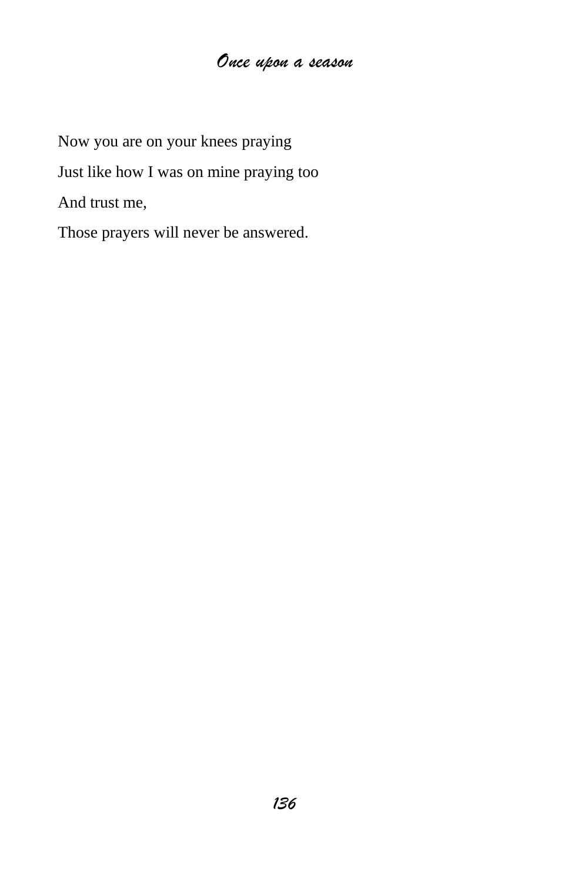Now you are on your knees praying

Just like how I was on mine praying too

And trust me,

Those prayers will never be answered.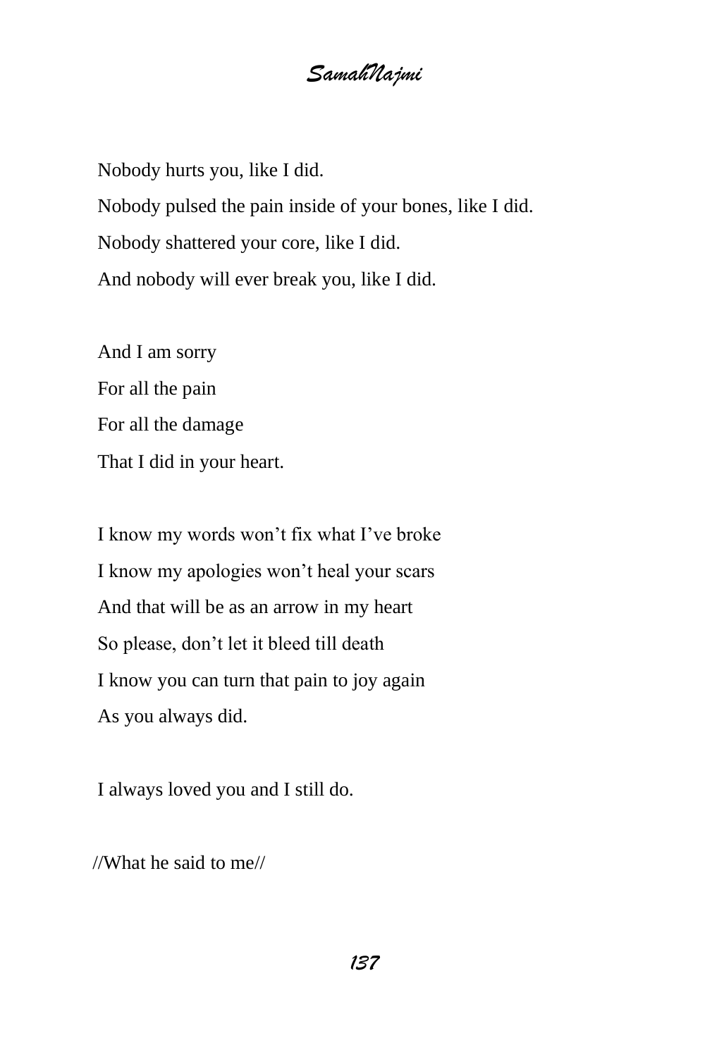Nobody hurts you, like I did.
Nobody pulsed the pain inside of your bones, like I did.
Nobody shattered your core, like I did.
And nobody will ever break you, like I did.

And I am sorry
For all the pain
For all the damage
That I did in your heart.

I know my words won't fix what I've broke
I know my apologies won't heal your scars
And that will be as an arrow in my heart
So please, don't let it bleed till death
I know you can turn that pain to joy again
As you always did.

I always loved you and I still do.

//What he said to me//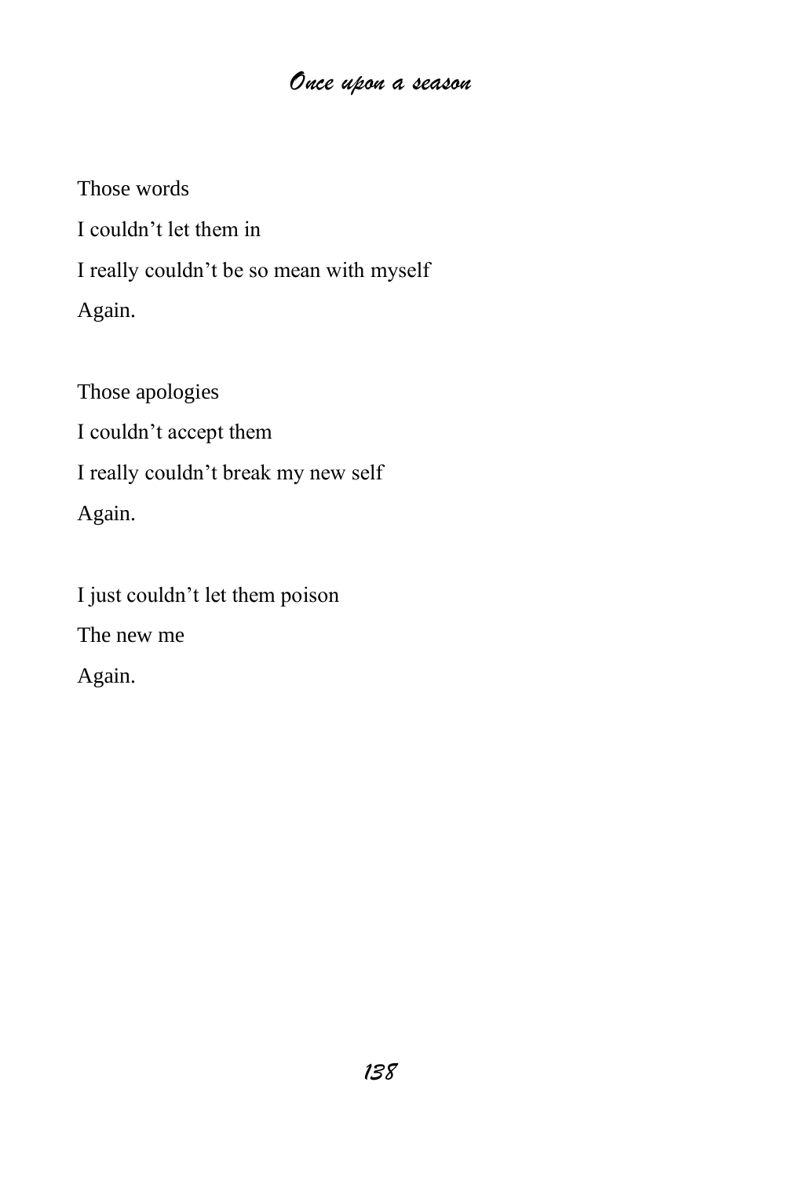Those words

I couldn't let them in

I really couldn't be so mean with myself

Again.

Those apologies

I couldn't accept them

I really couldn't break my new self

Again.

I just couldn't let them poison

The new me

Again.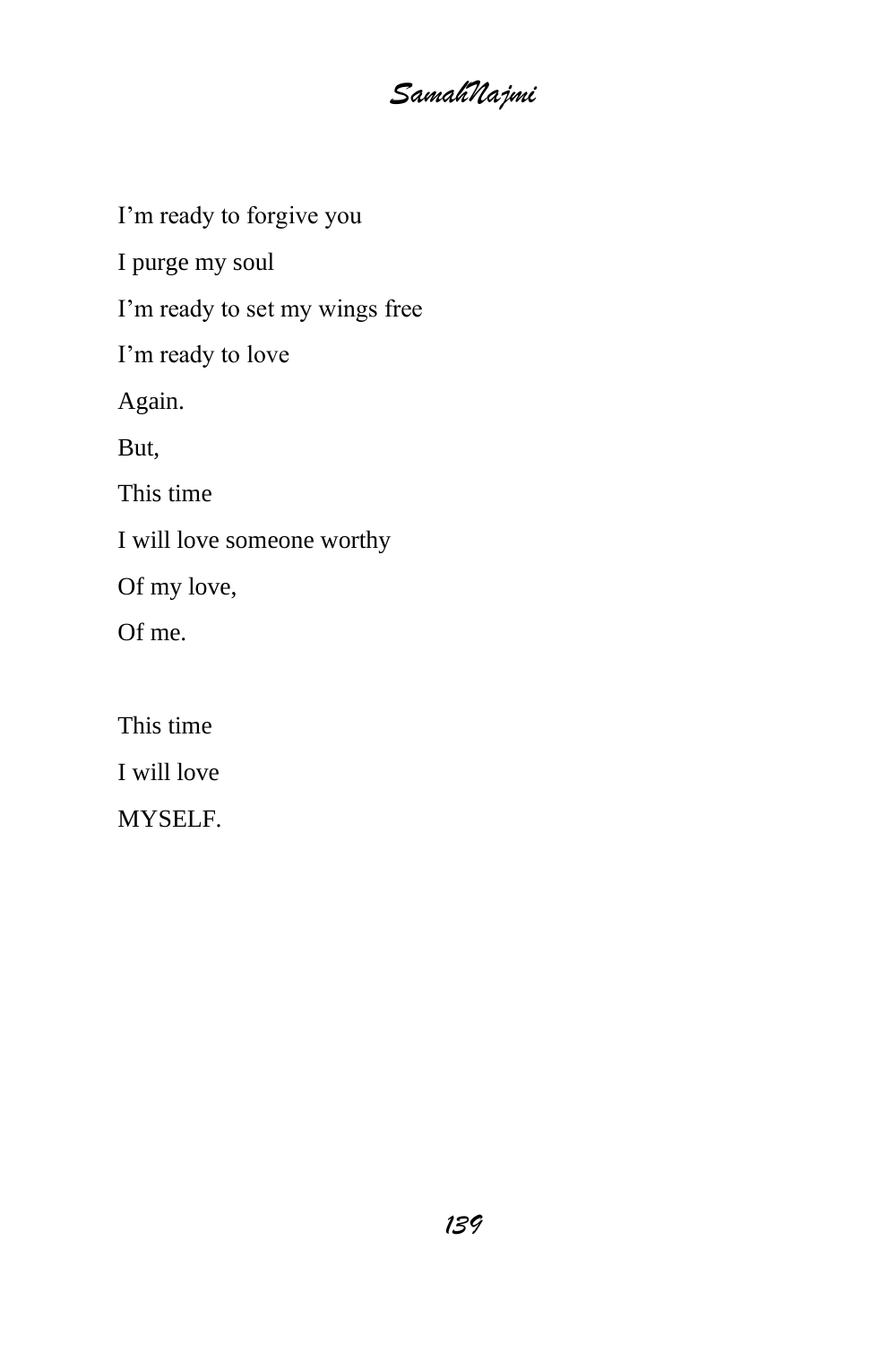I'm ready to forgive you

I purge my soul

I'm ready to set my wings free

I'm ready to love

Again.

But,

This time

I will love someone worthy

Of my love,

Of me.

This time

I will love

MYSELF.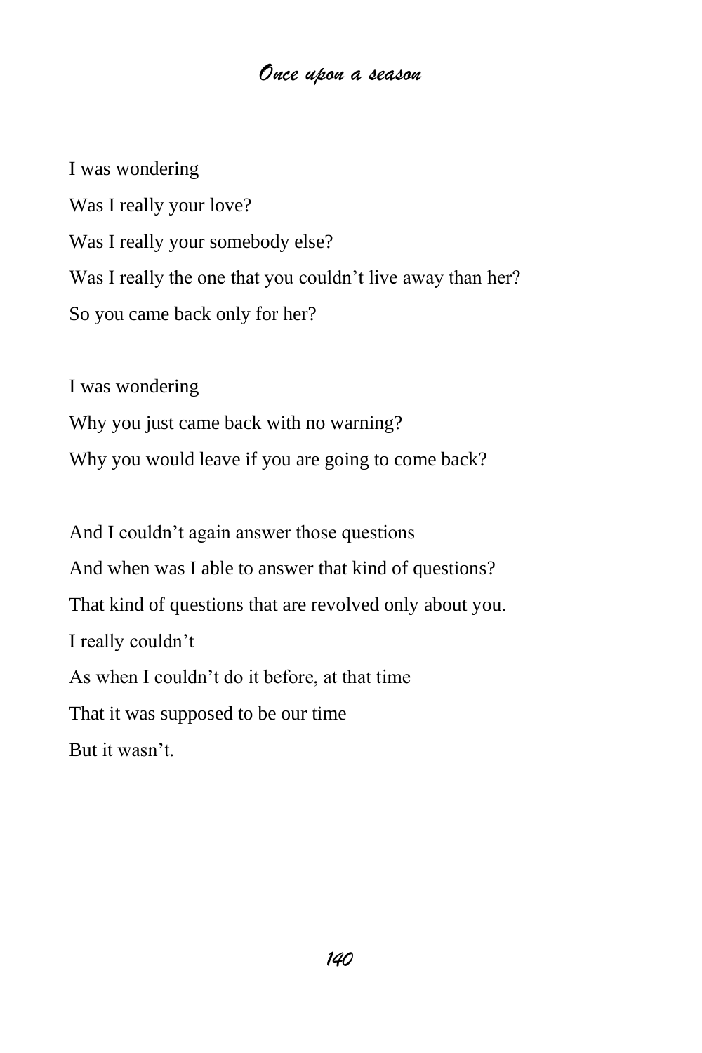I was wondering

Was I really your love?

Was I really your somebody else?

Was I really the one that you couldn’t live away than her?

So you came back only for her?

I was wondering

Why you just came back with no warning?

Why you would leave if you are going to come back?

And I couldn’t again answer those questions

And when was I able to answer that kind of questions?

That kind of questions that are revolved only about you.

I really couldn’t

As when I couldn’t do it before, at that time

That it was supposed to be our time

But it wasn’t.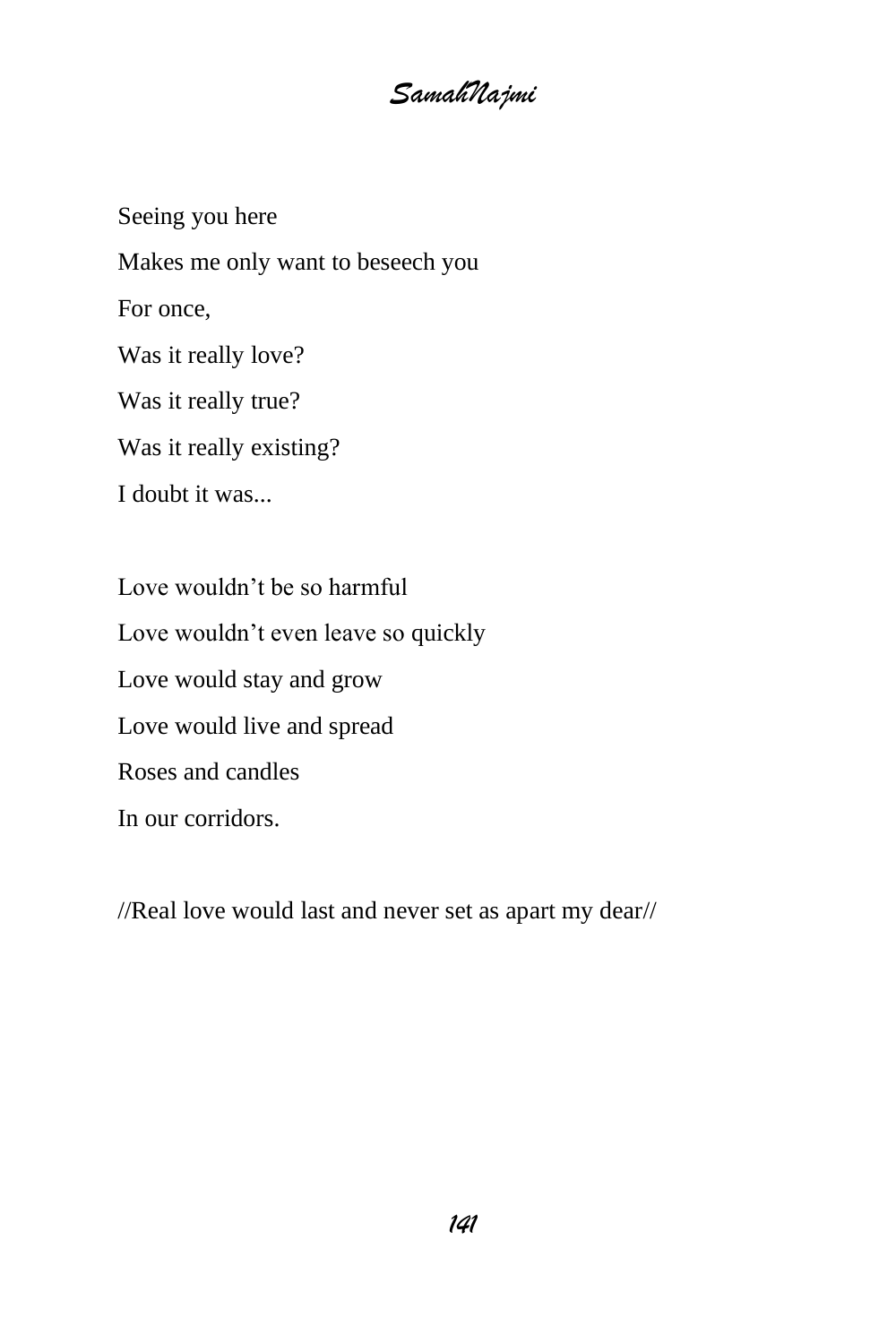Seeing you here

Makes me only want to beseech you

For once,

Was it really love?

Was it really true?

Was it really existing?

I doubt it was...

Love wouldn't be so harmful

Love wouldn't even leave so quickly

Love would stay and grow

Love would live and spread

Roses and candles

In our corridors.

//Real love would last and never set as apart my dear//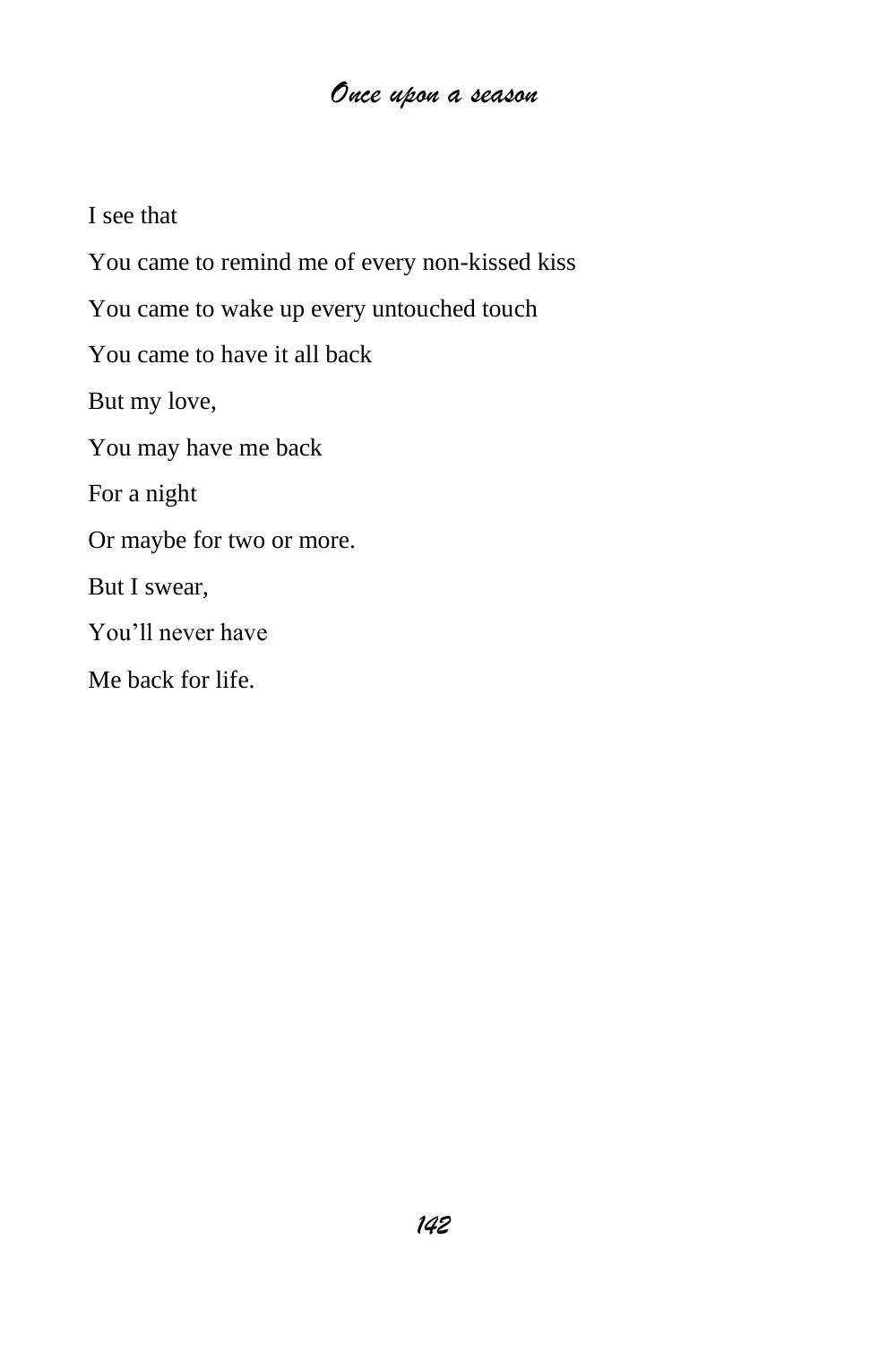I see that

You came to remind me of every non-kissed kiss

You came to wake up every untouched touch

You came to have it all back

But my love,

You may have me back

For a night

Or maybe for two or more.

But I swear,

You'll never have

Me back for life.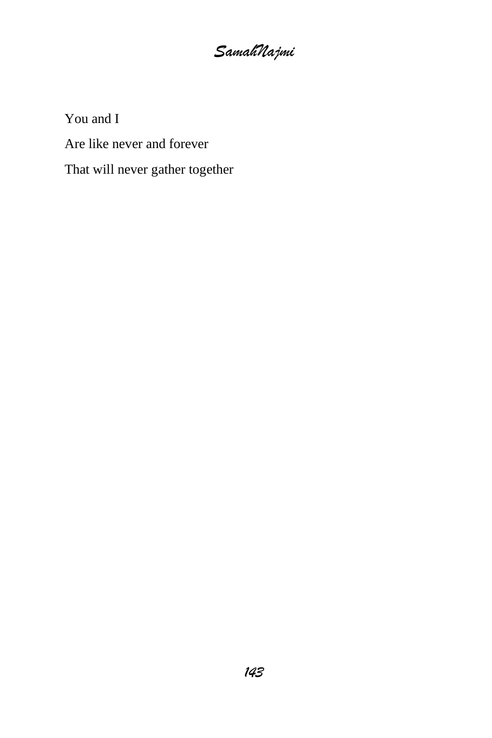You and I

Are like never and forever

That will never gather together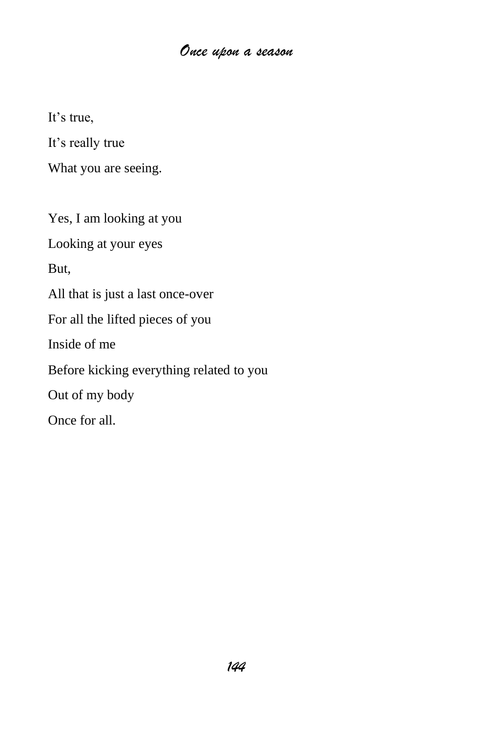It's true,  
It's really true  
What you are seeing.

Yes, I am looking at you  
Looking at your eyes  
But,  
All that is just a last once-over  
For all the lifted pieces of you  
Inside of me  
Before kicking everything related to you  
Out of my body  
Once for all.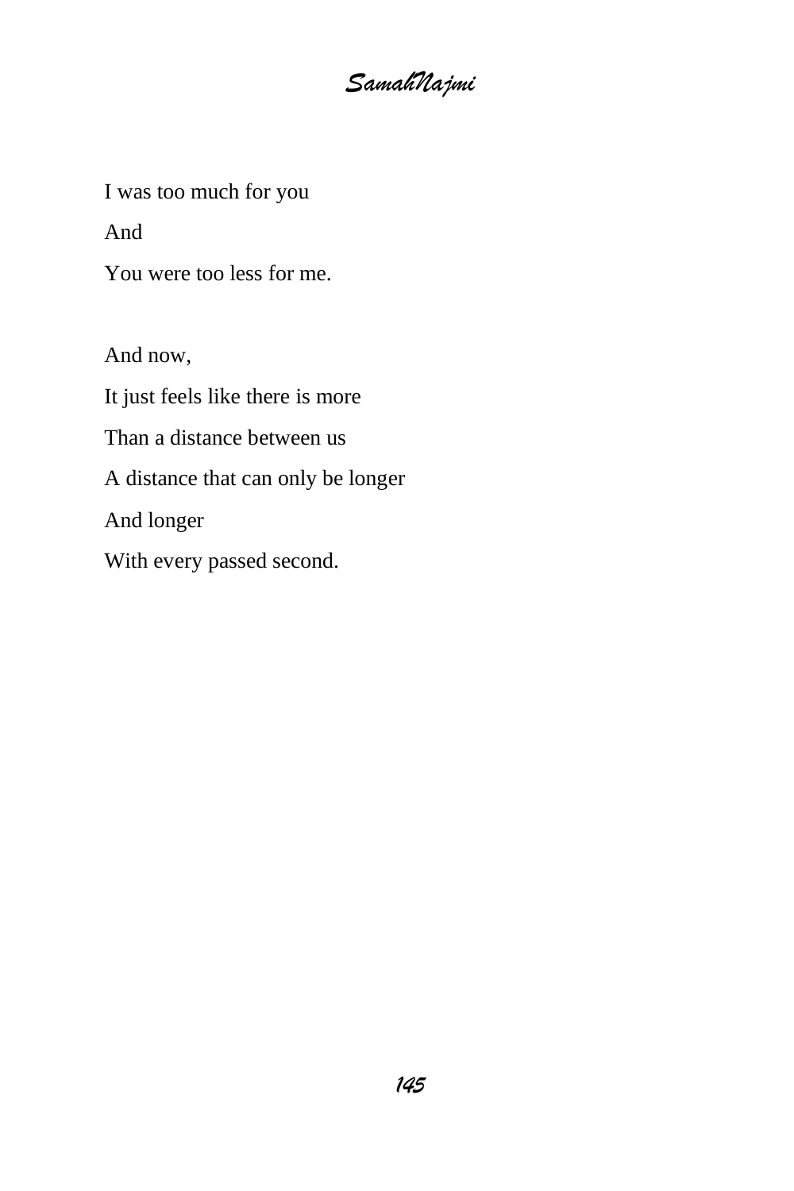I was too much for you

And

You were too less for me.

And now,

It just feels like there is more

Than a distance between us

A distance that can only be longer

And longer

With every passed second.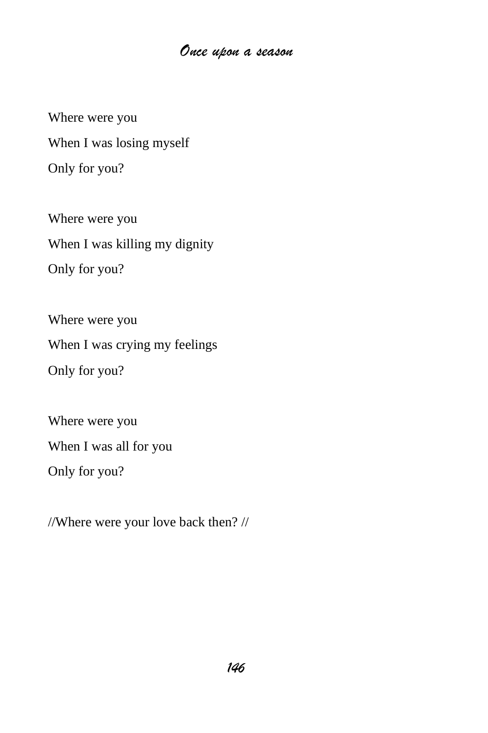Where were you
When I was losing myself
Only for you?

Where were you
When I was killing my dignity
Only for you?

Where were you
When I was crying my feelings
Only for you?

Where were you
When I was all for you
Only for you?

//Where were your love back then? //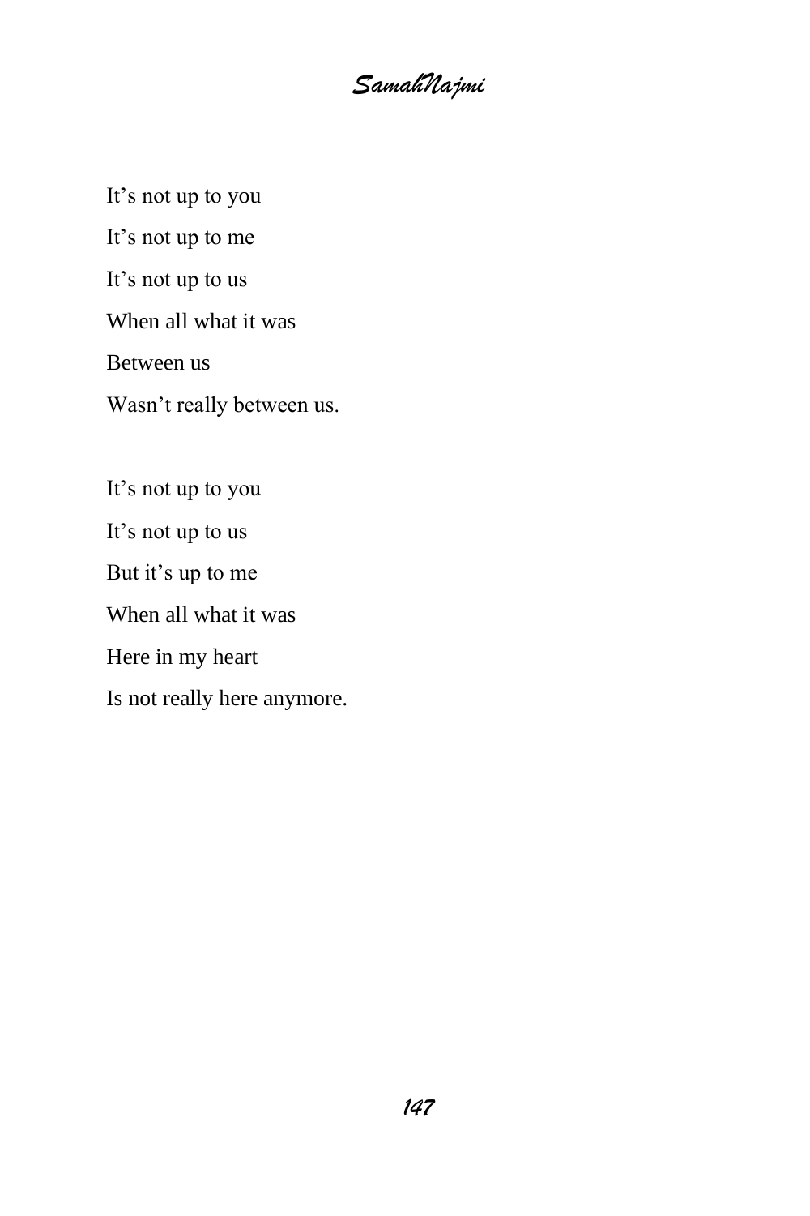It’s not up to you
It’s not up to me
It’s not up to us
When all what it was
Between us
Wasn’t really between us.

It’s not up to you
It’s not up to us
But it’s up to me
When all what it was
Here in my heart
Is not really here anymore.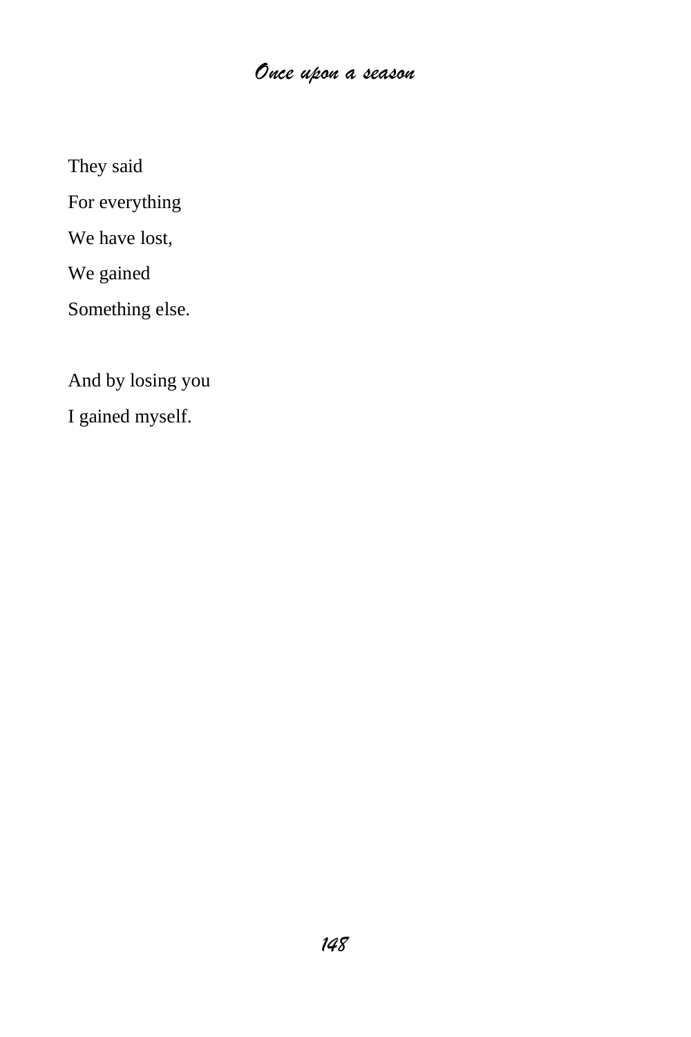They said

For everything

We have lost,

We gained

Something else.

And by losing you

I gained myself.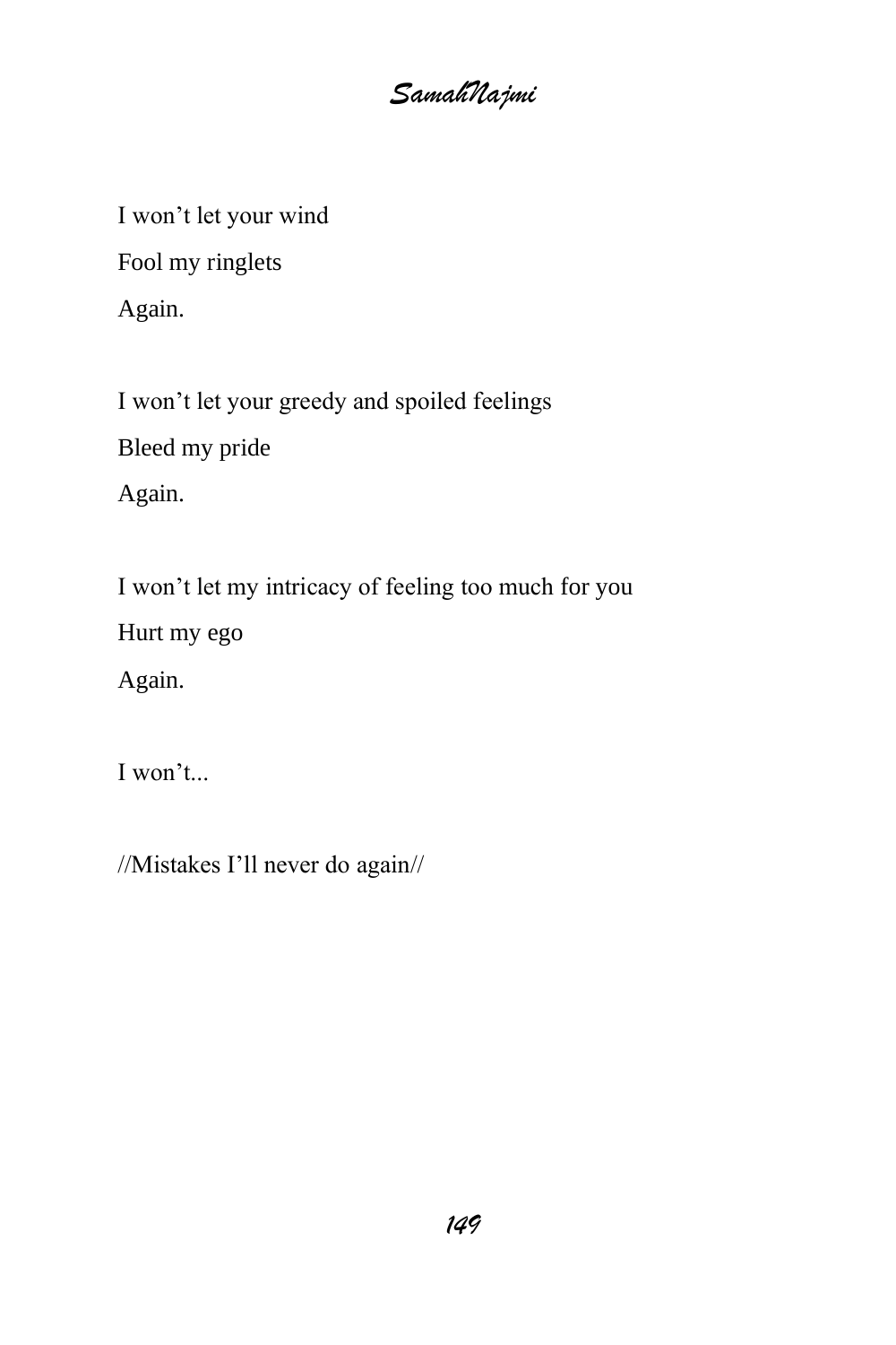I won't let your wind

Fool my ringlets

Again.

I won't let your greedy and spoiled feelings

Bleed my pride

Again.

I won't let my intricacy of feeling too much for you

Hurt my ego

Again.

I won't...

//Mistakes I'll never do again//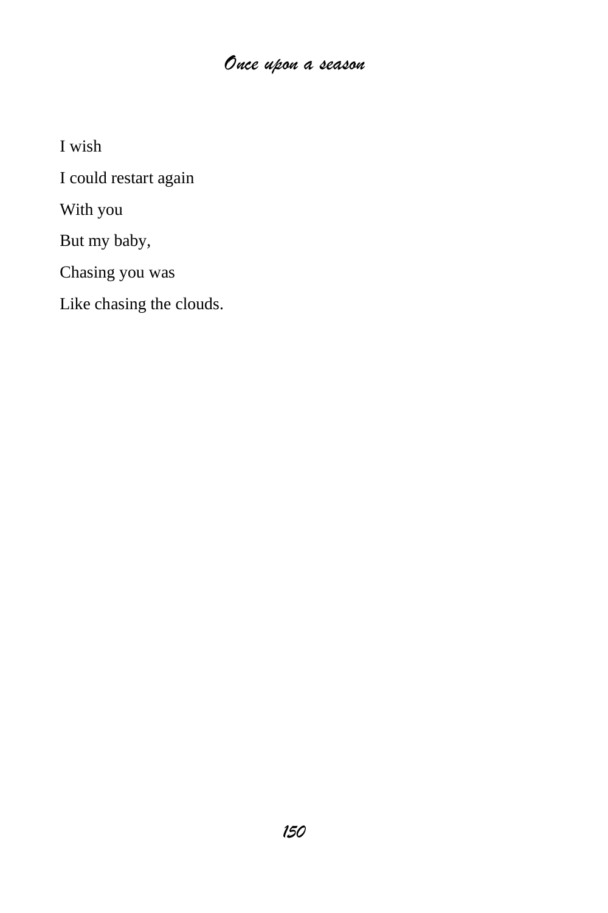I wish

I could restart again

With you

But my baby,

Chasing you was

Like chasing the clouds.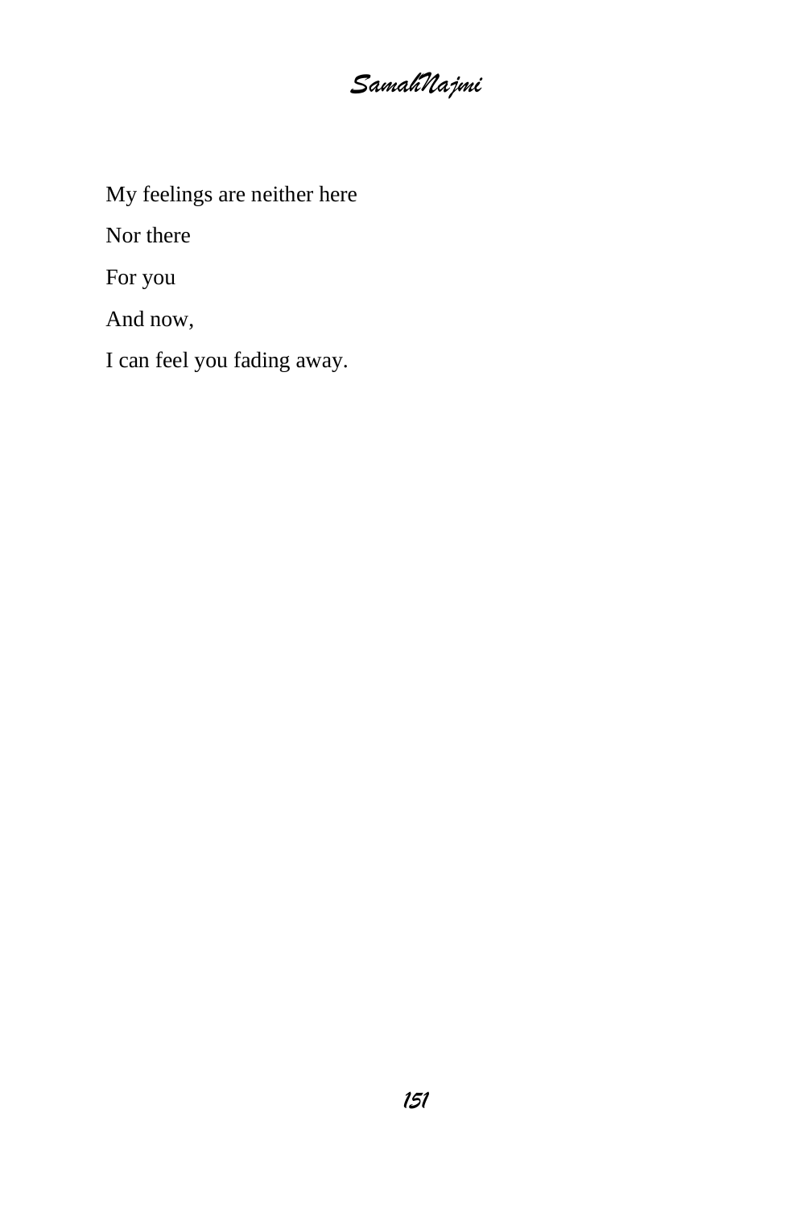My feelings are neither here

Nor there

For you

And now,

I can feel you fading away.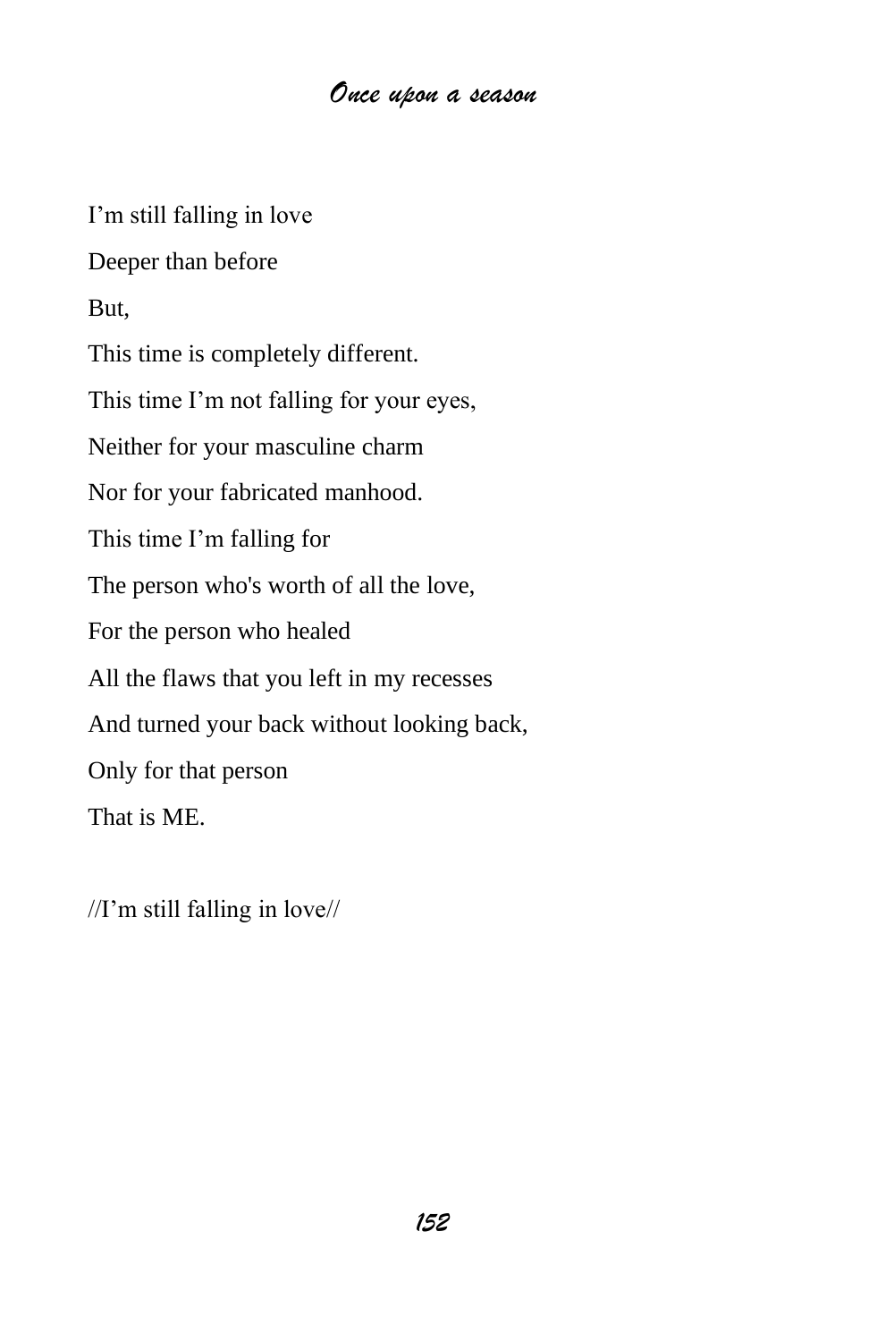I'm still falling in love

Deeper than before

But,

This time is completely different.

This time I'm not falling for your eyes,

Neither for your masculine charm

Nor for your fabricated manhood.

This time I'm falling for

The person who's worth of all the love,

For the person who healed

All the flaws that you left in my recesses

And turned your back without looking back,

Only for that person

That is ME.

//I'm still falling in love//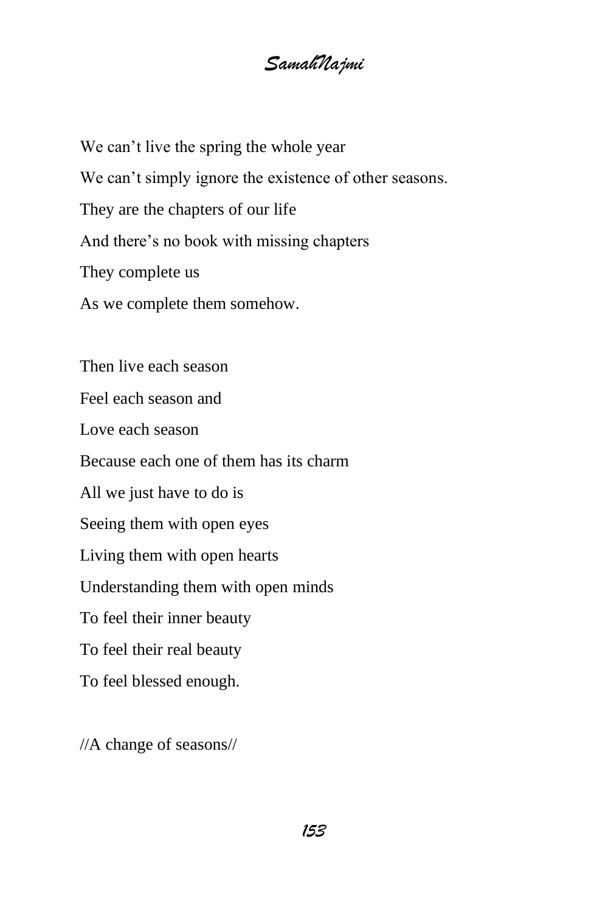We can't live the spring the whole year  
We can't simply ignore the existence of other seasons.  
They are the chapters of our life  
And there's no book with missing chapters  
They complete us  
As we complete them somehow.

Then live each season  
Feel each season and  
Love each season  
Because each one of them has its charm  
All we just have to do is  
Seeing them with open eyes  
Living them with open hearts  
Understanding them with open minds  
To feel their inner beauty  
To feel their real beauty  
To feel blessed enough.

//A change of seasons//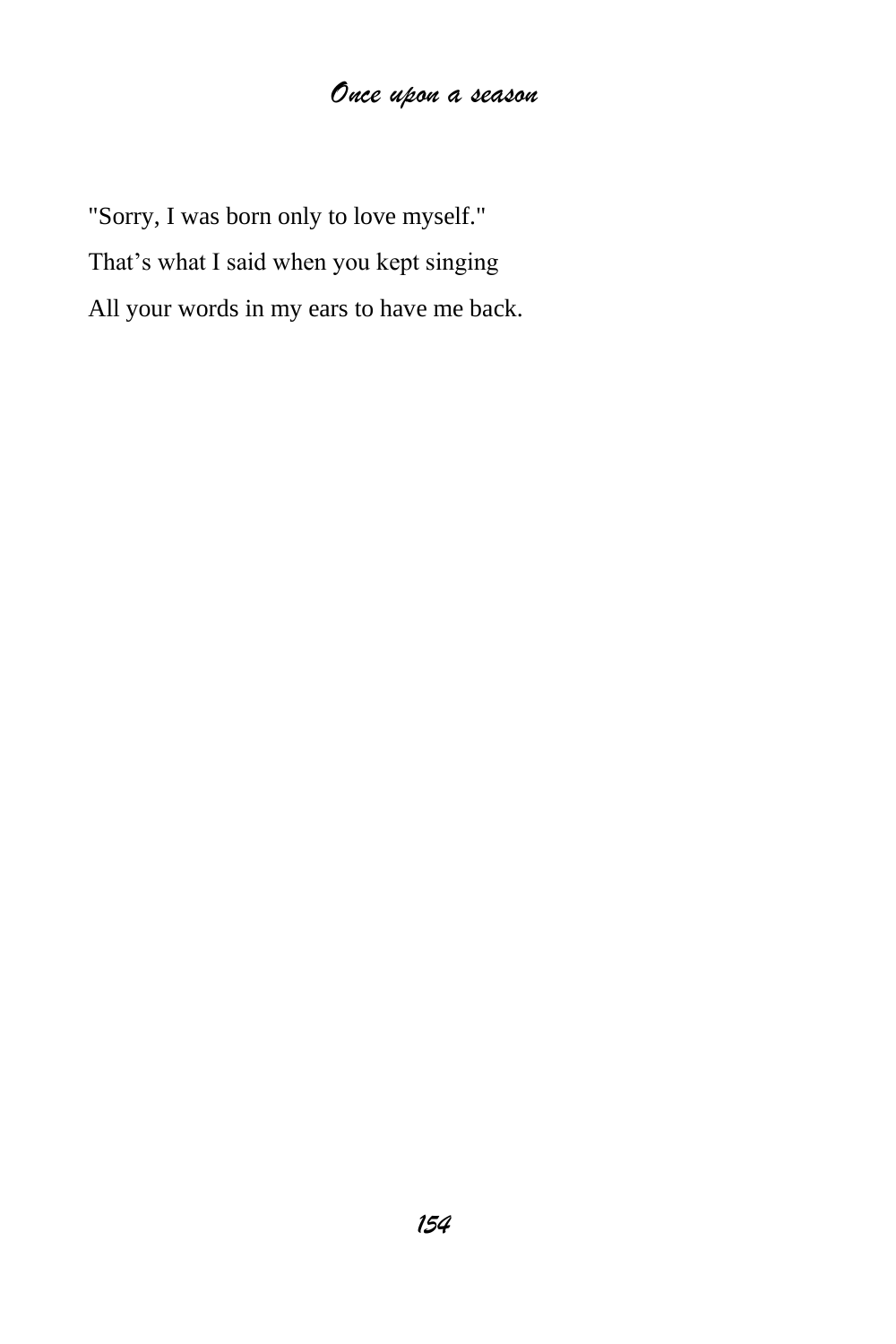"Sorry, I was born only to love myself."

That's what I said when you kept singing

All your words in my ears to have me back.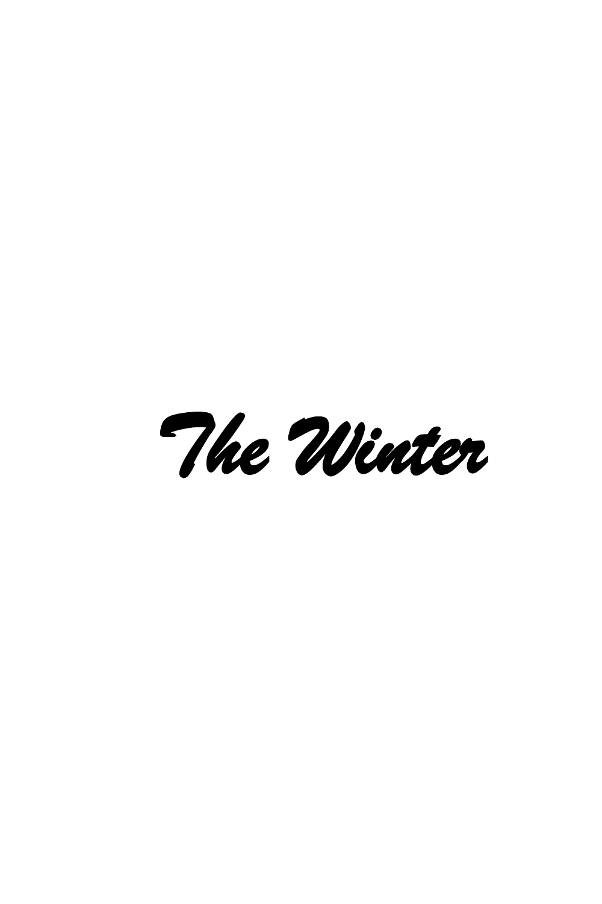# *The Winter*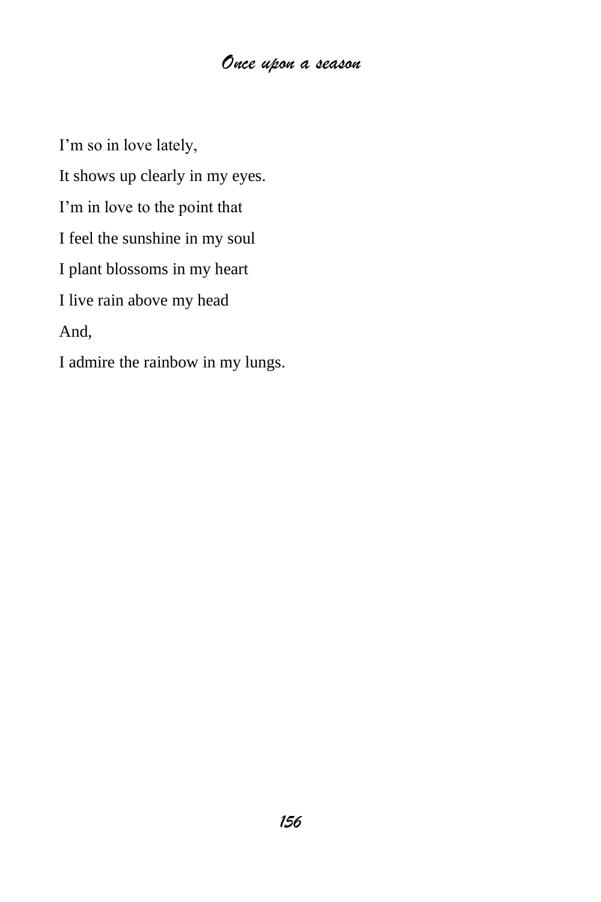I'm so in love lately,

It shows up clearly in my eyes.

I'm in love to the point that

I feel the sunshine in my soul

I plant blossoms in my heart

I live rain above my head

And,

I admire the rainbow in my lungs.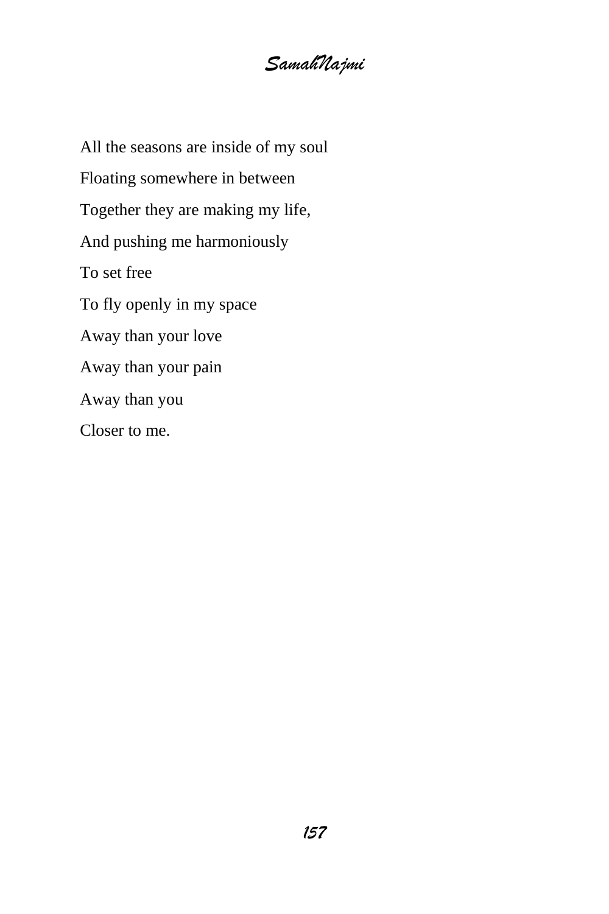All the seasons are inside of my soul

Floating somewhere in between

Together they are making my life,

And pushing me harmoniously

To set free

To fly openly in my space

Away than your love

Away than your pain

Away than you

Closer to me.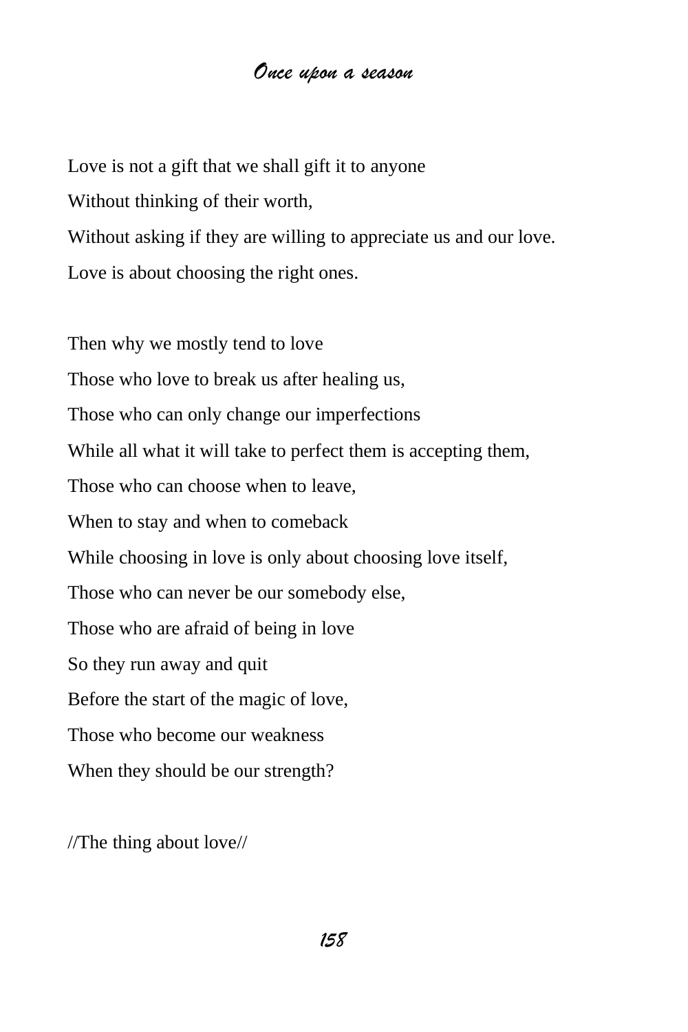Love is not a gift that we shall gift it to anyone
Without thinking of their worth,
Without asking if they are willing to appreciate us and our love.
Love is about choosing the right ones.

Then why we mostly tend to love
Those who love to break us after healing us,
Those who can only change our imperfections
While all what it will take to perfect them is accepting them,
Those who can choose when to leave,
When to stay and when to comeback
While choosing in love is only about choosing love itself,
Those who can never be our somebody else,
Those who are afraid of being in love
So they run away and quit
Before the start of the magic of love,
Those who become our weakness
When they should be our strength?

//The thing about love//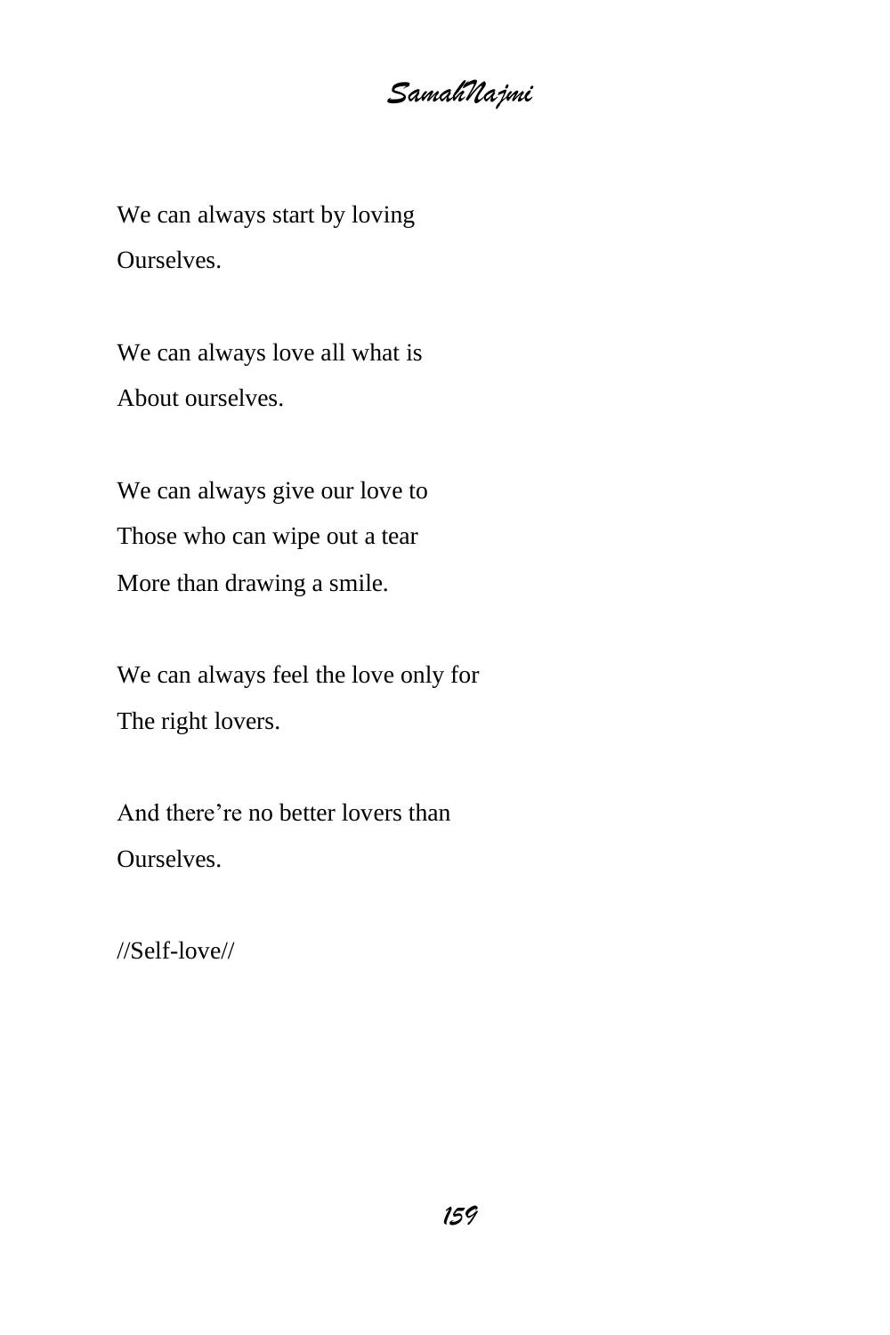We can always start by loving
Ourselves.

We can always love all what is
About ourselves.

We can always give our love to
Those who can wipe out a tear
More than drawing a smile.

We can always feel the love only for
The right lovers.

And there're no better lovers than
Ourselves.

//Self-love//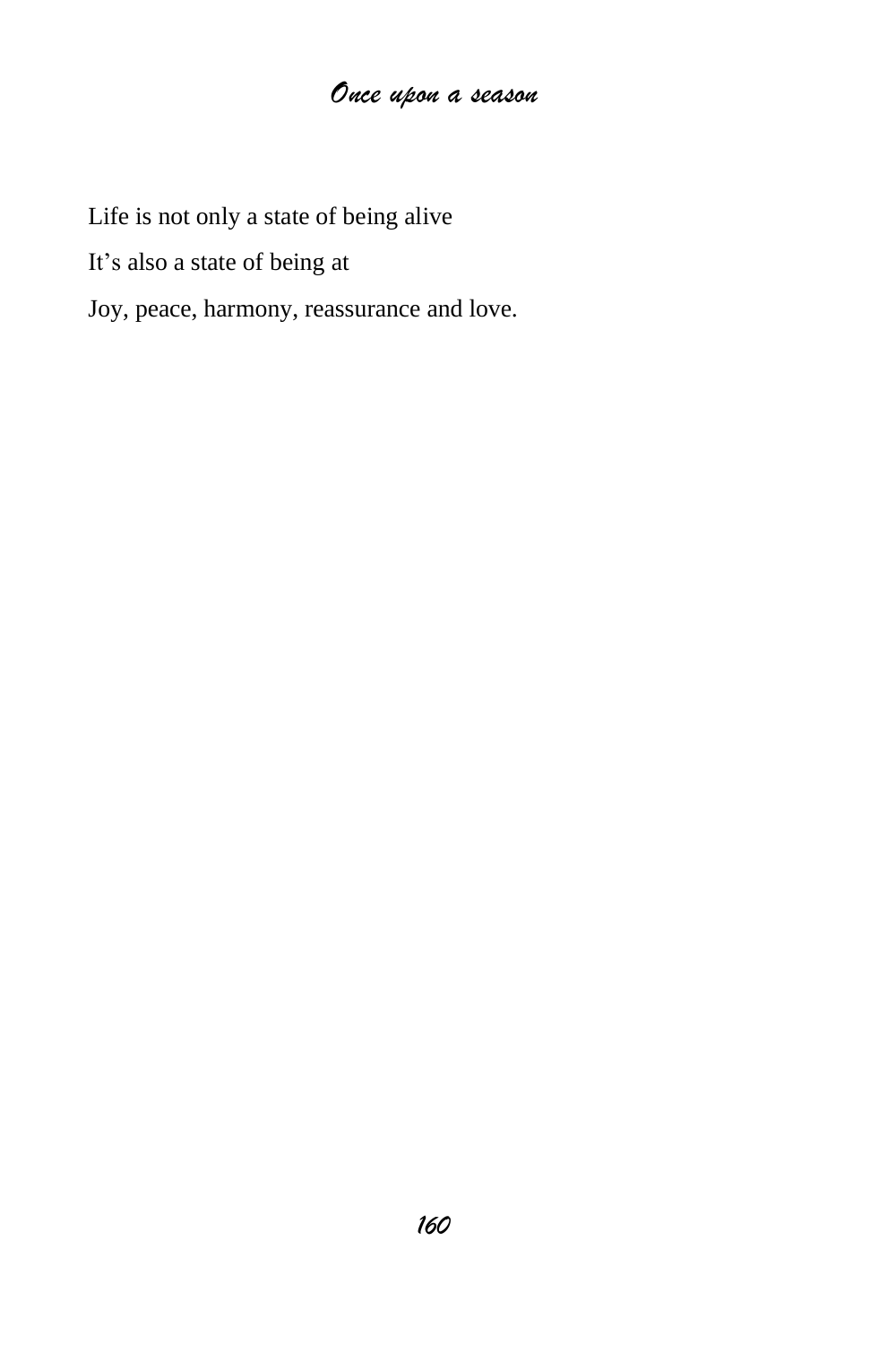Life is not only a state of being alive

It's also a state of being at

Joy, peace, harmony, reassurance and love.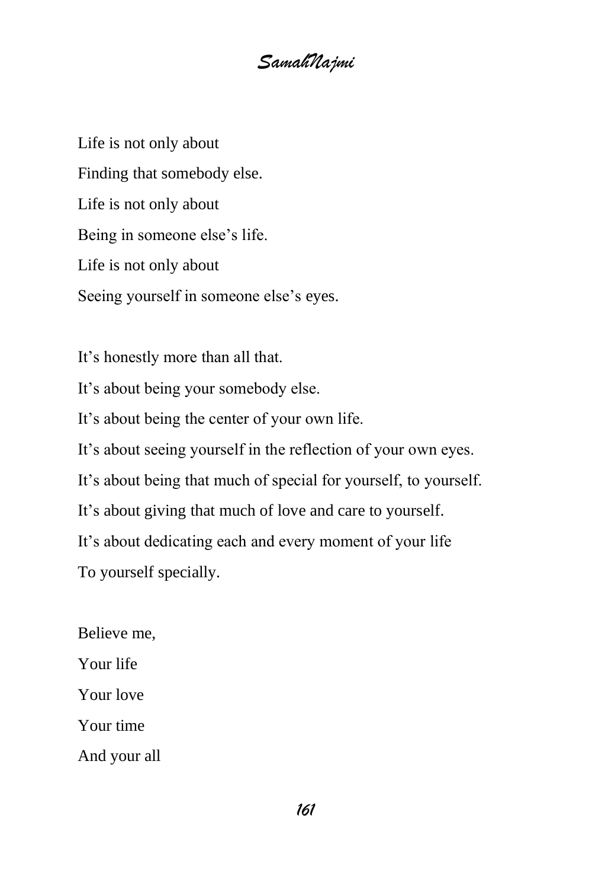Life is not only about
Finding that somebody else.
Life is not only about
Being in someone else's life.
Life is not only about
Seeing yourself in someone else's eyes.

It's honestly more than all that.
It's about being your somebody else.
It's about being the center of your own life.
It's about seeing yourself in the reflection of your own eyes.
It's about being that much of special for yourself, to yourself.
It's about giving that much of love and care to yourself.
It's about dedicating each and every moment of your life
To yourself specially.

Believe me,
Your life
Your love
Your time
And your all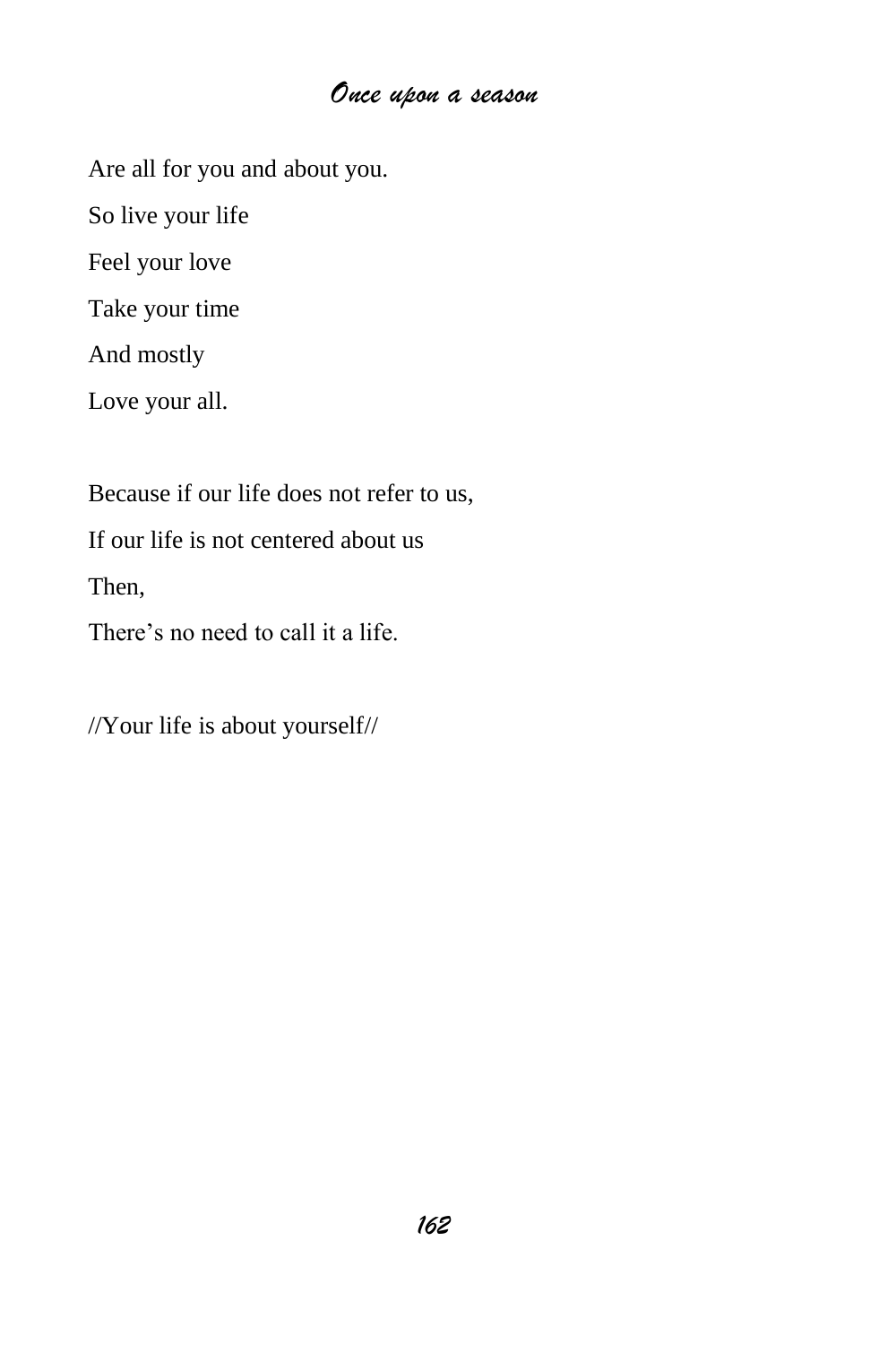Are all for you and about you.

So live your life

Feel your love

Take your time

And mostly

Love your all.

Because if our life does not refer to us,

If our life is not centered about us

Then,

There's no need to call it a life.

//Your life is about yourself//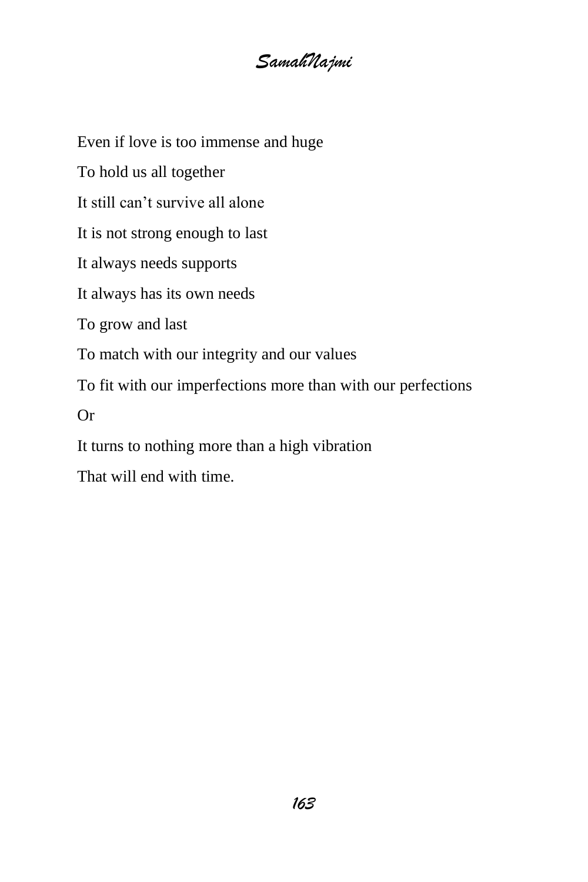Even if love is too immense and huge

To hold us all together

It still can't survive all alone

It is not strong enough to last

It always needs supports

It always has its own needs

To grow and last

To match with our integrity and our values

To fit with our imperfections more than with our perfections

Or

It turns to nothing more than a high vibration

That will end with time.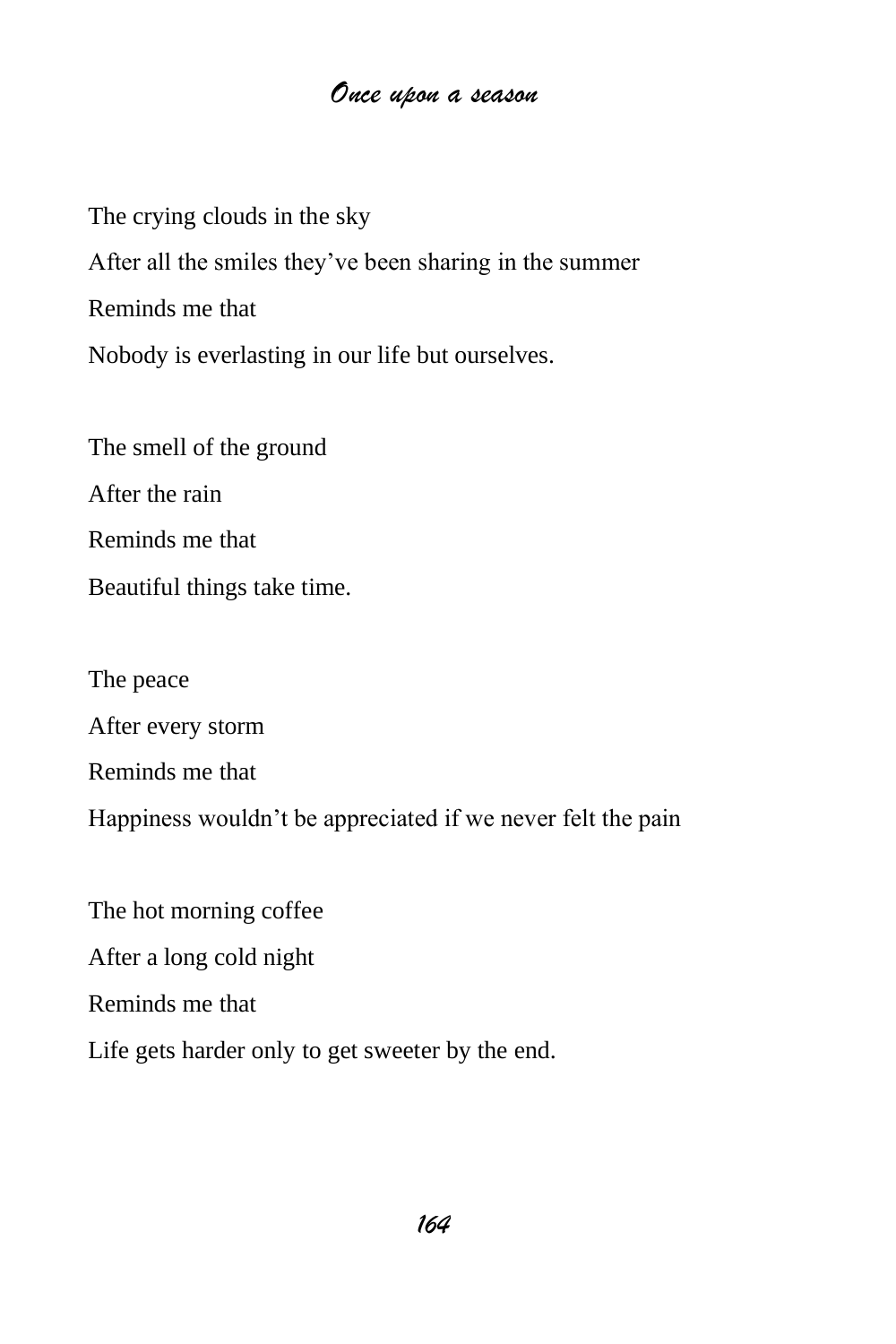The crying clouds in the sky

After all the smiles they've been sharing in the summer

Reminds me that

Nobody is everlasting in our life but ourselves.

The smell of the ground

After the rain

Reminds me that

Beautiful things take time.

The peace

After every storm

Reminds me that

Happiness wouldn't be appreciated if we never felt the pain

The hot morning coffee

After a long cold night

Reminds me that

Life gets harder only to get sweeter by the end.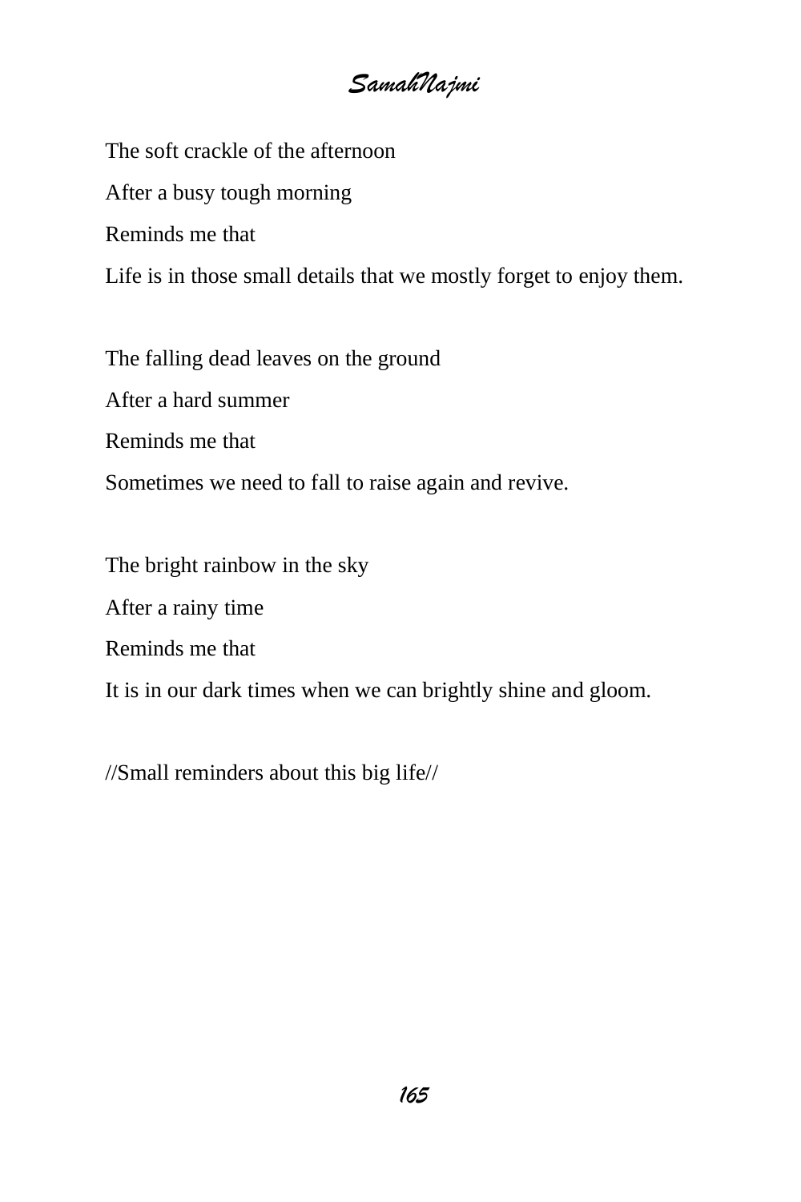The soft crackle of the afternoon

After a busy tough morning

Reminds me that

Life is in those small details that we mostly forget to enjoy them.

The falling dead leaves on the ground

After a hard summer

Reminds me that

Sometimes we need to fall to raise again and revive.

The bright rainbow in the sky

After a rainy time

Reminds me that

It is in our dark times when we can brightly shine and gloom.

//Small reminders about this big life//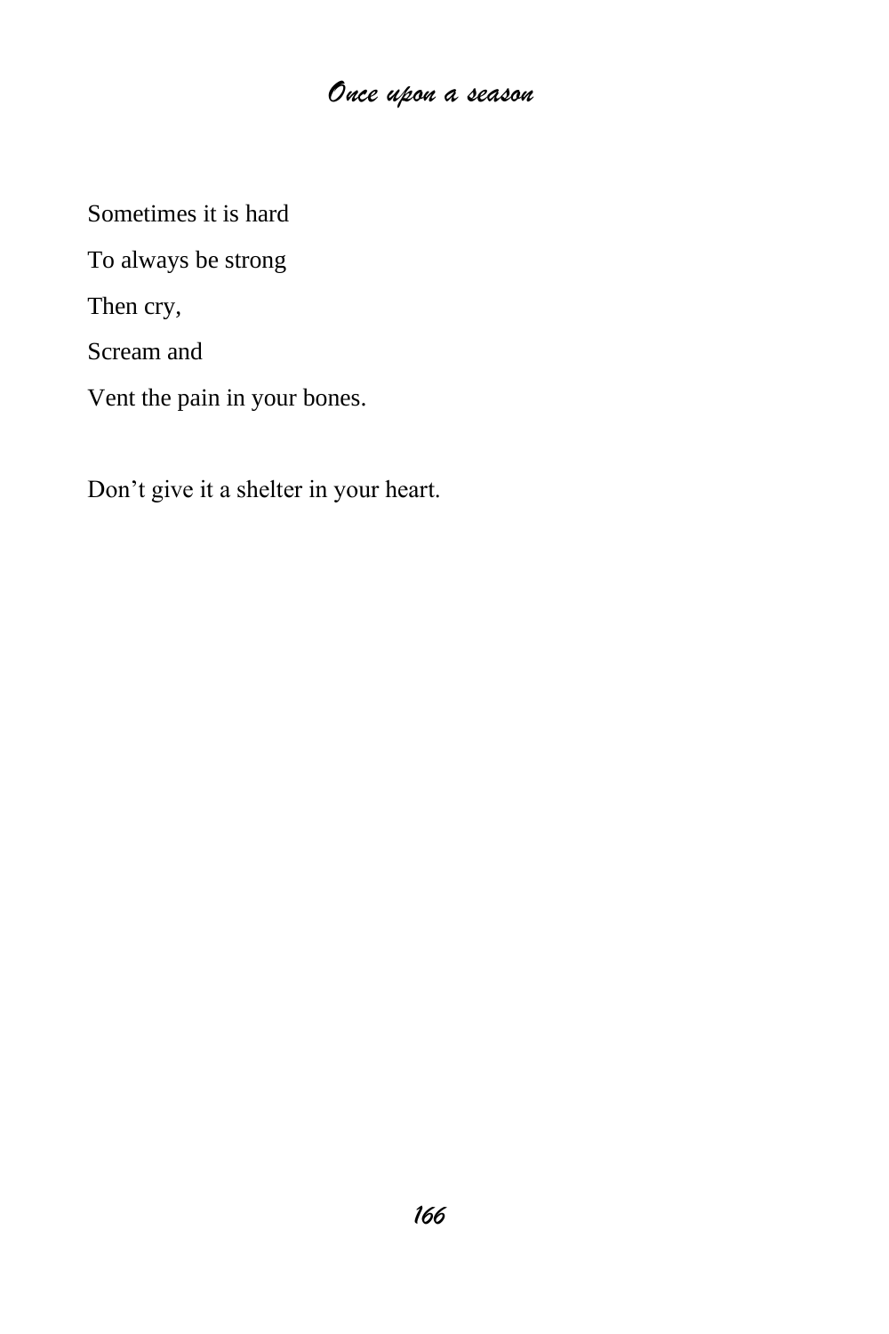Sometimes it is hard

To always be strong

Then cry,

Scream and

Vent the pain in your bones.

Don’t give it a shelter in your heart.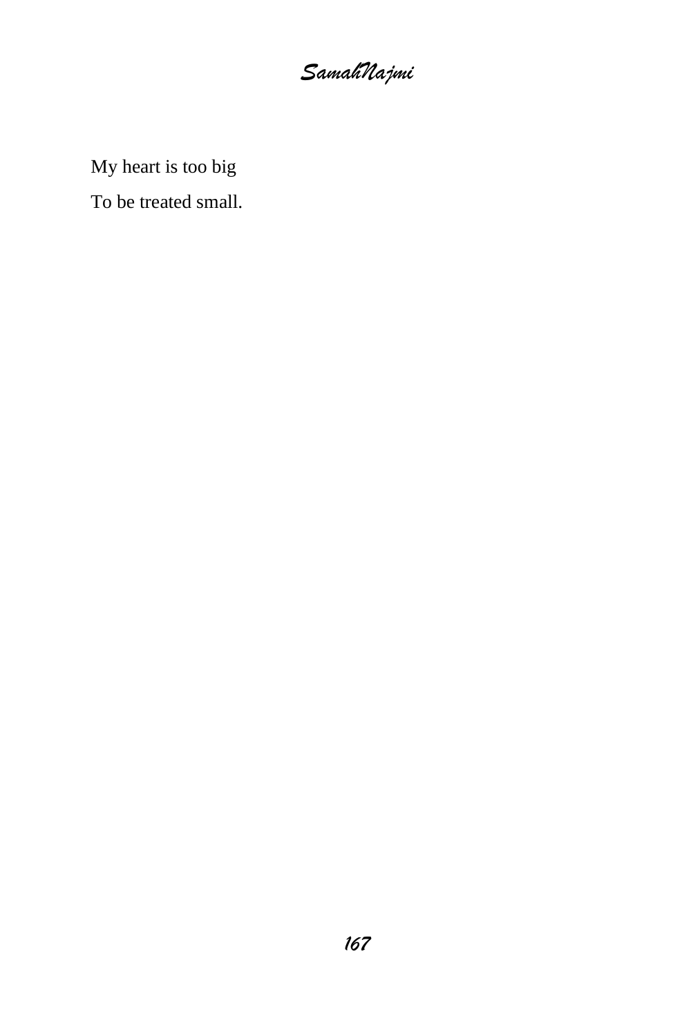My heart is too big

To be treated small.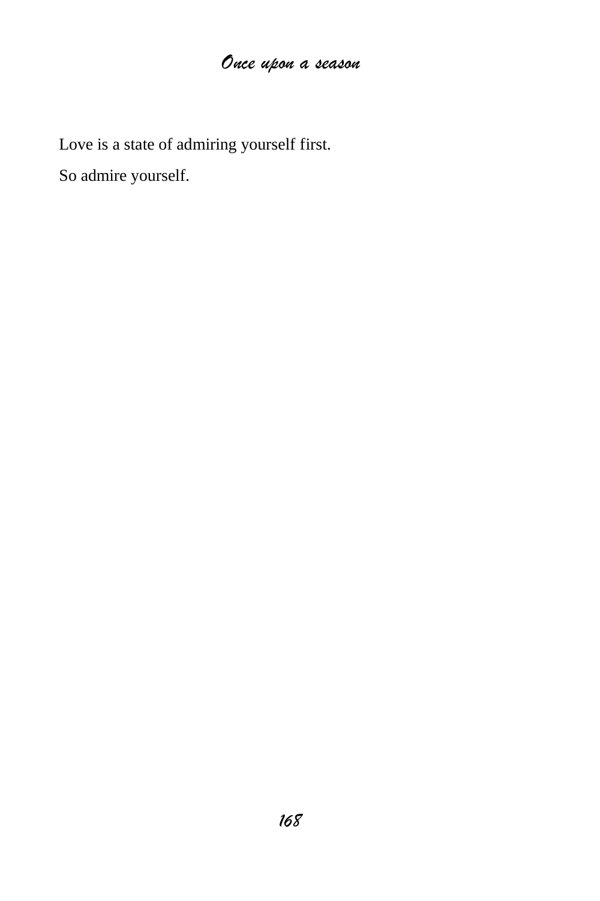Love is a state of admiring yourself first.

So admire yourself.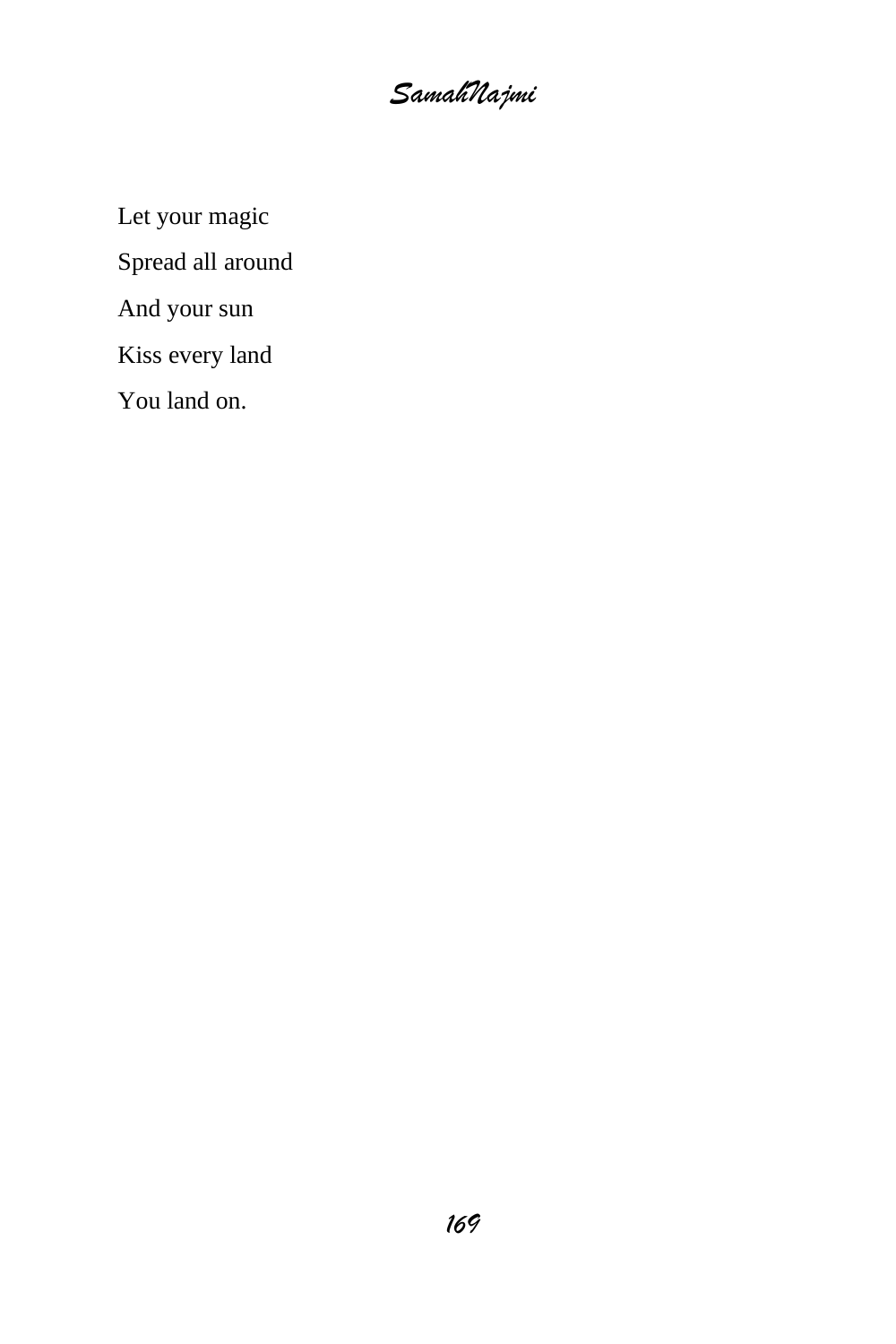Let your magic

Spread all around

And your sun

Kiss every land

You land on.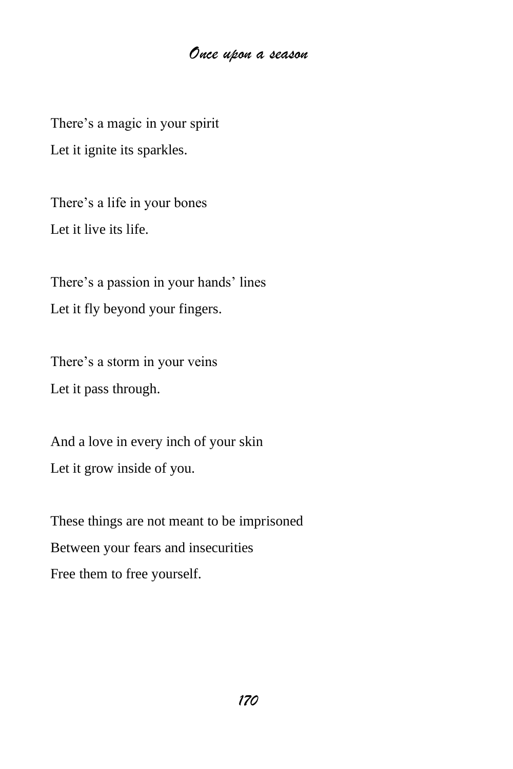There's a magic in your spirit
Let it ignite its sparkles.

There's a life in your bones
Let it live its life.

There's a passion in your hands' lines
Let it fly beyond your fingers.

There's a storm in your veins
Let it pass through.

And a love in every inch of your skin
Let it grow inside of you.

These things are not meant to be imprisoned
Between your fears and insecurities
Free them to free yourself.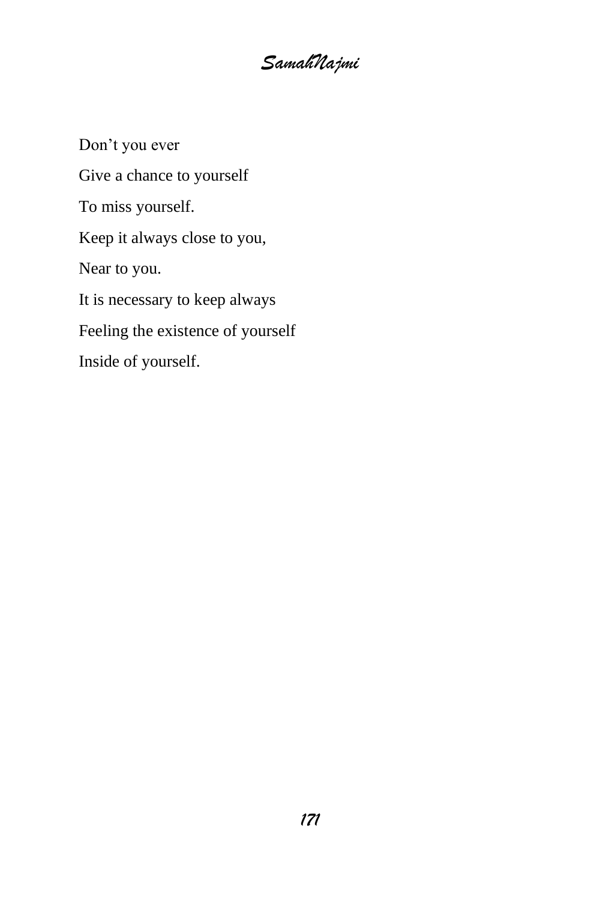Don’t you ever

Give a chance to yourself

To miss yourself.

Keep it always close to you,

Near to you.

It is necessary to keep always

Feeling the existence of yourself

Inside of yourself.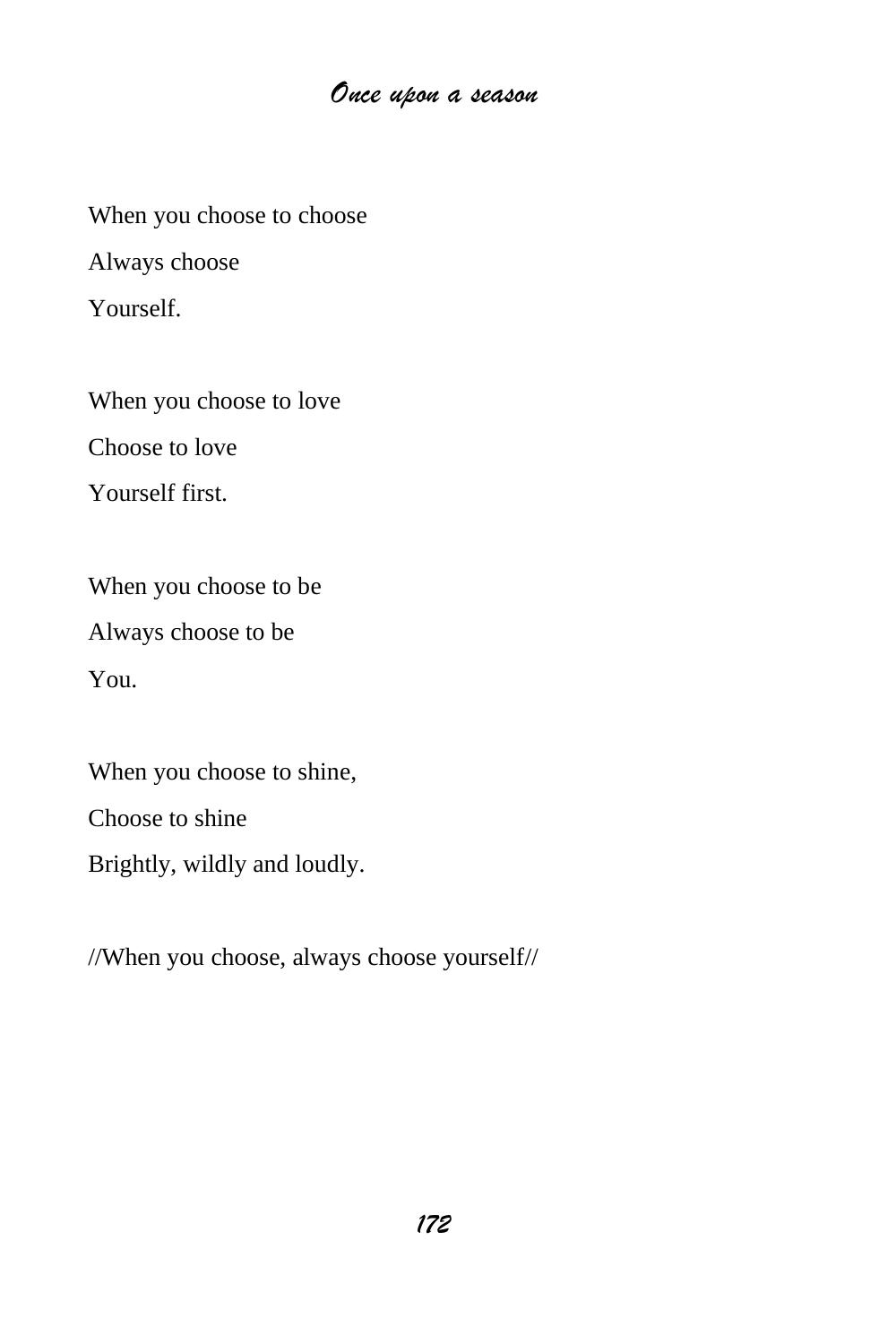When you choose to choose  
Always choose  
Yourself.

When you choose to love  
Choose to love  
Yourself first.

When you choose to be  
Always choose to be  
You.

When you choose to shine,  
Choose to shine  
Brightly, wildly and loudly.

//When you choose, always choose yourself//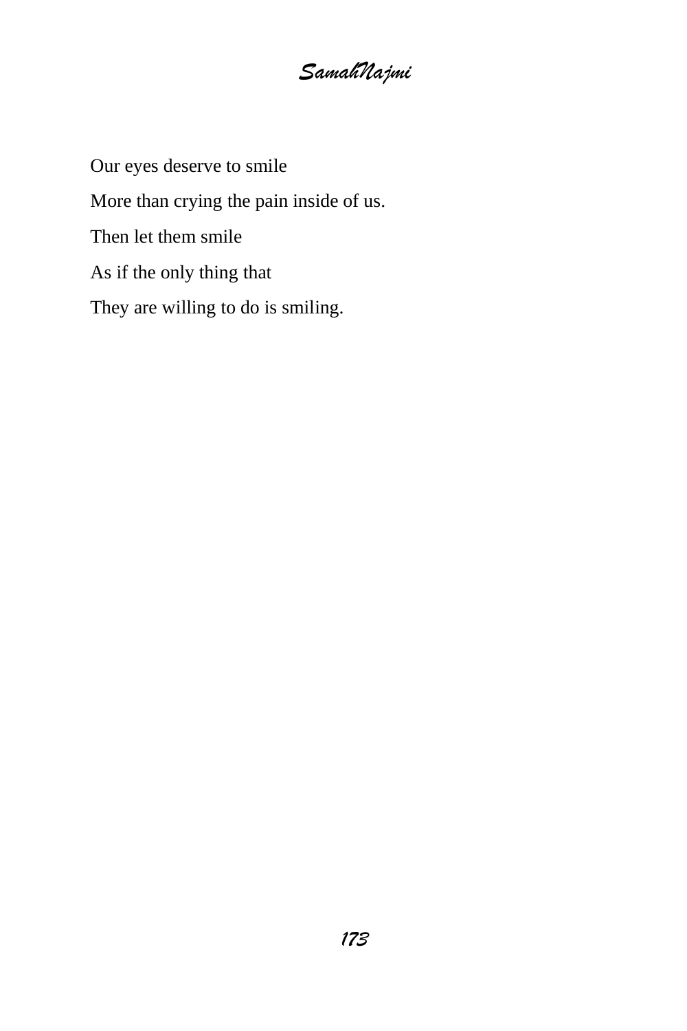Our eyes deserve to smile

More than crying the pain inside of us.

Then let them smile

As if the only thing that

They are willing to do is smiling.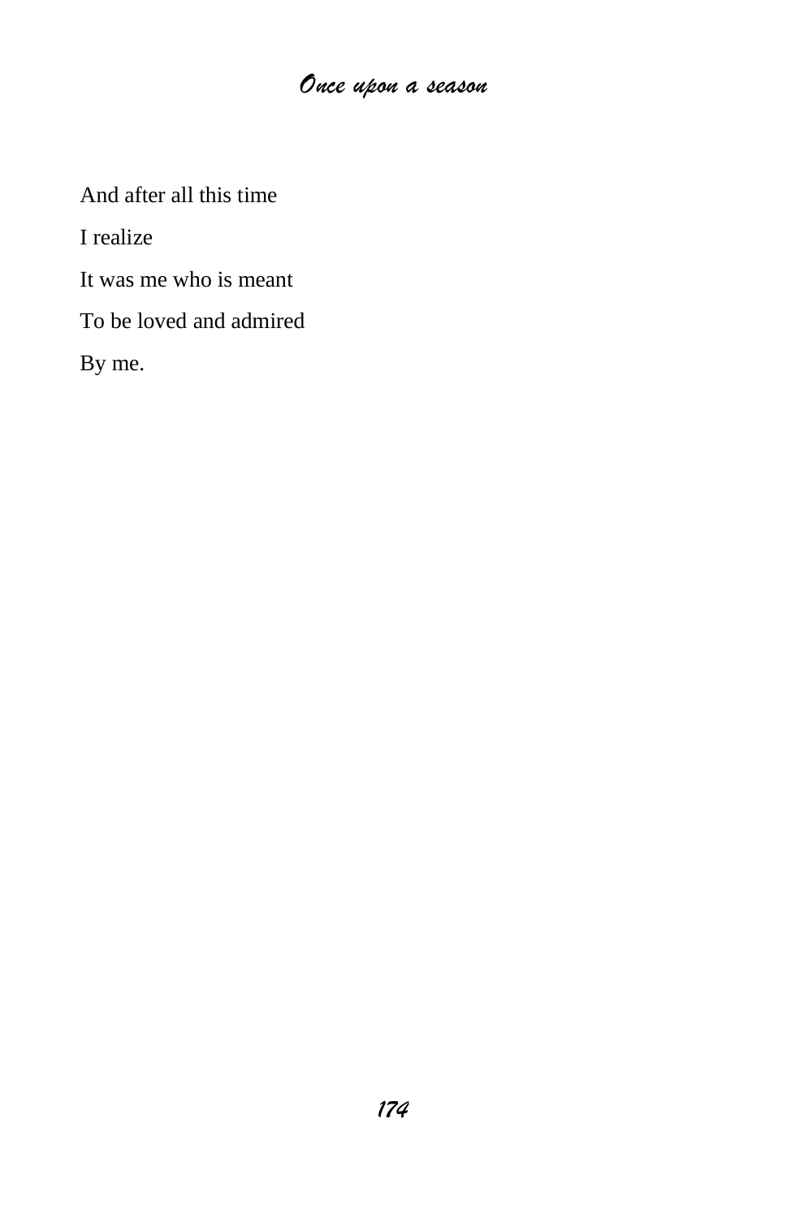And after all this time

I realize

It was me who is meant

To be loved and admired

By me.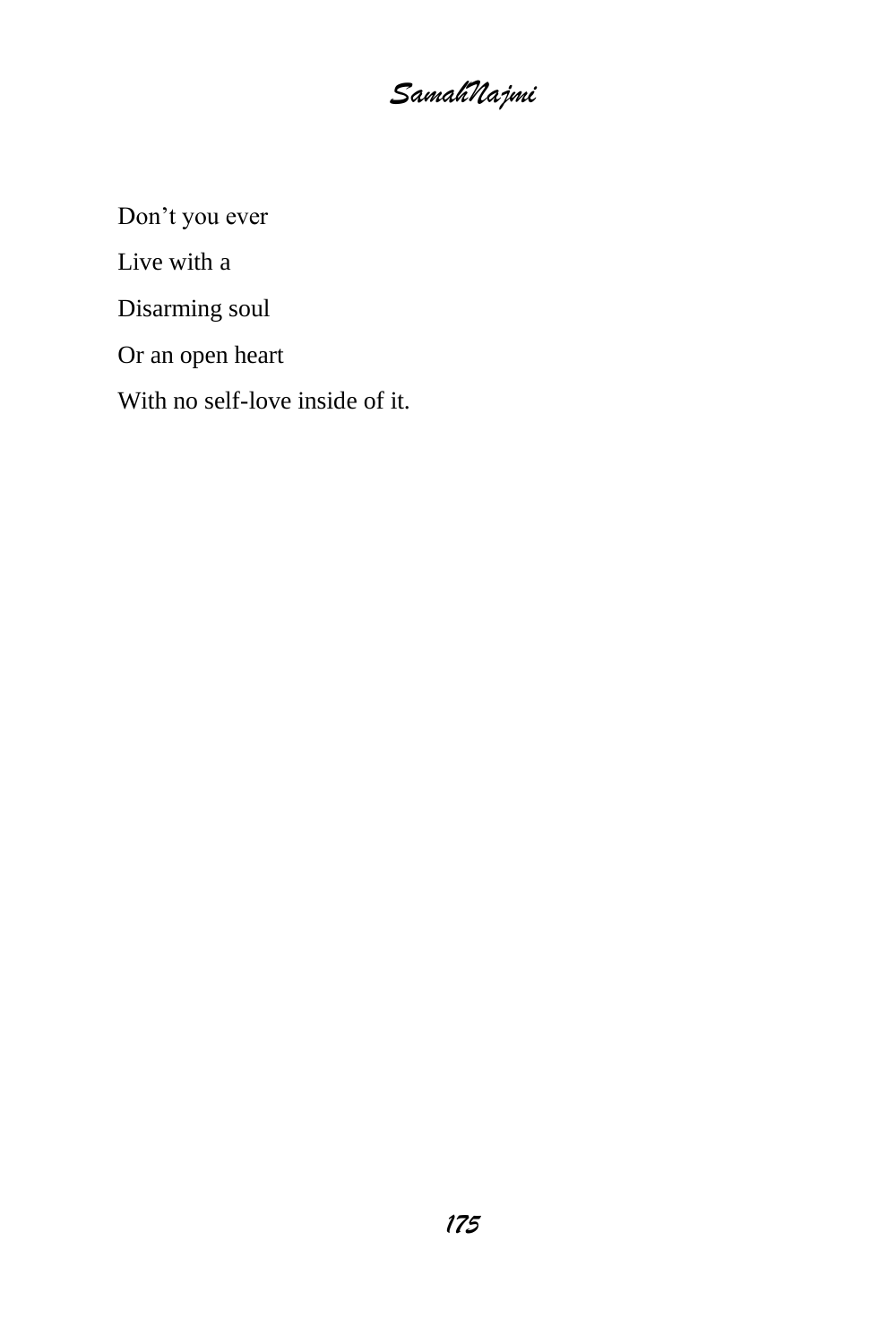Don't you ever

Live with a

Disarming soul

Or an open heart

With no self-love inside of it.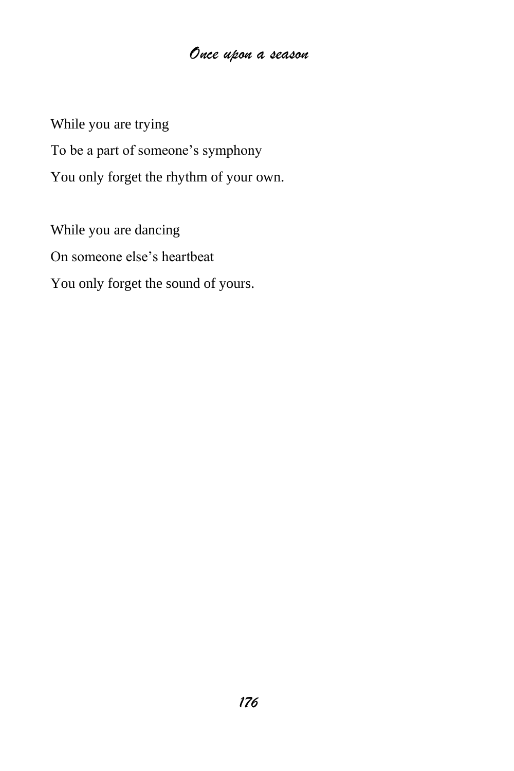While you are trying

To be a part of someone's symphony

You only forget the rhythm of your own.

While you are dancing

On someone else's heartbeat

You only forget the sound of yours.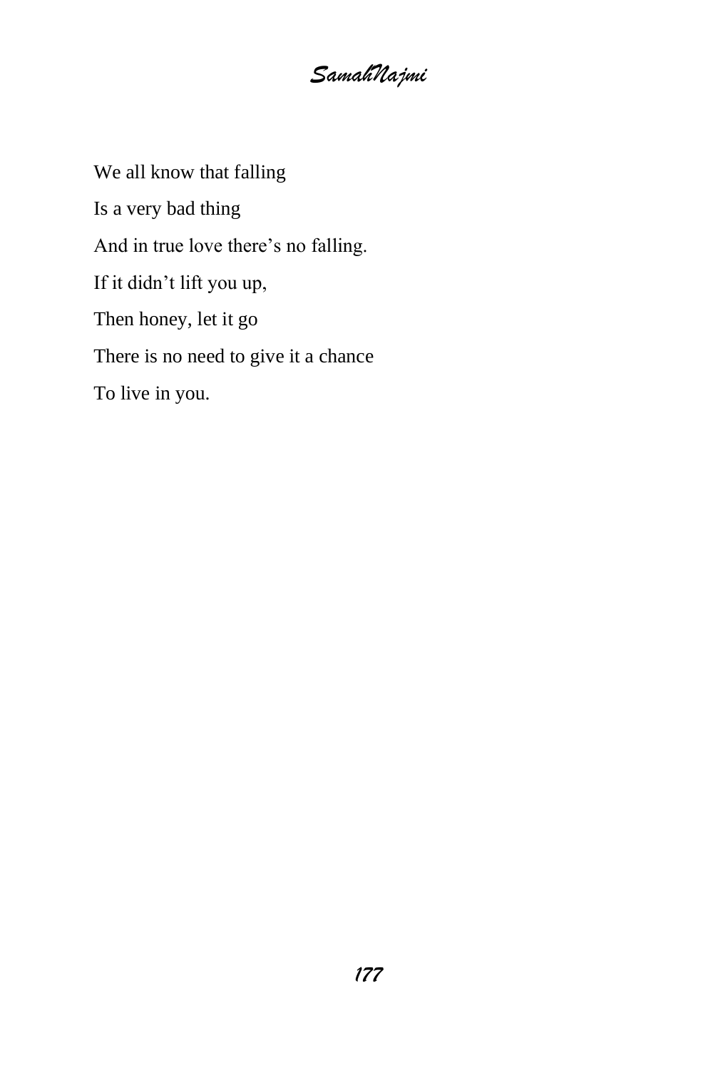We all know that falling

Is a very bad thing

And in true love there's no falling.

If it didn't lift you up,

Then honey, let it go

There is no need to give it a chance

To live in you.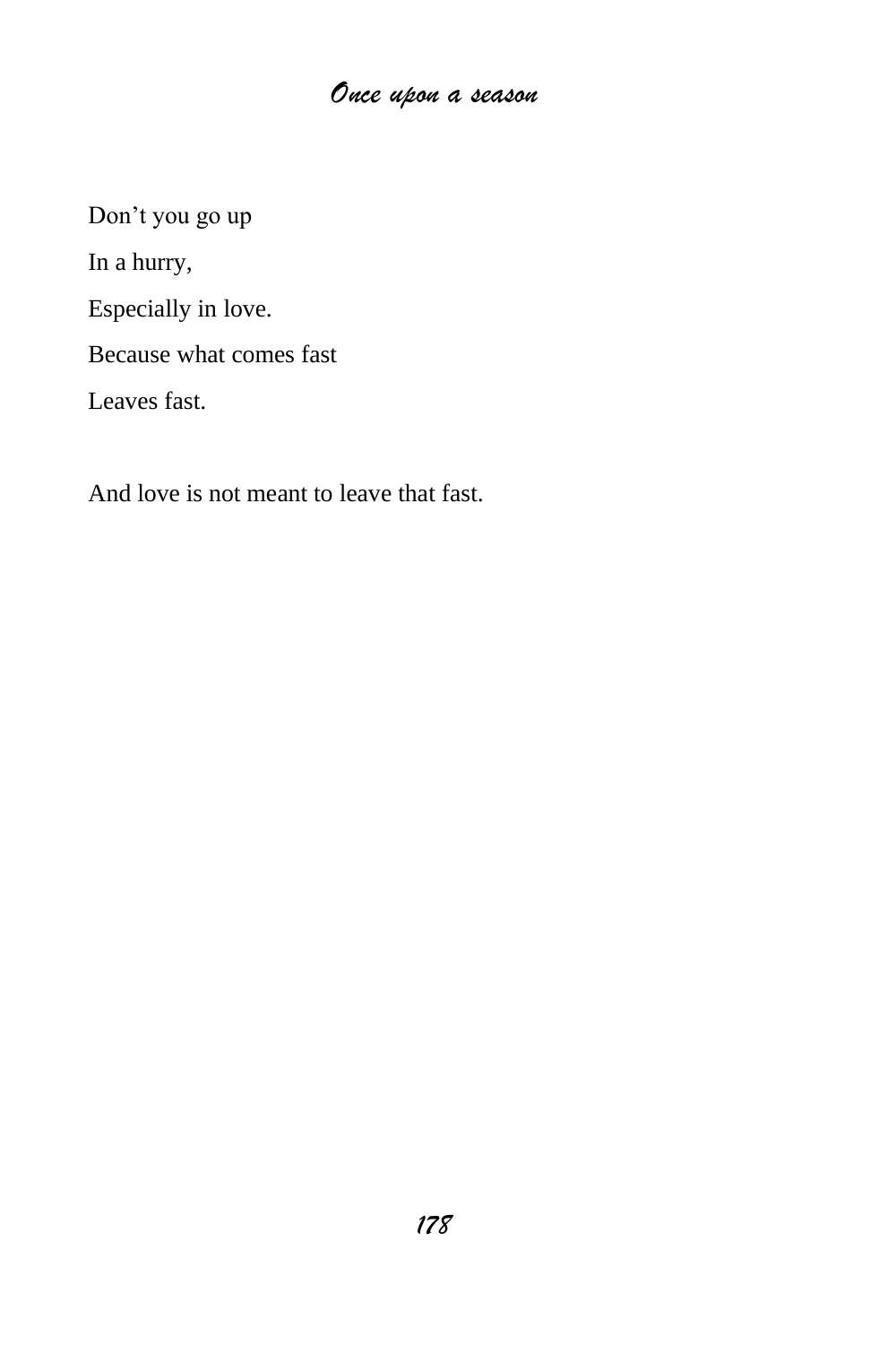Don't you go up

In a hurry,

Especially in love.

Because what comes fast

Leaves fast.

And love is not meant to leave that fast.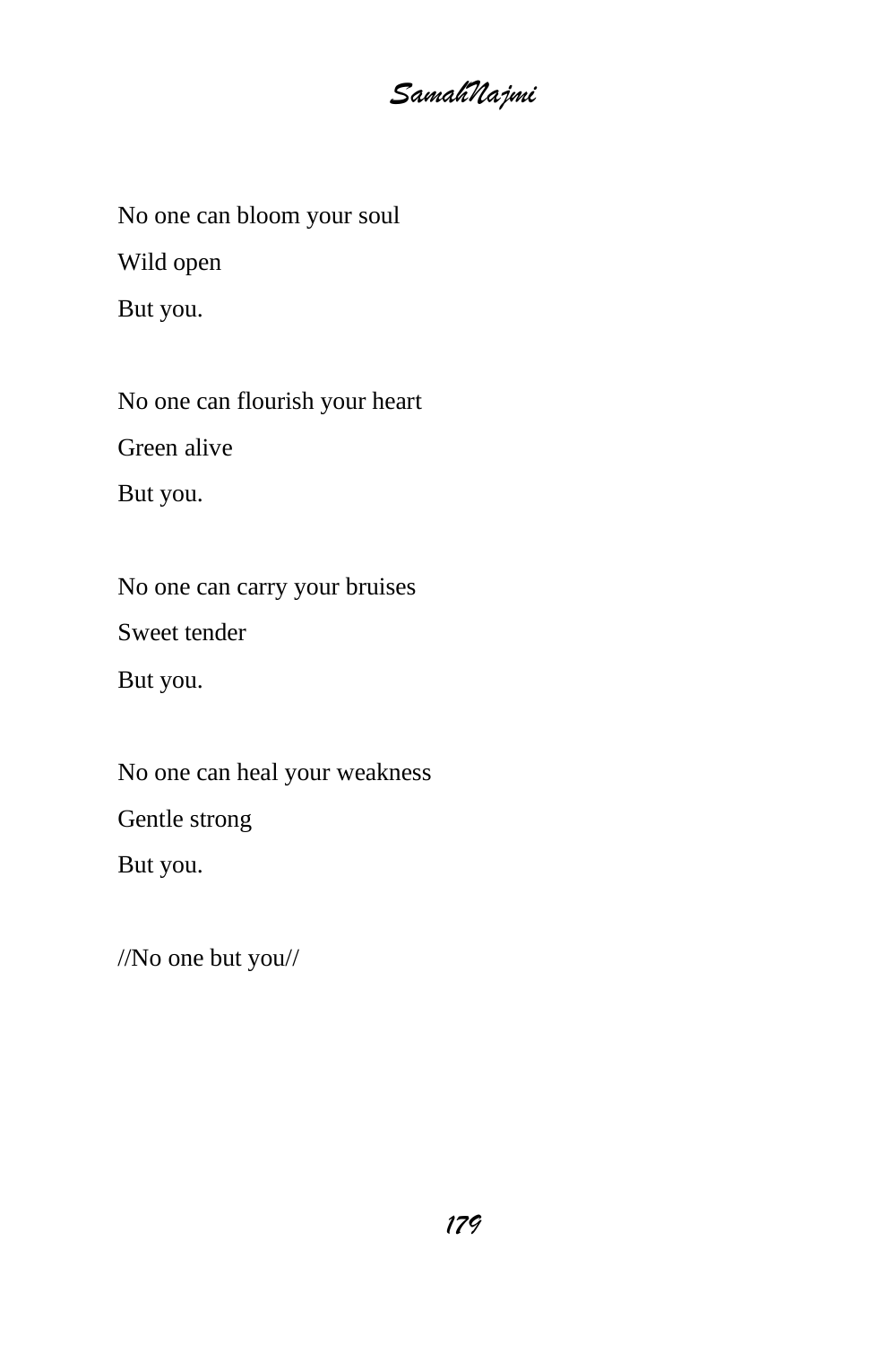No one can bloom your soul
Wild open
But you.

No one can flourish your heart
Green alive
But you.

No one can carry your bruises
Sweet tender
But you.

No one can heal your weakness
Gentle strong
But you.

//No one but you//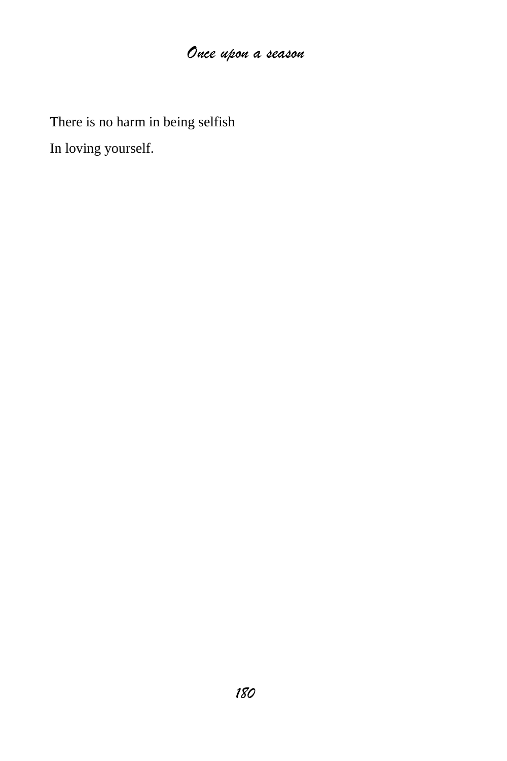There is no harm in being selfish

In loving yourself.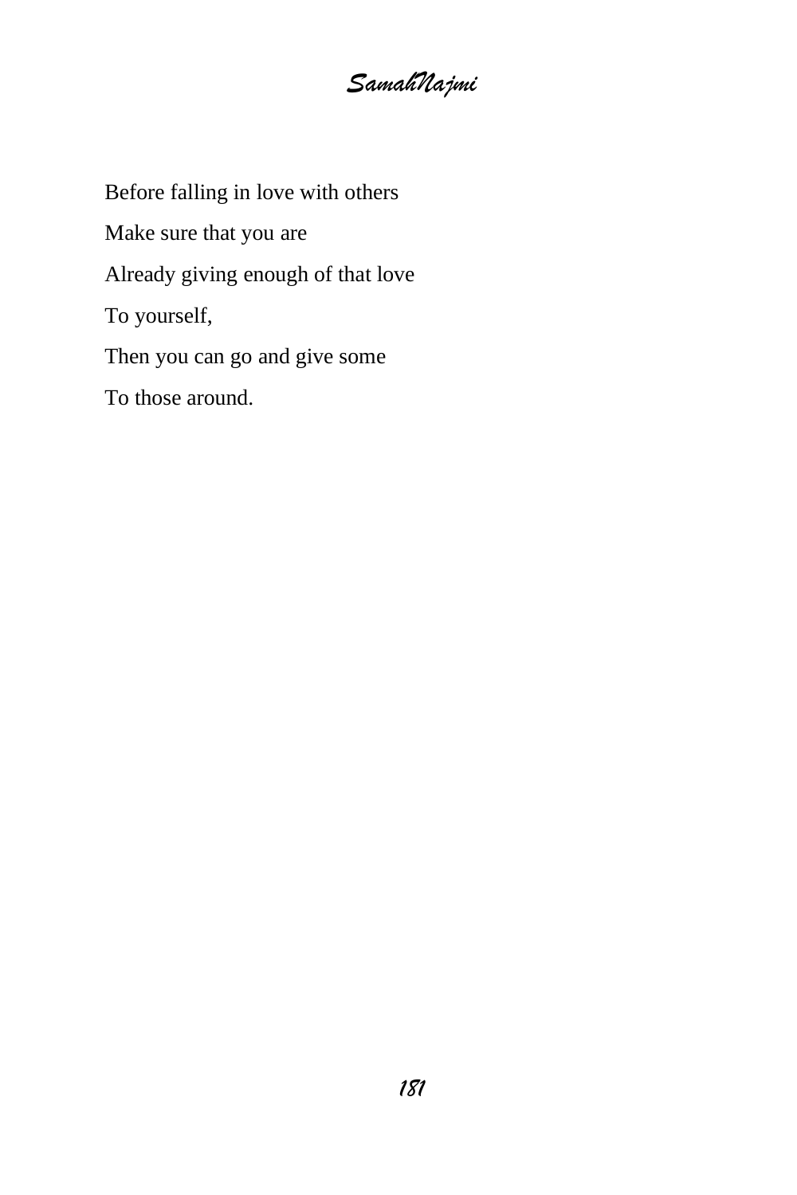Before falling in love with others

Make sure that you are

Already giving enough of that love

To yourself,

Then you can go and give some

To those around.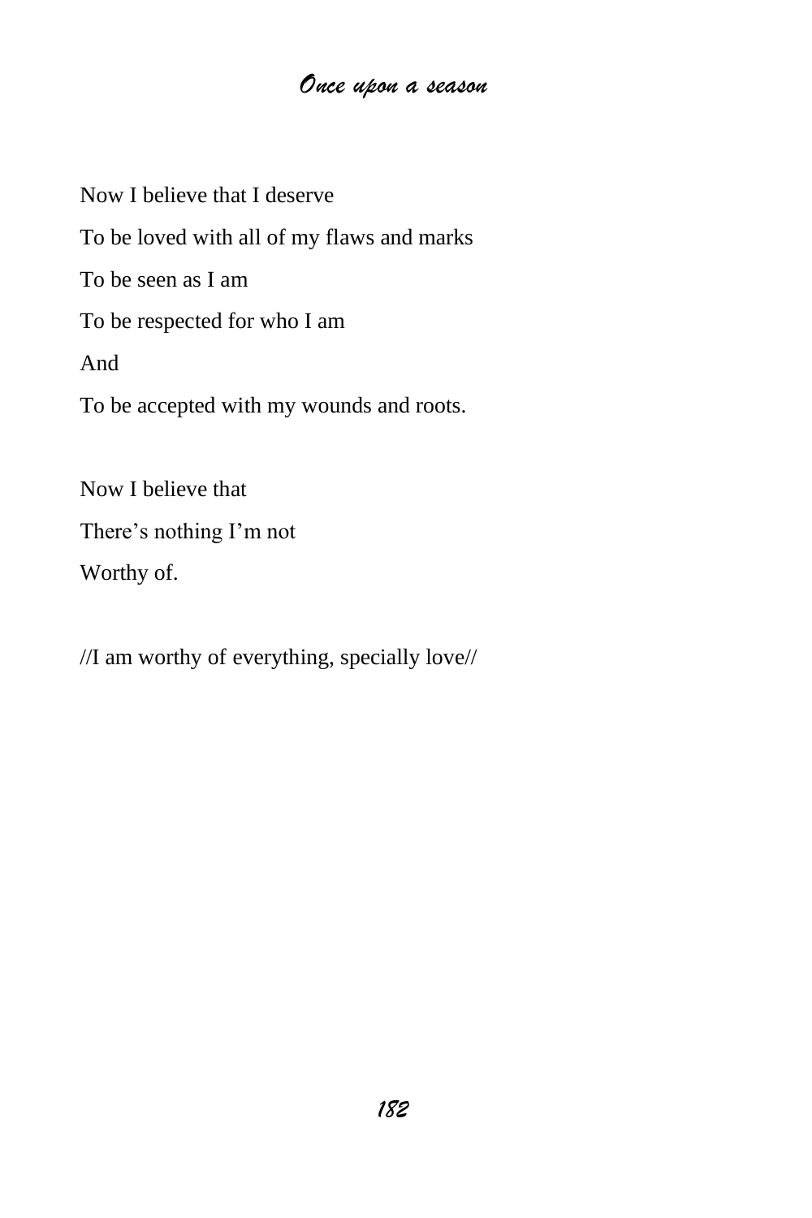Now I believe that I deserve
To be loved with all of my flaws and marks
To be seen as I am
To be respected for who I am
And
To be accepted with my wounds and roots.

Now I believe that
There's nothing I'm not
Worthy of.

//I am worthy of everything, specially love//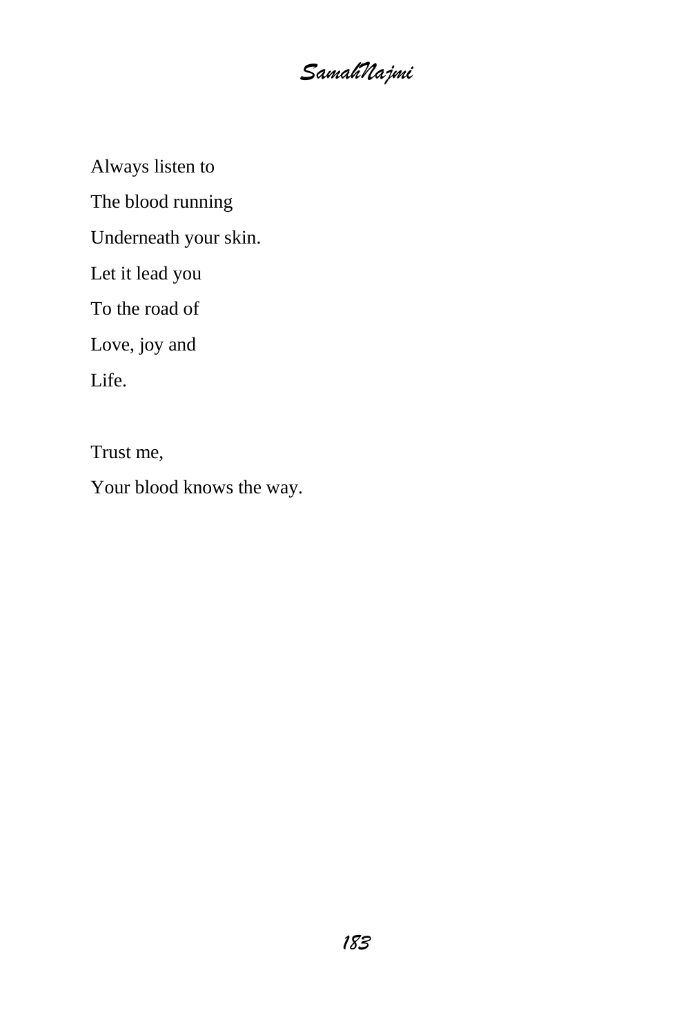Always listen to
The blood running
Underneath your skin.
Let it lead you
To the road of
Love, joy and
Life.

Trust me,
Your blood knows the way.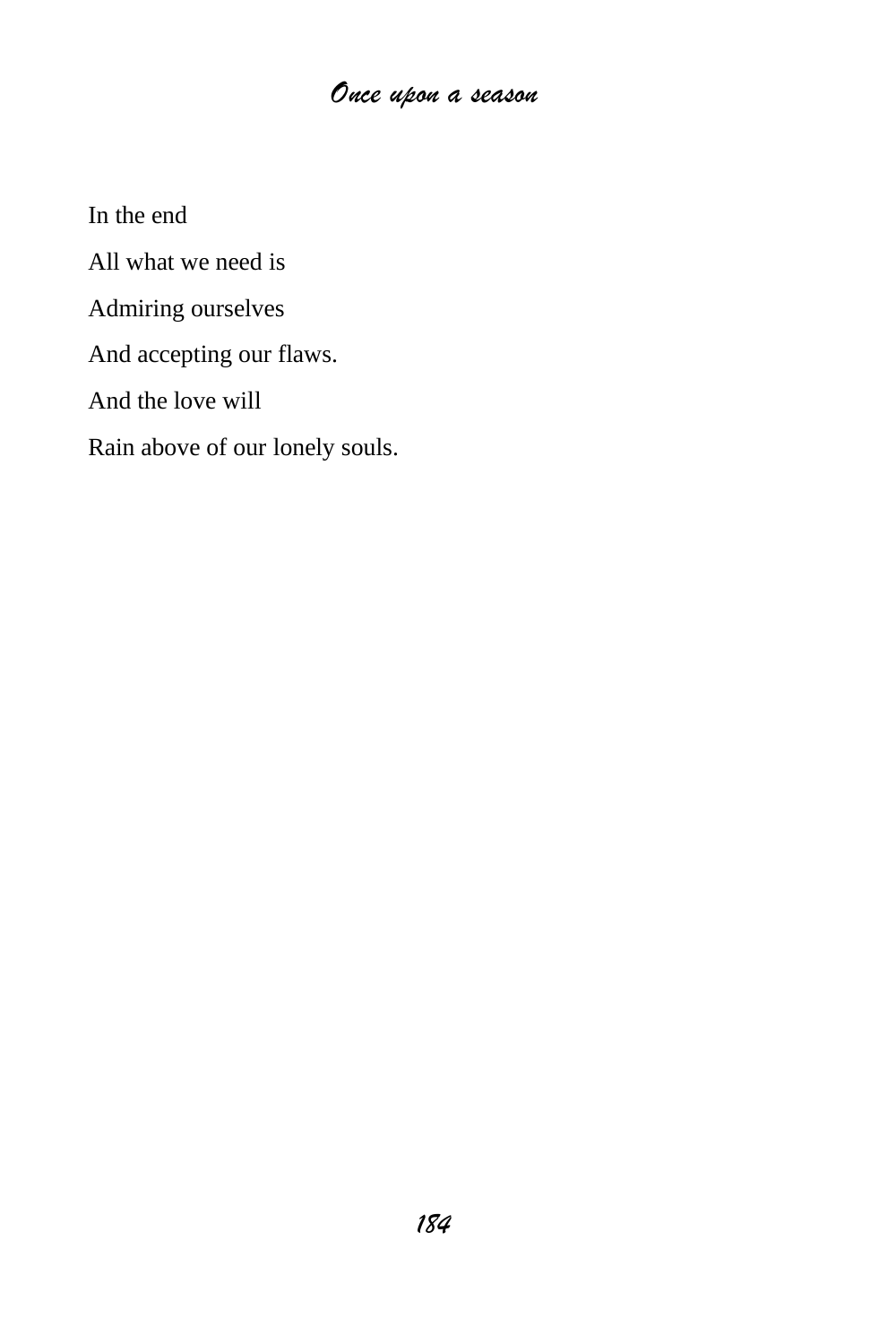In the end

All what we need is

Admiring ourselves

And accepting our flaws.

And the love will

Rain above of our lonely souls.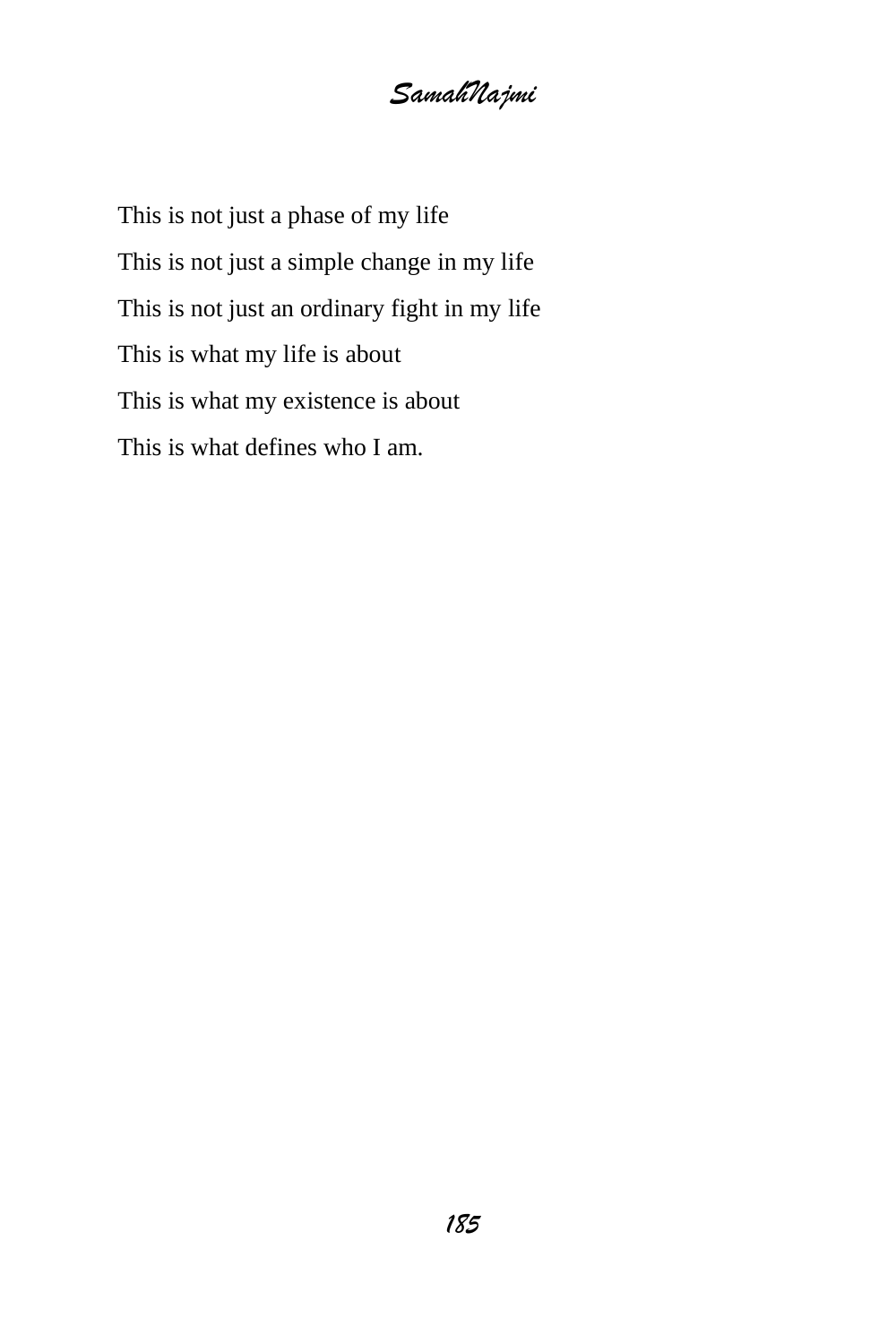This is not just a phase of my life

This is not just a simple change in my life

This is not just an ordinary fight in my life

This is what my life is about

This is what my existence is about

This is what defines who I am.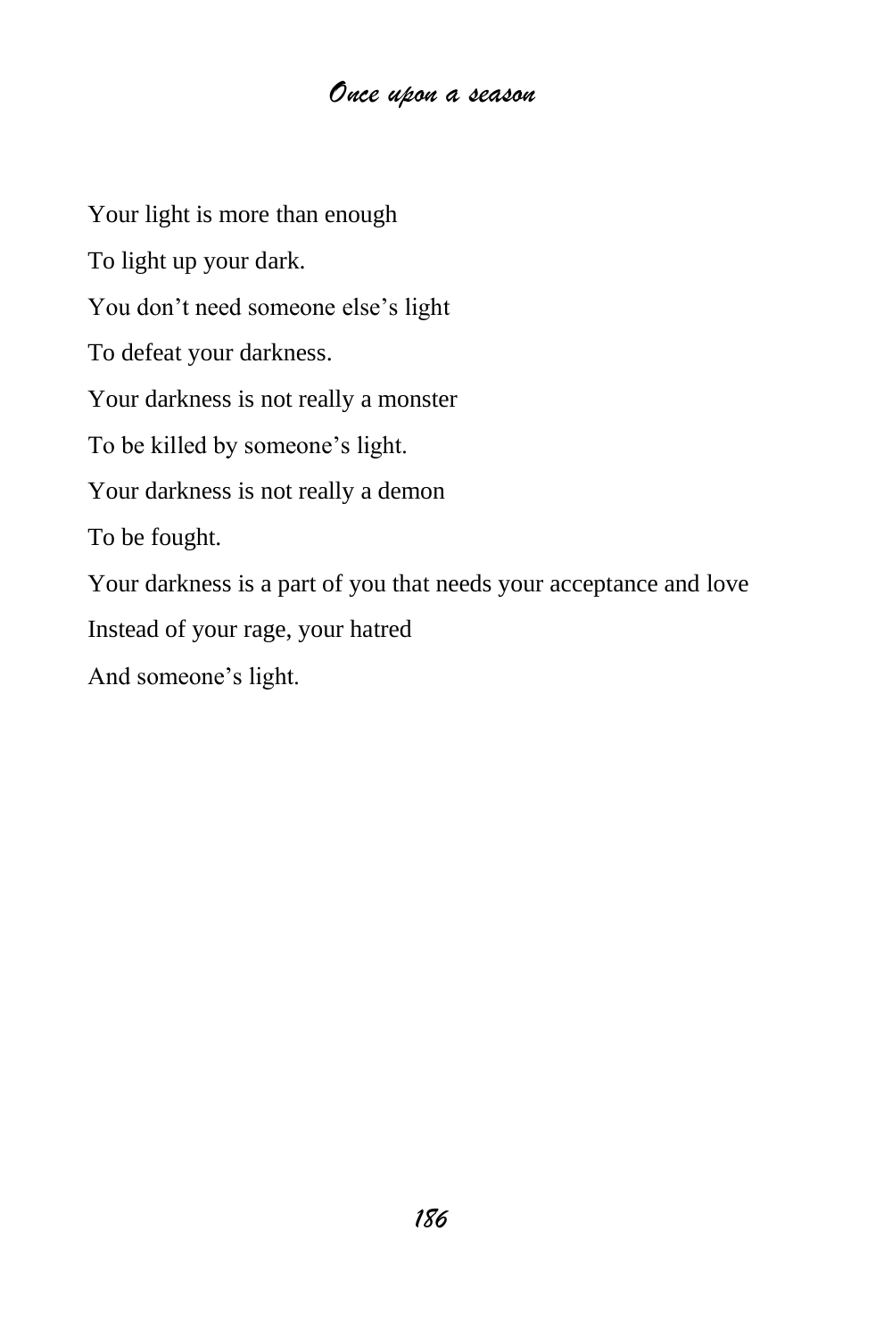Your light is more than enough

To light up your dark.

You don't need someone else's light

To defeat your darkness.

Your darkness is not really a monster

To be killed by someone's light.

Your darkness is not really a demon

To be fought.

Your darkness is a part of you that needs your acceptance and love

Instead of your rage, your hatred

And someone's light.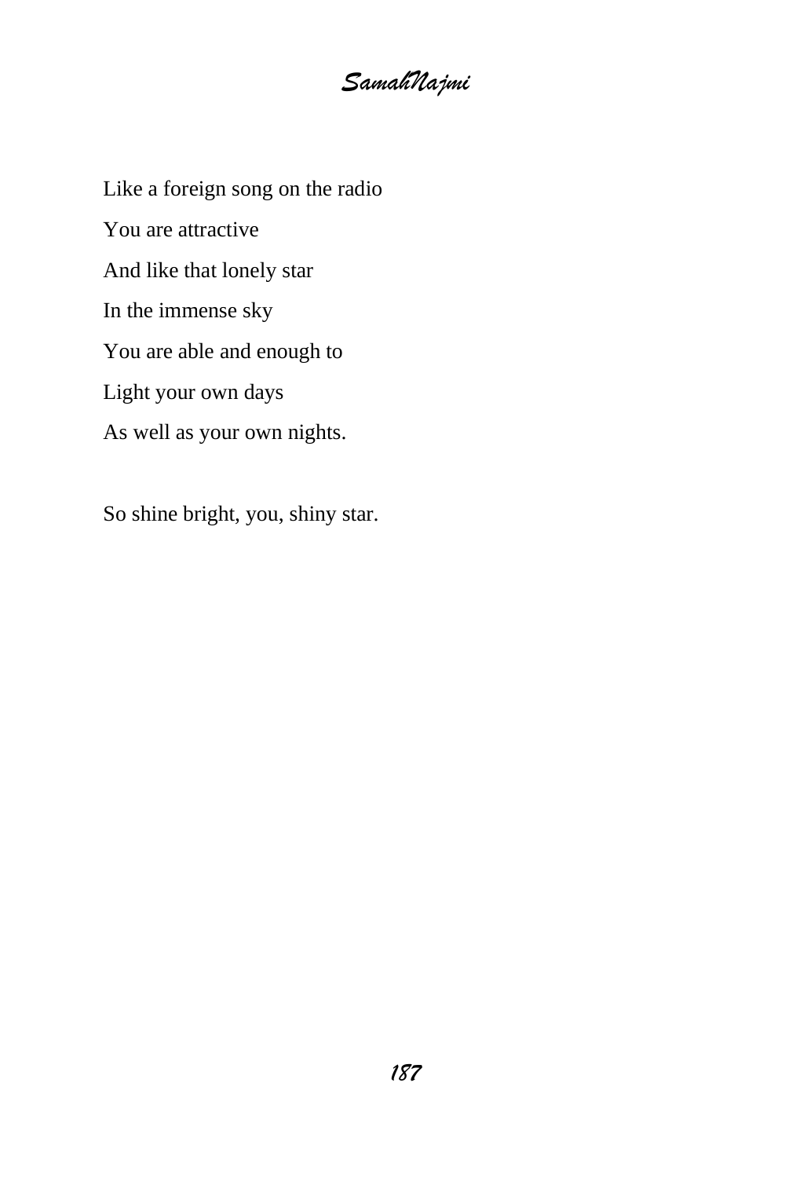Like a foreign song on the radio

You are attractive

And like that lonely star

In the immense sky

You are able and enough to

Light your own days

As well as your own nights.

So shine bright, you, shiny star.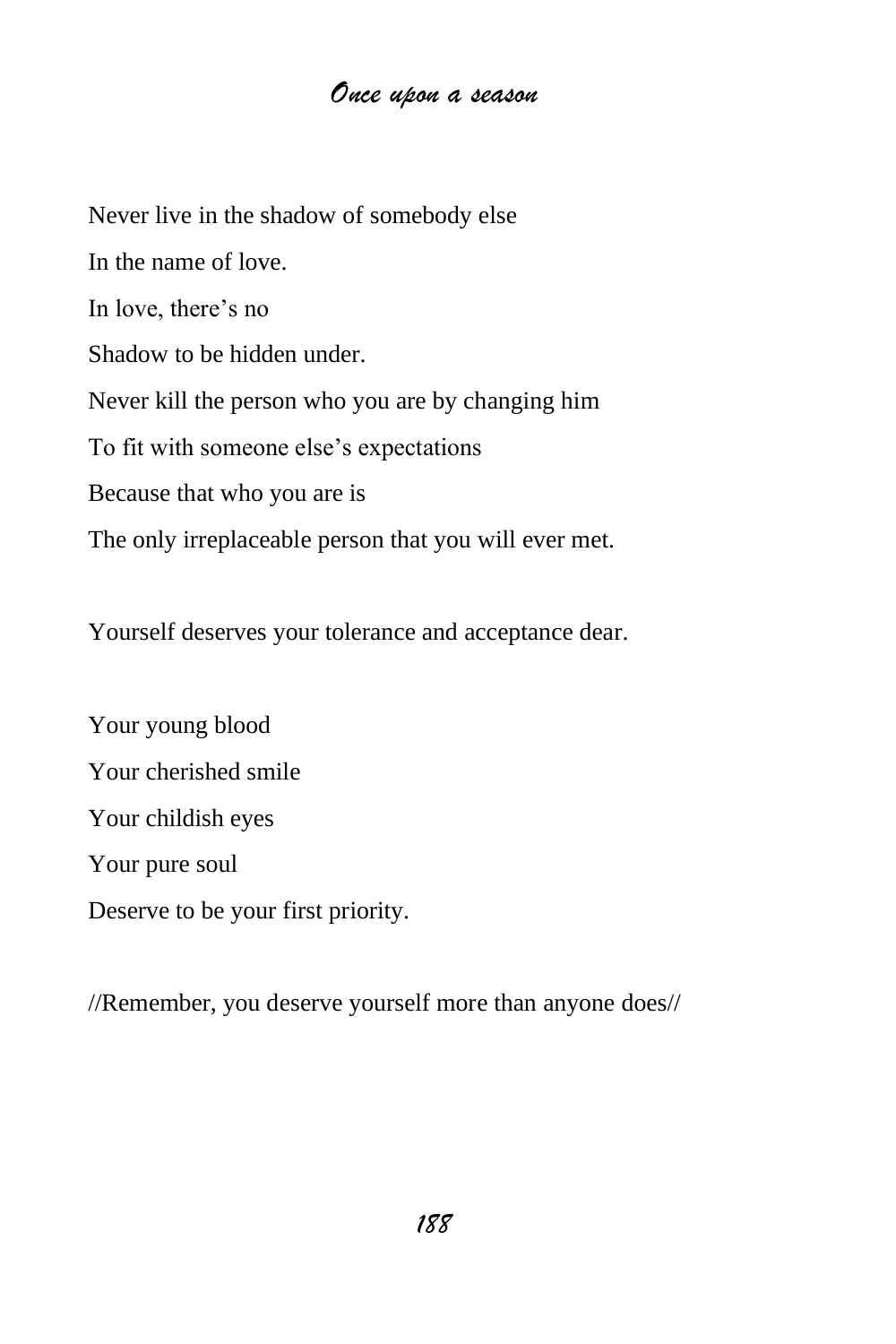Never live in the shadow of somebody else

In the name of love.

In love, there's no

Shadow to be hidden under.

Never kill the person who you are by changing him

To fit with someone else's expectations

Because that who you are is

The only irreplaceable person that you will ever met.

Yourself deserves your tolerance and acceptance dear.

Your young blood

Your cherished smile

Your childish eyes

Your pure soul

Deserve to be your first priority.

//Remember, you deserve yourself more than anyone does//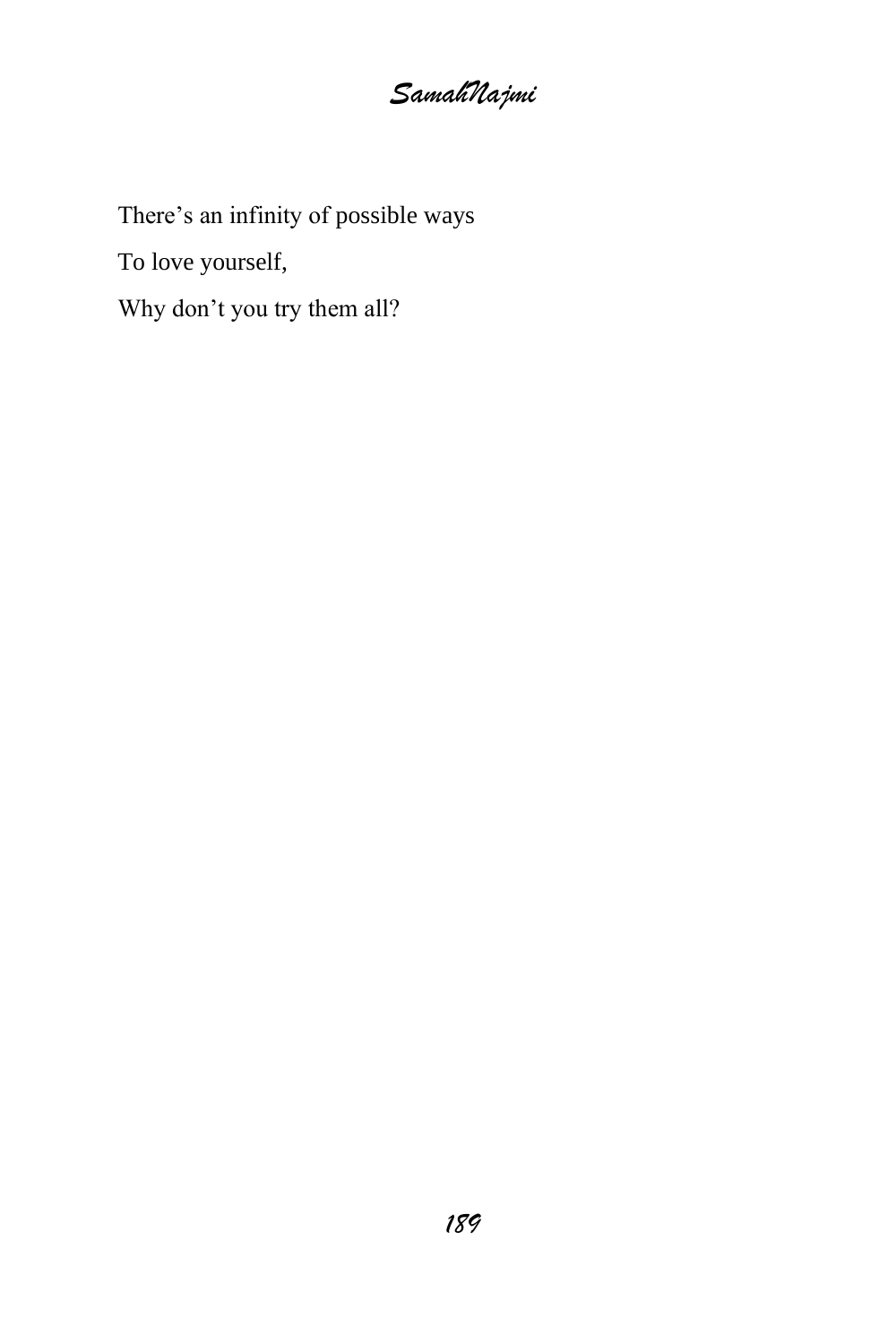There's an infinity of possible ways

To love yourself,

Why don't you try them all?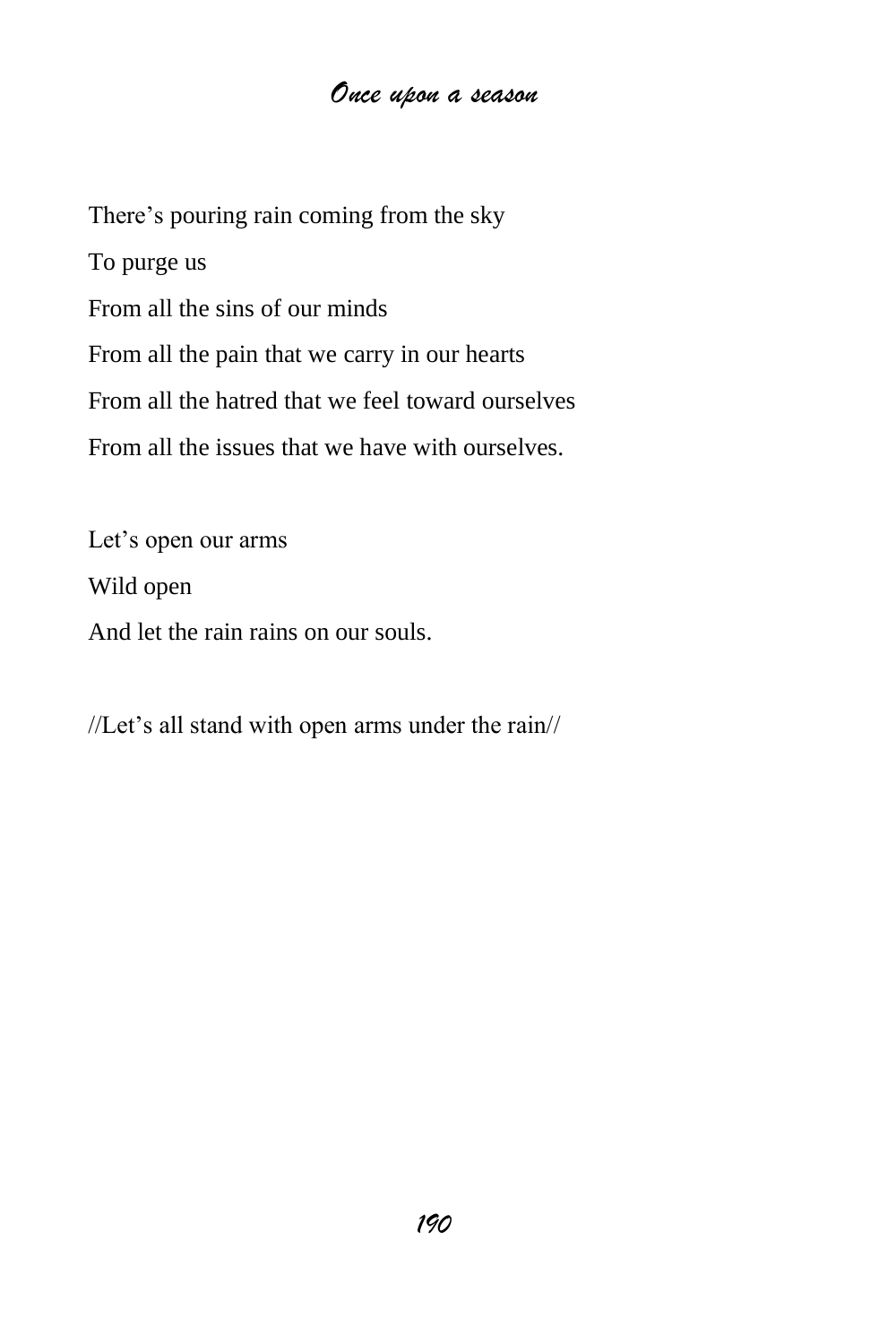There's pouring rain coming from the sky

To purge us

From all the sins of our minds

From all the pain that we carry in our hearts

From all the hatred that we feel toward ourselves

From all the issues that we have with ourselves.

Let's open our arms

Wild open

And let the rain rains on our souls.

//Let's all stand with open arms under the rain//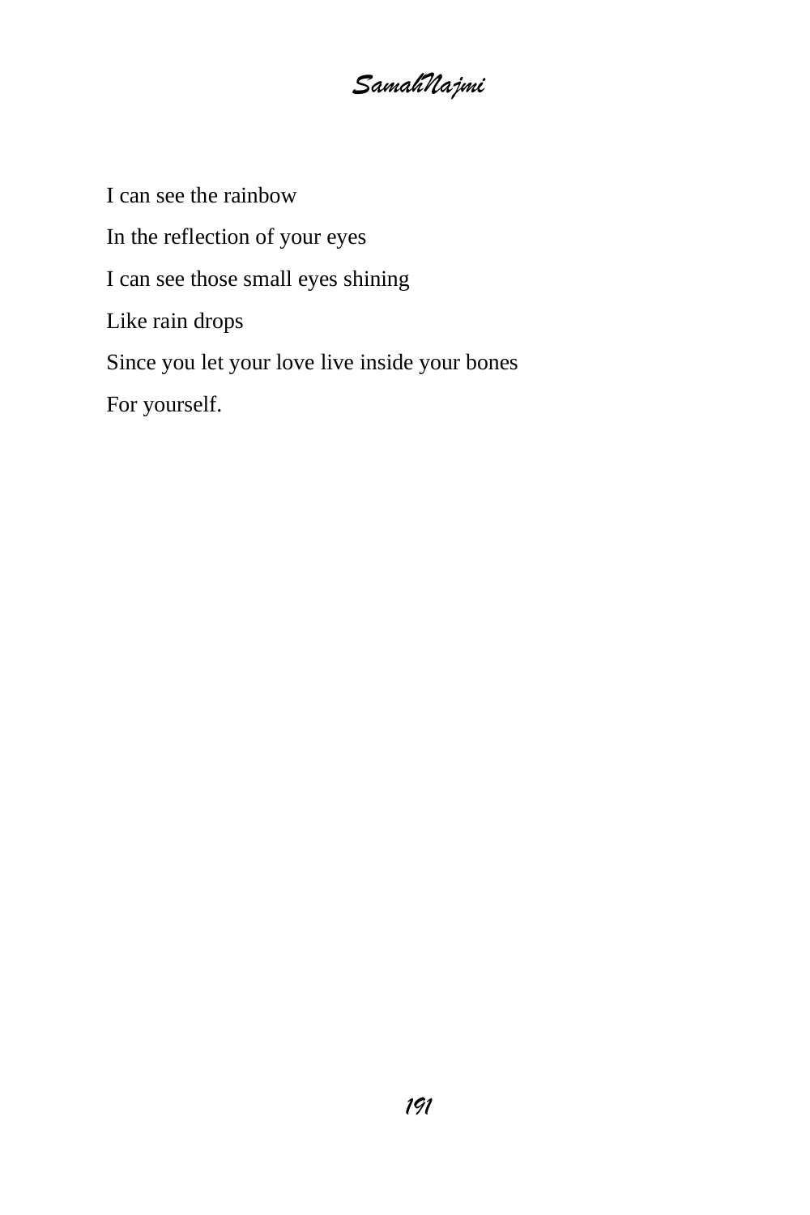I can see the rainbow

In the reflection of your eyes

I can see those small eyes shining

Like rain drops

Since you let your love live inside your bones

For yourself.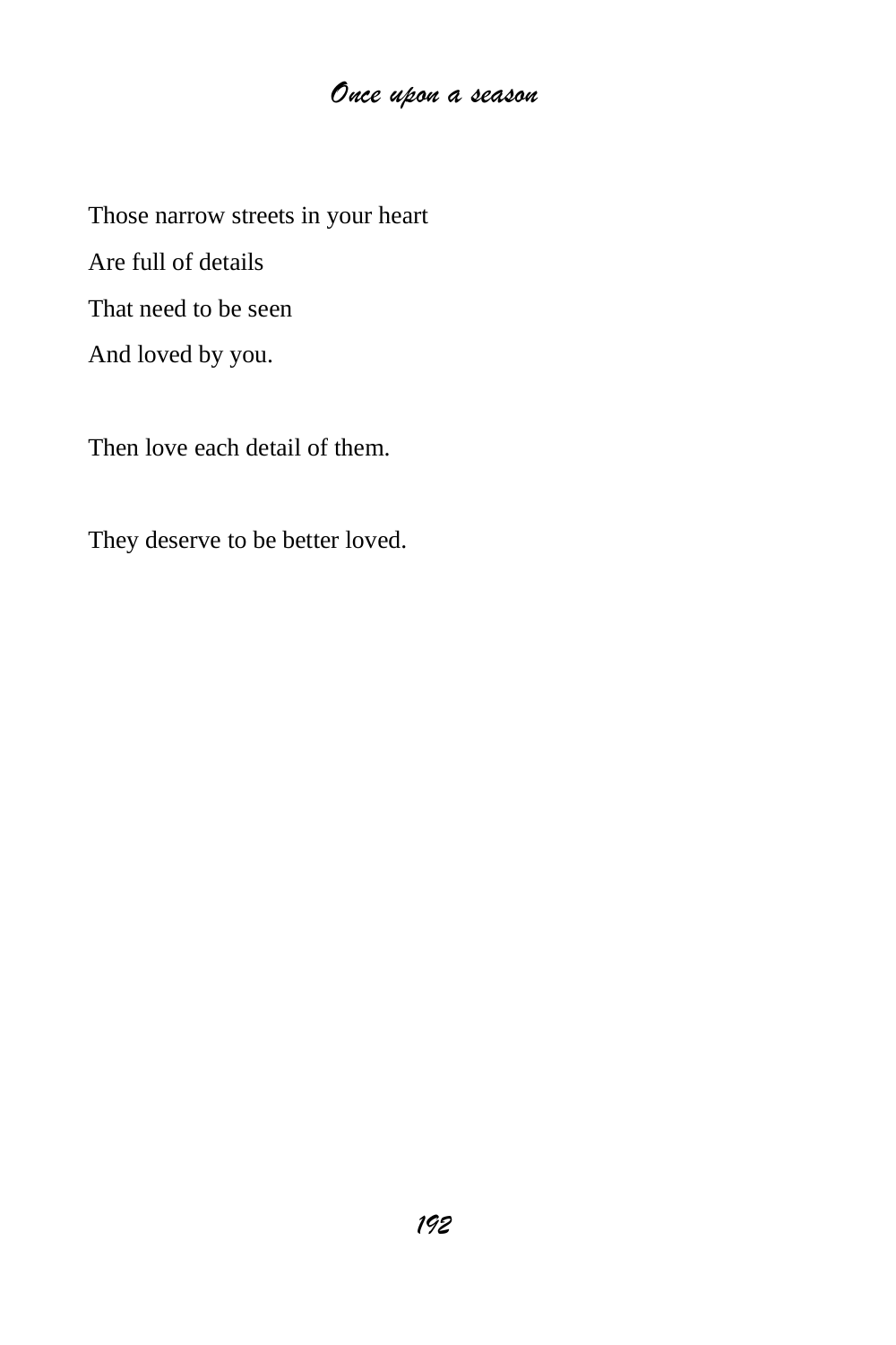Those narrow streets in your heart
Are full of details
That need to be seen
And loved by you.

Then love each detail of them.

They deserve to be better loved.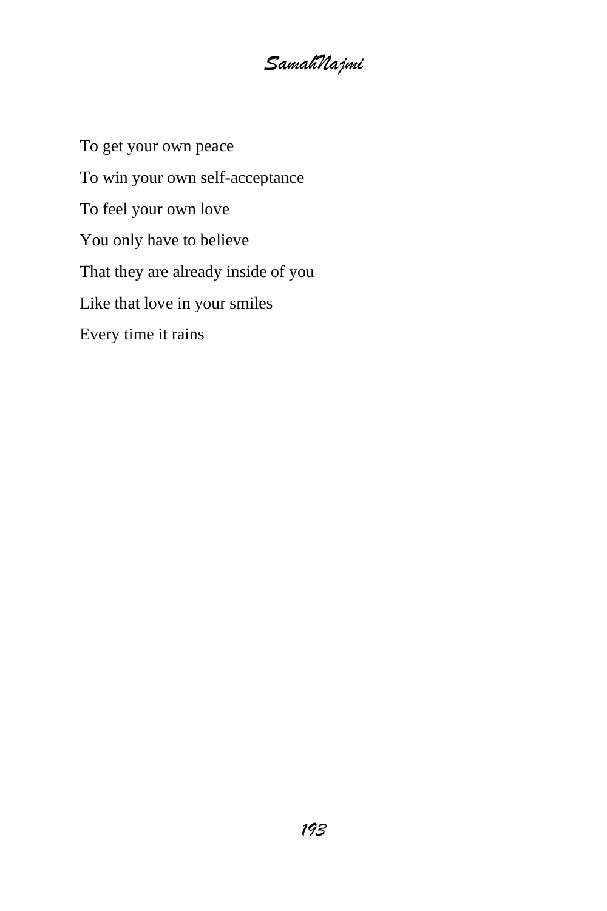To get your own peace

To win your own self-acceptance

To feel your own love

You only have to believe

That they are already inside of you

Like that love in your smiles

Every time it rains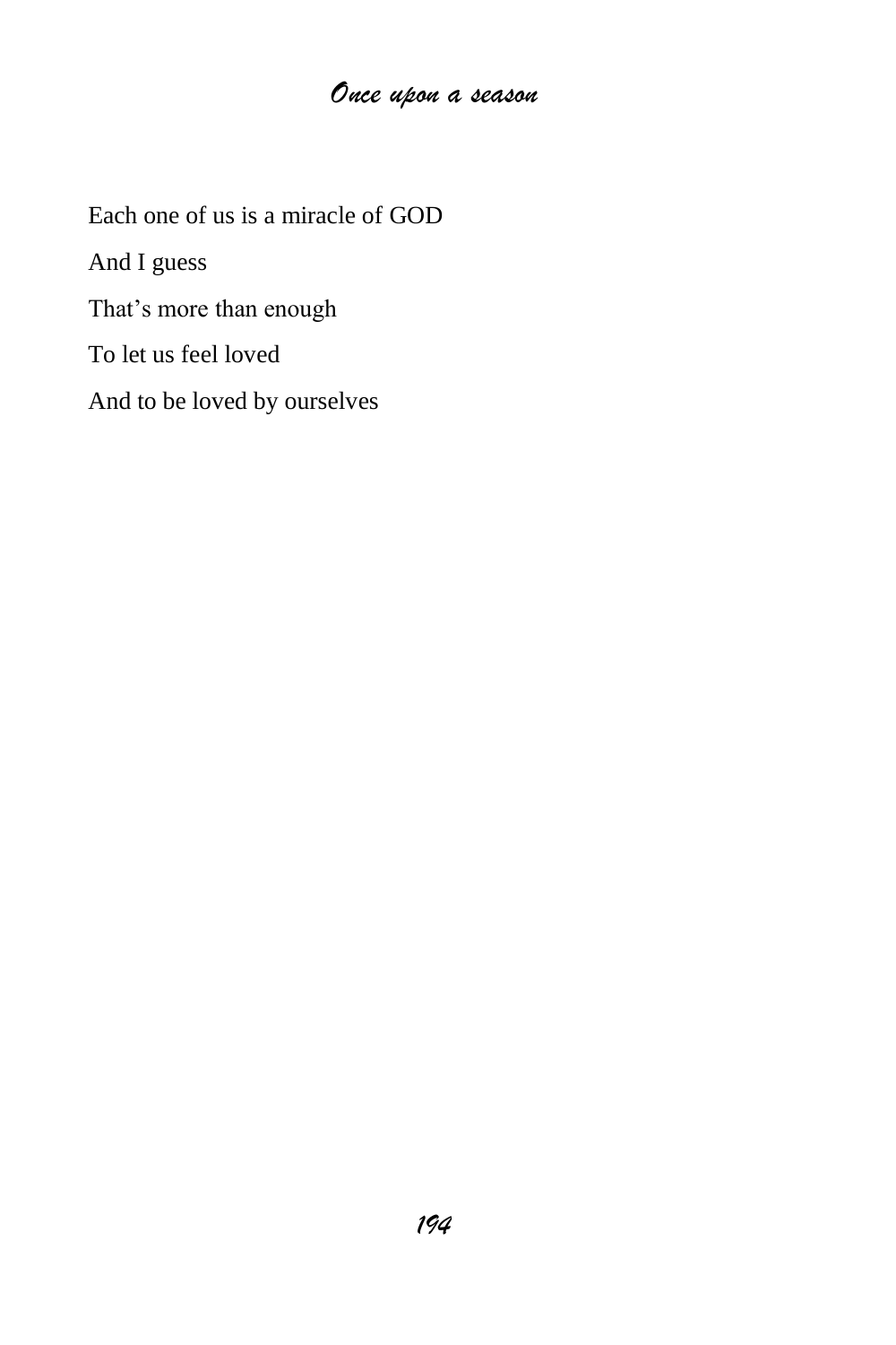Each one of us is a miracle of GOD

And I guess

That's more than enough

To let us feel loved

And to be loved by ourselves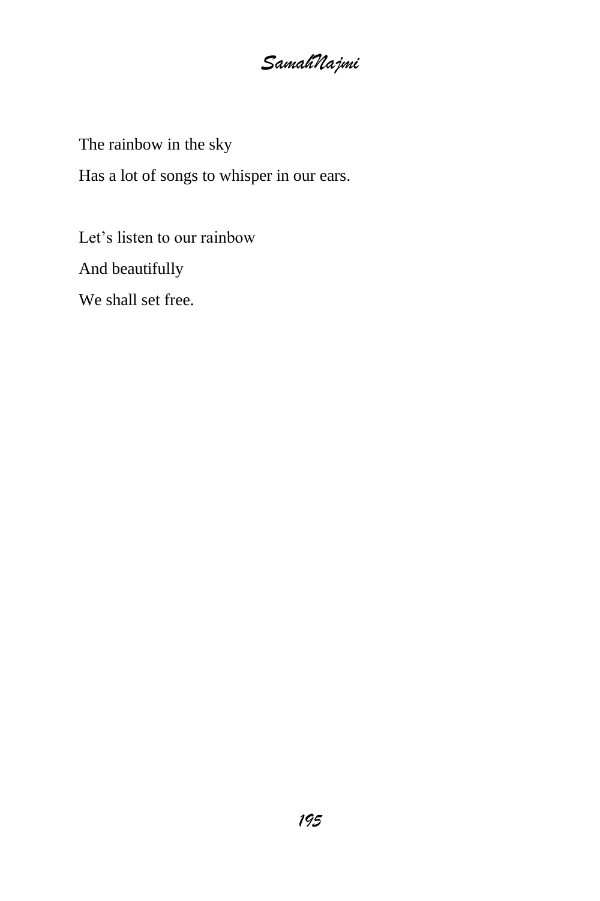The rainbow in the sky

Has a lot of songs to whisper in our ears.

Let's listen to our rainbow

And beautifully

We shall set free.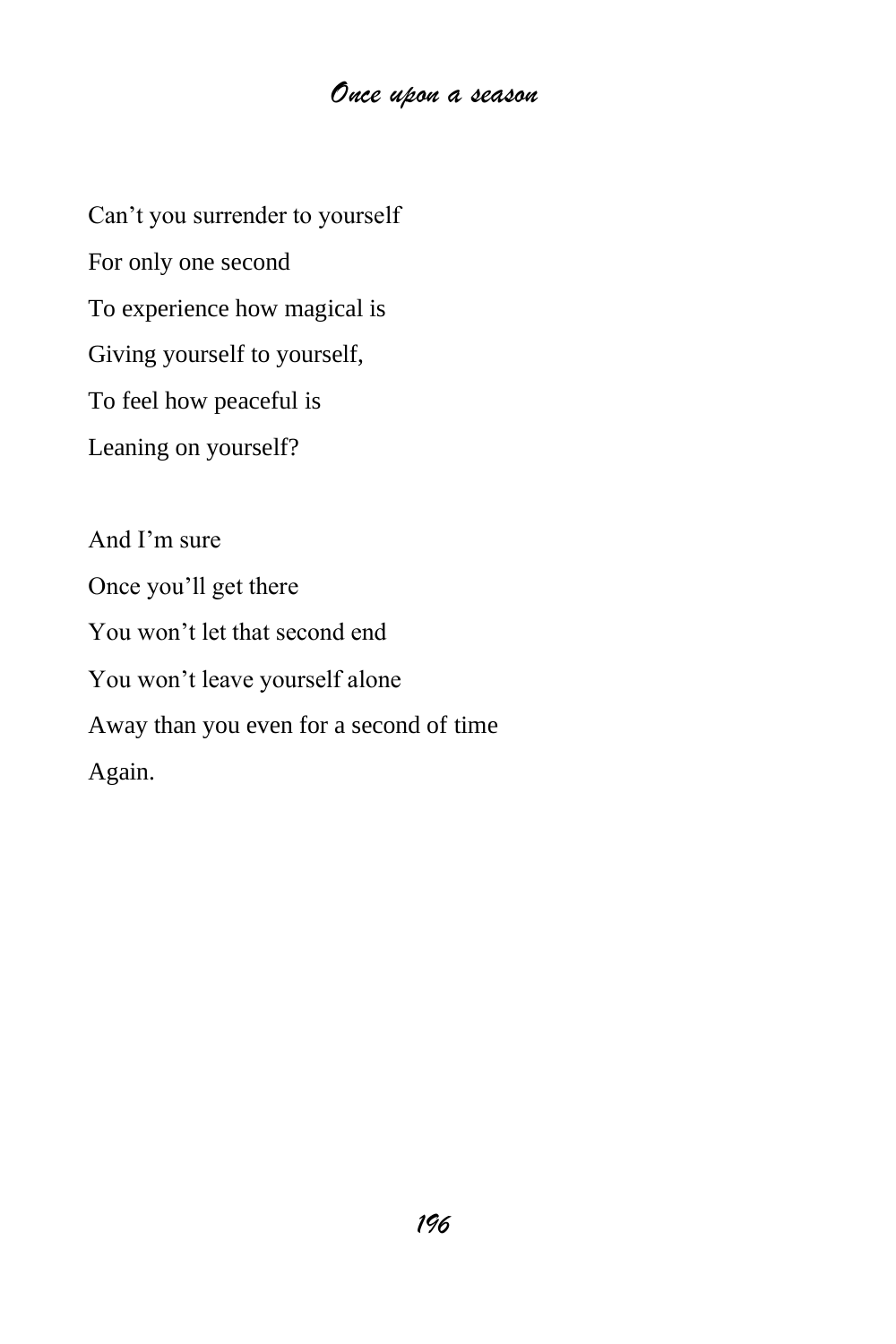Can't you surrender to yourself  
For only one second  
To experience how magical is  
Giving yourself to yourself,  
To feel how peaceful is  
Leaning on yourself?

And I'm sure  
Once you'll get there  
You won't let that second end  
You won't leave yourself alone  
Away than you even for a second of time  
Again.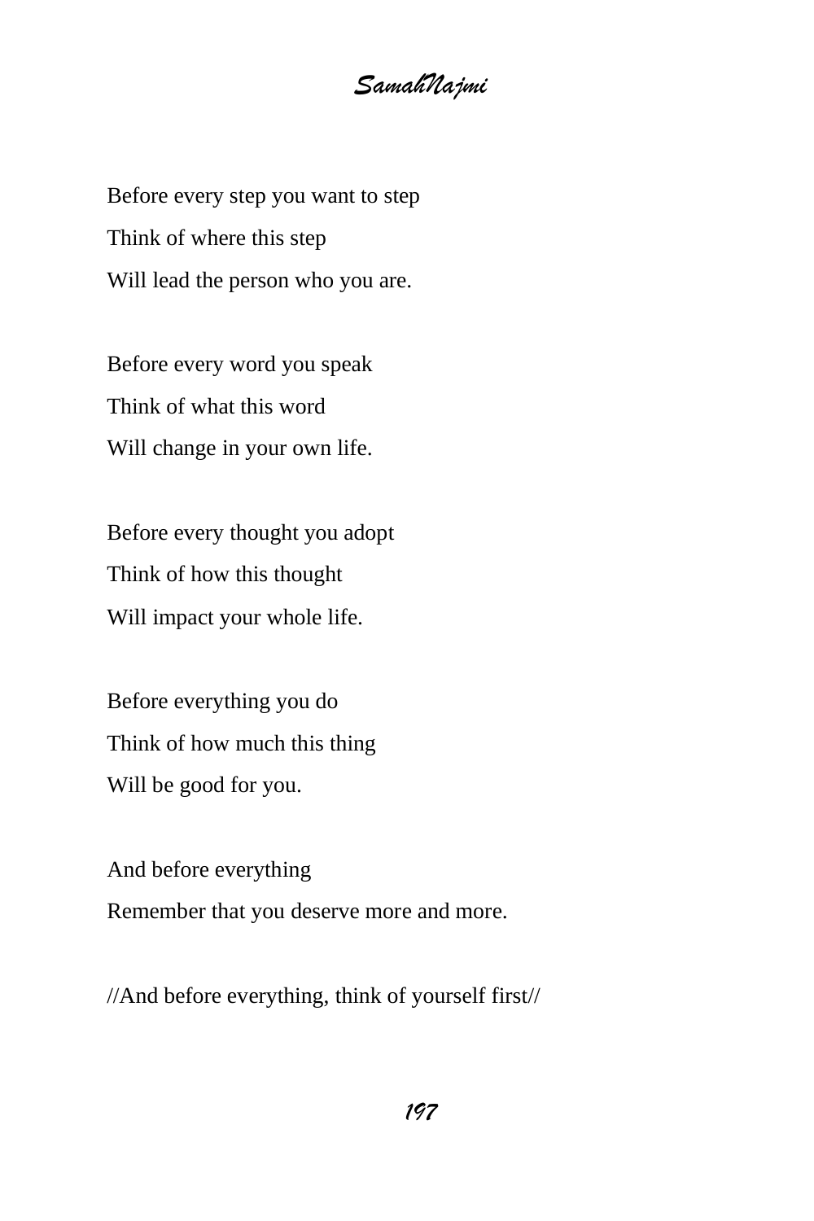Before every step you want to step
Think of where this step
Will lead the person who you are.

Before every word you speak
Think of what this word
Will change in your own life.

Before every thought you adopt
Think of how this thought
Will impact your whole life.

Before everything you do
Think of how much this thing
Will be good for you.

And before everything
Remember that you deserve more and more.

//And before everything, think of yourself first//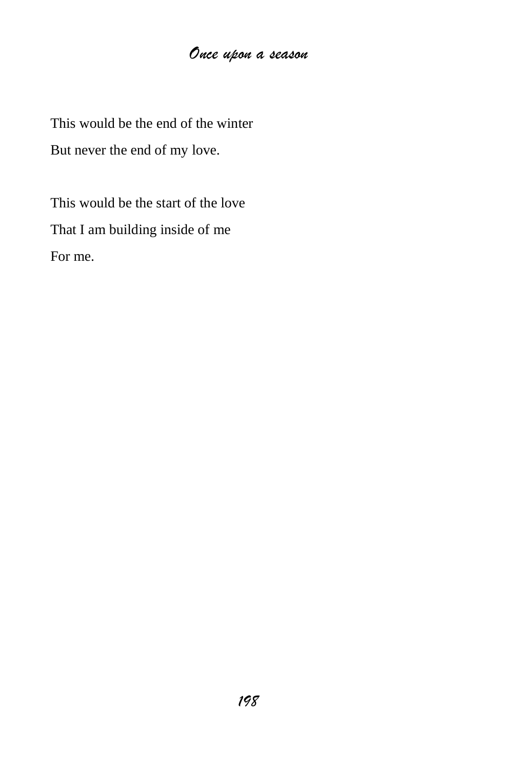This would be the end of the winter
But never the end of my love.

This would be the start of the love
That I am building inside of me
For me.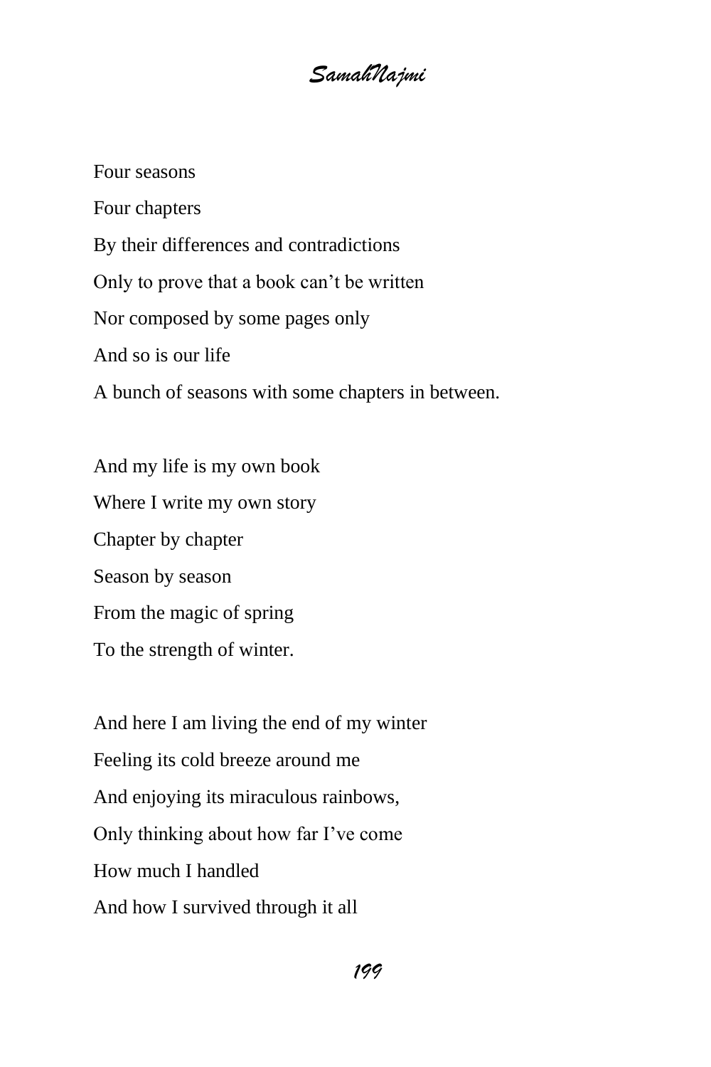Four seasons

Four chapters

By their differences and contradictions

Only to prove that a book can't be written

Nor composed by some pages only

And so is our life

A bunch of seasons with some chapters in between.

And my life is my own book

Where I write my own story

Chapter by chapter

Season by season

From the magic of spring

To the strength of winter.

And here I am living the end of my winter

Feeling its cold breeze around me

And enjoying its miraculous rainbows,

Only thinking about how far I've come

How much I handled

And how I survived through it all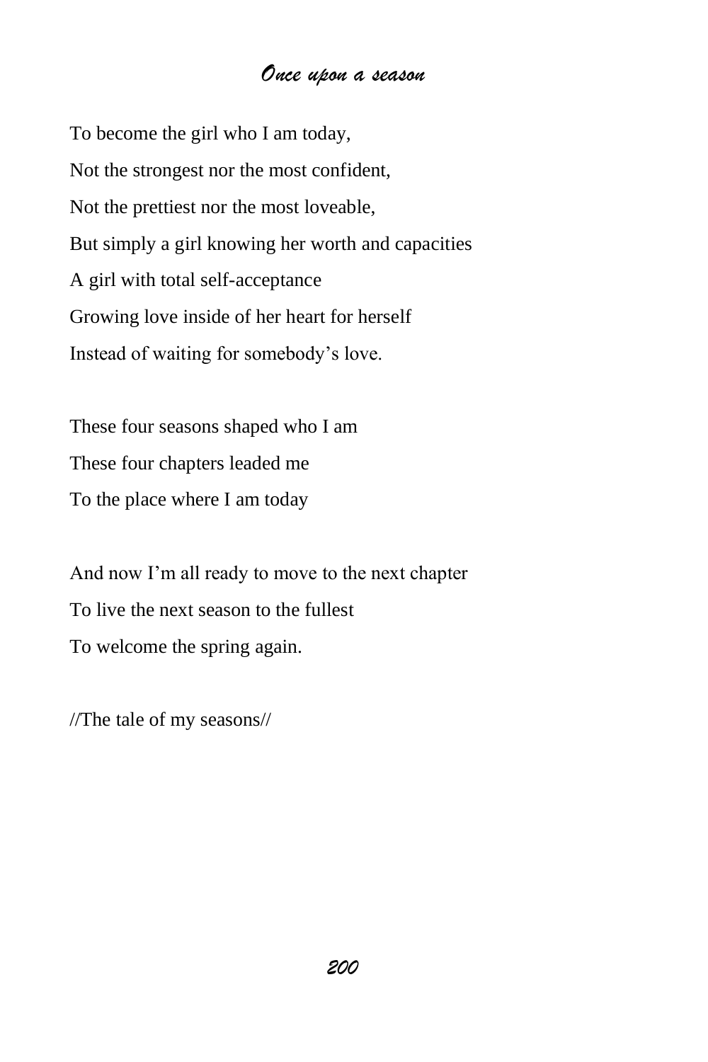To become the girl who I am today,  
Not the strongest nor the most confident,  
Not the prettiest nor the most loveable,  
But simply a girl knowing her worth and capacities  
A girl with total self-acceptance  
Growing love inside of her heart for herself  
Instead of waiting for somebody's love.

These four seasons shaped who I am  
These four chapters leaded me  
To the place where I am today

And now I'm all ready to move to the next chapter  
To live the next season to the fullest  
To welcome the spring again.

//The tale of my seasons//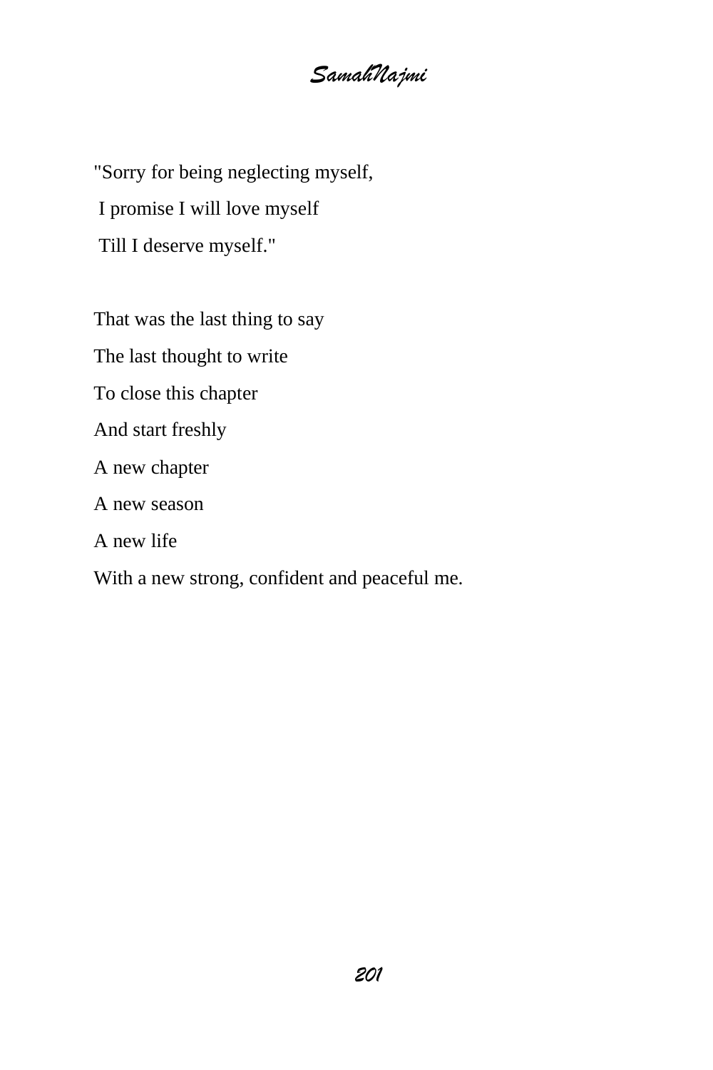"Sorry for being neglecting myself,  
I promise I will love myself  
Till I deserve myself."

That was the last thing to say  
The last thought to write  
To close this chapter  
And start freshly  
A new chapter  
A new season  
A new life  
With a new strong, confident and peaceful me.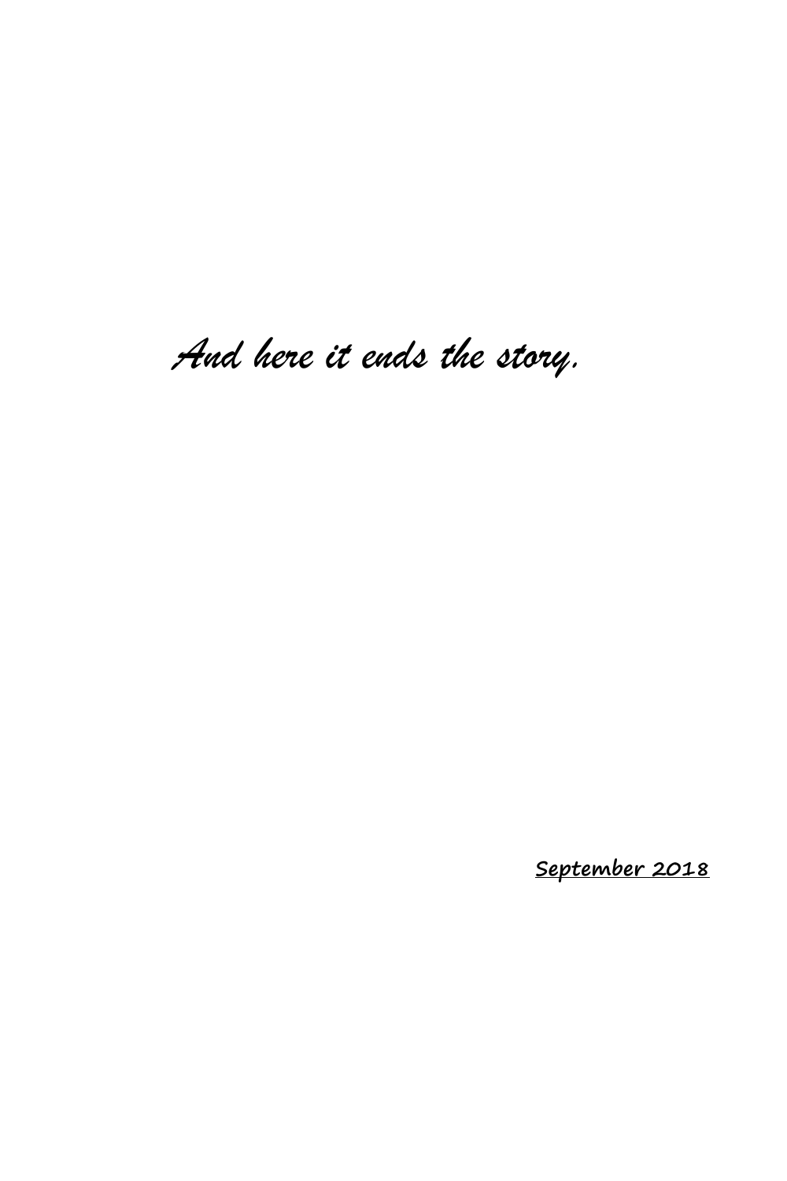*And here it ends the story.*

**September 2018**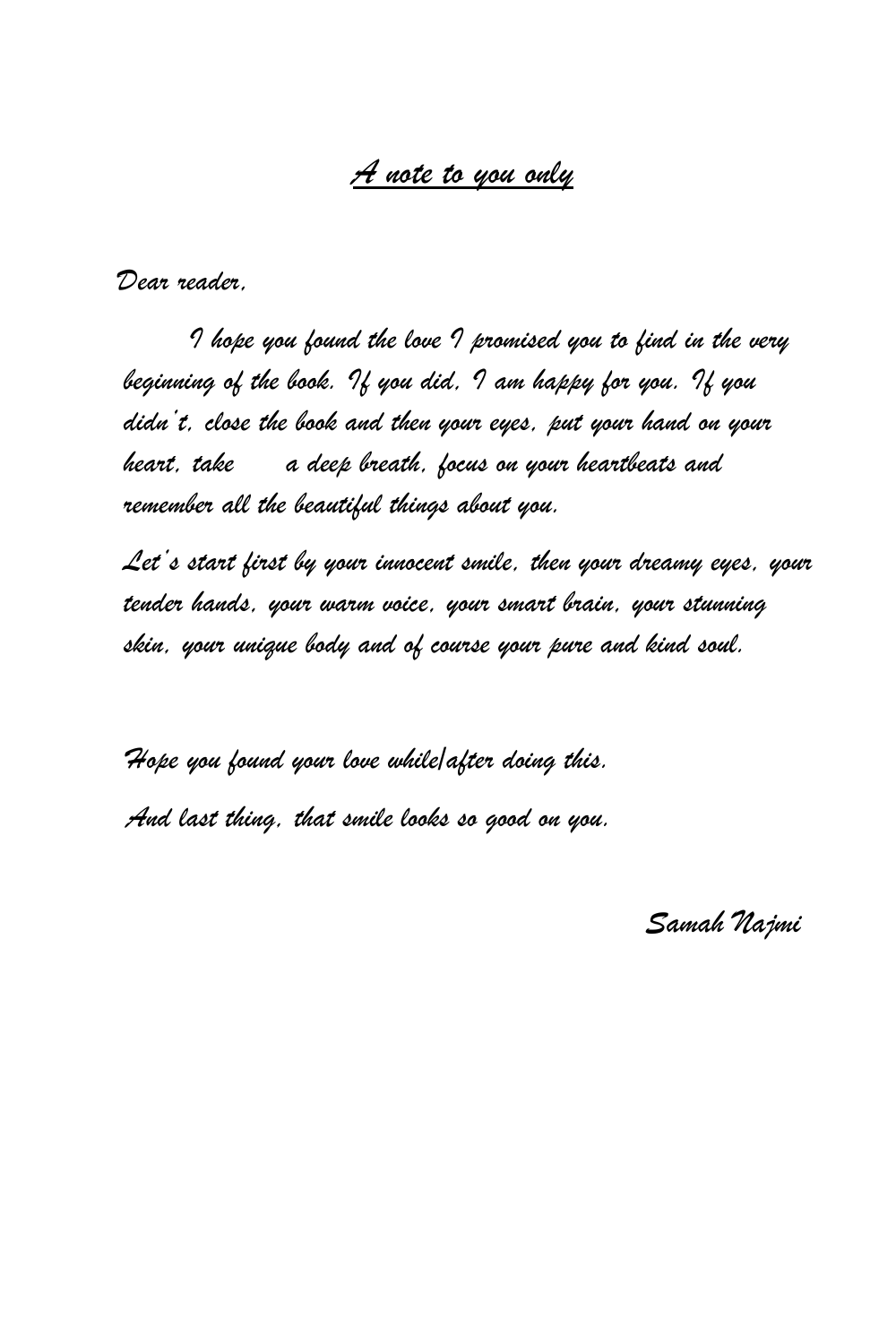# *A note to you only*

*Dear reader,*

*I hope you found the love I promised you to find in the very beginning of the book. If you did, I am happy for you. If you didn't, close the book and then your eyes, put your hand on your heart, take a deep breath, focus on your heartbeats and remember all the beautiful things about you.*

*Let's start first by your innocent smile, then your dreamy eyes, your tender hands, your warm voice, your smart brain, your stunning skin, your unique body and of course your pure and kind soul.*

*Hope you found your love while/after doing this.*

*And last thing, that smile looks so good on you.*

*Samah Najmi*